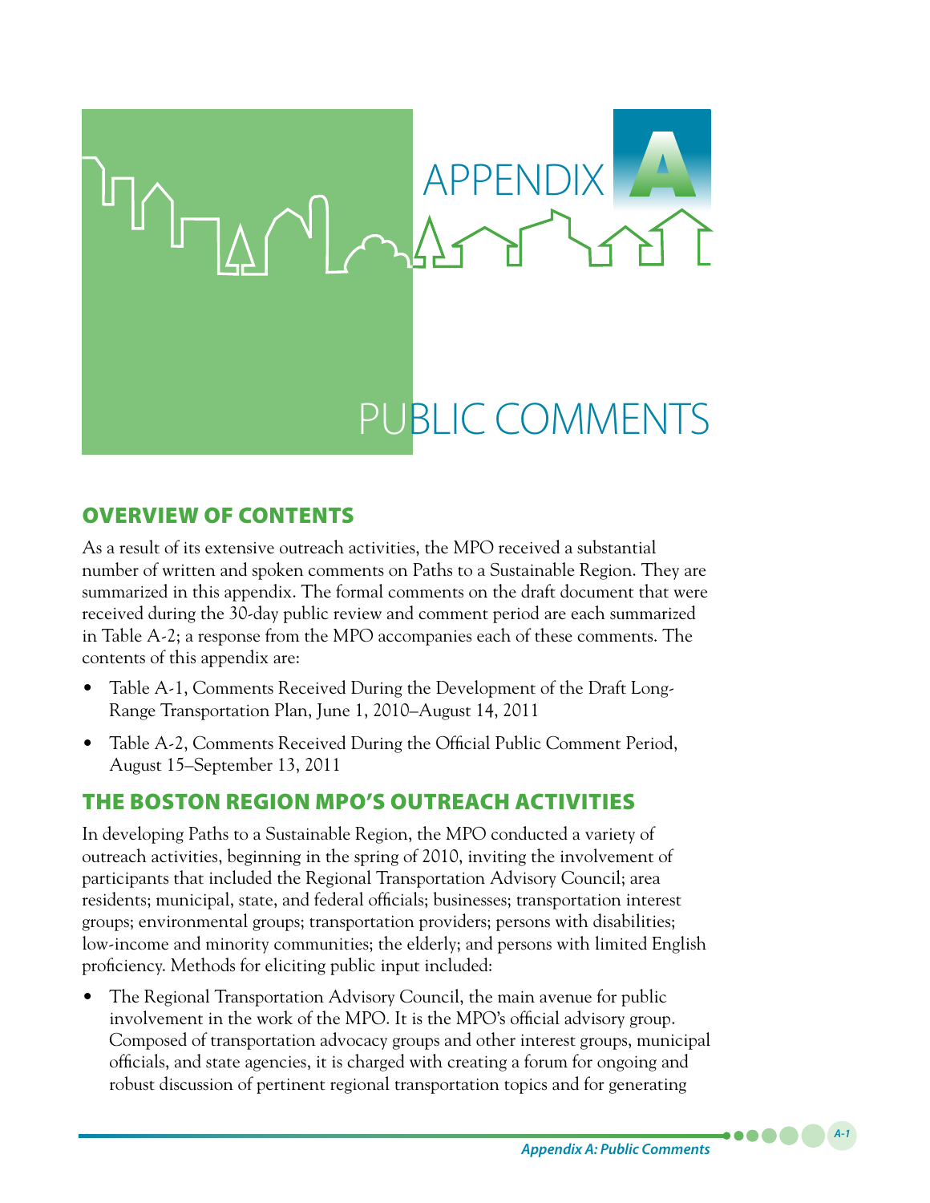# APPENDIX A

# PUBLIC COMMENTS

## OVERVIEW OF CONTENTS

As a result of its extensive outreach activities, the MPO received a substantial number of written and spoken comments on Paths to a Sustainable Region. They are summarized in this appendix. The formal comments on the draft document that were received during the 30-day public review and comment period are each summarized in Table A-2; a response from the MPO accompanies each of these comments. The contents of this appendix are:

- Table A-1, Comments Received During the Development of the Draft Long-Range Transportation Plan, June 1, 2010–August 14, 2011
- Table A-2, Comments Received During the Official Public Comment Period, August 15–September 13, 2011

## THE BOSTON REGION MPO'S OUTREACH ACTIVITIES

In developing Paths to a Sustainable Region, the MPO conducted a variety of outreach activities, beginning in the spring of 2010, inviting the involvement of participants that included the Regional Transportation Advisory Council; area residents; municipal, state, and federal officials; businesses; transportation interest groups; environmental groups; transportation providers; persons with disabilities; low-income and minority communities; the elderly; and persons with limited English proficiency. Methods for eliciting public input included:

- The Regional Transportation Advisory Council, the main avenue for public involvement in the work of the MPO. It is the MPO's official advisory group. Composed of transportation advocacy groups and other interest groups, municipal officials, and state agencies, it is charged with creating a forum for ongoing and robust discussion of pertinent regional transportation topics and for generating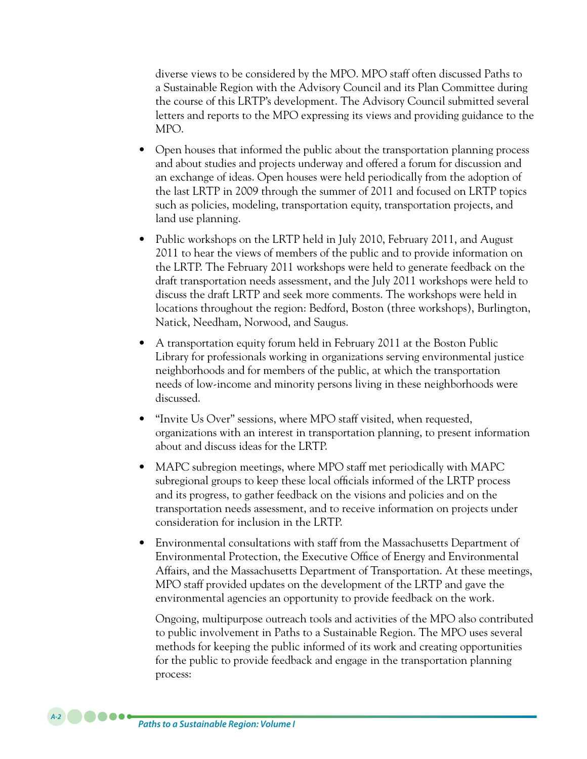diverse views to be considered by the MPO. MPO staff often discussed Paths to a Sustainable Region with the Advisory Council and its Plan Committee during the course of this LRTP's development. The Advisory Council submitted several letters and reports to the MPO expressing its views and providing guidance to the MPO.

- Open houses that informed the public about the transportation planning process and about studies and projects underway and offered a forum for discussion and an exchange of ideas. Open houses were held periodically from the adoption of the last LRTP in 2009 through the summer of 2011 and focused on LRTP topics such as policies, modeling, transportation equity, transportation projects, and land use planning.

- Public workshops on the LRTP held in July 2010, February 2011, and August 2011 to hear the views of members of the public and to provide information on the LRTP. The February 2011 workshops were held to generate feedback on the draft transportation needs assessment, and the July 2011 workshops were held to discuss the draft LRTP and seek more comments. The workshops were held in locations throughout the region: Bedford, Boston (three workshops), Burlington, Natick, Needham, Norwood, and Saugus.

- A transportation equity forum held in February 2011 at the Boston Public Library for professionals working in organizations serving environmental justice neighborhoods and for members of the public, at which the transportation needs of low-income and minority persons living in these neighborhoods were discussed.

- "Invite Us Over" sessions, where MPO staff visited, when requested, organizations with an interest in transportation planning, to present information about and discuss ideas for the LRTP.

- MAPC subregion meetings, where MPO staff met periodically with MAPC subregional groups to keep these local officials informed of the LRTP process and its progress, to gather feedback on the visions and policies and on the transportation needs assessment, and to receive information on projects under consideration for inclusion in the LRTP.

- Environmental consultations with staff from the Massachusetts Department of Environmental Protection, the Executive Office of Energy and Environmental Affairs, and the Massachusetts Department of Transportation. At these meetings, MPO staff provided updates on the development of the LRTP and gave the environmental agencies an opportunity to provide feedback on the work.

Ongoing, multipurpose outreach tools and activities of the MPO also contributed to public involvement in Paths to a Sustainable Region. The MPO uses several methods for keeping the public informed of its work and creating opportunities for the public to provide feedback and engage in the transportation planning process: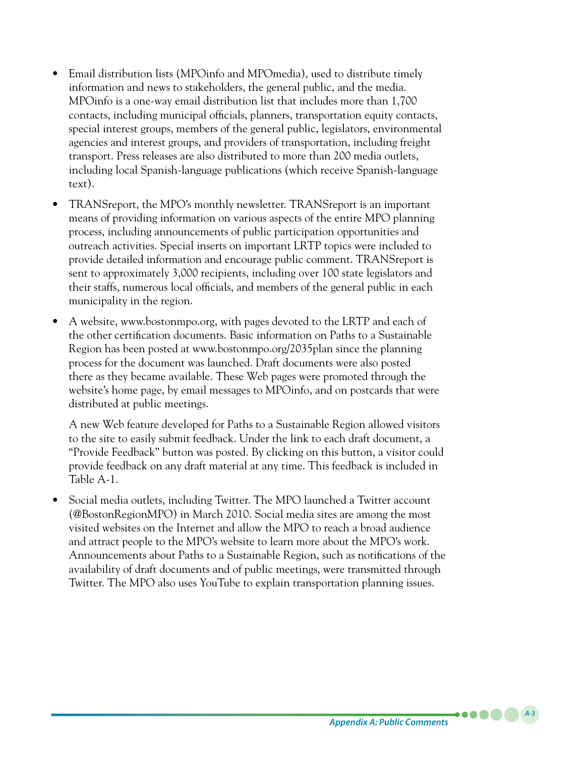- Email distribution lists (MPOinfo and MPOmedia), used to distribute timely information and news to stakeholders, the general public, and the media. MPOinfo is a one-way email distribution list that includes more than 1,700 contacts, including municipal officials, planners, transportation equity contacts, special interest groups, members of the general public, legislators, environmental agencies and interest groups, and providers of transportation, including freight transport. Press releases are also distributed to more than 200 media outlets, including local Spanish-language publications (which receive Spanish-language text).

- TRANSreport, the MPO's monthly newsletter. TRANSreport is an important means of providing information on various aspects of the entire MPO planning process, including announcements of public participation opportunities and outreach activities. Special inserts on important LRTP topics were included to provide detailed information and encourage public comment. TRANSreport is sent to approximately 3,000 recipients, including over 100 state legislators and their staffs, numerous local officials, and members of the general public in each municipality in the region.

- A website, www.bostonmpo.org, with pages devoted to the LRTP and each of the other certification documents. Basic information on Paths to a Sustainable Region has been posted at www.bostonmpo.org/2035plan since the planning process for the document was launched. Draft documents were also posted there as they became available. These Web pages were promoted through the website's home page, by email messages to MPOinfo, and on postcards that were distributed at public meetings.

  A new Web feature developed for Paths to a Sustainable Region allowed visitors to the site to easily submit feedback. Under the link to each draft document, a "Provide Feedback" button was posted. By clicking on this button, a visitor could provide feedback on any draft material at any time. This feedback is included in Table A-1.

- Social media outlets, including Twitter. The MPO launched a Twitter account (@BostonRegionMPO) in March 2010. Social media sites are among the most visited websites on the Internet and allow the MPO to reach a broad audience and attract people to the MPO's website to learn more about the MPO's work. Announcements about Paths to a Sustainable Region, such as notifications of the availability of draft documents and of public meetings, were transmitted through Twitter. The MPO also uses YouTube to explain transportation planning issues.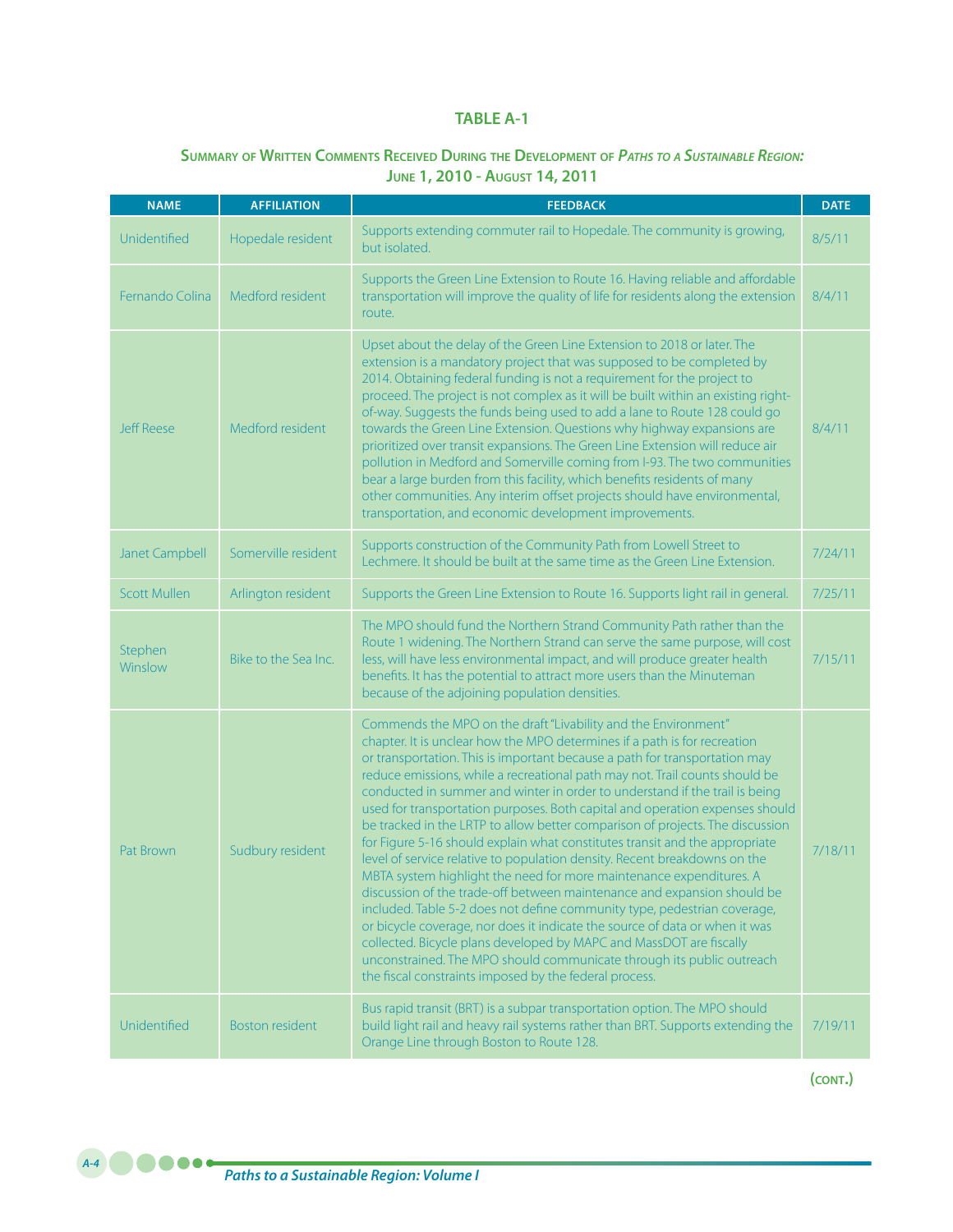## TABLE A-1

### Summary of Written Comments Received During the Development of *Paths to a Sustainable Region:* June 1, 2010 - August 14, 2011

| NAME | AFFILIATION | FEEDBACK | DATE |
|---|---|---|---|
| Unidentified | Hopedale resident | Supports extending commuter rail to Hopedale. The community is growing, but isolated. | 8/5/11 |
| Fernando Colina | Medford resident | Supports the Green Line Extension to Route 16. Having reliable and affordable transportation will improve the quality of life for residents along the extension route. | 8/4/11 |
| Jeff Reese | Medford resident | Upset about the delay of the Green Line Extension to 2018 or later. The extension is a mandatory project that was supposed to be completed by 2014. Obtaining federal funding is not a requirement for the project to proceed. The project is not complex as it will be built within an existing right-of-way. Suggests the funds being used to add a lane to Route 128 could go towards the Green Line Extension. Questions why highway expansions are prioritized over transit expansions. The Green Line Extension will reduce air pollution in Medford and Somerville coming from I-93. The two communities bear a large burden from this facility, which benefits residents of many other communities. Any interim offset projects should have environmental, transportation, and economic development improvements. | 8/4/11 |
| Janet Campbell | Somerville resident | Supports construction of the Community Path from Lowell Street to Lechmere. It should be built at the same time as the Green Line Extension. | 7/24/11 |
| Scott Mullen | Arlington resident | Supports the Green Line Extension to Route 16. Supports light rail in general. | 7/25/11 |
| Stephen Winslow | Bike to the Sea Inc. | The MPO should fund the Northern Strand Community Path rather than the Route 1 widening. The Northern Strand can serve the same purpose, will cost less, will have less environmental impact, and will produce greater health benefits. It has the potential to attract more users than the Minuteman because of the adjoining population densities. | 7/15/11 |
| Pat Brown | Sudbury resident | Commends the MPO on the draft "Livability and the Environment" chapter. It is unclear how the MPO determines if a path is for recreation or transportation. This is important because a path for transportation may reduce emissions, while a recreational path may not. Trail counts should be conducted in summer and winter in order to understand if the trail is being used for transportation purposes. Both capital and operation expenses should be tracked in the LRTP to allow better comparison of projects. The discussion for Figure 5-16 should explain what constitutes transit and the appropriate level of service relative to population density. Recent breakdowns on the MBTA system highlight the need for more maintenance expenditures. A discussion of the trade-off between maintenance and expansion should be included. Table 5-2 does not define community type, pedestrian coverage, or bicycle coverage, nor does it indicate the source of data or when it was collected. Bicycle plans developed by MAPC and MassDOT are fiscally unconstrained. The MPO should communicate through its public outreach the fiscal constraints imposed by the federal process. | 7/18/11 |
| Unidentified | Boston resident | Bus rapid transit (BRT) is a subpar transportation option. The MPO should build light rail and heavy rail systems rather than BRT. Supports extending the Orange Line through Boston to Route 128. | 7/19/11 |

(cont.)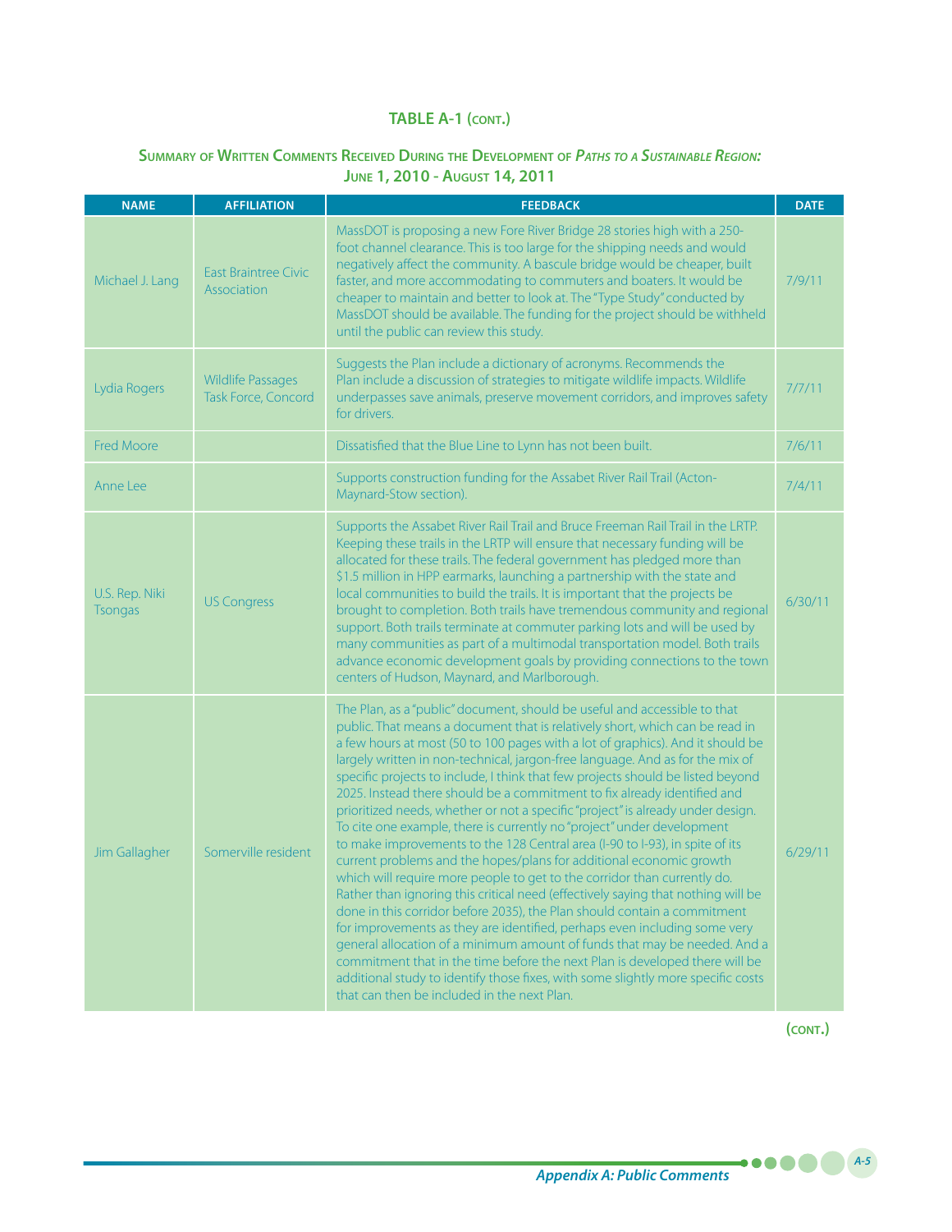## TABLE A-1 (CONT.)

### Summary of Written Comments Received During the Development of *Paths to a Sustainable Region:* June 1, 2010 - August 14, 2011

| NAME | AFFILIATION | FEEDBACK | DATE |
|---|---|---|---|
| Michael J. Lang | East Braintree Civic Association | MassDOT is proposing a new Fore River Bridge 28 stories high with a 250-foot channel clearance. This is too large for the shipping needs and would negatively affect the community. A bascule bridge would be cheaper, built faster, and more accommodating to commuters and boaters. It would be cheaper to maintain and better to look at. The "Type Study" conducted by MassDOT should be available. The funding for the project should be withheld until the public can review this study. | 7/9/11 |
| Lydia Rogers | Wildlife Passages Task Force, Concord | Suggests the Plan include a dictionary of acronyms. Recommends the Plan include a discussion of strategies to mitigate wildlife impacts. Wildlife underpasses save animals, preserve movement corridors, and improves safety for drivers. | 7/7/11 |
| Fred Moore | | Dissatisfied that the Blue Line to Lynn has not been built. | 7/6/11 |
| Anne Lee | | Supports construction funding for the Assabet River Rail Trail (Acton-Maynard-Stow section). | 7/4/11 |
| U.S. Rep. Niki Tsongas | US Congress | Supports the Assabet River Rail Trail and Bruce Freeman Rail Trail in the LRTP. Keeping these trails in the LRTP will ensure that necessary funding will be allocated for these trails. The federal government has pledged more than $1.5 million in HPP earmarks, launching a partnership with the state and local communities to build the trails. It is important that the projects be brought to completion. Both trails have tremendous community and regional support. Both trails terminate at commuter parking lots and will be used by many communities as part of a multimodal transportation model. Both trails advance economic development goals by providing connections to the town centers of Hudson, Maynard, and Marlborough. | 6/30/11 |
| Jim Gallagher | Somerville resident | The Plan, as a "public" document, should be useful and accessible to that public. That means a document that is relatively short, which can be read in a few hours at most (50 to 100 pages with a lot of graphics). And it should be largely written in non-technical, jargon-free language. And as for the mix of specific projects to include, I think that few projects should be listed beyond 2025. Instead there should be a commitment to fix already identified and prioritized needs, whether or not a specific "project" is already under design. To cite one example, there is currently no "project" under development to make improvements to the 128 Central area (I-90 to I-93), in spite of its current problems and the hopes/plans for additional economic growth which will require more people to get to the corridor than currently do. Rather than ignoring this critical need (effectively saying that nothing will be done in this corridor before 2035), the Plan should contain a commitment for improvements as they are identified, perhaps even including some very general allocation of a minimum amount of funds that may be needed. And a commitment that in the time before the next Plan is developed there will be additional study to identify those fixes, with some slightly more specific costs that can then be included in the next Plan. | 6/29/11 |

(CONT.)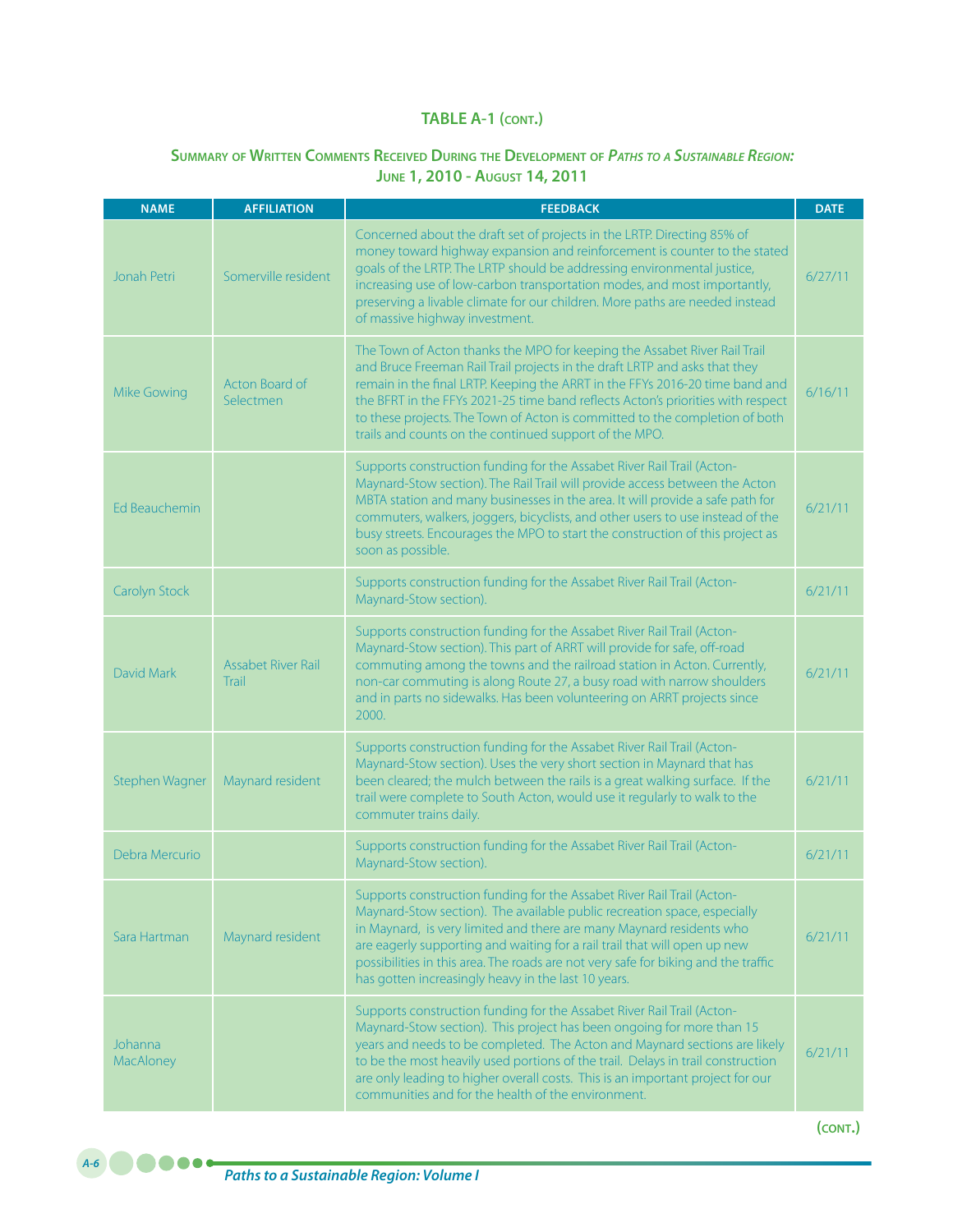## TABLE A-1 (cont.)

### Summary of Written Comments Received During the Development of *Paths to a Sustainable Region:* June 1, 2010 - August 14, 2011

| NAME | AFFILIATION | FEEDBACK | DATE |
|---|---|---|---|
| Jonah Petri | Somerville resident | Concerned about the draft set of projects in the LRTP. Directing 85% of money toward highway expansion and reinforcement is counter to the stated goals of the LRTP. The LRTP should be addressing environmental justice, increasing use of low-carbon transportation modes, and most importantly, preserving a livable climate for our children. More paths are needed instead of massive highway investment. | 6/27/11 |
| Mike Gowing | Acton Board of Selectmen | The Town of Acton thanks the MPO for keeping the Assabet River Rail Trail and Bruce Freeman Rail Trail projects in the draft LRTP and asks that they remain in the final LRTP. Keeping the ARRT in the FFYs 2016-20 time band and the BFRT in the FFYs 2021-25 time band reflects Acton's priorities with respect to these projects. The Town of Acton is committed to the completion of both trails and counts on the continued support of the MPO. | 6/16/11 |
| Ed Beauchemin | | Supports construction funding for the Assabet River Rail Trail (Acton-Maynard-Stow section). The Rail Trail will provide access between the Acton MBTA station and many businesses in the area. It will provide a safe path for commuters, walkers, joggers, bicyclists, and other users to use instead of the busy streets. Encourages the MPO to start the construction of this project as soon as possible. | 6/21/11 |
| Carolyn Stock | | Supports construction funding for the Assabet River Rail Trail (Acton-Maynard-Stow section). | 6/21/11 |
| David Mark | Assabet River Rail Trail | Supports construction funding for the Assabet River Rail Trail (Acton-Maynard-Stow section). This part of ARRT will provide for safe, off-road commuting among the towns and the railroad station in Acton. Currently, non-car commuting is along Route 27, a busy road with narrow shoulders and in parts no sidewalks. Has been volunteering on ARRT projects since 2000. | 6/21/11 |
| Stephen Wagner | Maynard resident | Supports construction funding for the Assabet River Rail Trail (Acton-Maynard-Stow section). Uses the very short section in Maynard that has been cleared; the mulch between the rails is a great walking surface. If the trail were complete to South Acton, would use it regularly to walk to the commuter trains daily. | 6/21/11 |
| Debra Mercurio | | Supports construction funding for the Assabet River Rail Trail (Acton-Maynard-Stow section). | 6/21/11 |
| Sara Hartman | Maynard resident | Supports construction funding for the Assabet River Rail Trail (Acton-Maynard-Stow section). The available public recreation space, especially in Maynard, is very limited and there are many Maynard residents who are eagerly supporting and waiting for a rail trail that will open up new possibilities in this area. The roads are not very safe for biking and the traffic has gotten increasingly heavy in the last 10 years. | 6/21/11 |
| Johanna MacAloney | | Supports construction funding for the Assabet River Rail Trail (Acton-Maynard-Stow section). This project has been ongoing for more than 15 years and needs to be completed. The Acton and Maynard sections are likely to be the most heavily used portions of the trail. Delays in trail construction are only leading to higher overall costs. This is an important project for our communities and for the health of the environment. | 6/21/11 |

(cont.)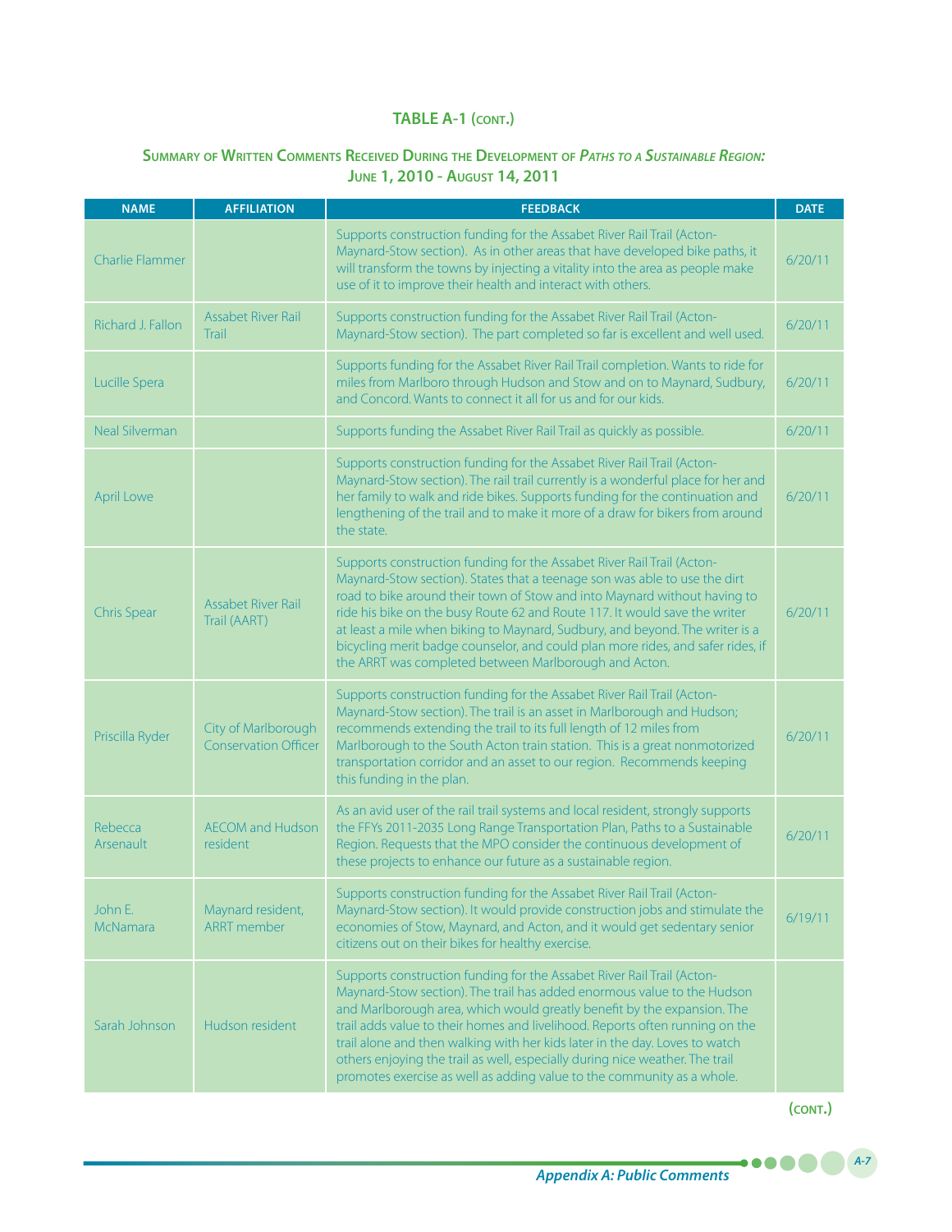## TABLE A-1 (CONT.)

### SUMMARY OF WRITTEN COMMENTS RECEIVED DURING THE DEVELOPMENT OF *PATHS TO A SUSTAINABLE REGION:* JUNE 1, 2010 - AUGUST 14, 2011

| NAME | AFFILIATION | FEEDBACK | DATE |
|---|---|---|---|
| Charlie Flammer | | Supports construction funding for the Assabet River Rail Trail (Acton-Maynard-Stow section). As in other areas that have developed bike paths, it will transform the towns by injecting a vitality into the area as people make use of it to improve their health and interact with others. | 6/20/11 |
| Richard J. Fallon | Assabet River Rail Trail | Supports construction funding for the Assabet River Rail Trail (Acton-Maynard-Stow section). The part completed so far is excellent and well used. | 6/20/11 |
| Lucille Spera | | Supports funding for the Assabet River Rail Trail completion. Wants to ride for miles from Marlboro through Hudson and Stow and on to Maynard, Sudbury, and Concord. Wants to connect it all for us and for our kids. | 6/20/11 |
| Neal Silverman | | Supports funding the Assabet River Rail Trail as quickly as possible. | 6/20/11 |
| April Lowe | | Supports construction funding for the Assabet River Rail Trail (Acton-Maynard-Stow section). The rail trail currently is a wonderful place for her and her family to walk and ride bikes. Supports funding for the continuation and lengthening of the trail and to make it more of a draw for bikers from around the state. | 6/20/11 |
| Chris Spear | Assabet River Rail Trail (AART) | Supports construction funding for the Assabet River Rail Trail (Acton-Maynard-Stow section). States that a teenage son was able to use the dirt road to bike around their town of Stow and into Maynard without having to ride his bike on the busy Route 62 and Route 117. It would save the writer at least a mile when biking to Maynard, Sudbury, and beyond. The writer is a bicycling merit badge counselor, and could plan more rides, and safer rides, if the ARRT was completed between Marlborough and Acton. | 6/20/11 |
| Priscilla Ryder | City of Marlborough Conservation Officer | Supports construction funding for the Assabet River Rail Trail (Acton-Maynard-Stow section). The trail is an asset in Marlborough and Hudson; recommends extending the trail to its full length of 12 miles from Marlborough to the South Acton train station. This is a great nonmotorized transportation corridor and an asset to our region. Recommends keeping this funding in the plan. | 6/20/11 |
| Rebecca Arsenault | AECOM and Hudson resident | As an avid user of the rail trail systems and local resident, strongly supports the FFYs 2011-2035 Long Range Transportation Plan, Paths to a Sustainable Region. Requests that the MPO consider the continuous development of these projects to enhance our future as a sustainable region. | 6/20/11 |
| John E. McNamara | Maynard resident, ARRT member | Supports construction funding for the Assabet River Rail Trail (Acton-Maynard-Stow section). It would provide construction jobs and stimulate the economies of Stow, Maynard, and Acton, and it would get sedentary senior citizens out on their bikes for healthy exercise. | 6/19/11 |
| Sarah Johnson | Hudson resident | Supports construction funding for the Assabet River Rail Trail (Acton-Maynard-Stow section). The trail has added enormous value to the Hudson and Marlborough area, which would greatly benefit by the expansion. The trail adds value to their homes and livelihood. Reports often running on the trail alone and then walking with her kids later in the day. Loves to watch others enjoying the trail as well, especially during nice weather. The trail promotes exercise as well as adding value to the community as a whole. | |

(CONT.)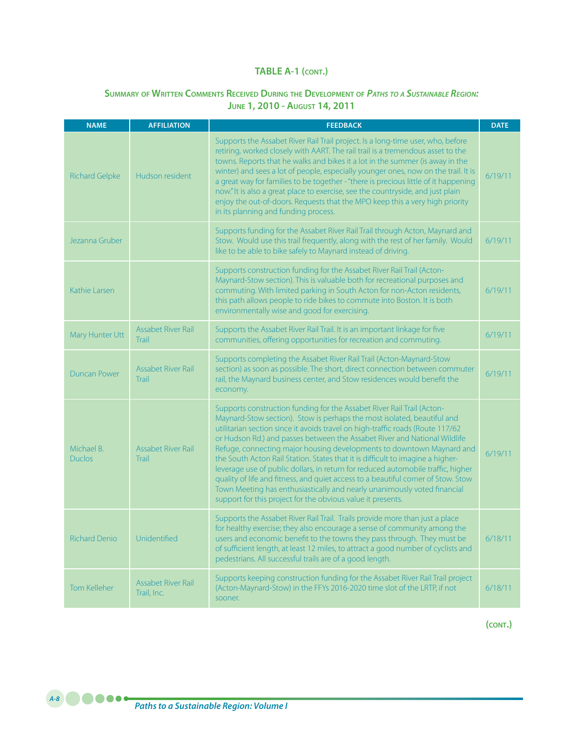## TABLE A-1 (CONT.)

### Summary of Written Comments Received During the Development of *Paths to a Sustainable Region:* June 1, 2010 - August 14, 2011

| NAME | AFFILIATION | FEEDBACK | DATE |
|---|---|---|---|
| Richard Gelpke | Hudson resident | Supports the Assabet River Rail Trail project. Is a long-time user, who, before retiring, worked closely with AART. The rail trail is a tremendous asset to the towns. Reports that he walks and bikes it a lot in the summer (is away in the winter) and sees a lot of people, especially younger ones, now on the trail. It is a great way for families to be together - "there is precious little of it happening now." It is also a great place to exercise, see the countryside, and just plain enjoy the out-of-doors. Requests that the MPO keep this a very high priority in its planning and funding process. | 6/19/11 |
| Jezanna Gruber | | Supports funding for the Assabet River Rail Trail through Acton, Maynard and Stow. Would use this trail frequently, along with the rest of her family. Would like to be able to bike safely to Maynard instead of driving. | 6/19/11 |
| Kathie Larsen | | Supports construction funding for the Assabet River Rail Trail (Acton-Maynard-Stow section). This is valuable both for recreational purposes and commuting. With limited parking in South Acton for non-Acton residents, this path allows people to ride bikes to commute into Boston. It is both environmentally wise and good for exercising. | 6/19/11 |
| Mary Hunter Utt | Assabet River Rail Trail | Supports the Assabet River Rail Trail. It is an important linkage for five communities, offering opportunities for recreation and commuting. | 6/19/11 |
| Duncan Power | Assabet River Rail Trail | Supports completing the Assabet River Rail Trail (Acton-Maynard-Stow section) as soon as possible. The short, direct connection between commuter rail, the Maynard business center, and Stow residences would benefit the economy. | 6/19/11 |
| Michael B. Duclos | Assabet River Rail Trail | Supports construction funding for the Assabet River Rail Trail (Acton-Maynard-Stow section). Stow is perhaps the most isolated, beautiful and utilitarian section since it avoids travel on high-traffic roads (Route 117/62 or Hudson Rd.) and passes between the Assabet River and National Wildlife Refuge, connecting major housing developments to downtown Maynard and the South Acton Rail Station. States that it is difficult to imagine a higher-leverage use of public dollars, in return for reduced automobile traffic, higher quality of life and fitness, and quiet access to a beautiful corner of Stow. Stow Town Meeting has enthusiastically and nearly unanimously voted financial support for this project for the obvious value it presents. | 6/19/11 |
| Richard Denio | Unidentified | Supports the Assabet River Rail Trail. Trails provide more than just a place for healthy exercise; they also encourage a sense of community among the users and economic benefit to the towns they pass through. They must be of sufficient length, at least 12 miles, to attract a good number of cyclists and pedestrians. All successful trails are of a good length. | 6/18/11 |
| Tom Kelleher | Assabet River Rail Trail, Inc. | Supports keeping construction funding for the Assabet River Rail Trail project (Acton-Maynard-Stow) in the FFYs 2016-2020 time slot of the LRTP, if not sooner. | 6/18/11 |

(CONT.)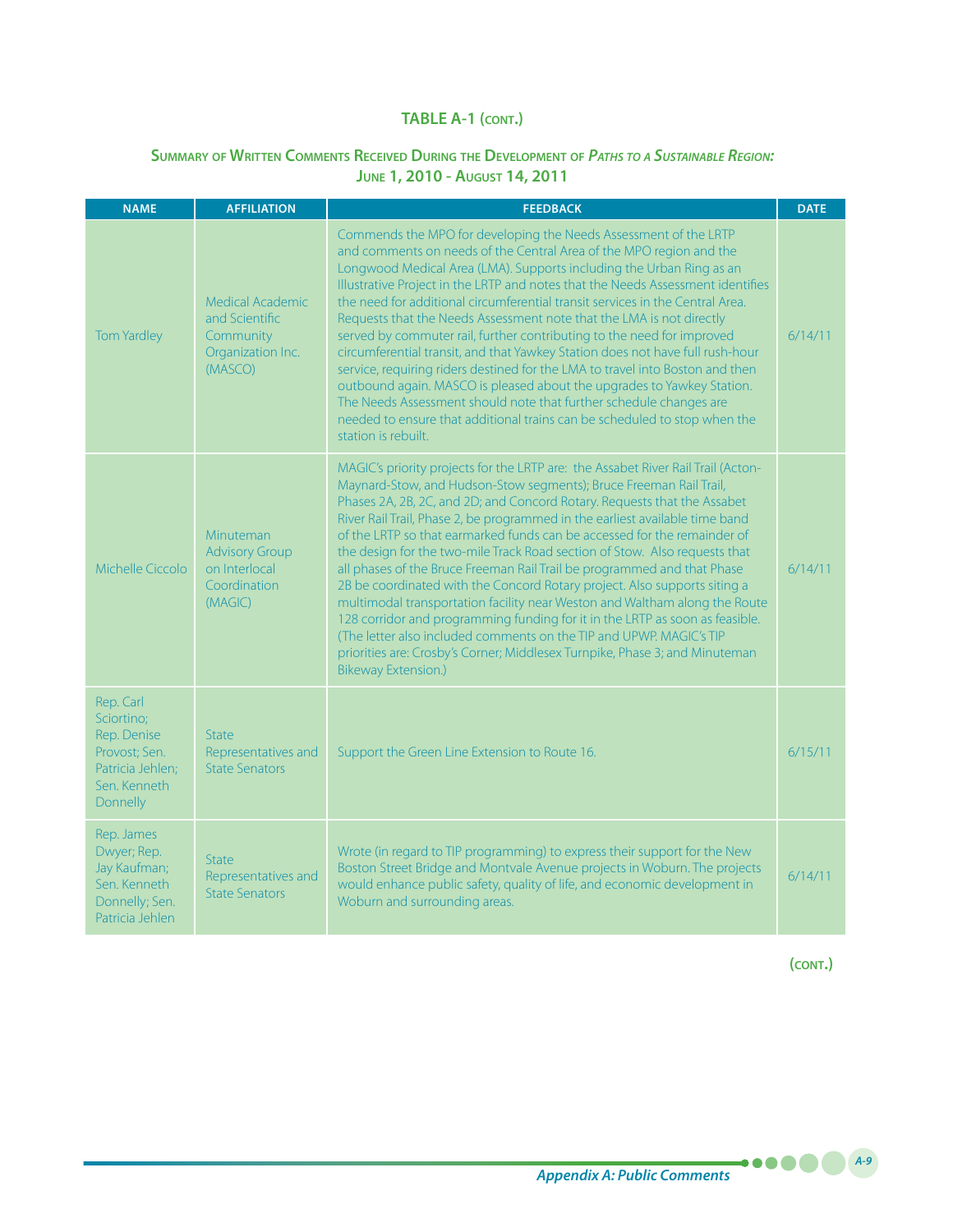## TABLE A-1 (cont.)

### Summary of Written Comments Received During the Development of *Paths to a Sustainable Region:* June 1, 2010 - August 14, 2011

| NAME | AFFILIATION | FEEDBACK | DATE |
|---|---|---|---|
| Tom Yardley | Medical Academic and Scientific Community Organization Inc. (MASCO) | Commends the MPO for developing the Needs Assessment of the LRTP and comments on needs of the Central Area of the MPO region and the Longwood Medical Area (LMA). Supports including the Urban Ring as an Illustrative Project in the LRTP and notes that the Needs Assessment identifies the need for additional circumferential transit services in the Central Area. Requests that the Needs Assessment note that the LMA is not directly served by commuter rail, further contributing to the need for improved circumferential transit, and that Yawkey Station does not have full rush-hour service, requiring riders destined for the LMA to travel into Boston and then outbound again. MASCO is pleased about the upgrades to Yawkey Station. The Needs Assessment should note that further schedule changes are needed to ensure that additional trains can be scheduled to stop when the station is rebuilt. | 6/14/11 |
| Michelle Ciccolo | Minuteman Advisory Group on Interlocal Coordination (MAGIC) | MAGIC's priority projects for the LRTP are: the Assabet River Rail Trail (Acton-Maynard-Stow, and Hudson-Stow segments); Bruce Freeman Rail Trail, Phases 2A, 2B, 2C, and 2D; and Concord Rotary. Requests that the Assabet River Rail Trail, Phase 2, be programmed in the earliest available time band of the LRTP so that earmarked funds can be accessed for the remainder of the design for the two-mile Track Road section of Stow. Also requests that all phases of the Bruce Freeman Rail Trail be programmed and that Phase 2B be coordinated with the Concord Rotary project. Also supports siting a multimodal transportation facility near Weston and Waltham along the Route 128 corridor and programming funding for it in the LRTP as soon as feasible. (The letter also included comments on the TIP and UPWP. MAGIC's TIP priorities are: Crosby's Corner; Middlesex Turnpike, Phase 3; and Minuteman Bikeway Extension.) | 6/14/11 |
| Rep. Carl Sciortino; Rep. Denise Provost; Sen. Patricia Jehlen; Sen. Kenneth Donnelly | State Representatives and State Senators | Support the Green Line Extension to Route 16. | 6/15/11 |
| Rep. James Dwyer; Rep. Jay Kaufman; Sen. Kenneth Donnelly; Sen. Patricia Jehlen | State Representatives and State Senators | Wrote (in regard to TIP programming) to express their support for the New Boston Street Bridge and Montvale Avenue projects in Woburn. The projects would enhance public safety, quality of life, and economic development in Woburn and surrounding areas. | 6/14/11 |

(cont.)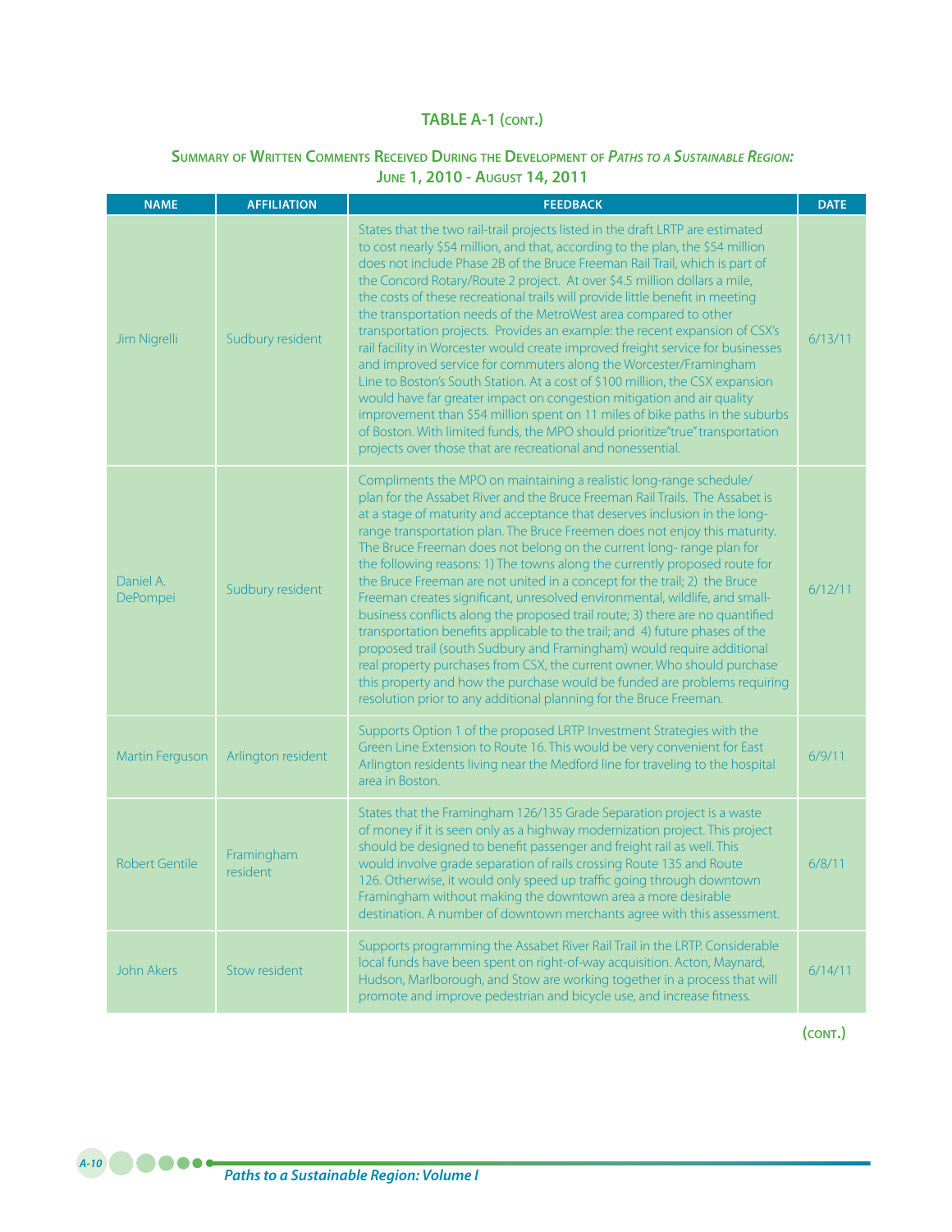## TABLE A-1 (CONT.)

### SUMMARY OF WRITTEN COMMENTS RECEIVED DURING THE DEVELOPMENT OF *PATHS TO A SUSTAINABLE REGION:* JUNE 1, 2010 - AUGUST 14, 2011

| NAME | AFFILIATION | FEEDBACK | DATE |
|---|---|---|---|
| Jim Nigrelli | Sudbury resident | States that the two rail-trail projects listed in the draft LRTP are estimated to cost nearly $54 million, and that, according to the plan, the $54 million does not include Phase 2B of the Bruce Freeman Rail Trail, which is part of the Concord Rotary/Route 2 project. At over $4.5 million dollars a mile, the costs of these recreational trails will provide little benefit in meeting the transportation needs of the MetroWest area compared to other transportation projects. Provides an example: the recent expansion of CSX's rail facility in Worcester would create improved freight service for businesses and improved service for commuters along the Worcester/Framingham Line to Boston's South Station. At a cost of $100 million, the CSX expansion would have far greater impact on congestion mitigation and air quality improvement than $54 million spent on 11 miles of bike paths in the suburbs of Boston. With limited funds, the MPO should prioritize"true" transportation projects over those that are recreational and nonessential. | 6/13/11 |
| Daniel A. DePompei | Sudbury resident | Compliments the MPO on maintaining a realistic long-range schedule/ plan for the Assabet River and the Bruce Freeman Rail Trails. The Assabet is at a stage of maturity and acceptance that deserves inclusion in the long-range transportation plan. The Bruce Freemen does not enjoy this maturity. The Bruce Freeman does not belong on the current long- range plan for the following reasons: 1) The towns along the currently proposed route for the Bruce Freeman are not united in a concept for the trail; 2) the Bruce Freeman creates significant, unresolved environmental, wildlife, and small-business conflicts along the proposed trail route; 3) there are no quantified transportation benefits applicable to the trail; and 4) future phases of the proposed trail (south Sudbury and Framingham) would require additional real property purchases from CSX, the current owner. Who should purchase this property and how the purchase would be funded are problems requiring resolution prior to any additional planning for the Bruce Freeman. | 6/12/11 |
| Martin Ferguson | Arlington resident | Supports Option 1 of the proposed LRTP Investment Strategies with the Green Line Extension to Route 16. This would be very convenient for East Arlington residents living near the Medford line for traveling to the hospital area in Boston. | 6/9/11 |
| Robert Gentile | Framingham resident | States that the Framingham 126/135 Grade Separation project is a waste of money if it is seen only as a highway modernization project. This project should be designed to benefit passenger and freight rail as well. This would involve grade separation of rails crossing Route 135 and Route 126. Otherwise, it would only speed up traffic going through downtown Framingham without making the downtown area a more desirable destination. A number of downtown merchants agree with this assessment. | 6/8/11 |
| John Akers | Stow resident | Supports programming the Assabet River Rail Trail in the LRTP. Considerable local funds have been spent on right-of-way acquisition. Acton, Maynard, Hudson, Marlborough, and Stow are working together in a process that will promote and improve pedestrian and bicycle use, and increase fitness. | 6/14/11 |

(CONT.)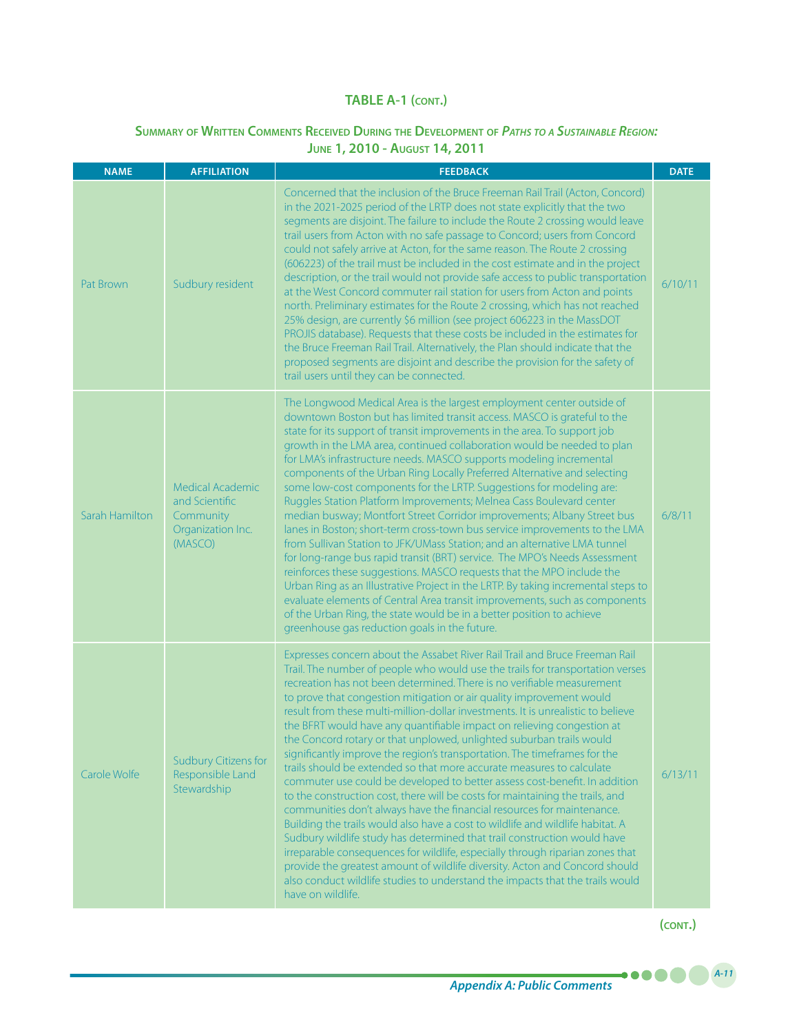## TABLE A-1 (cont.)

### Summary of Written Comments Received During the Development of *Paths to a Sustainable Region:* June 1, 2010 - August 14, 2011

| NAME | AFFILIATION | FEEDBACK | DATE |
|---|---|---|---|
| Pat Brown | Sudbury resident | Concerned that the inclusion of the Bruce Freeman Rail Trail (Acton, Concord) in the 2021-2025 period of the LRTP does not state explicitly that the two segments are disjoint. The failure to include the Route 2 crossing would leave trail users from Acton with no safe passage to Concord; users from Concord could not safely arrive at Acton, for the same reason. The Route 2 crossing (606223) of the trail must be included in the cost estimate and in the project description, or the trail would not provide safe access to public transportation at the West Concord commuter rail station for users from Acton and points north. Preliminary estimates for the Route 2 crossing, which has not reached 25% design, are currently $6 million (see project 606223 in the MassDOT PROJIS database). Requests that these costs be included in the estimates for the Bruce Freeman Rail Trail. Alternatively, the Plan should indicate that the proposed segments are disjoint and describe the provision for the safety of trail users until they can be connected. | 6/10/11 |
| Sarah Hamilton | Medical Academic and Scientific Community Organization Inc. (MASCO) | The Longwood Medical Area is the largest employment center outside of downtown Boston but has limited transit access. MASCO is grateful to the state for its support of transit improvements in the area. To support job growth in the LMA area, continued collaboration would be needed to plan for LMA's infrastructure needs. MASCO supports modeling incremental components of the Urban Ring Locally Preferred Alternative and selecting some low-cost components for the LRTP. Suggestions for modeling are: Ruggles Station Platform Improvements; Melnea Cass Boulevard center median busway; Montfort Street Corridor improvements; Albany Street bus lanes in Boston; short-term cross-town bus service improvements to the LMA from Sullivan Station to JFK/UMass Station; and an alternative LMA tunnel for long-range bus rapid transit (BRT) service. The MPO's Needs Assessment reinforces these suggestions. MASCO requests that the MPO include the Urban Ring as an Illustrative Project in the LRTP. By taking incremental steps to evaluate elements of Central Area transit improvements, such as components of the Urban Ring, the state would be in a better position to achieve greenhouse gas reduction goals in the future. | 6/8/11 |
| Carole Wolfe | Sudbury Citizens for Responsible Land Stewardship | Expresses concern about the Assabet River Rail Trail and Bruce Freeman Rail Trail. The number of people who would use the trails for transportation verses recreation has not been determined. There is no verifiable measurement to prove that congestion mitigation or air quality improvement would result from these multi-million-dollar investments. It is unrealistic to believe the BFRT would have any quantifiable impact on relieving congestion at the Concord rotary or that unplowed, unlighted suburban trails would significantly improve the region's transportation. The timeframes for the trails should be extended so that more accurate measures to calculate commuter use could be developed to better assess cost-benefit. In addition to the construction cost, there will be costs for maintaining the trails, and communities don't always have the financial resources for maintenance. Building the trails would also have a cost to wildlife and wildlife habitat. A Sudbury wildlife study has determined that trail construction would have irreparable consequences for wildlife, especially through riparian zones that provide the greatest amount of wildlife diversity. Acton and Concord should also conduct wildlife studies to understand the impacts that the trails would have on wildlife. | 6/13/11 |

(cont.)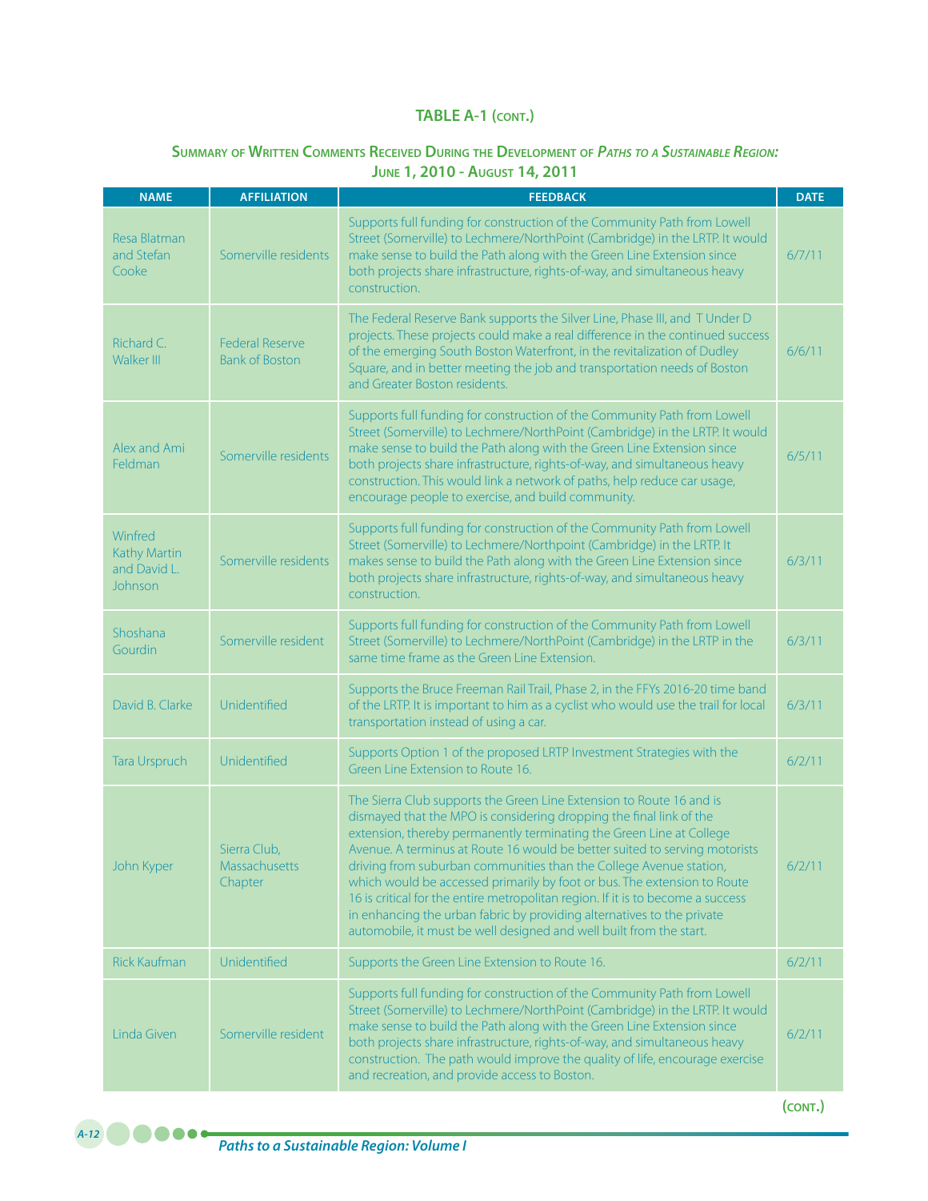## TABLE A-1 (cont.)

### Summary of Written Comments Received During the Development of *Paths to a Sustainable Region:* June 1, 2010 - August 14, 2011

| NAME | AFFILIATION | FEEDBACK | DATE |
|---|---|---|---|
| Resa Blatman and Stefan Cooke | Somerville residents | Supports full funding for construction of the Community Path from Lowell Street (Somerville) to Lechmere/NorthPoint (Cambridge) in the LRTP. It would make sense to build the Path along with the Green Line Extension since both projects share infrastructure, rights-of-way, and simultaneous heavy construction. | 6/7/11 |
| Richard C. Walker III | Federal Reserve Bank of Boston | The Federal Reserve Bank supports the Silver Line, Phase III, and T Under D projects. These projects could make a real difference in the continued success of the emerging South Boston Waterfront, in the revitalization of Dudley Square, and in better meeting the job and transportation needs of Boston and Greater Boston residents. | 6/6/11 |
| Alex and Ami Feldman | Somerville residents | Supports full funding for construction of the Community Path from Lowell Street (Somerville) to Lechmere/NorthPoint (Cambridge) in the LRTP. It would make sense to build the Path along with the Green Line Extension since both projects share infrastructure, rights-of-way, and simultaneous heavy construction. This would link a network of paths, help reduce car usage, encourage people to exercise, and build community. | 6/5/11 |
| Winfred Kathy Martin and David L. Johnson | Somerville residents | Supports full funding for construction of the Community Path from Lowell Street (Somerville) to Lechmere/Northpoint (Cambridge) in the LRTP. It makes sense to build the Path along with the Green Line Extension since both projects share infrastructure, rights-of-way, and simultaneous heavy construction. | 6/3/11 |
| Shoshana Gourdin | Somerville resident | Supports full funding for construction of the Community Path from Lowell Street (Somerville) to Lechmere/NorthPoint (Cambridge) in the LRTP in the same time frame as the Green Line Extension. | 6/3/11 |
| David B. Clarke | Unidentified | Supports the Bruce Freeman Rail Trail, Phase 2, in the FFYs 2016-20 time band of the LRTP. It is important to him as a cyclist who would use the trail for local transportation instead of using a car. | 6/3/11 |
| Tara Urspruch | Unidentified | Supports Option 1 of the proposed LRTP Investment Strategies with the Green Line Extension to Route 16. | 6/2/11 |
| John Kyper | Sierra Club, Massachusetts Chapter | The Sierra Club supports the Green Line Extension to Route 16 and is dismayed that the MPO is considering dropping the final link of the extension, thereby permanently terminating the Green Line at College Avenue. A terminus at Route 16 would be better suited to serving motorists driving from suburban communities than the College Avenue station, which would be accessed primarily by foot or bus. The extension to Route 16 is critical for the entire metropolitan region. If it is to become a success in enhancing the urban fabric by providing alternatives to the private automobile, it must be well designed and well built from the start. | 6/2/11 |
| Rick Kaufman | Unidentified | Supports the Green Line Extension to Route 16. | 6/2/11 |
| Linda Given | Somerville resident | Supports full funding for construction of the Community Path from Lowell Street (Somerville) to Lechmere/NorthPoint (Cambridge) in the LRTP. It would make sense to build the Path along with the Green Line Extension since both projects share infrastructure, rights-of-way, and simultaneous heavy construction. The path would improve the quality of life, encourage exercise and recreation, and provide access to Boston. | 6/2/11 |

(cont.)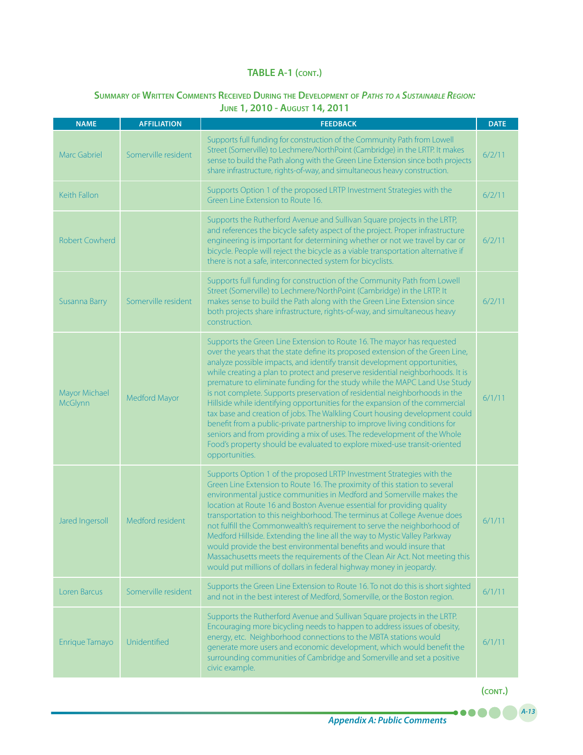## TABLE A-1 (CONT.)

### Summary of Written Comments Received During the Development of *Paths to a Sustainable Region:* June 1, 2010 - August 14, 2011

| NAME | AFFILIATION | FEEDBACK | DATE |
|---|---|---|---|
| Marc Gabriel | Somerville resident | Supports full funding for construction of the Community Path from Lowell Street (Somerville) to Lechmere/NorthPoint (Cambridge) in the LRTP. It makes sense to build the Path along with the Green Line Extension since both projects share infrastructure, rights-of-way, and simultaneous heavy construction. | 6/2/11 |
| Keith Fallon | | Supports Option 1 of the proposed LRTP Investment Strategies with the Green Line Extension to Route 16. | 6/2/11 |
| Robert Cowherd | | Supports the Rutherford Avenue and Sullivan Square projects in the LRTP, and references the bicycle safety aspect of the project. Proper infrastructure engineering is important for determining whether or not we travel by car or bicycle. People will reject the bicycle as a viable transportation alternative if there is not a safe, interconnected system for bicyclists. | 6/2/11 |
| Susanna Barry | Somerville resident | Supports full funding for construction of the Community Path from Lowell Street (Somerville) to Lechmere/NorthPoint (Cambridge) in the LRTP. It makes sense to build the Path along with the Green Line Extension since both projects share infrastructure, rights-of-way, and simultaneous heavy construction. | 6/2/11 |
| Mayor Michael McGlynn | Medford Mayor | Supports the Green Line Extension to Route 16. The mayor has requested over the years that the state define its proposed extension of the Green Line, analyze possible impacts, and identify transit development opportunities, while creating a plan to protect and preserve residential neighborhoods. It is premature to eliminate funding for the study while the MAPC Land Use Study is not complete. Supports preservation of residential neighborhoods in the Hillside while identifying opportunities for the expansion of the commercial tax base and creation of jobs. The Walkling Court housing development could benefit from a public-private partnership to improve living conditions for seniors and from providing a mix of uses. The redevelopment of the Whole Food's property should be evaluated to explore mixed-use transit-oriented opportunities. | 6/1/11 |
| Jared Ingersoll | Medford resident | Supports Option 1 of the proposed LRTP Investment Strategies with the Green Line Extension to Route 16. The proximity of this station to several environmental justice communities in Medford and Somerville makes the location at Route 16 and Boston Avenue essential for providing quality transportation to this neighborhood. The terminus at College Avenue does not fulfill the Commonwealth's requirement to serve the neighborhood of Medford Hillside. Extending the line all the way to Mystic Valley Parkway would provide the best environmental benefits and would insure that Massachusetts meets the requirements of the Clean Air Act. Not meeting this would put millions of dollars in federal highway money in jeopardy. | 6/1/11 |
| Loren Barcus | Somerville resident | Supports the Green Line Extension to Route 16. To not do this is short sighted and not in the best interest of Medford, Somerville, or the Boston region. | 6/1/11 |
| Enrique Tamayo | Unidentified | Supports the Rutherford Avenue and Sullivan Square projects in the LRTP. Encouraging more bicycling needs to happen to address issues of obesity, energy, etc. Neighborhood connections to the MBTA stations would generate more users and economic development, which would benefit the surrounding communities of Cambridge and Somerville and set a positive civic example. | 6/1/11 |

(CONT.)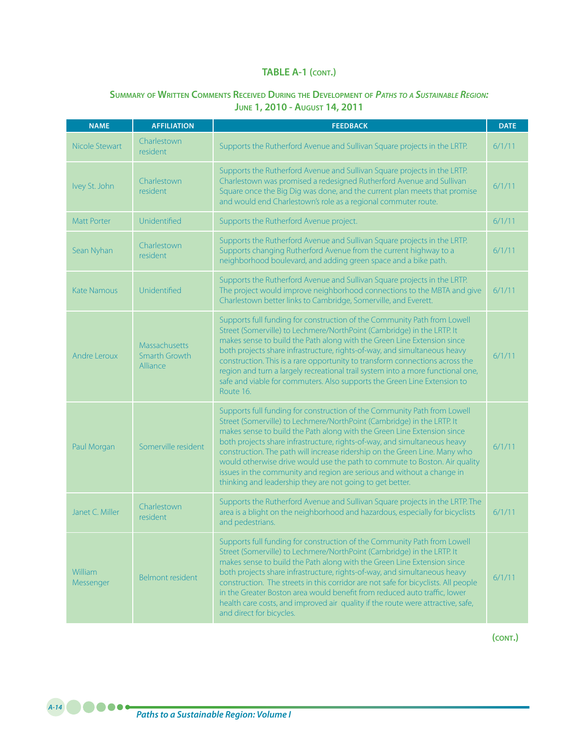**TABLE A-1 (CONT.)**

**SUMMARY OF WRITTEN COMMENTS RECEIVED DURING THE DEVELOPMENT OF *PATHS TO A SUSTAINABLE REGION:* JUNE 1, 2010 - AUGUST 14, 2011**

| NAME | AFFILIATION | FEEDBACK | DATE |
|---|---|---|---|
| Nicole Stewart | Charlestown resident | Supports the Rutherford Avenue and Sullivan Square projects in the LRTP. | 6/1/11 |
| Ivey St. John | Charlestown resident | Supports the Rutherford Avenue and Sullivan Square projects in the LRTP. Charlestown was promised a redesigned Rutherford Avenue and Sullivan Square once the Big Dig was done, and the current plan meets that promise and would end Charlestown's role as a regional commuter route. | 6/1/11 |
| Matt Porter | Unidentified | Supports the Rutherford Avenue project. | 6/1/11 |
| Sean Nyhan | Charlestown resident | Supports the Rutherford Avenue and Sullivan Square projects in the LRTP. Supports changing Rutherford Avenue from the current highway to a neighborhood boulevard, and adding green space and a bike path. | 6/1/11 |
| Kate Namous | Unidentified | Supports the Rutherford Avenue and Sullivan Square projects in the LRTP. The project would improve neighborhood connections to the MBTA and give Charlestown better links to Cambridge, Somerville, and Everett. | 6/1/11 |
| Andre Leroux | Massachusetts Smarth Growth Alliance | Supports full funding for construction of the Community Path from Lowell Street (Somerville) to Lechmere/NorthPoint (Cambridge) in the LRTP. It makes sense to build the Path along with the Green Line Extension since both projects share infrastructure, rights-of-way, and simultaneous heavy construction. This is a rare opportunity to transform connections across the region and turn a largely recreational trail system into a more functional one, safe and viable for commuters. Also supports the Green Line Extension to Route 16. | 6/1/11 |
| Paul Morgan | Somerville resident | Supports full funding for construction of the Community Path from Lowell Street (Somerville) to Lechmere/NorthPoint (Cambridge) in the LRTP. It makes sense to build the Path along with the Green Line Extension since both projects share infrastructure, rights-of-way, and simultaneous heavy construction. The path will increase ridership on the Green Line. Many who would otherwise drive would use the path to commute to Boston. Air quality issues in the community and region are serious and without a change in thinking and leadership they are not going to get better. | 6/1/11 |
| Janet C. Miller | Charlestown resident | Supports the Rutherford Avenue and Sullivan Square projects in the LRTP. The area is a blight on the neighborhood and hazardous, especially for bicyclists and pedestrians. | 6/1/11 |
| William Messenger | Belmont resident | Supports full funding for construction of the Community Path from Lowell Street (Somerville) to Lechmere/NorthPoint (Cambridge) in the LRTP. It makes sense to build the Path along with the Green Line Extension since both projects share infrastructure, rights-of-way, and simultaneous heavy construction. The streets in this corridor are not safe for bicyclists. All people in the Greater Boston area would benefit from reduced auto traffic, lower health care costs, and improved air quality if the route were attractive, safe, and direct for bicycles. | 6/1/11 |

**(CONT.)**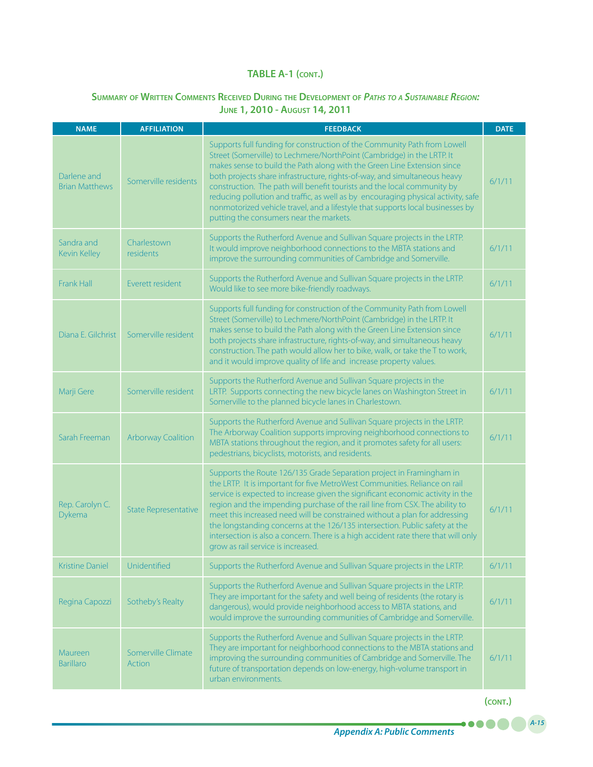## TABLE A-1 (cont.)

### Summary of Written Comments Received During the Development of *Paths to a Sustainable Region:* June 1, 2010 - August 14, 2011

| NAME | AFFILIATION | FEEDBACK | DATE |
|---|---|---|---|
| Darlene and Brian Matthews | Somerville residents | Supports full funding for construction of the Community Path from Lowell Street (Somerville) to Lechmere/NorthPoint (Cambridge) in the LRTP. It makes sense to build the Path along with the Green Line Extension since both projects share infrastructure, rights-of-way, and simultaneous heavy construction. The path will benefit tourists and the local community by reducing pollution and traffic, as well as by encouraging physical activity, safe nonmotorized vehicle travel, and a lifestyle that supports local businesses by putting the consumers near the markets. | 6/1/11 |
| Sandra and Kevin Kelley | Charlestown residents | Supports the Rutherford Avenue and Sullivan Square projects in the LRTP. It would improve neighborhood connections to the MBTA stations and improve the surrounding communities of Cambridge and Somerville. | 6/1/11 |
| Frank Hall | Everett resident | Supports the Rutherford Avenue and Sullivan Square projects in the LRTP. Would like to see more bike-friendly roadways. | 6/1/11 |
| Diana E. Gilchrist | Somerville resident | Supports full funding for construction of the Community Path from Lowell Street (Somerville) to Lechmere/NorthPoint (Cambridge) in the LRTP. It makes sense to build the Path along with the Green Line Extension since both projects share infrastructure, rights-of-way, and simultaneous heavy construction. The path would allow her to bike, walk, or take the T to work, and it would improve quality of life and increase property values. | 6/1/11 |
| Marji Gere | Somerville resident | Supports the Rutherford Avenue and Sullivan Square projects in the LRTP. Supports connecting the new bicycle lanes on Washington Street in Somerville to the planned bicycle lanes in Charlestown. | 6/1/11 |
| Sarah Freeman | Arborway Coalition | Supports the Rutherford Avenue and Sullivan Square projects in the LRTP. The Arborway Coalition supports improving neighborhood connections to MBTA stations throughout the region, and it promotes safety for all users: pedestrians, bicyclists, motorists, and residents. | 6/1/11 |
| Rep. Carolyn C. Dykema | State Representative | Supports the Route 126/135 Grade Separation project in Framingham in the LRTP. It is important for five MetroWest Communities. Reliance on rail service is expected to increase given the significant economic activity in the region and the impending purchase of the rail line from CSX. The ability to meet this increased need will be constrained without a plan for addressing the longstanding concerns at the 126/135 intersection. Public safety at the intersection is also a concern. There is a high accident rate there that will only grow as rail service is increased. | 6/1/11 |
| Kristine Daniel | Unidentified | Supports the Rutherford Avenue and Sullivan Square projects in the LRTP. | 6/1/11 |
| Regina Capozzi | Sotheby's Realty | Supports the Rutherford Avenue and Sullivan Square projects in the LRTP. They are important for the safety and well being of residents (the rotary is dangerous), would provide neighborhood access to MBTA stations, and would improve the surrounding communities of Cambridge and Somerville. | 6/1/11 |
| Maureen Barillaro | Somerville Climate Action | Supports the Rutherford Avenue and Sullivan Square projects in the LRTP. They are important for neighborhood connections to the MBTA stations and improving the surrounding communities of Cambridge and Somerville. The future of transportation depends on low-energy, high-volume transport in urban environments. | 6/1/11 |

(cont.)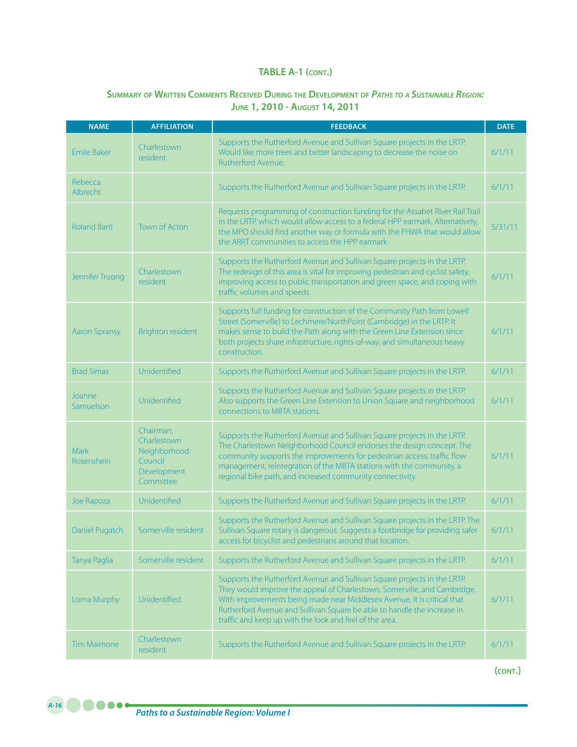## TABLE A-1 (CONT.)

### SUMMARY OF WRITTEN COMMENTS RECEIVED DURING THE DEVELOPMENT OF *PATHS TO A SUSTAINABLE REGION:* JUNE 1, 2010 - AUGUST 14, 2011

| NAME | AFFILIATION | FEEDBACK | DATE |
|---|---|---|---|
| Emile Baker | Charlestown resident | Supports the Rutherford Avenue and Sullivan Square projects in the LRTP. Would like more trees and better landscaping to decrease the noise on Rutherford Avenue. | 6/1/11 |
| Rebecca Albrecht | | Supports the Rutherford Avenue and Sullivan Square projects in the LRTP. | 6/1/11 |
| Roland Bartl | Town of Acton | Requests programming of construction funding for the Assabet River Rail Trail in the LRTP, which would allow access to a federal HPP earmark. Alternatively, the MPO should find another way or formula with the FHWA that would allow the ARRT communities to access the HPP earmark. | 5/31/11 |
| Jennifer Truong | Charlestown resident | Supports the Rutherford Avenue and Sullivan Square projects in the LRTP. The redesign of this area is vital for improving pedestrian and cyclist safety, improving access to public transportation and green space, and coping with traffic volumes and speeds. | 6/1/11 |
| Aaron Spransy | Brighton resident | Supports full funding for construction of the Community Path from Lowell Street (Somerville) to Lechmere/NorthPoint (Cambridge) in the LRTP. It makes sense to build the Path along with the Green Line Extension since both projects share infrastructure, rights-of-way, and simultaneous heavy construction. | 6/1/11 |
| Brad Simas | Unidentified | Supports the Rutherford Avenue and Sullivan Square projects in the LRTP. | 6/1/11 |
| Joanne Samuelson | Unidentified | Supports the Rutherford Avenue and Sullivan Square projects in the LRTP. Also supports the Green Line Extension to Union Square and neighborhood connections to MBTA stations. | 6/1/11 |
| Mark Rosenshein | Chairman, Charlestown Neighborhood Council Development Committee | Supports the Rutherford Avenue and Sullivan Square projects in the LRTP. The Charlestown Neighborhood Council endorses the design concept. The community supports the improvements for pedestrian access, traffic flow management, reintegration of the MBTA stations with the community, a regional bike path, and increased community connectivity. | 6/1/11 |
| Joe Rapoza | Unidentified | Supports the Rutherford Avenue and Sullivan Square projects in the LRTP. | 6/1/11 |
| Daniel Pugatch | Somerville resident | Supports the Rutherford Avenue and Sullivan Square projects in the LRTP. The Sullivan Square rotary is dangerous. Suggests a footbridge for providing safer access for bicyclist and pedestrians around that location. | 6/1/11 |
| Tanya Paglia | Somerville resident | Supports the Rutherford Avenue and Sullivan Square projects in the LRTP. | 6/1/11 |
| Lorna Murphy | Unidentified | Supports the Rutherford Avenue and Sullivan Square projects in the LRTP. They would improve the appeal of Charlestown, Somerville, and Cambridge. With improvements being made near Middlesex Avenue, it is critical that Rutherford Avenue and Sullivan Square be able to handle the increase in traffic and keep up with the look and feel of the area. | 6/1/11 |
| Tim Maimone | Charlestown resident | Supports the Rutherford Avenue and Sullivan Square projects in the LRTP. | 6/1/11 |

(CONT.)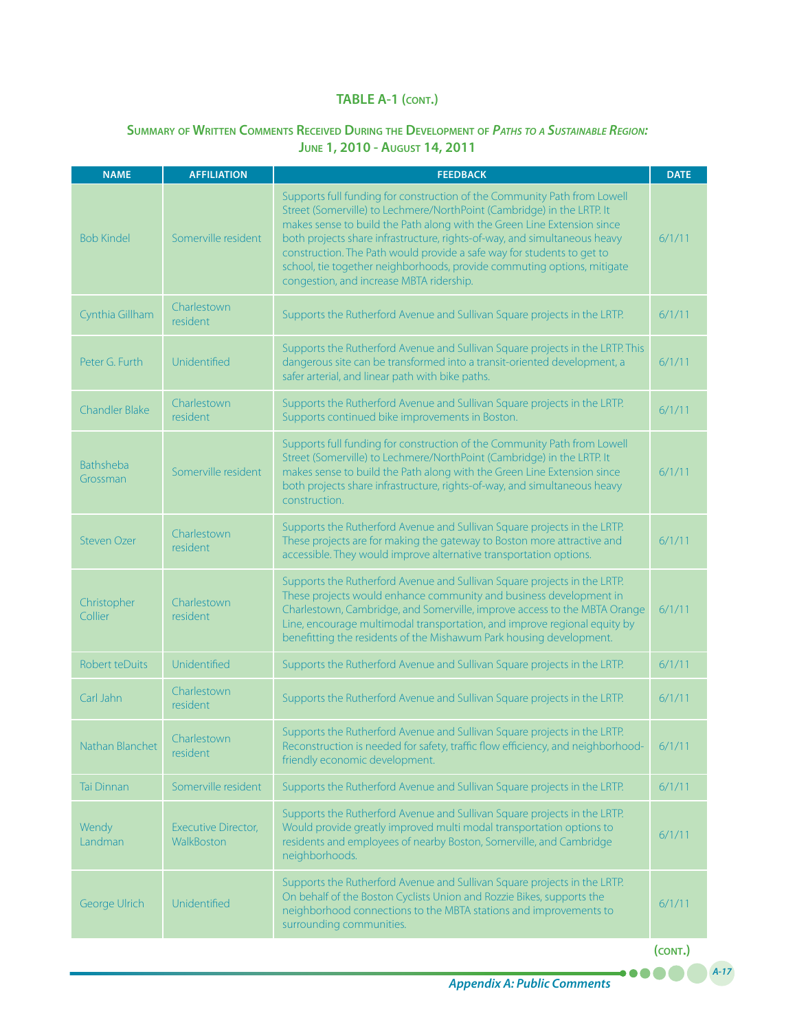## TABLE A-1 (CONT.)

### SUMMARY OF WRITTEN COMMENTS RECEIVED DURING THE DEVELOPMENT OF *PATHS TO A SUSTAINABLE REGION:* JUNE 1, 2010 - AUGUST 14, 2011

| NAME | AFFILIATION | FEEDBACK | DATE |
|---|---|---|---|
| Bob Kindel | Somerville resident | Supports full funding for construction of the Community Path from Lowell Street (Somerville) to Lechmere/NorthPoint (Cambridge) in the LRTP. It makes sense to build the Path along with the Green Line Extension since both projects share infrastructure, rights-of-way, and simultaneous heavy construction. The Path would provide a safe way for students to get to school, tie together neighborhoods, provide commuting options, mitigate congestion, and increase MBTA ridership. | 6/1/11 |
| Cynthia Gillham | Charlestown resident | Supports the Rutherford Avenue and Sullivan Square projects in the LRTP. | 6/1/11 |
| Peter G. Furth | Unidentified | Supports the Rutherford Avenue and Sullivan Square projects in the LRTP. This dangerous site can be transformed into a transit-oriented development, a safer arterial, and linear path with bike paths. | 6/1/11 |
| Chandler Blake | Charlestown resident | Supports the Rutherford Avenue and Sullivan Square projects in the LRTP. Supports continued bike improvements in Boston. | 6/1/11 |
| Bathsheba Grossman | Somerville resident | Supports full funding for construction of the Community Path from Lowell Street (Somerville) to Lechmere/NorthPoint (Cambridge) in the LRTP. It makes sense to build the Path along with the Green Line Extension since both projects share infrastructure, rights-of-way, and simultaneous heavy construction. | 6/1/11 |
| Steven Ozer | Charlestown resident | Supports the Rutherford Avenue and Sullivan Square projects in the LRTP. These projects are for making the gateway to Boston more attractive and accessible. They would improve alternative transportation options. | 6/1/11 |
| Christopher Collier | Charlestown resident | Supports the Rutherford Avenue and Sullivan Square projects in the LRTP. These projects would enhance community and business development in Charlestown, Cambridge, and Somerville, improve access to the MBTA Orange Line, encourage multimodal transportation, and improve regional equity by benefitting the residents of the Mishawum Park housing development. | 6/1/11 |
| Robert teDuits | Unidentified | Supports the Rutherford Avenue and Sullivan Square projects in the LRTP. | 6/1/11 |
| Carl Jahn | Charlestown resident | Supports the Rutherford Avenue and Sullivan Square projects in the LRTP. | 6/1/11 |
| Nathan Blanchet | Charlestown resident | Supports the Rutherford Avenue and Sullivan Square projects in the LRTP. Reconstruction is needed for safety, traffic flow efficiency, and neighborhood-friendly economic development. | 6/1/11 |
| Tai Dinnan | Somerville resident | Supports the Rutherford Avenue and Sullivan Square projects in the LRTP. | 6/1/11 |
| Wendy Landman | Executive Director, WalkBoston | Supports the Rutherford Avenue and Sullivan Square projects in the LRTP. Would provide greatly improved multi modal transportation options to residents and employees of nearby Boston, Somerville, and Cambridge neighborhoods. | 6/1/11 |
| George Ulrich | Unidentified | Supports the Rutherford Avenue and Sullivan Square projects in the LRTP. On behalf of the Boston Cyclists Union and Rozzie Bikes, supports the neighborhood connections to the MBTA stations and improvements to surrounding communities. | 6/1/11 |

(CONT.)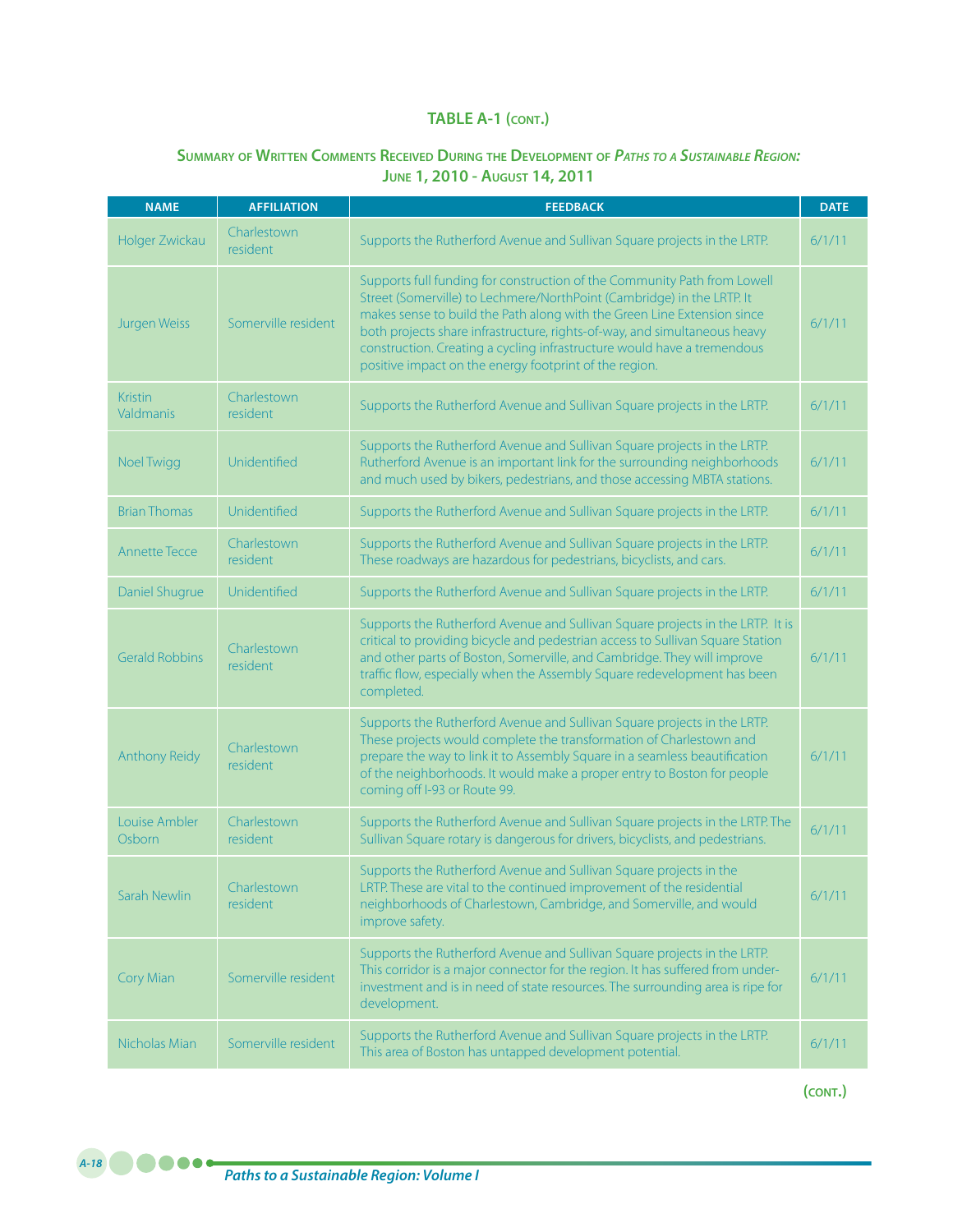## TABLE A-1 (CONT.)

### SUMMARY OF WRITTEN COMMENTS RECEIVED DURING THE DEVELOPMENT OF *PATHS TO A SUSTAINABLE REGION:* JUNE 1, 2010 - AUGUST 14, 2011

| NAME | AFFILIATION | FEEDBACK | DATE |
|---|---|---|---|
| Holger Zwickau | Charlestown resident | Supports the Rutherford Avenue and Sullivan Square projects in the LRTP. | 6/1/11 |
| Jurgen Weiss | Somerville resident | Supports full funding for construction of the Community Path from Lowell Street (Somerville) to Lechmere/NorthPoint (Cambridge) in the LRTP. It makes sense to build the Path along with the Green Line Extension since both projects share infrastructure, rights-of-way, and simultaneous heavy construction. Creating a cycling infrastructure would have a tremendous positive impact on the energy footprint of the region. | 6/1/11 |
| Kristin Valdmanis | Charlestown resident | Supports the Rutherford Avenue and Sullivan Square projects in the LRTP. | 6/1/11 |
| Noel Twigg | Unidentified | Supports the Rutherford Avenue and Sullivan Square projects in the LRTP. Rutherford Avenue is an important link for the surrounding neighborhoods and much used by bikers, pedestrians, and those accessing MBTA stations. | 6/1/11 |
| Brian Thomas | Unidentified | Supports the Rutherford Avenue and Sullivan Square projects in the LRTP. | 6/1/11 |
| Annette Tecce | Charlestown resident | Supports the Rutherford Avenue and Sullivan Square projects in the LRTP. These roadways are hazardous for pedestrians, bicyclists, and cars. | 6/1/11 |
| Daniel Shugrue | Unidentified | Supports the Rutherford Avenue and Sullivan Square projects in the LRTP. | 6/1/11 |
| Gerald Robbins | Charlestown resident | Supports the Rutherford Avenue and Sullivan Square projects in the LRTP. It is critical to providing bicycle and pedestrian access to Sullivan Square Station and other parts of Boston, Somerville, and Cambridge. They will improve traffic flow, especially when the Assembly Square redevelopment has been completed. | 6/1/11 |
| Anthony Reidy | Charlestown resident | Supports the Rutherford Avenue and Sullivan Square projects in the LRTP. These projects would complete the transformation of Charlestown and prepare the way to link it to Assembly Square in a seamless beautification of the neighborhoods. It would make a proper entry to Boston for people coming off I-93 or Route 99. | 6/1/11 |
| Louise Ambler Osborn | Charlestown resident | Supports the Rutherford Avenue and Sullivan Square projects in the LRTP. The Sullivan Square rotary is dangerous for drivers, bicyclists, and pedestrians. | 6/1/11 |
| Sarah Newlin | Charlestown resident | Supports the Rutherford Avenue and Sullivan Square projects in the LRTP. These are vital to the continued improvement of the residential neighborhoods of Charlestown, Cambridge, and Somerville, and would improve safety. | 6/1/11 |
| Cory Mian | Somerville resident | Supports the Rutherford Avenue and Sullivan Square projects in the LRTP. This corridor is a major connector for the region. It has suffered from under-investment and is in need of state resources. The surrounding area is ripe for development. | 6/1/11 |
| Nicholas Mian | Somerville resident | Supports the Rutherford Avenue and Sullivan Square projects in the LRTP. This area of Boston has untapped development potential. | 6/1/11 |

(CONT.)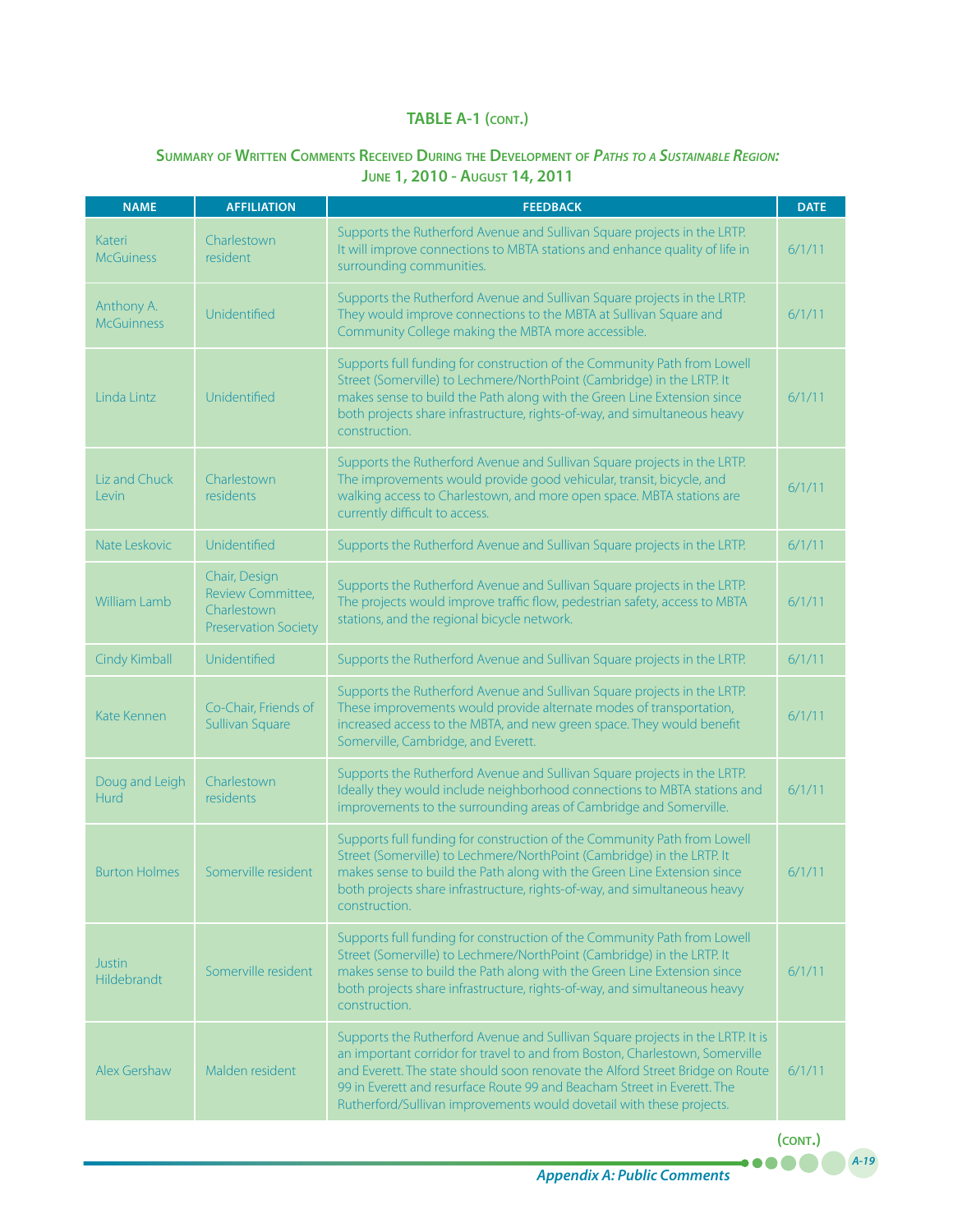## TABLE A-1 (cont.)

### Summary of Written Comments Received During the Development of *Paths to a Sustainable Region:* June 1, 2010 - August 14, 2011

| NAME | AFFILIATION | FEEDBACK | DATE |
|---|---|---|---|
| Kateri McGuiness | Charlestown resident | Supports the Rutherford Avenue and Sullivan Square projects in the LRTP. It will improve connections to MBTA stations and enhance quality of life in surrounding communities. | 6/1/11 |
| Anthony A. McGuinness | Unidentified | Supports the Rutherford Avenue and Sullivan Square projects in the LRTP. They would improve connections to the MBTA at Sullivan Square and Community College making the MBTA more accessible. | 6/1/11 |
| Linda Lintz | Unidentified | Supports full funding for construction of the Community Path from Lowell Street (Somerville) to Lechmere/NorthPoint (Cambridge) in the LRTP. It makes sense to build the Path along with the Green Line Extension since both projects share infrastructure, rights-of-way, and simultaneous heavy construction. | 6/1/11 |
| Liz and Chuck Levin | Charlestown residents | Supports the Rutherford Avenue and Sullivan Square projects in the LRTP. The improvements would provide good vehicular, transit, bicycle, and walking access to Charlestown, and more open space. MBTA stations are currently difficult to access. | 6/1/11 |
| Nate Leskovic | Unidentified | Supports the Rutherford Avenue and Sullivan Square projects in the LRTP. | 6/1/11 |
| William Lamb | Chair, Design Review Committee, Charlestown Preservation Society | Supports the Rutherford Avenue and Sullivan Square projects in the LRTP. The projects would improve traffic flow, pedestrian safety, access to MBTA stations, and the regional bicycle network. | 6/1/11 |
| Cindy Kimball | Unidentified | Supports the Rutherford Avenue and Sullivan Square projects in the LRTP. | 6/1/11 |
| Kate Kennen | Co-Chair, Friends of Sullivan Square | Supports the Rutherford Avenue and Sullivan Square projects in the LRTP. These improvements would provide alternate modes of transportation, increased access to the MBTA, and new green space. They would benefit Somerville, Cambridge, and Everett. | 6/1/11 |
| Doug and Leigh Hurd | Charlestown residents | Supports the Rutherford Avenue and Sullivan Square projects in the LRTP. Ideally they would include neighborhood connections to MBTA stations and improvements to the surrounding areas of Cambridge and Somerville. | 6/1/11 |
| Burton Holmes | Somerville resident | Supports full funding for construction of the Community Path from Lowell Street (Somerville) to Lechmere/NorthPoint (Cambridge) in the LRTP. It makes sense to build the Path along with the Green Line Extension since both projects share infrastructure, rights-of-way, and simultaneous heavy construction. | 6/1/11 |
| Justin Hildebrandt | Somerville resident | Supports full funding for construction of the Community Path from Lowell Street (Somerville) to Lechmere/NorthPoint (Cambridge) in the LRTP. It makes sense to build the Path along with the Green Line Extension since both projects share infrastructure, rights-of-way, and simultaneous heavy construction. | 6/1/11 |
| Alex Gershaw | Malden resident | Supports the Rutherford Avenue and Sullivan Square projects in the LRTP. It is an important corridor for travel to and from Boston, Charlestown, Somerville and Everett. The state should soon renovate the Alford Street Bridge on Route 99 in Everett and resurface Route 99 and Beacham Street in Everett. The Rutherford/Sullivan improvements would dovetail with these projects. | 6/1/11 |

(cont.)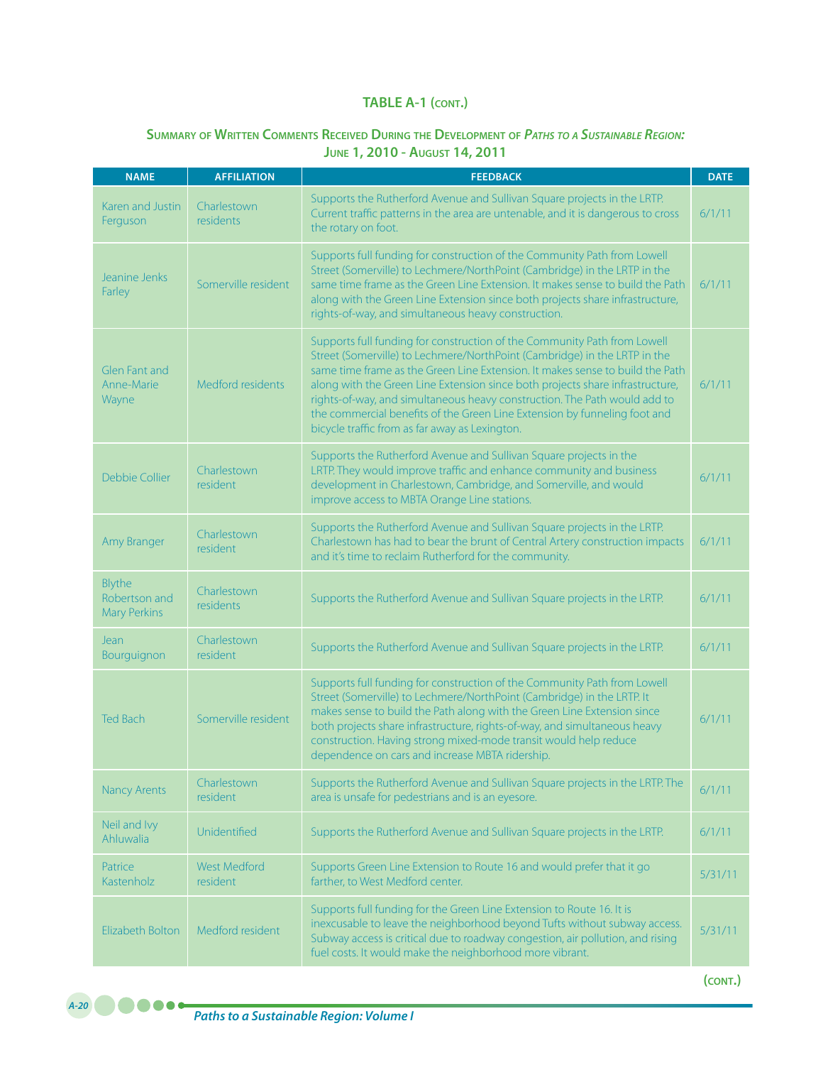## TABLE A-1 (cont.)

### Summary of Written Comments Received During the Development of *Paths to a Sustainable Region:* June 1, 2010 - August 14, 2011

| NAME | AFFILIATION | FEEDBACK | DATE |
|---|---|---|---|
| Karen and Justin Ferguson | Charlestown residents | Supports the Rutherford Avenue and Sullivan Square projects in the LRTP. Current traffic patterns in the area are untenable, and it is dangerous to cross the rotary on foot. | 6/1/11 |
| Jeanine Jenks Farley | Somerville resident | Supports full funding for construction of the Community Path from Lowell Street (Somerville) to Lechmere/NorthPoint (Cambridge) in the LRTP in the same time frame as the Green Line Extension. It makes sense to build the Path along with the Green Line Extension since both projects share infrastructure, rights-of-way, and simultaneous heavy construction. | 6/1/11 |
| Glen Fant and Anne-Marie Wayne | Medford residents | Supports full funding for construction of the Community Path from Lowell Street (Somerville) to Lechmere/NorthPoint (Cambridge) in the LRTP in the same time frame as the Green Line Extension. It makes sense to build the Path along with the Green Line Extension since both projects share infrastructure, rights-of-way, and simultaneous heavy construction. The Path would add to the commercial benefits of the Green Line Extension by funneling foot and bicycle traffic from as far away as Lexington. | 6/1/11 |
| Debbie Collier | Charlestown resident | Supports the Rutherford Avenue and Sullivan Square projects in the LRTP. They would improve traffic and enhance community and business development in Charlestown, Cambridge, and Somerville, and would improve access to MBTA Orange Line stations. | 6/1/11 |
| Amy Branger | Charlestown resident | Supports the Rutherford Avenue and Sullivan Square projects in the LRTP. Charlestown has had to bear the brunt of Central Artery construction impacts and it's time to reclaim Rutherford for the community. | 6/1/11 |
| Blythe Robertson and Mary Perkins | Charlestown residents | Supports the Rutherford Avenue and Sullivan Square projects in the LRTP. | 6/1/11 |
| Jean Bourguignon | Charlestown resident | Supports the Rutherford Avenue and Sullivan Square projects in the LRTP. | 6/1/11 |
| Ted Bach | Somerville resident | Supports full funding for construction of the Community Path from Lowell Street (Somerville) to Lechmere/NorthPoint (Cambridge) in the LRTP. It makes sense to build the Path along with the Green Line Extension since both projects share infrastructure, rights-of-way, and simultaneous heavy construction. Having strong mixed-mode transit would help reduce dependence on cars and increase MBTA ridership. | 6/1/11 |
| Nancy Arents | Charlestown resident | Supports the Rutherford Avenue and Sullivan Square projects in the LRTP. The area is unsafe for pedestrians and is an eyesore. | 6/1/11 |
| Neil and Ivy Ahluwalia | Unidentified | Supports the Rutherford Avenue and Sullivan Square projects in the LRTP. | 6/1/11 |
| Patrice Kastenholz | West Medford resident | Supports Green Line Extension to Route 16 and would prefer that it go farther, to West Medford center. | 5/31/11 |
| Elizabeth Bolton | Medford resident | Supports full funding for the Green Line Extension to Route 16. It is inexcusable to leave the neighborhood beyond Tufts without subway access. Subway access is critical due to roadway congestion, air pollution, and rising fuel costs. It would make the neighborhood more vibrant. | 5/31/11 |

(cont.)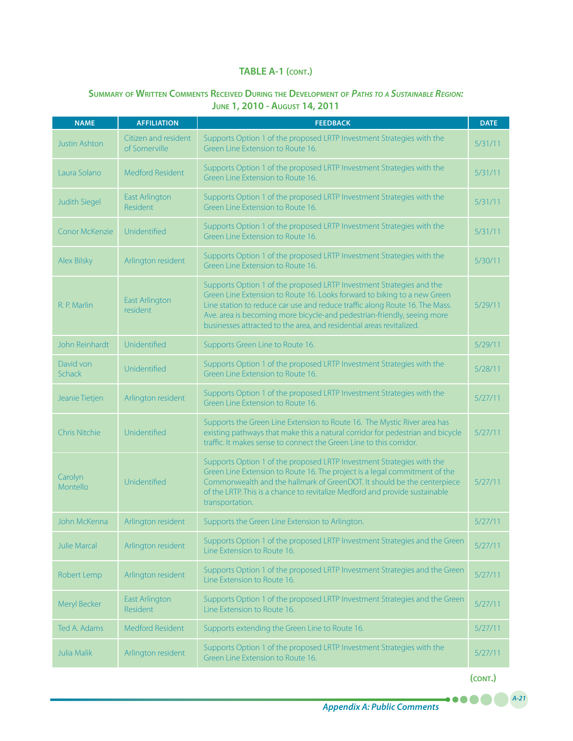## TABLE A-1 (CONT.)

### SUMMARY OF WRITTEN COMMENTS RECEIVED DURING THE DEVELOPMENT OF *PATHS TO A SUSTAINABLE REGION:* JUNE 1, 2010 - AUGUST 14, 2011

| NAME | AFFILIATION | FEEDBACK | DATE |
|---|---|---|---|
| Justin Ashton | Citizen and resident of Somerville | Supports Option 1 of the proposed LRTP Investment Strategies with the Green Line Extension to Route 16. | 5/31/11 |
| Laura Solano | Medford Resident | Supports Option 1 of the proposed LRTP Investment Strategies with the Green Line Extension to Route 16. | 5/31/11 |
| Judith Siegel | East Arlington Resident | Supports Option 1 of the proposed LRTP Investment Strategies with the Green Line Extension to Route 16. | 5/31/11 |
| Conor McKenzie | Unidentified | Supports Option 1 of the proposed LRTP Investment Strategies with the Green Line Extension to Route 16. | 5/31/11 |
| Alex Bilsky | Arlington resident | Supports Option 1 of the proposed LRTP Investment Strategies with the Green Line Extension to Route 16. | 5/30/11 |
| R. P. Marlin | East Arlington resident | Supports Option 1 of the proposed LRTP Investment Strategies and the Green Line Extension to Route 16. Looks forward to biking to a new Green Line station to reduce car use and reduce traffic along Route 16. The Mass. Ave. area is becoming more bicycle-and pedestrian-friendly, seeing more businesses attracted to the area, and residential areas revitalized. | 5/29/11 |
| John Reinhardt | Unidentified | Supports Green Line to Route 16. | 5/29/11 |
| David von Schack | Unidentified | Supports Option 1 of the proposed LRTP Investment Strategies with the Green Line Extension to Route 16. | 5/28/11 |
| Jeanie Tietjen | Arlington resident | Supports Option 1 of the proposed LRTP Investment Strategies with the Green Line Extension to Route 16. | 5/27/11 |
| Chris Nitchie | Unidentified | Supports the Green Line Extension to Route 16. The Mystic River area has existing pathways that make this a natural corridor for pedestrian and bicycle traffic. It makes sense to connect the Green Line to this corridor. | 5/27/11 |
| Carolyn Montello | Unidentified | Supports Option 1 of the proposed LRTP Investment Strategies with the Green Line Extension to Route 16. The project is a legal commitment of the Commonwealth and the hallmark of GreenDOT. It should be the centerpiece of the LRTP. This is a chance to revitalize Medford and provide sustainable transportation. | 5/27/11 |
| John McKenna | Arlington resident | Supports the Green Line Extension to Arlington. | 5/27/11 |
| Julie Marcal | Arlington resident | Supports Option 1 of the proposed LRTP Investment Strategies and the Green Line Extension to Route 16. | 5/27/11 |
| Robert Lemp | Arlington resident | Supports Option 1 of the proposed LRTP Investment Strategies and the Green Line Extension to Route 16. | 5/27/11 |
| Meryl Becker | East Arlington Resident | Supports Option 1 of the proposed LRTP Investment Strategies and the Green Line Extension to Route 16. | 5/27/11 |
| Ted A. Adams | Medford Resident | Supports extending the Green Line to Route 16. | 5/27/11 |
| Julia Malik | Arlington resident | Supports Option 1 of the proposed LRTP Investment Strategies with the Green Line Extension to Route 16. | 5/27/11 |

(CONT.)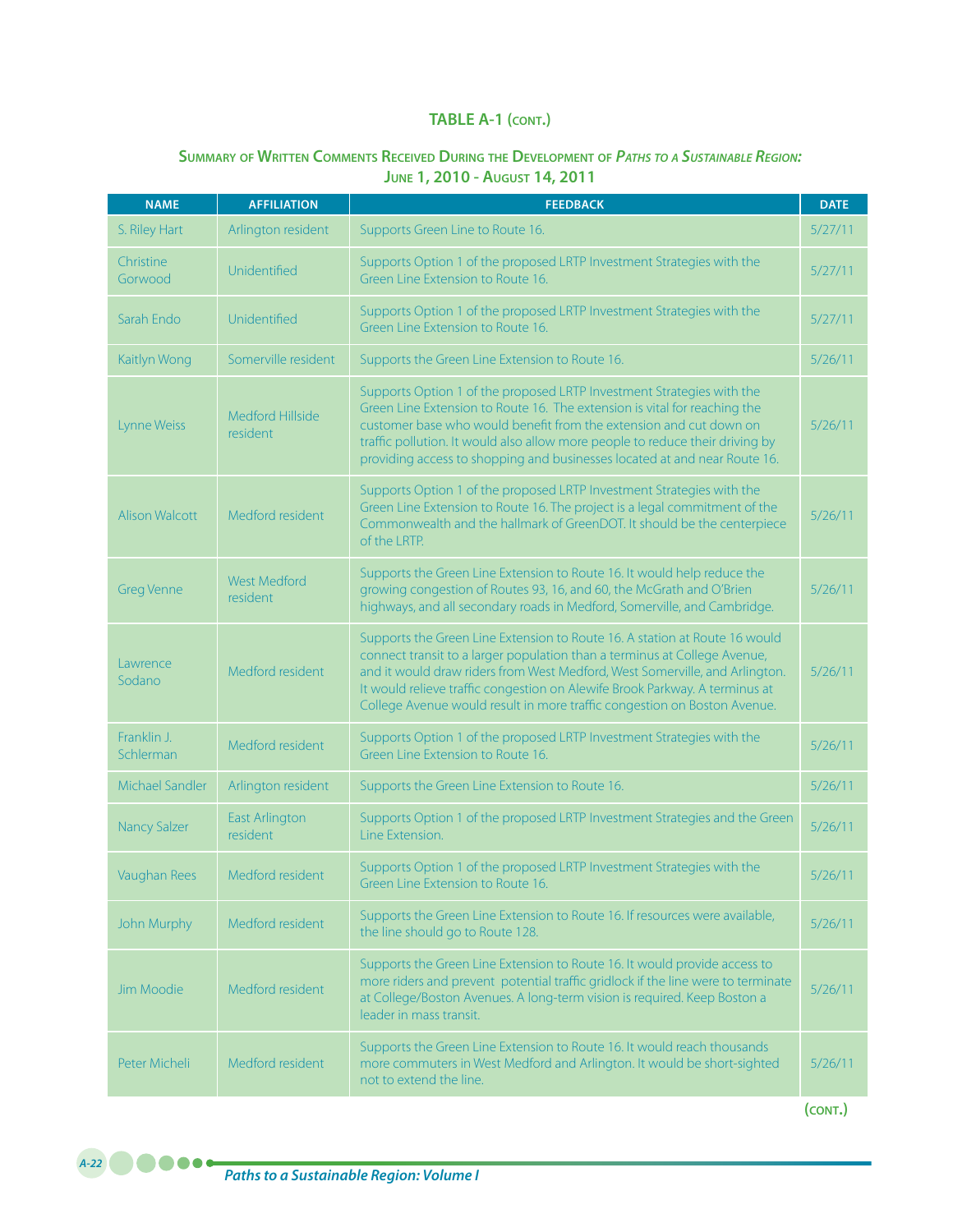## TABLE A-1 (CONT.)

### SUMMARY OF WRITTEN COMMENTS RECEIVED DURING THE DEVELOPMENT OF *PATHS TO A SUSTAINABLE REGION:* JUNE 1, 2010 - AUGUST 14, 2011

| NAME | AFFILIATION | FEEDBACK | DATE |
|---|---|---|---|
| S. Riley Hart | Arlington resident | Supports Green Line to Route 16. | 5/27/11 |
| Christine Gorwood | Unidentified | Supports Option 1 of the proposed LRTP Investment Strategies with the Green Line Extension to Route 16. | 5/27/11 |
| Sarah Endo | Unidentified | Supports Option 1 of the proposed LRTP Investment Strategies with the Green Line Extension to Route 16. | 5/27/11 |
| Kaitlyn Wong | Somerville resident | Supports the Green Line Extension to Route 16. | 5/26/11 |
| Lynne Weiss | Medford Hillside resident | Supports Option 1 of the proposed LRTP Investment Strategies with the Green Line Extension to Route 16. The extension is vital for reaching the customer base who would benefit from the extension and cut down on traffic pollution. It would also allow more people to reduce their driving by providing access to shopping and businesses located at and near Route 16. | 5/26/11 |
| Alison Walcott | Medford resident | Supports Option 1 of the proposed LRTP Investment Strategies with the Green Line Extension to Route 16. The project is a legal commitment of the Commonwealth and the hallmark of GreenDOT. It should be the centerpiece of the LRTP. | 5/26/11 |
| Greg Venne | West Medford resident | Supports the Green Line Extension to Route 16. It would help reduce the growing congestion of Routes 93, 16, and 60, the McGrath and O'Brien highways, and all secondary roads in Medford, Somerville, and Cambridge. | 5/26/11 |
| Lawrence Sodano | Medford resident | Supports the Green Line Extension to Route 16. A station at Route 16 would connect transit to a larger population than a terminus at College Avenue, and it would draw riders from West Medford, West Somerville, and Arlington. It would relieve traffic congestion on Alewife Brook Parkway. A terminus at College Avenue would result in more traffic congestion on Boston Avenue. | 5/26/11 |
| Franklin J. Schlerman | Medford resident | Supports Option 1 of the proposed LRTP Investment Strategies with the Green Line Extension to Route 16. | 5/26/11 |
| Michael Sandler | Arlington resident | Supports the Green Line Extension to Route 16. | 5/26/11 |
| Nancy Salzer | East Arlington resident | Supports Option 1 of the proposed LRTP Investment Strategies and the Green Line Extension. | 5/26/11 |
| Vaughan Rees | Medford resident | Supports Option 1 of the proposed LRTP Investment Strategies with the Green Line Extension to Route 16. | 5/26/11 |
| John Murphy | Medford resident | Supports the Green Line Extension to Route 16. If resources were available, the line should go to Route 128. | 5/26/11 |
| Jim Moodie | Medford resident | Supports the Green Line Extension to Route 16. It would provide access to more riders and prevent potential traffic gridlock if the line were to terminate at College/Boston Avenues. A long-term vision is required. Keep Boston a leader in mass transit. | 5/26/11 |
| Peter Micheli | Medford resident | Supports the Green Line Extension to Route 16. It would reach thousands more commuters in West Medford and Arlington. It would be short-sighted not to extend the line. | 5/26/11 |

(CONT.)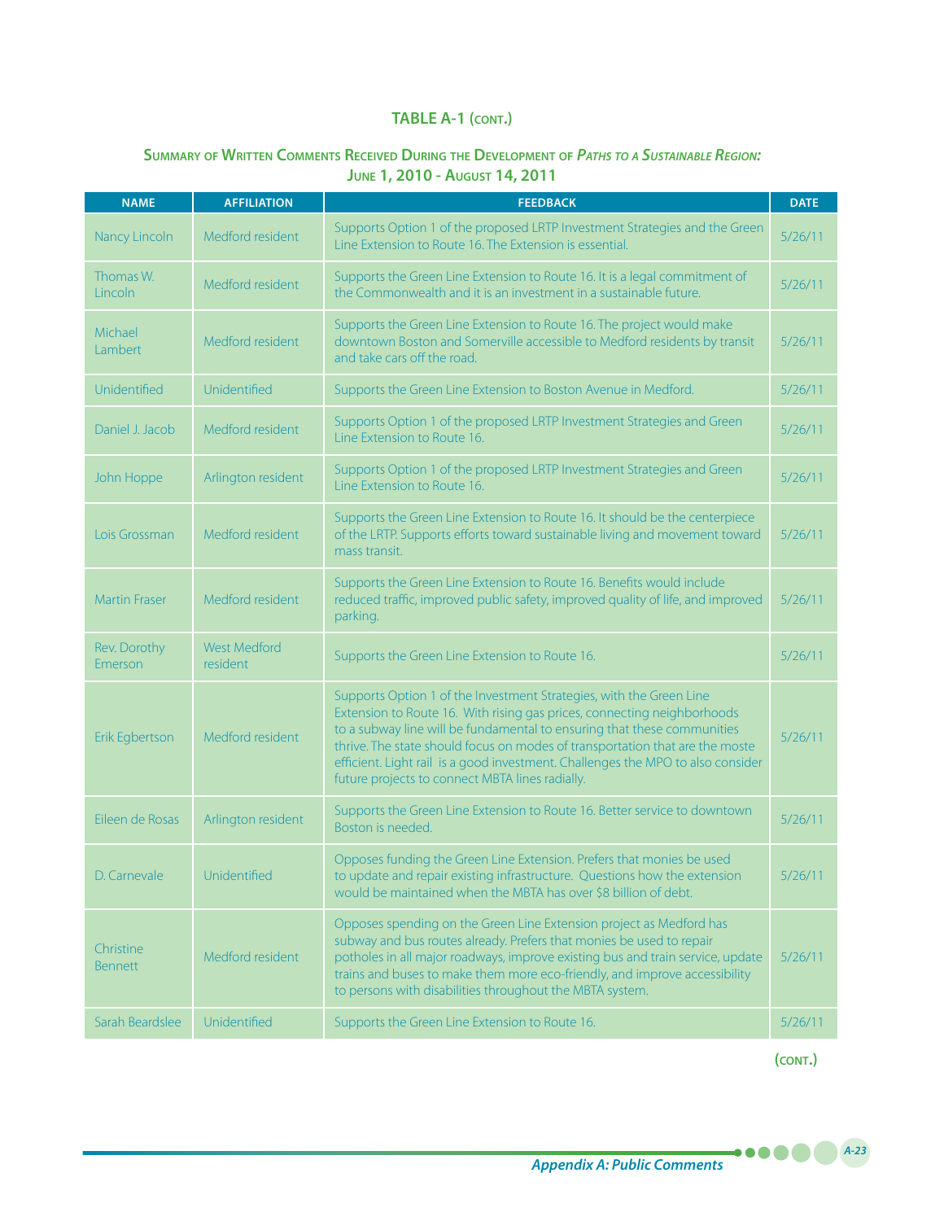## TABLE A-1 (CONT.)

### SUMMARY OF WRITTEN COMMENTS RECEIVED DURING THE DEVELOPMENT OF *PATHS TO A SUSTAINABLE REGION:* JUNE 1, 2010 - AUGUST 14, 2011

| NAME | AFFILIATION | FEEDBACK | DATE |
|---|---|---|---|
| Nancy Lincoln | Medford resident | Supports Option 1 of the proposed LRTP Investment Strategies and the Green Line Extension to Route 16. The Extension is essential. | 5/26/11 |
| Thomas W. Lincoln | Medford resident | Supports the Green Line Extension to Route 16. It is a legal commitment of the Commonwealth and it is an investment in a sustainable future. | 5/26/11 |
| Michael Lambert | Medford resident | Supports the Green Line Extension to Route 16. The project would make downtown Boston and Somerville accessible to Medford residents by transit and take cars off the road. | 5/26/11 |
| Unidentified | Unidentified | Supports the Green Line Extension to Boston Avenue in Medford. | 5/26/11 |
| Daniel J. Jacob | Medford resident | Supports Option 1 of the proposed LRTP Investment Strategies and Green Line Extension to Route 16. | 5/26/11 |
| John Hoppe | Arlington resident | Supports Option 1 of the proposed LRTP Investment Strategies and Green Line Extension to Route 16. | 5/26/11 |
| Lois Grossman | Medford resident | Supports the Green Line Extension to Route 16. It should be the centerpiece of the LRTP. Supports efforts toward sustainable living and movement toward mass transit. | 5/26/11 |
| Martin Fraser | Medford resident | Supports the Green Line Extension to Route 16. Benefits would include reduced traffic, improved public safety, improved quality of life, and improved parking. | 5/26/11 |
| Rev. Dorothy Emerson | West Medford resident | Supports the Green Line Extension to Route 16. | 5/26/11 |
| Erik Egbertson | Medford resident | Supports Option 1 of the Investment Strategies, with the Green Line Extension to Route 16. With rising gas prices, connecting neighborhoods to a subway line will be fundamental to ensuring that these communities thrive. The state should focus on modes of transportation that are the moste efficient. Light rail is a good investment. Challenges the MPO to also consider future projects to connect MBTA lines radially. | 5/26/11 |
| Eileen de Rosas | Arlington resident | Supports the Green Line Extension to Route 16. Better service to downtown Boston is needed. | 5/26/11 |
| D. Carnevale | Unidentified | Opposes funding the Green Line Extension. Prefers that monies be used to update and repair existing infrastructure. Questions how the extension would be maintained when the MBTA has over $8 billion of debt. | 5/26/11 |
| Christine Bennett | Medford resident | Opposes spending on the Green Line Extension project as Medford has subway and bus routes already. Prefers that monies be used to repair potholes in all major roadways, improve existing bus and train service, update trains and buses to make them more eco-friendly, and improve accessibility to persons with disabilities throughout the MBTA system. | 5/26/11 |
| Sarah Beardslee | Unidentified | Supports the Green Line Extension to Route 16. | 5/26/11 |

(CONT.)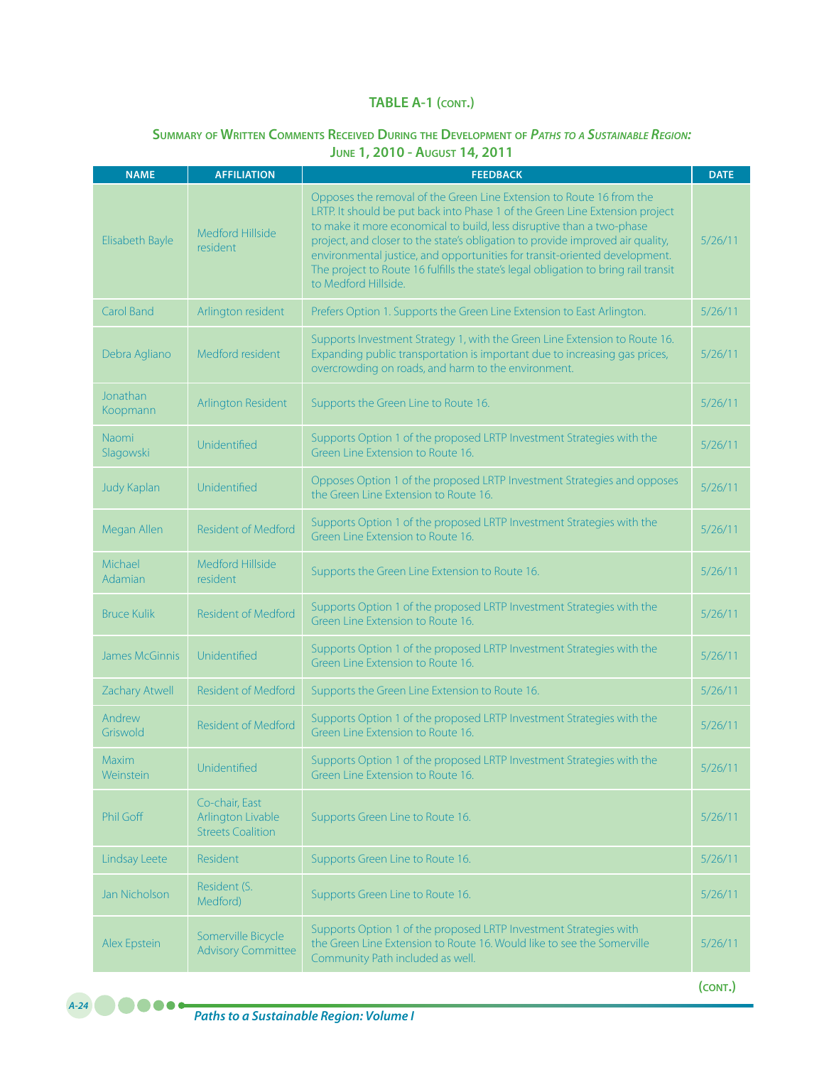**TABLE A-1 (CONT.)**

**SUMMARY OF WRITTEN COMMENTS RECEIVED DURING THE DEVELOPMENT OF *PATHS TO A SUSTAINABLE REGION:* JUNE 1, 2010 - AUGUST 14, 2011**

| NAME | AFFILIATION | FEEDBACK | DATE |
|---|---|---|---|
| Elisabeth Bayle | Medford Hillside resident | Opposes the removal of the Green Line Extension to Route 16 from the LRTP. It should be put back into Phase 1 of the Green Line Extension project to make it more economical to build, less disruptive than a two-phase project, and closer to the state's obligation to provide improved air quality, environmental justice, and opportunities for transit-oriented development. The project to Route 16 fulfills the state's legal obligation to bring rail transit to Medford Hillside. | 5/26/11 |
| Carol Band | Arlington resident | Prefers Option 1. Supports the Green Line Extension to East Arlington. | 5/26/11 |
| Debra Agliano | Medford resident | Supports Investment Strategy 1, with the Green Line Extension to Route 16. Expanding public transportation is important due to increasing gas prices, overcrowding on roads, and harm to the environment. | 5/26/11 |
| Jonathan Koopmann | Arlington Resident | Supports the Green Line to Route 16. | 5/26/11 |
| Naomi Slagowski | Unidentified | Supports Option 1 of the proposed LRTP Investment Strategies with the Green Line Extension to Route 16. | 5/26/11 |
| Judy Kaplan | Unidentified | Opposes Option 1 of the proposed LRTP Investment Strategies and opposes the Green Line Extension to Route 16. | 5/26/11 |
| Megan Allen | Resident of Medford | Supports Option 1 of the proposed LRTP Investment Strategies with the Green Line Extension to Route 16. | 5/26/11 |
| Michael Adamian | Medford Hillside resident | Supports the Green Line Extension to Route 16. | 5/26/11 |
| Bruce Kulik | Resident of Medford | Supports Option 1 of the proposed LRTP Investment Strategies with the Green Line Extension to Route 16. | 5/26/11 |
| James McGinnis | Unidentified | Supports Option 1 of the proposed LRTP Investment Strategies with the Green Line Extension to Route 16. | 5/26/11 |
| Zachary Atwell | Resident of Medford | Supports the Green Line Extension to Route 16. | 5/26/11 |
| Andrew Griswold | Resident of Medford | Supports Option 1 of the proposed LRTP Investment Strategies with the Green Line Extension to Route 16. | 5/26/11 |
| Maxim Weinstein | Unidentified | Supports Option 1 of the proposed LRTP Investment Strategies with the Green Line Extension to Route 16. | 5/26/11 |
| Phil Goff | Co-chair, East Arlington Livable Streets Coalition | Supports Green Line to Route 16. | 5/26/11 |
| Lindsay Leete | Resident | Supports Green Line to Route 16. | 5/26/11 |
| Jan Nicholson | Resident (S. Medford) | Supports Green Line to Route 16. | 5/26/11 |
| Alex Epstein | Somerville Bicycle Advisory Committee | Supports Option 1 of the proposed LRTP Investment Strategies with the Green Line Extension to Route 16. Would like to see the Somerville Community Path included as well. | 5/26/11 |

(CONT.)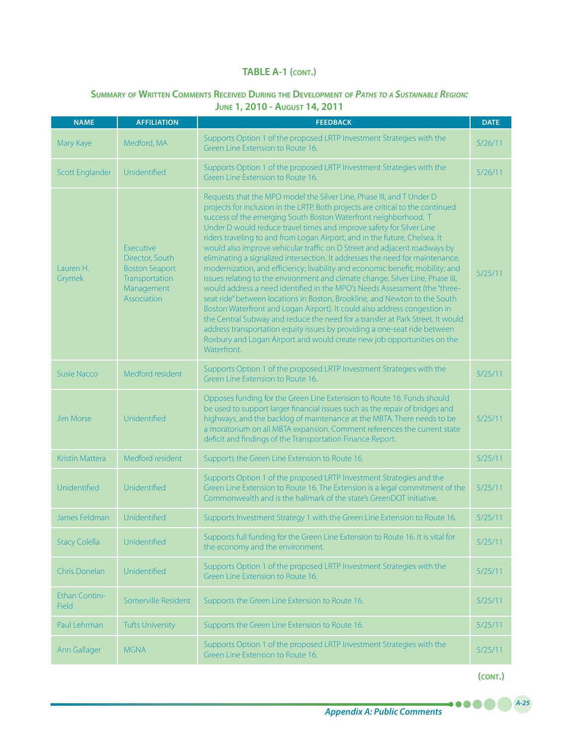**TABLE A-1 (CONT.)**

**SUMMARY OF WRITTEN COMMENTS RECEIVED DURING THE DEVELOPMENT OF *PATHS TO A SUSTAINABLE REGION:* JUNE 1, 2010 - AUGUST 14, 2011**

| NAME | AFFILIATION | FEEDBACK | DATE |
|---|---|---|---|
| Mary Kaye | Medford, MA | Supports Option 1 of the proposed LRTP Investment Strategies with the Green Line Extension to Route 16. | 5/26/11 |
| Scott Englander | Unidentified | Supports Option 1 of the proposed LRTP Investment Strategies with the Green Line Extension to Route 16. | 5/26/11 |
| Lauren H. Grymek | Executive Director, South Boston Seaport Transportation Management Association | Requests that the MPO model the Silver Line, Phase III, and T Under D projects for inclusion in the LRTP. Both projects are critical to the continued success of the emerging South Boston Waterfront neighborhood. T Under D would reduce travel times and improve safety for Silver Line riders traveling to and from Logan Airport, and in the future, Chelsea. It would also improve vehicular traffic on D Street and adjacent roadways by eliminating a signalized intersection. It addresses the need for maintenance, modernization, and efficiency; livability and economic benefit; mobility; and issues relating to the environment and climate change. Silver Line, Phase III, would address a need identified in the MPO's Needs Assessment (the "three-seat ride" between locations in Boston, Brookline, and Newton to the South Boston Waterfront and Logan Airport). It could also address congestion in the Central Subway and reduce the need for a transfer at Park Street. It would address transportation equity issues by providing a one-seat ride between Roxbury and Logan Airport and would create new job opportunities on the Waterfront. | 5/25/11 |
| Susie Nacco | Medford resident | Supports Option 1 of the proposed LRTP Investment Strategies with the Green Line Extension to Route 16. | 5/25/11 |
| Jim Morse | Unidentified | Opposes funding for the Green Line Extension to Route 16. Funds should be used to support larger financial issues such as the repair of bridges and highways, and the backlog of maintenance at the MBTA. There needs to be a moratorium on all MBTA expansion. Comment references the current state deficit and findings of the Transportation Finance Report. | 5/25/11 |
| Kristin Mattera | Medford resident | Supports the Green Line Extension to Route 16. | 5/25/11 |
| Unidentified | Unidentified | Supports Option 1 of the proposed LRTP Investment Strategies and the Green Line Extension to Route 16. The Extension is a legal commitment of the Commonwealth and is the hallmark of the state's GreenDOT initiative. | 5/25/11 |
| James Feldman | Unidentified | Supports Investment Strategy 1 with the Green Line Extension to Route 16. | 5/25/11 |
| Stacy Colella | Unidentified | Supports full funding for the Green Line Extension to Route 16. It is vital for the economy and the environment. | 5/25/11 |
| Chris Donelan | Unidentified | Supports Option 1 of the proposed LRTP Investment Strategies with the Green Line Extension to Route 16. | 5/25/11 |
| Ethan Contini-Field | Somerville Resident | Supports the Green Line Extension to Route 16. | 5/25/11 |
| Paul Lehrman | Tufts University | Supports the Green Line Extension to Route 16. | 5/25/11 |
| Ann Gallager | MGNA | Supports Option 1 of the proposed LRTP Investment Strategies with the Green Line Extension to Route 16. | 5/25/11 |

(CONT.)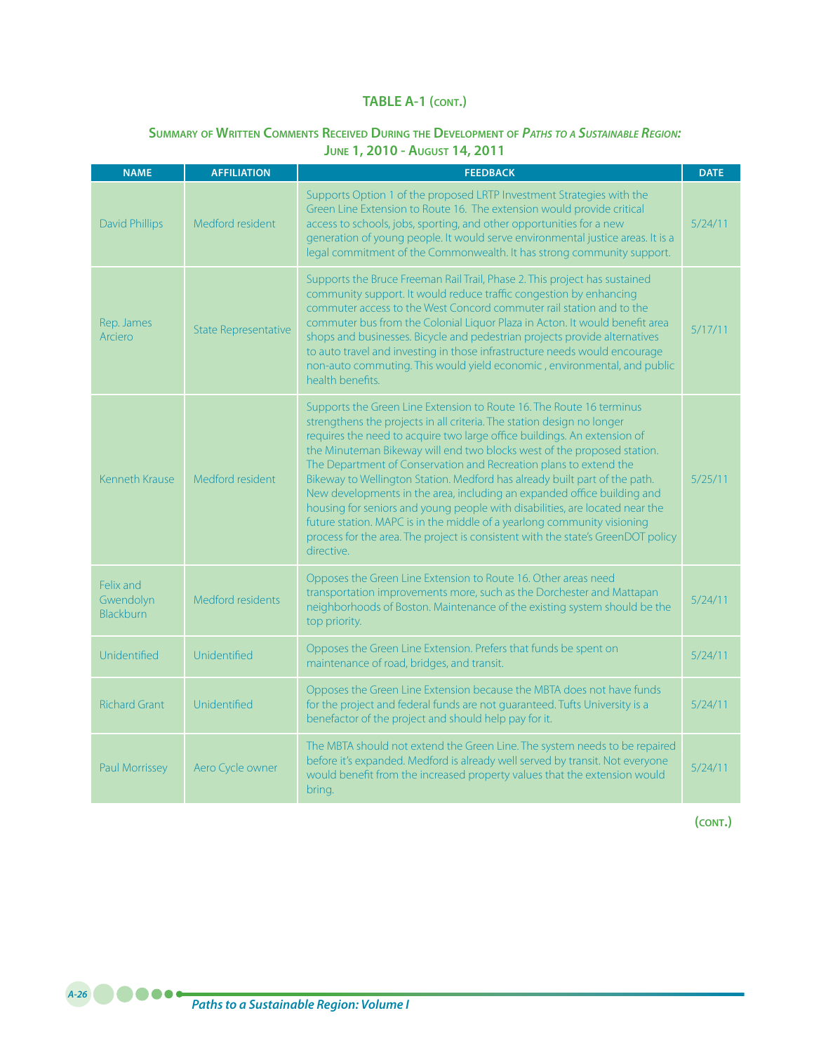**TABLE A-1 (CONT.)**

**SUMMARY OF WRITTEN COMMENTS RECEIVED DURING THE DEVELOPMENT OF *PATHS TO A SUSTAINABLE REGION:* JUNE 1, 2010 - AUGUST 14, 2011**

| NAME | AFFILIATION | FEEDBACK | DATE |
|---|---|---|---|
| David Phillips | Medford resident | Supports Option 1 of the proposed LRTP Investment Strategies with the Green Line Extension to Route 16. The extension would provide critical access to schools, jobs, sporting, and other opportunities for a new generation of young people. It would serve environmental justice areas. It is a legal commitment of the Commonwealth. It has strong community support. | 5/24/11 |
| Rep. James Arciero | State Representative | Supports the Bruce Freeman Rail Trail, Phase 2. This project has sustained community support. It would reduce traffic congestion by enhancing commuter access to the West Concord commuter rail station and to the commuter bus from the Colonial Liquor Plaza in Acton. It would benefit area shops and businesses. Bicycle and pedestrian projects provide alternatives to auto travel and investing in those infrastructure needs would encourage non-auto commuting. This would yield economic , environmental, and public health benefits. | 5/17/11 |
| Kenneth Krause | Medford resident | Supports the Green Line Extension to Route 16. The Route 16 terminus strengthens the projects in all criteria. The station design no longer requires the need to acquire two large office buildings. An extension of the Minuteman Bikeway will end two blocks west of the proposed station. The Department of Conservation and Recreation plans to extend the Bikeway to Wellington Station. Medford has already built part of the path. New developments in the area, including an expanded office building and housing for seniors and young people with disabilities, are located near the future station. MAPC is in the middle of a yearlong community visioning process for the area. The project is consistent with the state's GreenDOT policy directive. | 5/25/11 |
| Felix and Gwendolyn Blackburn | Medford residents | Opposes the Green Line Extension to Route 16. Other areas need transportation improvements more, such as the Dorchester and Mattapan neighborhoods of Boston. Maintenance of the existing system should be the top priority. | 5/24/11 |
| Unidentified | Unidentified | Opposes the Green Line Extension. Prefers that funds be spent on maintenance of road, bridges, and transit. | 5/24/11 |
| Richard Grant | Unidentified | Opposes the Green Line Extension because the MBTA does not have funds for the project and federal funds are not guaranteed. Tufts University is a benefactor of the project and should help pay for it. | 5/24/11 |
| Paul Morrissey | Aero Cycle owner | The MBTA should not extend the Green Line. The system needs to be repaired before it's expanded. Medford is already well served by transit. Not everyone would benefit from the increased property values that the extension would bring. | 5/24/11 |

**(CONT.)**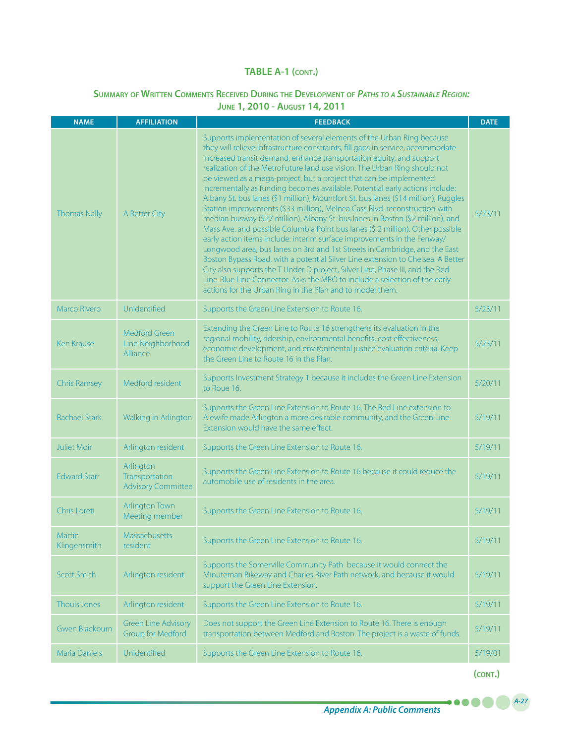## TABLE A-1 (CONT.)

### Summary of Written Comments Received During the Development of *Paths to a Sustainable Region:* June 1, 2010 - August 14, 2011

| NAME | AFFILIATION | FEEDBACK | DATE |
|---|---|---|---|
| Thomas Nally | A Better City | Supports implementation of several elements of the Urban Ring because they will relieve infrastructure constraints, fill gaps in service, accommodate increased transit demand, enhance transportation equity, and support realization of the MetroFuture land use vision. The Urban Ring should not be viewed as a mega-project, but a project that can be implemented incrementally as funding becomes available. Potential early actions include: Albany St. bus lanes ($1 million), Mountfort St. bus lanes ($14 million), Ruggles Station improvements ($33 million), Melnea Cass Blvd. reconstruction with median busway ($27 million), Albany St. bus lanes in Boston ($2 million), and Mass Ave. and possible Columbia Point bus lanes ($ 2 million). Other possible early action items include: interim surface improvements in the Fenway/ Longwood area, bus lanes on 3rd and 1st Streets in Cambridge, and the East Boston Bypass Road, with a potential Silver Line extension to Chelsea. A Better City also supports the T Under D project, Silver Line, Phase III, and the Red Line-Blue Line Connector. Asks the MPO to include a selection of the early actions for the Urban Ring in the Plan and to model them. | 5/23/11 |
| Marco Rivero | Unidentified | Supports the Green Line Extension to Route 16. | 5/23/11 |
| Ken Krause | Medford Green Line Neighborhood Alliance | Extending the Green Line to Route 16 strengthens its evaluation in the regional mobility, ridership, environmental benefits, cost effectiveness, economic development, and environmental justice evaluation criteria. Keep the Green Line to Route 16 in the Plan. | 5/23/11 |
| Chris Ramsey | Medford resident | Supports Investment Strategy 1 because it includes the Green Line Extension to Roue 16. | 5/20/11 |
| Rachael Stark | Walking in Arlington | Supports the Green Line Extension to Route 16. The Red Line extension to Alewife made Arlington a more desirable community, and the Green Line Extension would have the same effect. | 5/19/11 |
| Juliet Moir | Arlington resident | Supports the Green Line Extension to Route 16. | 5/19/11 |
| Edward Starr | Arlington Transportation Advisory Committee | Supports the Green Line Extension to Route 16 because it could reduce the automobile use of residents in the area. | 5/19/11 |
| Chris Loreti | Arlington Town Meeting member | Supports the Green Line Extension to Route 16. | 5/19/11 |
| Martin Klingensmith | Massachusetts resident | Supports the Green Line Extension to Route 16. | 5/19/11 |
| Scott Smith | Arlington resident | Supports the Somerville Community Path because it would connect the Minuteman Bikeway and Charles River Path network, and because it would support the Green Line Extension. | 5/19/11 |
| Thouis Jones | Arlington resident | Supports the Green Line Extension to Route 16. | 5/19/11 |
| Gwen Blackburn | Green Line Advisory Group for Medford | Does not support the Green Line Extension to Route 16. There is enough transportation between Medford and Boston. The project is a waste of funds. | 5/19/11 |
| Maria Daniels | Unidentified | Supports the Green Line Extension to Route 16. | 5/19/01 |

(CONT.)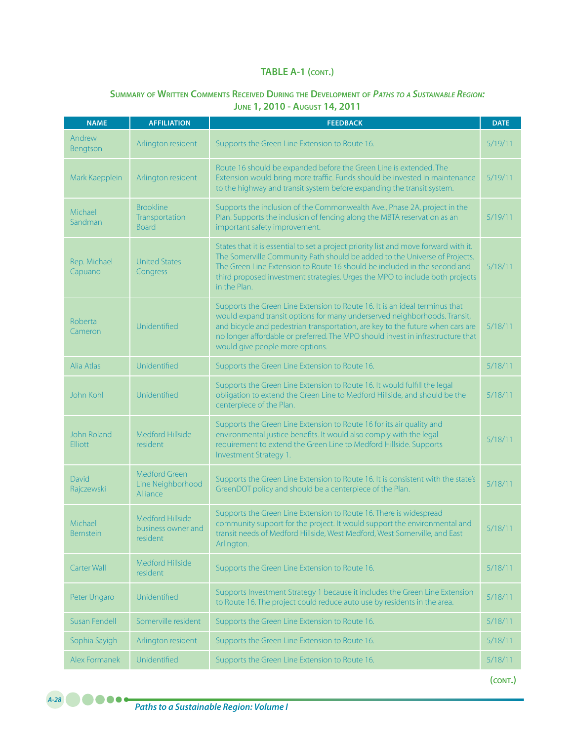**TABLE A-1 (CONT.)**

**SUMMARY OF WRITTEN COMMENTS RECEIVED DURING THE DEVELOPMENT OF *PATHS TO A SUSTAINABLE REGION:* JUNE 1, 2010 - AUGUST 14, 2011**

| NAME | AFFILIATION | FEEDBACK | DATE |
|---|---|---|---|
| Andrew Bengtson | Arlington resident | Supports the Green Line Extension to Route 16. | 5/19/11 |
| Mark Kaepplein | Arlington resident | Route 16 should be expanded before the Green Line is extended. The Extension would bring more traffic. Funds should be invested in maintenance to the highway and transit system before expanding the transit system. | 5/19/11 |
| Michael Sandman | Brookline Transportation Board | Supports the inclusion of the Commonwealth Ave., Phase 2A, project in the Plan. Supports the inclusion of fencing along the MBTA reservation as an important safety improvement. | 5/19/11 |
| Rep. Michael Capuano | United States Congress | States that it is essential to set a project priority list and move forward with it. The Somerville Community Path should be added to the Universe of Projects. The Green Line Extension to Route 16 should be included in the second and third proposed investment strategies. Urges the MPO to include both projects in the Plan. | 5/18/11 |
| Roberta Cameron | Unidentified | Supports the Green Line Extension to Route 16. It is an ideal terminus that would expand transit options for many underserved neighborhoods. Transit, and bicycle and pedestrian transportation, are key to the future when cars are no longer affordable or preferred. The MPO should invest in infrastructure that would give people more options. | 5/18/11 |
| Alia Atlas | Unidentified | Supports the Green Line Extension to Route 16. | 5/18/11 |
| John Kohl | Unidentified | Supports the Green Line Extension to Route 16. It would fulfill the legal obligation to extend the Green Line to Medford Hillside, and should be the centerpiece of the Plan. | 5/18/11 |
| John Roland Elliott | Medford Hillside resident | Supports the Green Line Extension to Route 16 for its air quality and environmental justice benefits. It would also comply with the legal requirement to extend the Green Line to Medford Hillside. Supports Investment Strategy 1. | 5/18/11 |
| David Rajczewski | Medford Green Line Neighborhood Alliance | Supports the Green Line Extension to Route 16. It is consistent with the state's GreenDOT policy and should be a centerpiece of the Plan. | 5/18/11 |
| Michael Bernstein | Medford Hillside business owner and resident | Supports the Green Line Extension to Route 16. There is widespread community support for the project. It would support the environmental and transit needs of Medford Hillside, West Medford, West Somerville, and East Arlington. | 5/18/11 |
| Carter Wall | Medford Hillside resident | Supports the Green Line Extension to Route 16. | 5/18/11 |
| Peter Ungaro | Unidentified | Supports Investment Strategy 1 because it includes the Green Line Extension to Route 16. The project could reduce auto use by residents in the area. | 5/18/11 |
| Susan Fendell | Somerville resident | Supports the Green Line Extension to Route 16. | 5/18/11 |
| Sophia Sayigh | Arlington resident | Supports the Green Line Extension to Route 16. | 5/18/11 |
| Alex Formanek | Unidentified | Supports the Green Line Extension to Route 16. | 5/18/11 |

(CONT.)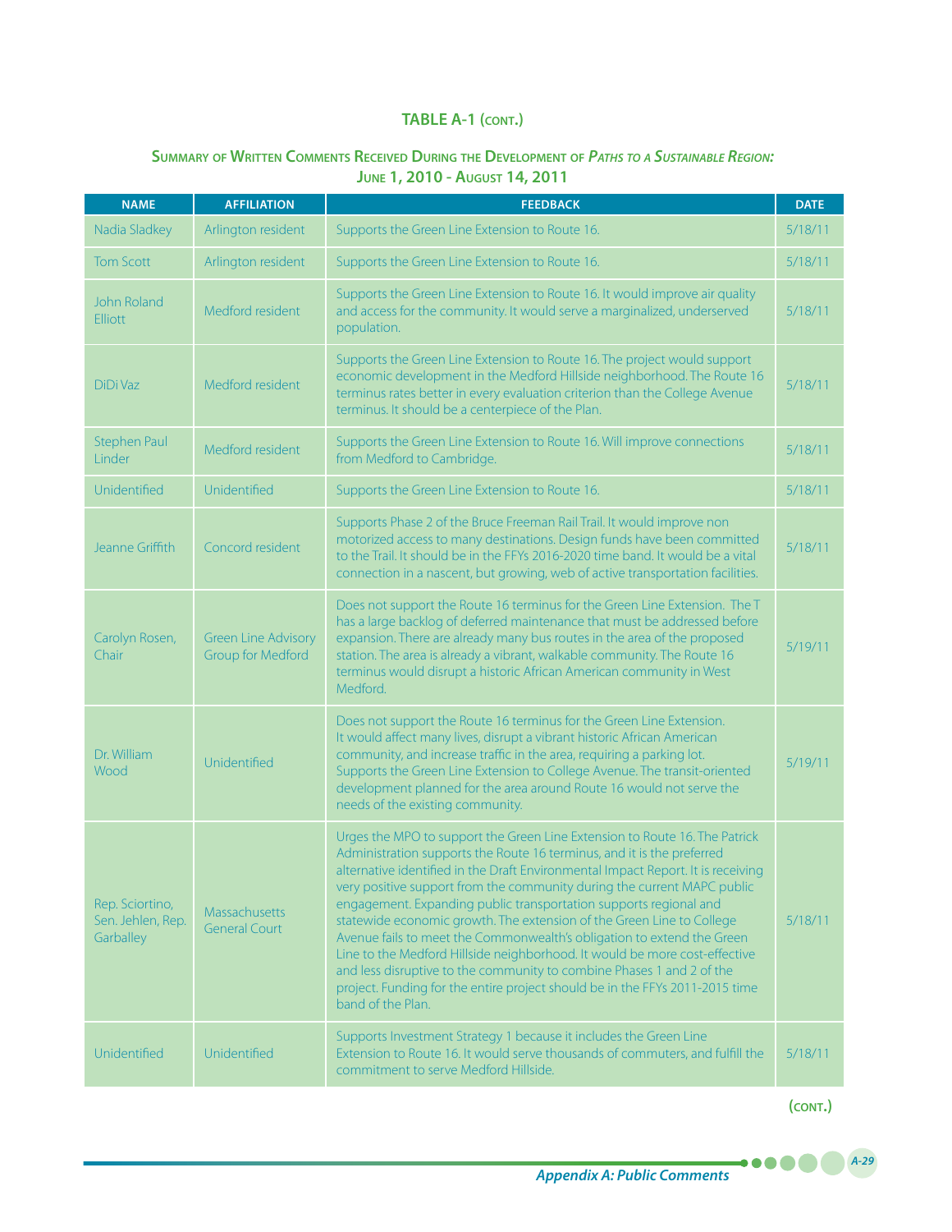## TABLE A-1 (CONT.)

### SUMMARY OF WRITTEN COMMENTS RECEIVED DURING THE DEVELOPMENT OF *PATHS TO A SUSTAINABLE REGION:* JUNE 1, 2010 - AUGUST 14, 2011

| NAME | AFFILIATION | FEEDBACK | DATE |
|---|---|---|---|
| Nadia Sladkey | Arlington resident | Supports the Green Line Extension to Route 16. | 5/18/11 |
| Tom Scott | Arlington resident | Supports the Green Line Extension to Route 16. | 5/18/11 |
| John Roland Elliott | Medford resident | Supports the Green Line Extension to Route 16. It would improve air quality and access for the community. It would serve a marginalized, underserved population. | 5/18/11 |
| DiDi Vaz | Medford resident | Supports the Green Line Extension to Route 16. The project would support economic development in the Medford Hillside neighborhood. The Route 16 terminus rates better in every evaluation criterion than the College Avenue terminus. It should be a centerpiece of the Plan. | 5/18/11 |
| Stephen Paul Linder | Medford resident | Supports the Green Line Extension to Route 16. Will improve connections from Medford to Cambridge. | 5/18/11 |
| Unidentified | Unidentified | Supports the Green Line Extension to Route 16. | 5/18/11 |
| Jeanne Griffith | Concord resident | Supports Phase 2 of the Bruce Freeman Rail Trail. It would improve non motorized access to many destinations. Design funds have been committed to the Trail. It should be in the FFYs 2016-2020 time band. It would be a vital connection in a nascent, but growing, web of active transportation facilities. | 5/18/11 |
| Carolyn Rosen, Chair | Green Line Advisory Group for Medford | Does not support the Route 16 terminus for the Green Line Extension. The T has a large backlog of deferred maintenance that must be addressed before expansion. There are already many bus routes in the area of the proposed station. The area is already a vibrant, walkable community. The Route 16 terminus would disrupt a historic African American community in West Medford. | 5/19/11 |
| Dr. William Wood | Unidentified | Does not support the Route 16 terminus for the Green Line Extension. It would affect many lives, disrupt a vibrant historic African American community, and increase traffic in the area, requiring a parking lot. Supports the Green Line Extension to College Avenue. The transit-oriented development planned for the area around Route 16 would not serve the needs of the existing community. | 5/19/11 |
| Rep. Sciortino, Sen. Jehlen, Rep. Garballey | Massachusetts General Court | Urges the MPO to support the Green Line Extension to Route 16. The Patrick Administration supports the Route 16 terminus, and it is the preferred alternative identified in the Draft Environmental Impact Report. It is receiving very positive support from the community during the current MAPC public engagement. Expanding public transportation supports regional and statewide economic growth. The extension of the Green Line to College Avenue fails to meet the Commonwealth's obligation to extend the Green Line to the Medford Hillside neighborhood. It would be more cost-effective and less disruptive to the community to combine Phases 1 and 2 of the project. Funding for the entire project should be in the FFYs 2011-2015 time band of the Plan. | 5/18/11 |
| Unidentified | Unidentified | Supports Investment Strategy 1 because it includes the Green Line Extension to Route 16. It would serve thousands of commuters, and fulfill the commitment to serve Medford Hillside. | 5/18/11 |

(CONT.)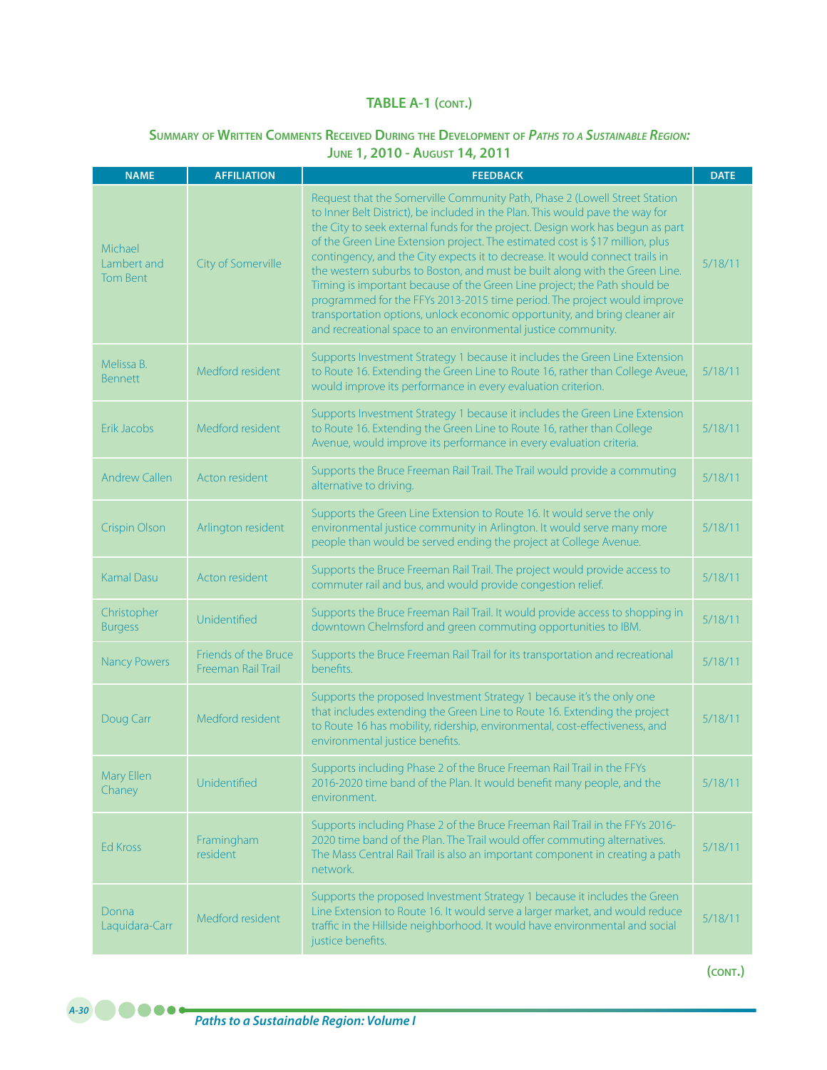## TABLE A-1 (cont.)

### Summary of Written Comments Received During the Development of *Paths to a Sustainable Region:* June 1, 2010 - August 14, 2011

| NAME | AFFILIATION | FEEDBACK | DATE |
|---|---|---|---|
| Michael Lambert and Tom Bent | City of Somerville | Request that the Somerville Community Path, Phase 2 (Lowell Street Station to Inner Belt District), be included in the Plan. This would pave the way for the City to seek external funds for the project. Design work has begun as part of the Green Line Extension project. The estimated cost is $17 million, plus contingency, and the City expects it to decrease. It would connect trails in the western suburbs to Boston, and must be built along with the Green Line. Timing is important because of the Green Line project; the Path should be programmed for the FFYs 2013-2015 time period. The project would improve transportation options, unlock economic opportunity, and bring cleaner air and recreational space to an environmental justice community. | 5/18/11 |
| Melissa B. Bennett | Medford resident | Supports Investment Strategy 1 because it includes the Green Line Extension to Route 16. Extending the Green Line to Route 16, rather than College Aveue, would improve its performance in every evaluation criterion. | 5/18/11 |
| Erik Jacobs | Medford resident | Supports Investment Strategy 1 because it includes the Green Line Extension to Route 16. Extending the Green Line to Route 16, rather than College Avenue, would improve its performance in every evaluation criteria. | 5/18/11 |
| Andrew Callen | Acton resident | Supports the Bruce Freeman Rail Trail. The Trail would provide a commuting alternative to driving. | 5/18/11 |
| Crispin Olson | Arlington resident | Supports the Green Line Extension to Route 16. It would serve the only environmental justice community in Arlington. It would serve many more people than would be served ending the project at College Avenue. | 5/18/11 |
| Kamal Dasu | Acton resident | Supports the Bruce Freeman Rail Trail. The project would provide access to commuter rail and bus, and would provide congestion relief. | 5/18/11 |
| Christopher Burgess | Unidentified | Supports the Bruce Freeman Rail Trail. It would provide access to shopping in downtown Chelmsford and green commuting opportunities to IBM. | 5/18/11 |
| Nancy Powers | Friends of the Bruce Freeman Rail Trail | Supports the Bruce Freeman Rail Trail for its transportation and recreational benefits. | 5/18/11 |
| Doug Carr | Medford resident | Supports the proposed Investment Strategy 1 because it's the only one that includes extending the Green Line to Route 16. Extending the project to Route 16 has mobility, ridership, environmental, cost-effectiveness, and environmental justice benefits. | 5/18/11 |
| Mary Ellen Chaney | Unidentified | Supports including Phase 2 of the Bruce Freeman Rail Trail in the FFYs 2016-2020 time band of the Plan. It would benefit many people, and the environment. | 5/18/11 |
| Ed Kross | Framingham resident | Supports including Phase 2 of the Bruce Freeman Rail Trail in the FFYs 2016-2020 time band of the Plan. The Trail would offer commuting alternatives. The Mass Central Rail Trail is also an important component in creating a path network. | 5/18/11 |
| Donna Laquidara-Carr | Medford resident | Supports the proposed Investment Strategy 1 because it includes the Green Line Extension to Route 16. It would serve a larger market, and would reduce traffic in the Hillside neighborhood. It would have environmental and social justice benefits. | 5/18/11 |

(cont.)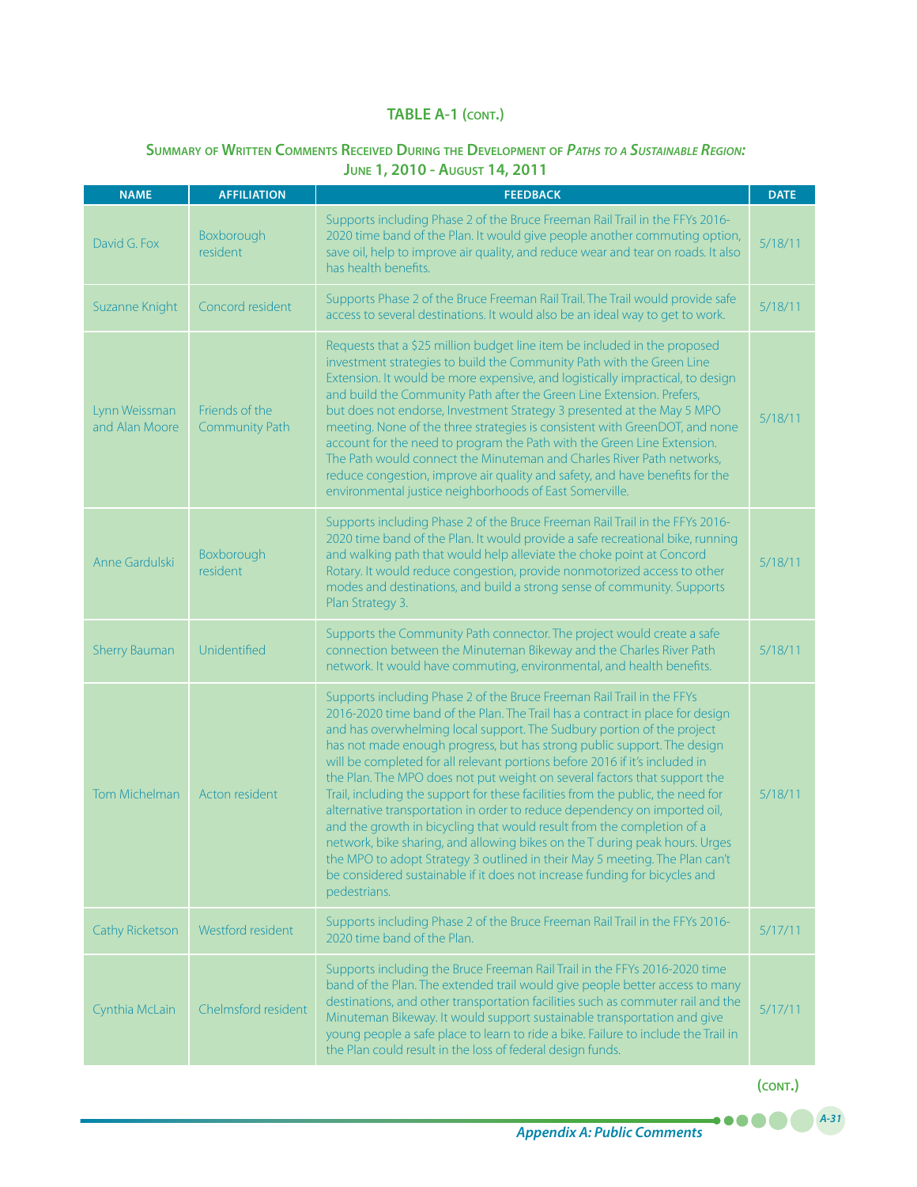**TABLE A-1 (CONT.)**

**SUMMARY OF WRITTEN COMMENTS RECEIVED DURING THE DEVELOPMENT OF *PATHS TO A SUSTAINABLE REGION:* JUNE 1, 2010 - AUGUST 14, 2011**

| NAME | AFFILIATION | FEEDBACK | DATE |
|---|---|---|---|
| David G. Fox | Boxborough resident | Supports including Phase 2 of the Bruce Freeman Rail Trail in the FFYs 2016-2020 time band of the Plan. It would give people another commuting option, save oil, help to improve air quality, and reduce wear and tear on roads. It also has health benefits. | 5/18/11 |
| Suzanne Knight | Concord resident | Supports Phase 2 of the Bruce Freeman Rail Trail. The Trail would provide safe access to several destinations. It would also be an ideal way to get to work. | 5/18/11 |
| Lynn Weissman and Alan Moore | Friends of the Community Path | Requests that a $25 million budget line item be included in the proposed investment strategies to build the Community Path with the Green Line Extension. It would be more expensive, and logistically impractical, to design and build the Community Path after the Green Line Extension. Prefers, but does not endorse, Investment Strategy 3 presented at the May 5 MPO meeting. None of the three strategies is consistent with GreenDOT, and none account for the need to program the Path with the Green Line Extension. The Path would connect the Minuteman and Charles River Path networks, reduce congestion, improve air quality and safety, and have benefits for the environmental justice neighborhoods of East Somerville. | 5/18/11 |
| Anne Gardulski | Boxborough resident | Supports including Phase 2 of the Bruce Freeman Rail Trail in the FFYs 2016-2020 time band of the Plan. It would provide a safe recreational bike, running and walking path that would help alleviate the choke point at Concord Rotary. It would reduce congestion, provide nonmotorized access to other modes and destinations, and build a strong sense of community. Supports Plan Strategy 3. | 5/18/11 |
| Sherry Bauman | Unidentified | Supports the Community Path connector. The project would create a safe connection between the Minuteman Bikeway and the Charles River Path network. It would have commuting, environmental, and health benefits. | 5/18/11 |
| Tom Michelman | Acton resident | Supports including Phase 2 of the Bruce Freeman Rail Trail in the FFYs 2016-2020 time band of the Plan. The Trail has a contract in place for design and has overwhelming local support. The Sudbury portion of the project has not made enough progress, but has strong public support. The design will be completed for all relevant portions before 2016 if it's included in the Plan. The MPO does not put weight on several factors that support the Trail, including the support for these facilities from the public, the need for alternative transportation in order to reduce dependency on imported oil, and the growth in bicycling that would result from the completion of a network, bike sharing, and allowing bikes on the T during peak hours. Urges the MPO to adopt Strategy 3 outlined in their May 5 meeting. The Plan can't be considered sustainable if it does not increase funding for bicycles and pedestrians. | 5/18/11 |
| Cathy Ricketson | Westford resident | Supports including Phase 2 of the Bruce Freeman Rail Trail in the FFYs 2016-2020 time band of the Plan. | 5/17/11 |
| Cynthia McLain | Chelmsford resident | Supports including the Bruce Freeman Rail Trail in the FFYs 2016-2020 time band of the Plan. The extended trail would give people better access to many destinations, and other transportation facilities such as commuter rail and the Minuteman Bikeway. It would support sustainable transportation and give young people a safe place to learn to ride a bike. Failure to include the Trail in the Plan could result in the loss of federal design funds. | 5/17/11 |

**(CONT.)**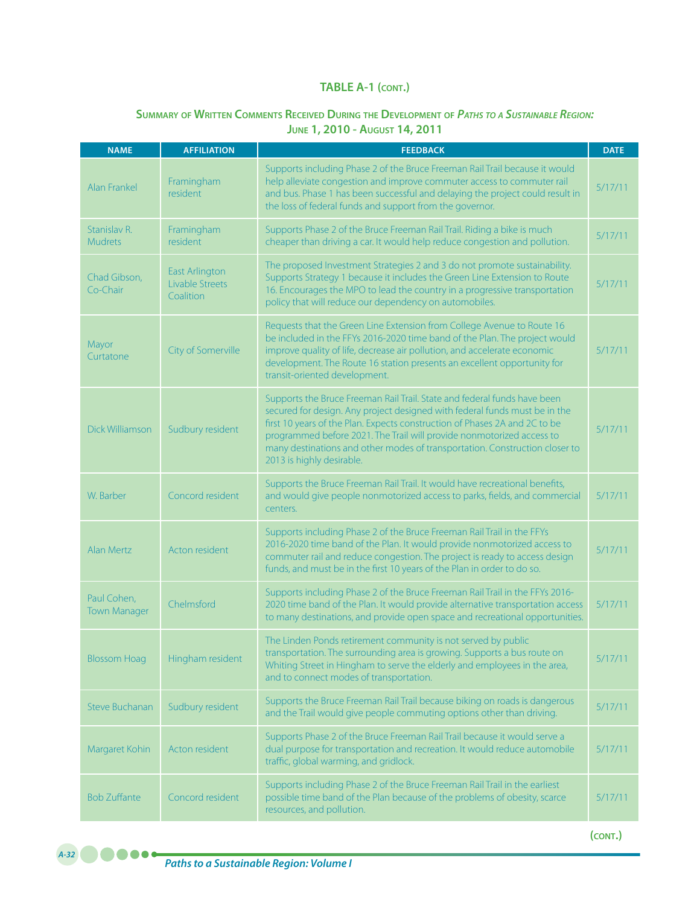## TABLE A-1 (CONT.)

### SUMMARY OF WRITTEN COMMENTS RECEIVED DURING THE DEVELOPMENT OF *PATHS TO A SUSTAINABLE REGION:* JUNE 1, 2010 - AUGUST 14, 2011

| NAME | AFFILIATION | FEEDBACK | DATE |
|---|---|---|---|
| Alan Frankel | Framingham resident | Supports including Phase 2 of the Bruce Freeman Rail Trail because it would help alleviate congestion and improve commuter access to commuter rail and bus. Phase 1 has been successful and delaying the project could result in the loss of federal funds and support from the governor. | 5/17/11 |
| Stanislav R. Mudrets | Framingham resident | Supports Phase 2 of the Bruce Freeman Rail Trail. Riding a bike is much cheaper than driving a car. It would help reduce congestion and pollution. | 5/17/11 |
| Chad Gibson, Co-Chair | East Arlington Livable Streets Coalition | The proposed Investment Strategies 2 and 3 do not promote sustainability. Supports Strategy 1 because it includes the Green Line Extension to Route 16. Encourages the MPO to lead the country in a progressive transportation policy that will reduce our dependency on automobiles. | 5/17/11 |
| Mayor Curtatone | City of Somerville | Requests that the Green Line Extension from College Avenue to Route 16 be included in the FFYs 2016-2020 time band of the Plan. The project would improve quality of life, decrease air pollution, and accelerate economic development. The Route 16 station presents an excellent opportunity for transit-oriented development. | 5/17/11 |
| Dick Williamson | Sudbury resident | Supports the Bruce Freeman Rail Trail. State and federal funds have been secured for design. Any project designed with federal funds must be in the first 10 years of the Plan. Expects construction of Phases 2A and 2C to be programmed before 2021. The Trail will provide nonmotorized access to many destinations and other modes of transportation. Construction closer to 2013 is highly desirable. | 5/17/11 |
| W. Barber | Concord resident | Supports the Bruce Freeman Rail Trail. It would have recreational benefits, and would give people nonmotorized access to parks, fields, and commercial centers. | 5/17/11 |
| Alan Mertz | Acton resident | Supports including Phase 2 of the Bruce Freeman Rail Trail in the FFYs 2016-2020 time band of the Plan. It would provide nonmotorized access to commuter rail and reduce congestion. The project is ready to access design funds, and must be in the first 10 years of the Plan in order to do so. | 5/17/11 |
| Paul Cohen, Town Manager | Chelmsford | Supports including Phase 2 of the Bruce Freeman Rail Trail in the FFYs 2016-2020 time band of the Plan. It would provide alternative transportation access to many destinations, and provide open space and recreational opportunities. | 5/17/11 |
| Blossom Hoag | Hingham resident | The Linden Ponds retirement community is not served by public transportation. The surrounding area is growing. Supports a bus route on Whiting Street in Hingham to serve the elderly and employees in the area, and to connect modes of transportation. | 5/17/11 |
| Steve Buchanan | Sudbury resident | Supports the Bruce Freeman Rail Trail because biking on roads is dangerous and the Trail would give people commuting options other than driving. | 5/17/11 |
| Margaret Kohin | Acton resident | Supports Phase 2 of the Bruce Freeman Rail Trail because it would serve a dual purpose for transportation and recreation. It would reduce automobile traffic, global warming, and gridlock. | 5/17/11 |
| Bob Zuffante | Concord resident | Supports including Phase 2 of the Bruce Freeman Rail Trail in the earliest possible time band of the Plan because of the problems of obesity, scarce resources, and pollution. | 5/17/11 |

(CONT.)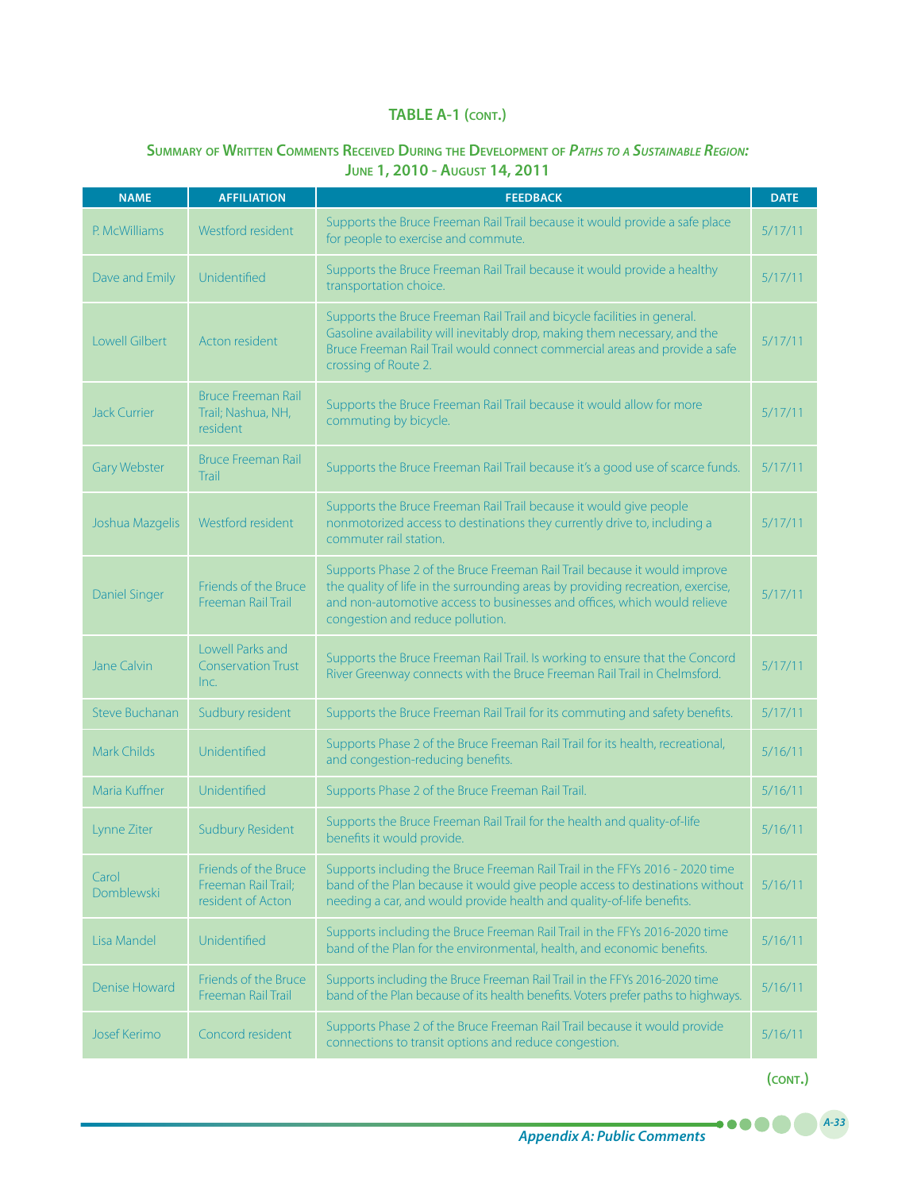## TABLE A-1 (CONT.)

### Summary of Written Comments Received During the Development of *Paths to a Sustainable Region:* June 1, 2010 - August 14, 2011

| NAME | AFFILIATION | FEEDBACK | DATE |
|---|---|---|---|
| P. McWilliams | Westford resident | Supports the Bruce Freeman Rail Trail because it would provide a safe place for people to exercise and commute. | 5/17/11 |
| Dave and Emily | Unidentified | Supports the Bruce Freeman Rail Trail because it would provide a healthy transportation choice. | 5/17/11 |
| Lowell Gilbert | Acton resident | Supports the Bruce Freeman Rail Trail and bicycle facilities in general. Gasoline availability will inevitably drop, making them necessary, and the Bruce Freeman Rail Trail would connect commercial areas and provide a safe crossing of Route 2. | 5/17/11 |
| Jack Currier | Bruce Freeman Rail Trail; Nashua, NH, resident | Supports the Bruce Freeman Rail Trail because it would allow for more commuting by bicycle. | 5/17/11 |
| Gary Webster | Bruce Freeman Rail Trail | Supports the Bruce Freeman Rail Trail because it's a good use of scarce funds. | 5/17/11 |
| Joshua Mazgelis | Westford resident | Supports the Bruce Freeman Rail Trail because it would give people nonmotorized access to destinations they currently drive to, including a commuter rail station. | 5/17/11 |
| Daniel Singer | Friends of the Bruce Freeman Rail Trail | Supports Phase 2 of the Bruce Freeman Rail Trail because it would improve the quality of life in the surrounding areas by providing recreation, exercise, and non-automotive access to businesses and offices, which would relieve congestion and reduce pollution. | 5/17/11 |
| Jane Calvin | Lowell Parks and Conservation Trust Inc. | Supports the Bruce Freeman Rail Trail. Is working to ensure that the Concord River Greenway connects with the Bruce Freeman Rail Trail in Chelmsford. | 5/17/11 |
| Steve Buchanan | Sudbury resident | Supports the Bruce Freeman Rail Trail for its commuting and safety benefits. | 5/17/11 |
| Mark Childs | Unidentified | Supports Phase 2 of the Bruce Freeman Rail Trail for its health, recreational, and congestion-reducing benefits. | 5/16/11 |
| Maria Kuffner | Unidentified | Supports Phase 2 of the Bruce Freeman Rail Trail. | 5/16/11 |
| Lynne Ziter | Sudbury Resident | Supports the Bruce Freeman Rail Trail for the health and quality-of-life benefits it would provide. | 5/16/11 |
| Carol Domblewski | Friends of the Bruce Freeman Rail Trail; resident of Acton | Supports including the Bruce Freeman Rail Trail in the FFYs 2016 - 2020 time band of the Plan because it would give people access to destinations without needing a car, and would provide health and quality-of-life benefits. | 5/16/11 |
| Lisa Mandel | Unidentified | Supports including the Bruce Freeman Rail Trail in the FFYs 2016-2020 time band of the Plan for the environmental, health, and economic benefits. | 5/16/11 |
| Denise Howard | Friends of the Bruce Freeman Rail Trail | Supports including the Bruce Freeman Rail Trail in the FFYs 2016-2020 time band of the Plan because of its health benefits. Voters prefer paths to highways. | 5/16/11 |
| Josef Kerimo | Concord resident | Supports Phase 2 of the Bruce Freeman Rail Trail because it would provide connections to transit options and reduce congestion. | 5/16/11 |

(CONT.)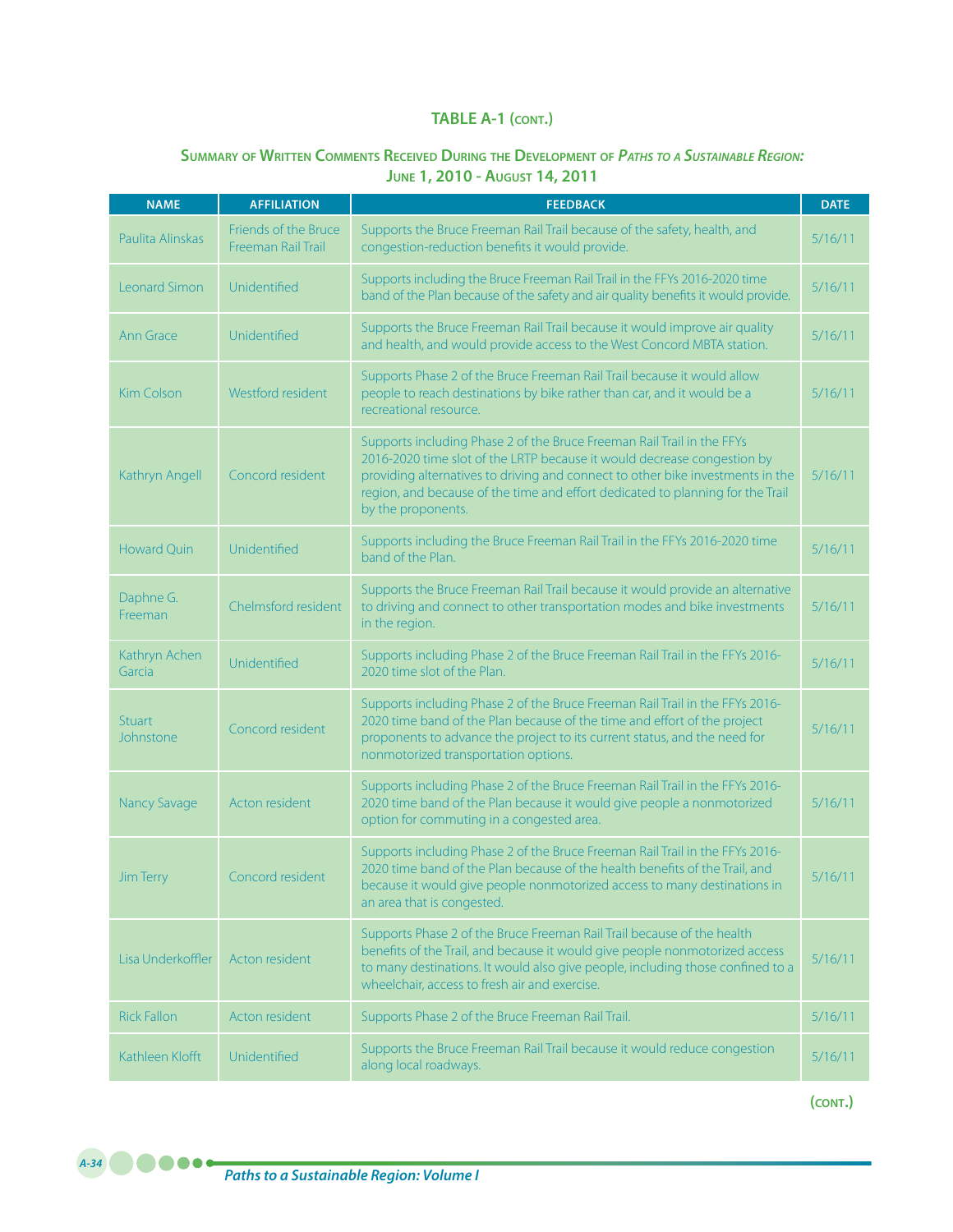## TABLE A-1 (CONT.)

### SUMMARY OF WRITTEN COMMENTS RECEIVED DURING THE DEVELOPMENT OF *PATHS TO A SUSTAINABLE REGION:* JUNE 1, 2010 - AUGUST 14, 2011

| NAME | AFFILIATION | FEEDBACK | DATE |
|---|---|---|---|
| Paulita Alinskas | Friends of the Bruce Freeman Rail Trail | Supports the Bruce Freeman Rail Trail because of the safety, health, and congestion-reduction benefits it would provide. | 5/16/11 |
| Leonard Simon | Unidentified | Supports including the Bruce Freeman Rail Trail in the FFYs 2016-2020 time band of the Plan because of the safety and air quality benefits it would provide. | 5/16/11 |
| Ann Grace | Unidentified | Supports the Bruce Freeman Rail Trail because it would improve air quality and health, and would provide access to the West Concord MBTA station. | 5/16/11 |
| Kim Colson | Westford resident | Supports Phase 2 of the Bruce Freeman Rail Trail because it would allow people to reach destinations by bike rather than car, and it would be a recreational resource. | 5/16/11 |
| Kathryn Angell | Concord resident | Supports including Phase 2 of the Bruce Freeman Rail Trail in the FFYs 2016-2020 time slot of the LRTP because it would decrease congestion by providing alternatives to driving and connect to other bike investments in the region, and because of the time and effort dedicated to planning for the Trail by the proponents. | 5/16/11 |
| Howard Quin | Unidentified | Supports including the Bruce Freeman Rail Trail in the FFYs 2016-2020 time band of the Plan. | 5/16/11 |
| Daphne G. Freeman | Chelmsford resident | Supports the Bruce Freeman Rail Trail because it would provide an alternative to driving and connect to other transportation modes and bike investments in the region. | 5/16/11 |
| Kathryn Achen Garcia | Unidentified | Supports including Phase 2 of the Bruce Freeman Rail Trail in the FFYs 2016-2020 time slot of the Plan. | 5/16/11 |
| Stuart Johnstone | Concord resident | Supports including Phase 2 of the Bruce Freeman Rail Trail in the FFYs 2016-2020 time band of the Plan because of the time and effort of the project proponents to advance the project to its current status, and the need for nonmotorized transportation options. | 5/16/11 |
| Nancy Savage | Acton resident | Supports including Phase 2 of the Bruce Freeman Rail Trail in the FFYs 2016-2020 time band of the Plan because it would give people a nonmotorized option for commuting in a congested area. | 5/16/11 |
| Jim Terry | Concord resident | Supports including Phase 2 of the Bruce Freeman Rail Trail in the FFYs 2016-2020 time band of the Plan because of the health benefits of the Trail, and because it would give people nonmotorized access to many destinations in an area that is congested. | 5/16/11 |
| Lisa Underkoffler | Acton resident | Supports Phase 2 of the Bruce Freeman Rail Trail because of the health benefits of the Trail, and because it would give people nonmotorized access to many destinations. It would also give people, including those confined to a wheelchair, access to fresh air and exercise. | 5/16/11 |
| Rick Fallon | Acton resident | Supports Phase 2 of the Bruce Freeman Rail Trail. | 5/16/11 |
| Kathleen Klofft | Unidentified | Supports the Bruce Freeman Rail Trail because it would reduce congestion along local roadways. | 5/16/11 |

(CONT.)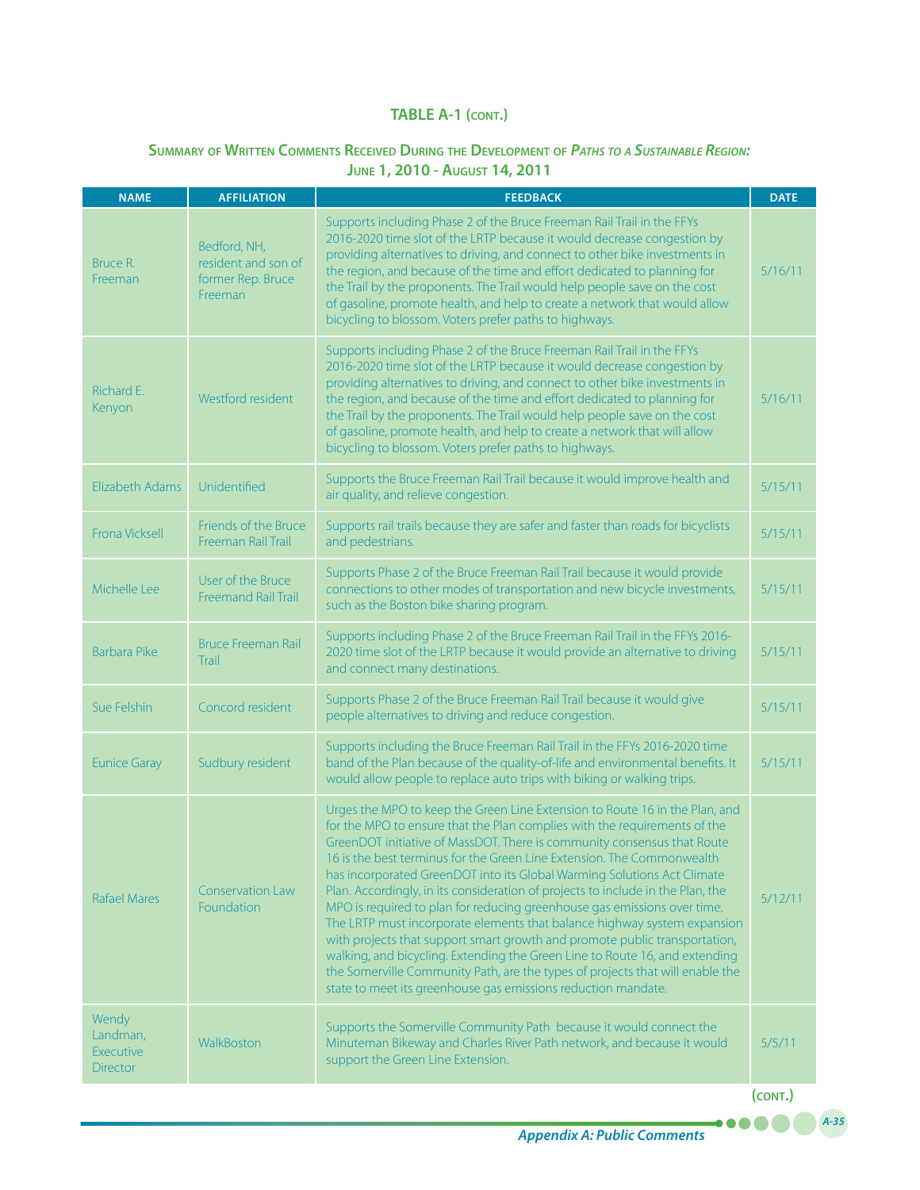## TABLE A-1 (CONT.)

### SUMMARY OF WRITTEN COMMENTS RECEIVED DURING THE DEVELOPMENT OF *PATHS TO A SUSTAINABLE REGION:* JUNE 1, 2010 - AUGUST 14, 2011

| NAME | AFFILIATION | FEEDBACK | DATE |
|---|---|---|---|
| Bruce R. Freeman | Bedford, NH, resident and son of former Rep. Bruce Freeman | Supports including Phase 2 of the Bruce Freeman Rail Trail in the FFYs 2016-2020 time slot of the LRTP because it would decrease congestion by providing alternatives to driving, and connect to other bike investments in the region, and because of the time and effort dedicated to planning for the Trail by the proponents. The Trail would help people save on the cost of gasoline, promote health, and help to create a network that would allow bicycling to blossom. Voters prefer paths to highways. | 5/16/11 |
| Richard E. Kenyon | Westford resident | Supports including Phase 2 of the Bruce Freeman Rail Trail in the FFYs 2016-2020 time slot of the LRTP because it would decrease congestion by providing alternatives to driving, and connect to other bike investments in the region, and because of the time and effort dedicated to planning for the Trail by the proponents. The Trail would help people save on the cost of gasoline, promote health, and help to create a network that will allow bicycling to blossom. Voters prefer paths to highways. | 5/16/11 |
| Elizabeth Adams | Unidentified | Supports the Bruce Freeman Rail Trail because it would improve health and air quality, and relieve congestion. | 5/15/11 |
| Frona Vicksell | Friends of the Bruce Freeman Rail Trail | Supports rail trails because they are safer and faster than roads for bicyclists and pedestrians. | 5/15/11 |
| Michelle Lee | User of the Bruce Freemand Rail Trail | Supports Phase 2 of the Bruce Freeman Rail Trail because it would provide connections to other modes of transportation and new bicycle investments, such as the Boston bike sharing program. | 5/15/11 |
| Barbara Pike | Bruce Freeman Rail Trail | Supports including Phase 2 of the Bruce Freeman Rail Trail in the FFYs 2016-2020 time slot of the LRTP because it would provide an alternative to driving and connect many destinations. | 5/15/11 |
| Sue Felshin | Concord resident | Supports Phase 2 of the Bruce Freeman Rail Trail because it would give people alternatives to driving and reduce congestion. | 5/15/11 |
| Eunice Garay | Sudbury resident | Supports including the Bruce Freeman Rail Trail in the FFYs 2016-2020 time band of the Plan because of the quality-of-life and environmental benefits. It would allow people to replace auto trips with biking or walking trips. | 5/15/11 |
| Rafael Mares | Conservation Law Foundation | Urges the MPO to keep the Green Line Extension to Route 16 in the Plan, and for the MPO to ensure that the Plan complies with the requirements of the GreenDOT initiative of MassDOT. There is community consensus that Route 16 is the best terminus for the Green Line Extension. The Commonwealth has incorporated GreenDOT into its Global Warming Solutions Act Climate Plan. Accordingly, in its consideration of projects to include in the Plan, the MPO is required to plan for reducing greenhouse gas emissions over time. The LRTP must incorporate elements that balance highway system expansion with projects that support smart growth and promote public transportation, walking, and bicycling. Extending the Green Line to Route 16, and extending the Somerville Community Path, are the types of projects that will enable the state to meet its greenhouse gas emissions reduction mandate. | 5/12/11 |
| Wendy Landman, Executive Director | WalkBoston | Supports the Somerville Community Path because it would connect the Minuteman Bikeway and Charles River Path network, and because it would support the Green Line Extension. | 5/5/11 |

(CONT.)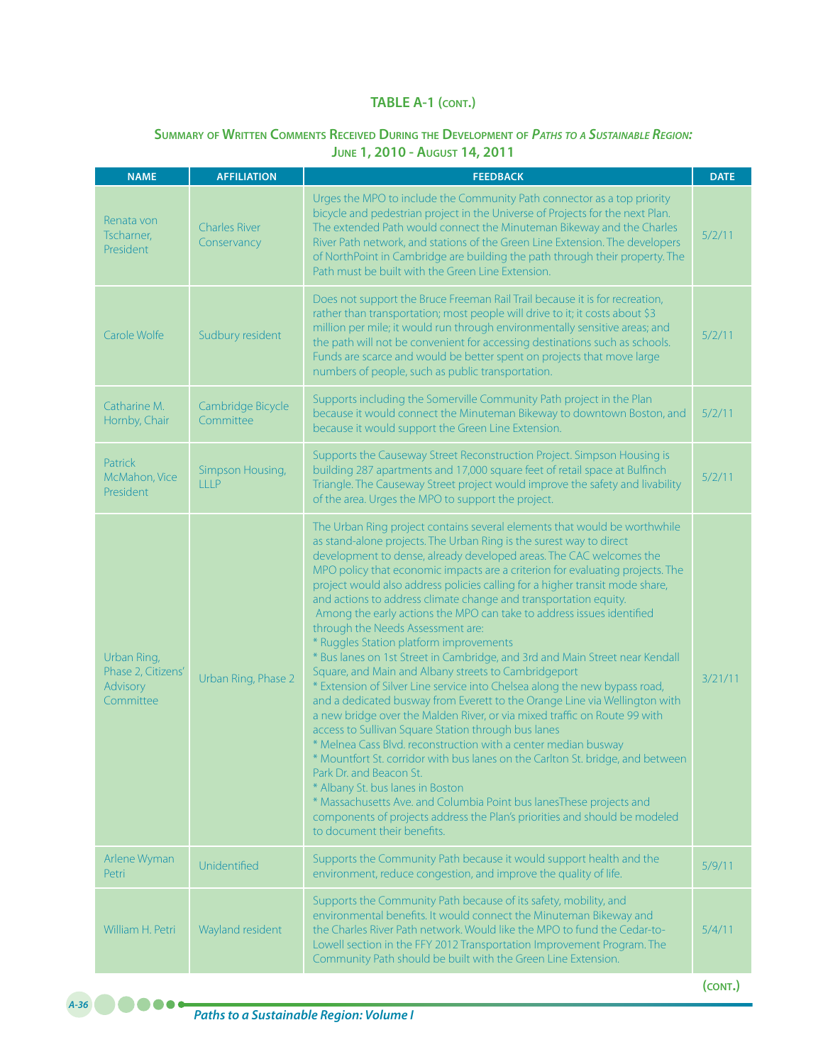## TABLE A-1 (cont.)

### Summary of Written Comments Received During the Development of *Paths to a Sustainable Region:* June 1, 2010 - August 14, 2011

| NAME | AFFILIATION | FEEDBACK | DATE |
|---|---|---|---|
| Renata von Tscharner, President | Charles River Conservancy | Urges the MPO to include the Community Path connector as a top priority bicycle and pedestrian project in the Universe of Projects for the next Plan. The extended Path would connect the Minuteman Bikeway and the Charles River Path network, and stations of the Green Line Extension. The developers of NorthPoint in Cambridge are building the path through their property. The Path must be built with the Green Line Extension. | 5/2/11 |
| Carole Wolfe | Sudbury resident | Does not support the Bruce Freeman Rail Trail because it is for recreation, rather than transportation; most people will drive to it; it costs about $3 million per mile; it would run through environmentally sensitive areas; and the path will not be convenient for accessing destinations such as schools. Funds are scarce and would be better spent on projects that move large numbers of people, such as public transportation. | 5/2/11 |
| Catharine M. Hornby, Chair | Cambridge Bicycle Committee | Supports including the Somerville Community Path project in the Plan because it would connect the Minuteman Bikeway to downtown Boston, and because it would support the Green Line Extension. | 5/2/11 |
| Patrick McMahon, Vice President | Simpson Housing, LLLP | Supports the Causeway Street Reconstruction Project. Simpson Housing is building 287 apartments and 17,000 square feet of retail space at Bulfinch Triangle. The Causeway Street project would improve the safety and livability of the area. Urges the MPO to support the project. | 5/2/11 |
| Urban Ring, Phase 2, Citizens' Advisory Committee | Urban Ring, Phase 2 | The Urban Ring project contains several elements that would be worthwhile as stand-alone projects. The Urban Ring is the surest way to direct development to dense, already developed areas. The CAC welcomes the MPO policy that economic impacts are a criterion for evaluating projects. The project would also address policies calling for a higher transit mode share, and actions to address climate change and transportation equity. Among the early actions the MPO can take to address issues identified through the Needs Assessment are: * Ruggles Station platform improvements * Bus lanes on 1st Street in Cambridge, and 3rd and Main Street near Kendall Square, and Main and Albany streets to Cambridgeport * Extension of Silver Line service into Chelsea along the new bypass road, and a dedicated busway from Everett to the Orange Line via Wellington with a new bridge over the Malden River, or via mixed traffic on Route 99 with access to Sullivan Square Station through bus lanes * Melnea Cass Blvd. reconstruction with a center median busway * Mountfort St. corridor with bus lanes on the Carlton St. bridge, and between Park Dr. and Beacon St. * Albany St. bus lanes in Boston * Massachusetts Ave. and Columbia Point bus lanesThese projects and components of projects address the Plan's priorities and should be modeled to document their benefits. | 3/21/11 |
| Arlene Wyman Petri | Unidentified | Supports the Community Path because it would support health and the environment, reduce congestion, and improve the quality of life. | 5/9/11 |
| William H. Petri | Wayland resident | Supports the Community Path because of its safety, mobility, and environmental benefits. It would connect the Minuteman Bikeway and the Charles River Path network. Would like the MPO to fund the Cedar-to-Lowell section in the FFY 2012 Transportation Improvement Program. The Community Path should be built with the Green Line Extension. | 5/4/11 |

(cont.)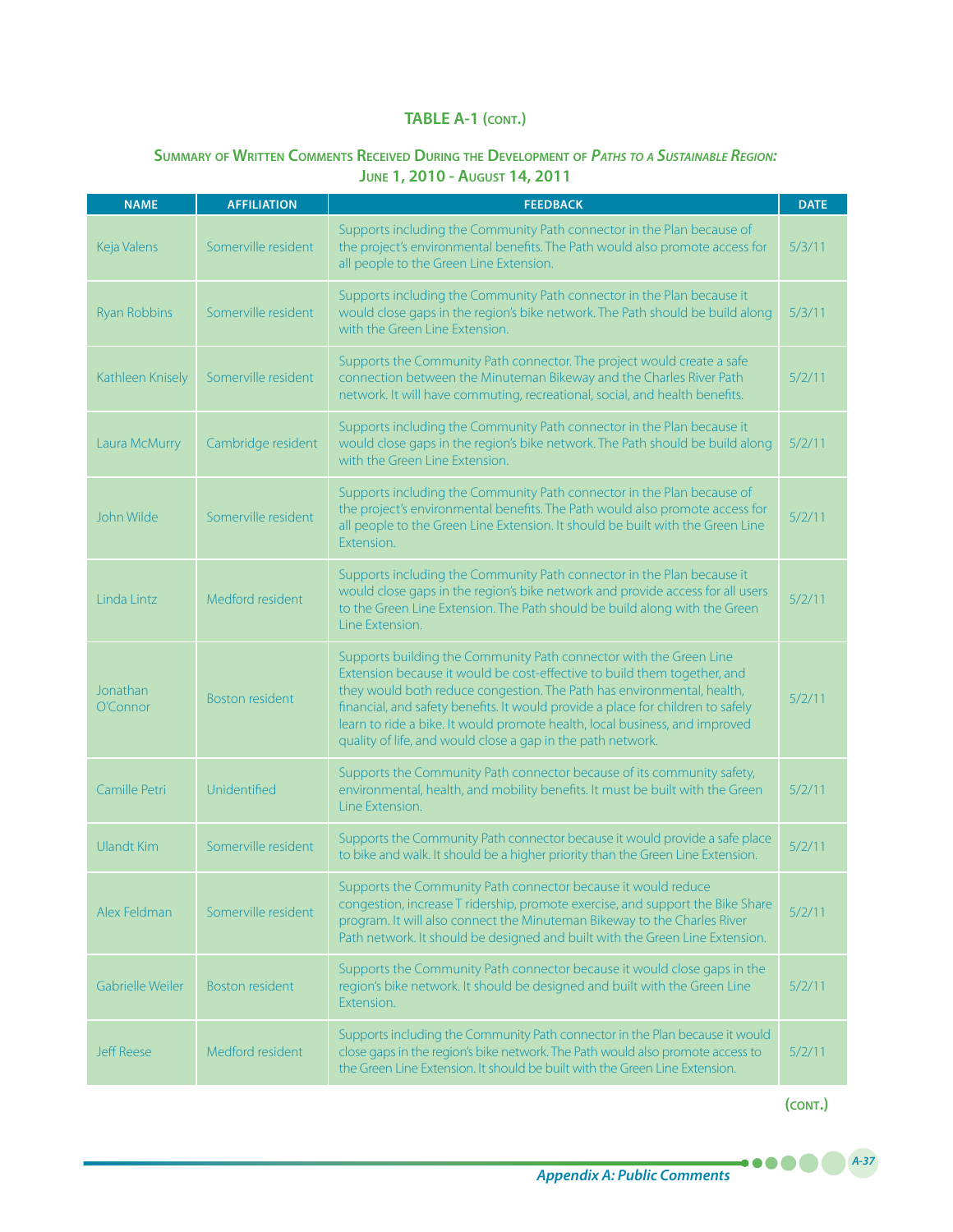## TABLE A-1 (CONT.)

### SUMMARY OF WRITTEN COMMENTS RECEIVED DURING THE DEVELOPMENT OF *PATHS TO A SUSTAINABLE REGION:* JUNE 1, 2010 - AUGUST 14, 2011

| NAME | AFFILIATION | FEEDBACK | DATE |
|---|---|---|---|
| Keja Valens | Somerville resident | Supports including the Community Path connector in the Plan because of the project's environmental benefits. The Path would also promote access for all people to the Green Line Extension. | 5/3/11 |
| Ryan Robbins | Somerville resident | Supports including the Community Path connector in the Plan because it would close gaps in the region's bike network. The Path should be build along with the Green Line Extension. | 5/3/11 |
| Kathleen Knisely | Somerville resident | Supports the Community Path connector. The project would create a safe connection between the Minuteman Bikeway and the Charles River Path network. It will have commuting, recreational, social, and health benefits. | 5/2/11 |
| Laura McMurry | Cambridge resident | Supports including the Community Path connector in the Plan because it would close gaps in the region's bike network. The Path should be build along with the Green Line Extension. | 5/2/11 |
| John Wilde | Somerville resident | Supports including the Community Path connector in the Plan because of the project's environmental benefits. The Path would also promote access for all people to the Green Line Extension. It should be built with the Green Line Extension. | 5/2/11 |
| Linda Lintz | Medford resident | Supports including the Community Path connector in the Plan because it would close gaps in the region's bike network and provide access for all users to the Green Line Extension. The Path should be build along with the Green Line Extension. | 5/2/11 |
| Jonathan O'Connor | Boston resident | Supports building the Community Path connector with the Green Line Extension because it would be cost-effective to build them together, and they would both reduce congestion. The Path has environmental, health, financial, and safety benefits. It would provide a place for children to safely learn to ride a bike. It would promote health, local business, and improved quality of life, and would close a gap in the path network. | 5/2/11 |
| Camille Petri | Unidentified | Supports the Community Path connector because of its community safety, environmental, health, and mobility benefits. It must be built with the Green Line Extension. | 5/2/11 |
| Ulandt Kim | Somerville resident | Supports the Community Path connector because it would provide a safe place to bike and walk. It should be a higher priority than the Green Line Extension. | 5/2/11 |
| Alex Feldman | Somerville resident | Supports the Community Path connector because it would reduce congestion, increase T ridership, promote exercise, and support the Bike Share program. It will also connect the Minuteman Bikeway to the Charles River Path network. It should be designed and built with the Green Line Extension. | 5/2/11 |
| Gabrielle Weiler | Boston resident | Supports the Community Path connector because it would close gaps in the region's bike network. It should be designed and built with the Green Line Extension. | 5/2/11 |
| Jeff Reese | Medford resident | Supports including the Community Path connector in the Plan because it would close gaps in the region's bike network. The Path would also promote access to the Green Line Extension. It should be built with the Green Line Extension. | 5/2/11 |

(CONT.)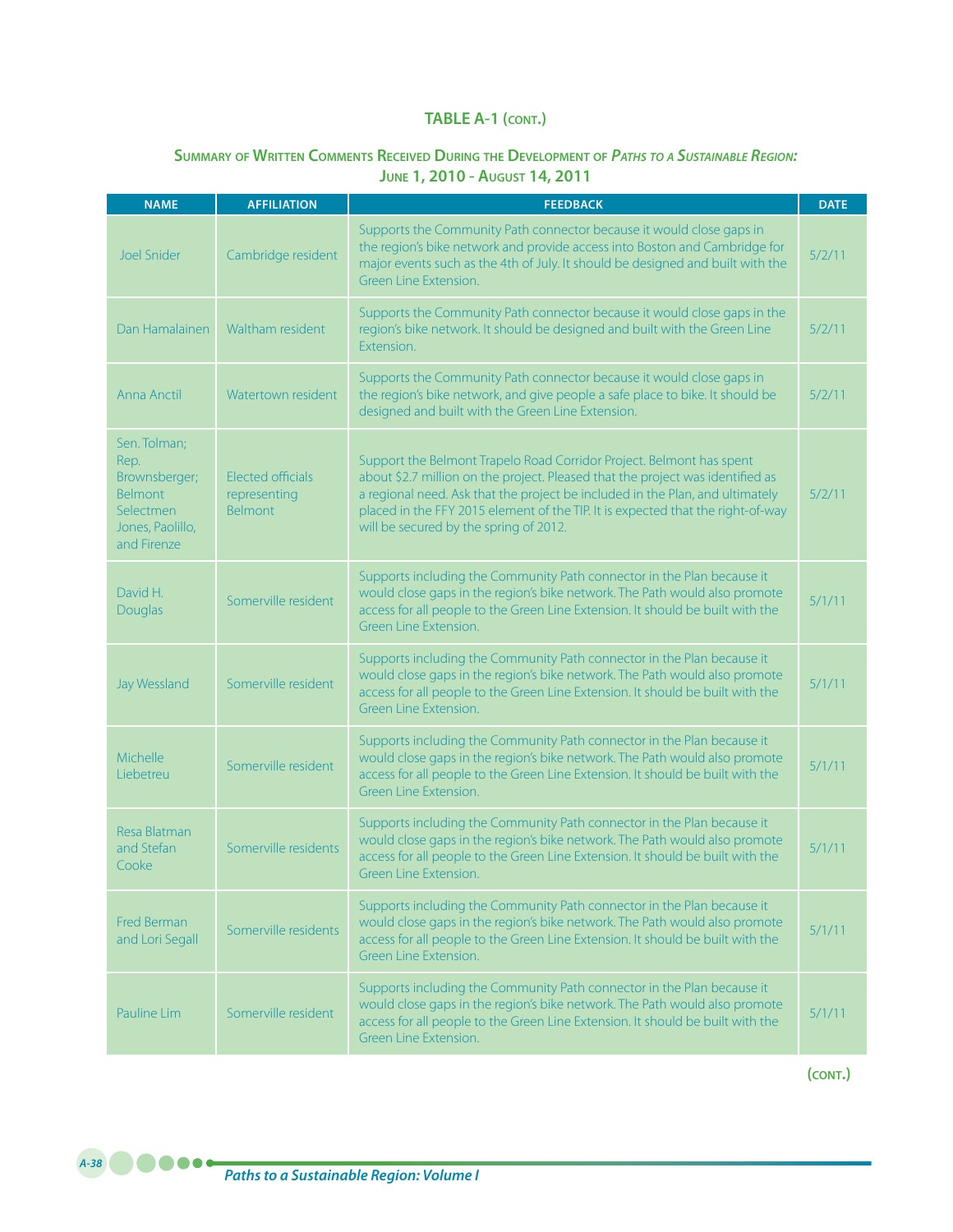**TABLE A-1 (CONT.)**

**SUMMARY OF WRITTEN COMMENTS RECEIVED DURING THE DEVELOPMENT OF *PATHS TO A SUSTAINABLE REGION:* JUNE 1, 2010 - AUGUST 14, 2011**

| NAME | AFFILIATION | FEEDBACK | DATE |
|---|---|---|---|
| Joel Snider | Cambridge resident | Supports the Community Path connector because it would close gaps in the region's bike network and provide access into Boston and Cambridge for major events such as the 4th of July. It should be designed and built with the Green Line Extension. | 5/2/11 |
| Dan Hamalainen | Waltham resident | Supports the Community Path connector because it would close gaps in the region's bike network. It should be designed and built with the Green Line Extension. | 5/2/11 |
| Anna Anctil | Watertown resident | Supports the Community Path connector because it would close gaps in the region's bike network, and give people a safe place to bike. It should be designed and built with the Green Line Extension. | 5/2/11 |
| Sen. Tolman; Rep. Brownsberger; Belmont Selectmen Jones, Paolillo, and Firenze | Elected officials representing Belmont | Support the Belmont Trapelo Road Corridor Project. Belmont has spent about $2.7 million on the project. Pleased that the project was identified as a regional need. Ask that the project be included in the Plan, and ultimately placed in the FFY 2015 element of the TIP. It is expected that the right-of-way will be secured by the spring of 2012. | 5/2/11 |
| David H. Douglas | Somerville resident | Supports including the Community Path connector in the Plan because it would close gaps in the region's bike network. The Path would also promote access for all people to the Green Line Extension. It should be built with the Green Line Extension. | 5/1/11 |
| Jay Wessland | Somerville resident | Supports including the Community Path connector in the Plan because it would close gaps in the region's bike network. The Path would also promote access for all people to the Green Line Extension. It should be built with the Green Line Extension. | 5/1/11 |
| Michelle Liebetreu | Somerville resident | Supports including the Community Path connector in the Plan because it would close gaps in the region's bike network. The Path would also promote access for all people to the Green Line Extension. It should be built with the Green Line Extension. | 5/1/11 |
| Resa Blatman and Stefan Cooke | Somerville residents | Supports including the Community Path connector in the Plan because it would close gaps in the region's bike network. The Path would also promote access for all people to the Green Line Extension. It should be built with the Green Line Extension. | 5/1/11 |
| Fred Berman and Lori Segall | Somerville residents | Supports including the Community Path connector in the Plan because it would close gaps in the region's bike network. The Path would also promote access for all people to the Green Line Extension. It should be built with the Green Line Extension. | 5/1/11 |
| Pauline Lim | Somerville resident | Supports including the Community Path connector in the Plan because it would close gaps in the region's bike network. The Path would also promote access for all people to the Green Line Extension. It should be built with the Green Line Extension. | 5/1/11 |

(CONT.)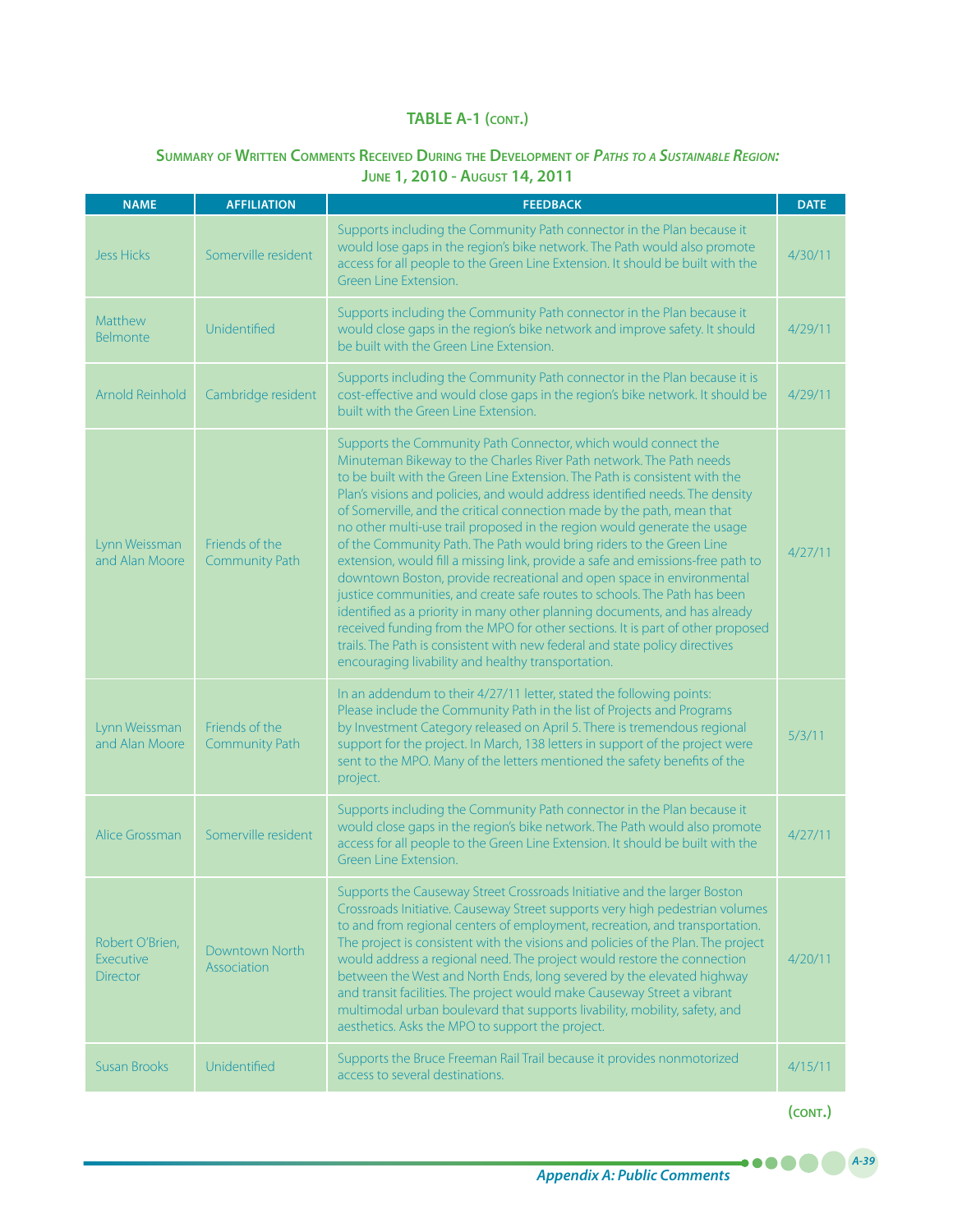## TABLE A-1 (CONT.)

### SUMMARY OF WRITTEN COMMENTS RECEIVED DURING THE DEVELOPMENT OF *PATHS TO A SUSTAINABLE REGION:* JUNE 1, 2010 - AUGUST 14, 2011

| NAME | AFFILIATION | FEEDBACK | DATE |
|---|---|---|---|
| Jess Hicks | Somerville resident | Supports including the Community Path connector in the Plan because it would lose gaps in the region's bike network. The Path would also promote access for all people to the Green Line Extension. It should be built with the Green Line Extension. | 4/30/11 |
| Matthew Belmonte | Unidentified | Supports including the Community Path connector in the Plan because it would close gaps in the region's bike network and improve safety. It should be built with the Green Line Extension. | 4/29/11 |
| Arnold Reinhold | Cambridge resident | Supports including the Community Path connector in the Plan because it is cost-effective and would close gaps in the region's bike network. It should be built with the Green Line Extension. | 4/29/11 |
| Lynn Weissman and Alan Moore | Friends of the Community Path | Supports the Community Path Connector, which would connect the Minuteman Bikeway to the Charles River Path network. The Path needs to be built with the Green Line Extension. The Path is consistent with the Plan's visions and policies, and would address identified needs. The density of Somerville, and the critical connection made by the path, mean that no other multi-use trail proposed in the region would generate the usage of the Community Path. The Path would bring riders to the Green Line extension, would fill a missing link, provide a safe and emissions-free path to downtown Boston, provide recreational and open space in environmental justice communities, and create safe routes to schools. The Path has been identified as a priority in many other planning documents, and has already received funding from the MPO for other sections. It is part of other proposed trails. The Path is consistent with new federal and state policy directives encouraging livability and healthy transportation. | 4/27/11 |
| Lynn Weissman and Alan Moore | Friends of the Community Path | In an addendum to their 4/27/11 letter, stated the following points: Please include the Community Path in the list of Projects and Programs by Investment Category released on April 5. There is tremendous regional support for the project. In March, 138 letters in support of the project were sent to the MPO. Many of the letters mentioned the safety benefits of the project. | 5/3/11 |
| Alice Grossman | Somerville resident | Supports including the Community Path connector in the Plan because it would close gaps in the region's bike network. The Path would also promote access for all people to the Green Line Extension. It should be built with the Green Line Extension. | 4/27/11 |
| Robert O'Brien, Executive Director | Downtown North Association | Supports the Causeway Street Crossroads Initiative and the larger Boston Crossroads Initiative. Causeway Street supports very high pedestrian volumes to and from regional centers of employment, recreation, and transportation. The project is consistent with the visions and policies of the Plan. The project would address a regional need. The project would restore the connection between the West and North Ends, long severed by the elevated highway and transit facilities. The project would make Causeway Street a vibrant multimodal urban boulevard that supports livability, mobility, safety, and aesthetics. Asks the MPO to support the project. | 4/20/11 |
| Susan Brooks | Unidentified | Supports the Bruce Freeman Rail Trail because it provides nonmotorized access to several destinations. | 4/15/11 |

(CONT.)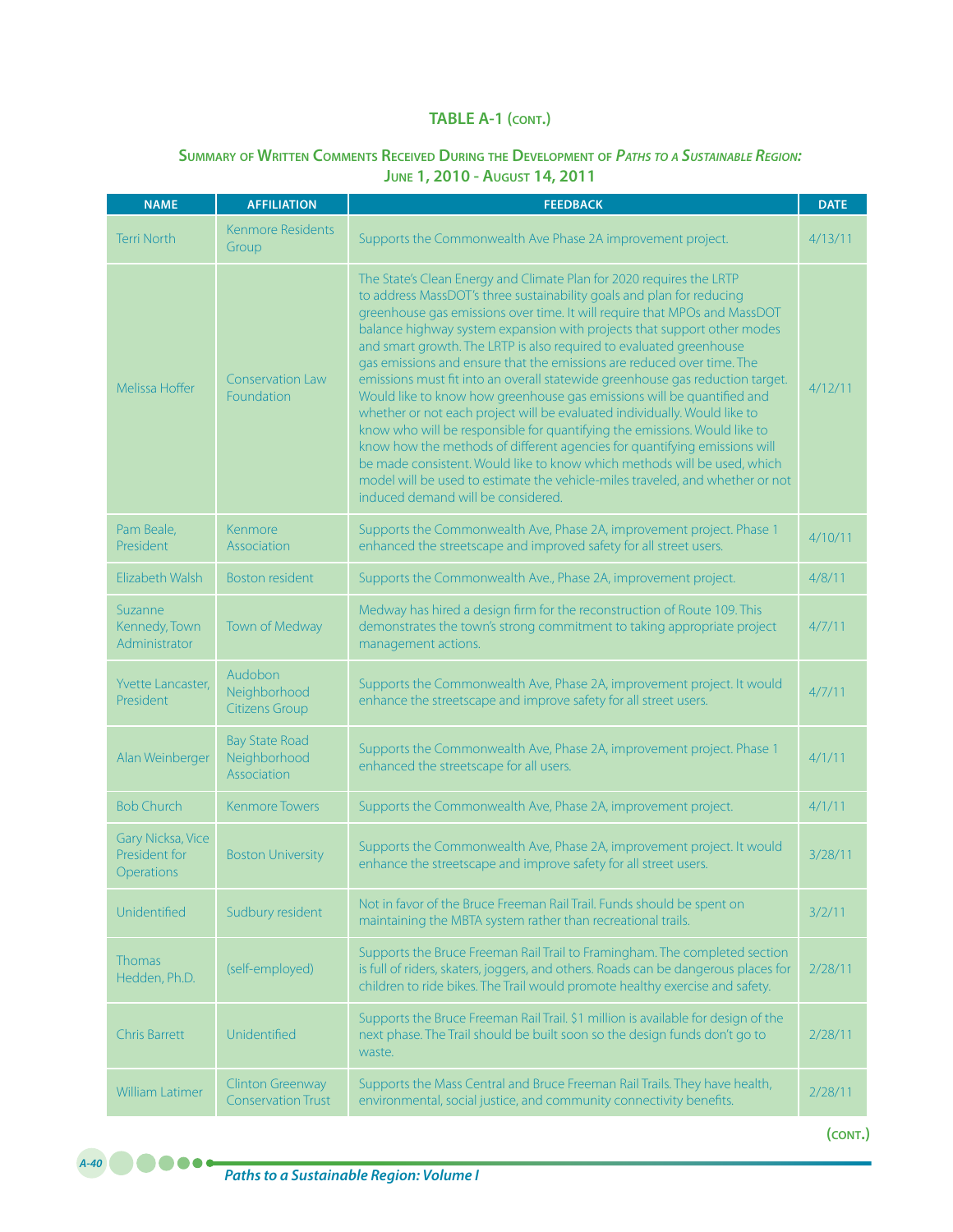## TABLE A-1 (CONT.)

### Summary of Written Comments Received During the Development of *Paths to a Sustainable Region:* June 1, 2010 - August 14, 2011

| NAME | AFFILIATION | FEEDBACK | DATE |
|---|---|---|---|
| Terri North | Kenmore Residents Group | Supports the Commonwealth Ave Phase 2A improvement project. | 4/13/11 |
| Melissa Hoffer | Conservation Law Foundation | The State's Clean Energy and Climate Plan for 2020 requires the LRTP to address MassDOT's three sustainability goals and plan for reducing greenhouse gas emissions over time. It will require that MPOs and MassDOT balance highway system expansion with projects that support other modes and smart growth. The LRTP is also required to evaluated greenhouse gas emissions and ensure that the emissions are reduced over time. The emissions must fit into an overall statewide greenhouse gas reduction target. Would like to know how greenhouse gas emissions will be quantified and whether or not each project will be evaluated individually. Would like to know who will be responsible for quantifying the emissions. Would like to know how the methods of different agencies for quantifying emissions will be made consistent. Would like to know which methods will be used, which model will be used to estimate the vehicle-miles traveled, and whether or not induced demand will be considered. | 4/12/11 |
| Pam Beale, President | Kenmore Association | Supports the Commonwealth Ave, Phase 2A, improvement project. Phase 1 enhanced the streetscape and improved safety for all street users. | 4/10/11 |
| Elizabeth Walsh | Boston resident | Supports the Commonwealth Ave., Phase 2A, improvement project. | 4/8/11 |
| Suzanne Kennedy, Town Administrator | Town of Medway | Medway has hired a design firm for the reconstruction of Route 109. This demonstrates the town's strong commitment to taking appropriate project management actions. | 4/7/11 |
| Yvette Lancaster, President | Audobon Neighborhood Citizens Group | Supports the Commonwealth Ave, Phase 2A, improvement project. It would enhance the streetscape and improve safety for all street users. | 4/7/11 |
| Alan Weinberger | Bay State Road Neighborhood Association | Supports the Commonwealth Ave, Phase 2A, improvement project. Phase 1 enhanced the streetscape for all users. | 4/1/11 |
| Bob Church | Kenmore Towers | Supports the Commonwealth Ave, Phase 2A, improvement project. | 4/1/11 |
| Gary Nicksa, Vice President for Operations | Boston University | Supports the Commonwealth Ave, Phase 2A, improvement project. It would enhance the streetscape and improve safety for all street users. | 3/28/11 |
| Unidentified | Sudbury resident | Not in favor of the Bruce Freeman Rail Trail. Funds should be spent on maintaining the MBTA system rather than recreational trails. | 3/2/11 |
| Thomas Hedden, Ph.D. | (self-employed) | Supports the Bruce Freeman Rail Trail to Framingham. The completed section is full of riders, skaters, joggers, and others. Roads can be dangerous places for children to ride bikes. The Trail would promote healthy exercise and safety. | 2/28/11 |
| Chris Barrett | Unidentified | Supports the Bruce Freeman Rail Trail. $1 million is available for design of the next phase. The Trail should be built soon so the design funds don't go to waste. | 2/28/11 |
| William Latimer | Clinton Greenway Conservation Trust | Supports the Mass Central and Bruce Freeman Rail Trails. They have health, environmental, social justice, and community connectivity benefits. | 2/28/11 |

(CONT.)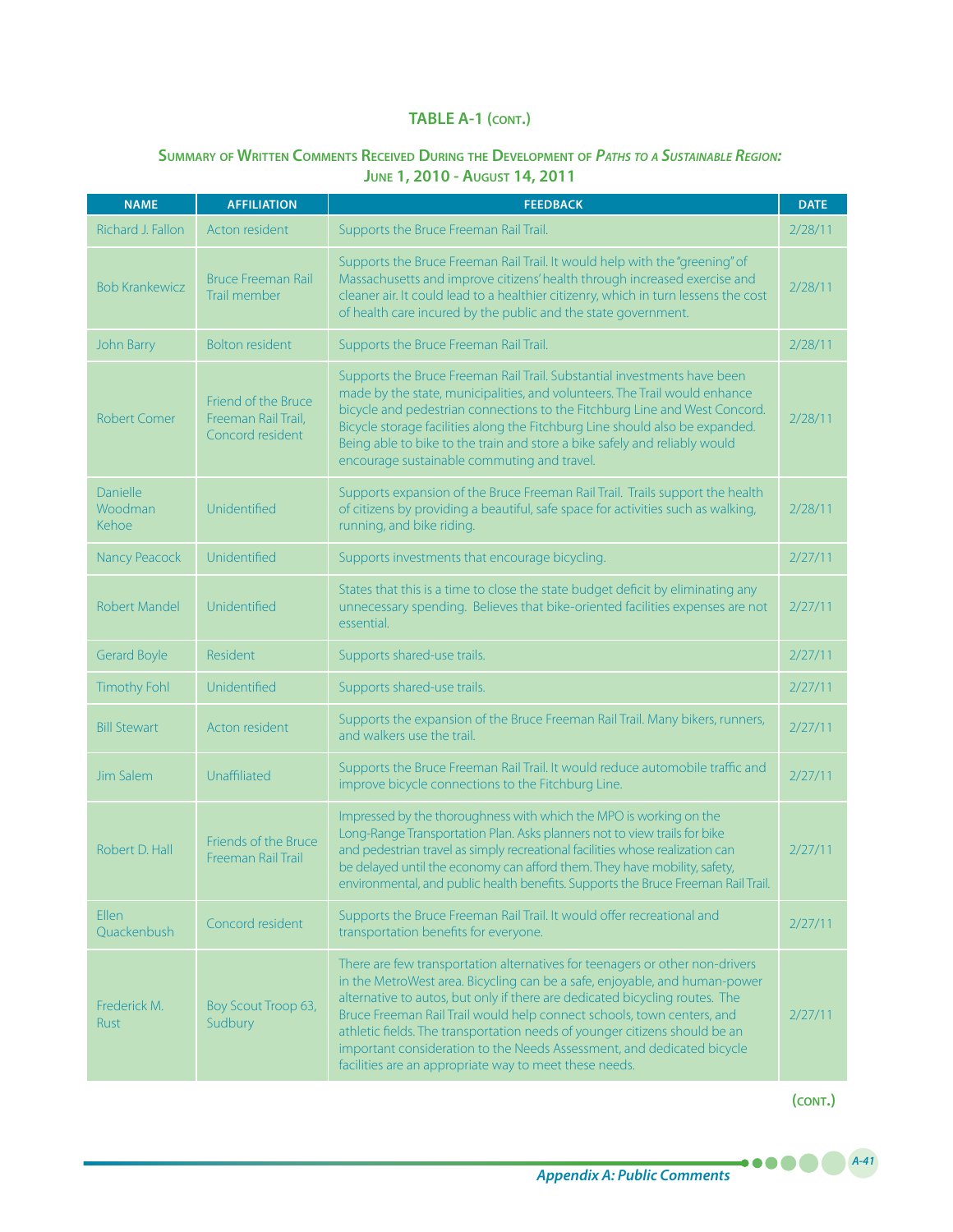## TABLE A-1 (CONT.)

### Summary of Written Comments Received During the Development of *Paths to a Sustainable Region:* June 1, 2010 - August 14, 2011

| NAME | AFFILIATION | FEEDBACK | DATE |
|---|---|---|---|
| Richard J. Fallon | Acton resident | Supports the Bruce Freeman Rail Trail. | 2/28/11 |
| Bob Krankewicz | Bruce Freeman Rail Trail member | Supports the Bruce Freeman Rail Trail. It would help with the "greening" of Massachusetts and improve citizens' health through increased exercise and cleaner air. It could lead to a healthier citizenry, which in turn lessens the cost of health care incured by the public and the state government. | 2/28/11 |
| John Barry | Bolton resident | Supports the Bruce Freeman Rail Trail. | 2/28/11 |
| Robert Comer | Friend of the Bruce Freeman Rail Trail, Concord resident | Supports the Bruce Freeman Rail Trail. Substantial investments have been made by the state, municipalities, and volunteers. The Trail would enhance bicycle and pedestrian connections to the Fitchburg Line and West Concord. Bicycle storage facilities along the Fitchburg Line should also be expanded. Being able to bike to the train and store a bike safely and reliably would encourage sustainable commuting and travel. | 2/28/11 |
| Danielle Woodman Kehoe | Unidentified | Supports expansion of the Bruce Freeman Rail Trail. Trails support the health of citizens by providing a beautiful, safe space for activities such as walking, running, and bike riding. | 2/28/11 |
| Nancy Peacock | Unidentified | Supports investments that encourage bicycling. | 2/27/11 |
| Robert Mandel | Unidentified | States that this is a time to close the state budget deficit by eliminating any unnecessary spending. Believes that bike-oriented facilities expenses are not essential. | 2/27/11 |
| Gerard Boyle | Resident | Supports shared-use trails. | 2/27/11 |
| Timothy Fohl | Unidentified | Supports shared-use trails. | 2/27/11 |
| Bill Stewart | Acton resident | Supports the expansion of the Bruce Freeman Rail Trail. Many bikers, runners, and walkers use the trail. | 2/27/11 |
| Jim Salem | Unaffiliated | Supports the Bruce Freeman Rail Trail. It would reduce automobile traffic and improve bicycle connections to the Fitchburg Line. | 2/27/11 |
| Robert D. Hall | Friends of the Bruce Freeman Rail Trail | Impressed by the thoroughness with which the MPO is working on the Long-Range Transportation Plan. Asks planners not to view trails for bike and pedestrian travel as simply recreational facilities whose realization can be delayed until the economy can afford them. They have mobility, safety, environmental, and public health benefits. Supports the Bruce Freeman Rail Trail. | 2/27/11 |
| Ellen Quackenbush | Concord resident | Supports the Bruce Freeman Rail Trail. It would offer recreational and transportation benefits for everyone. | 2/27/11 |
| Frederick M. Rust | Boy Scout Troop 63, Sudbury | There are few transportation alternatives for teenagers or other non-drivers in the MetroWest area. Bicycling can be a safe, enjoyable, and human-power alternative to autos, but only if there are dedicated bicycling routes. The Bruce Freeman Rail Trail would help connect schools, town centers, and athletic fields. The transportation needs of younger citizens should be an important consideration to the Needs Assessment, and dedicated bicycle facilities are an appropriate way to meet these needs. | 2/27/11 |

(CONT.)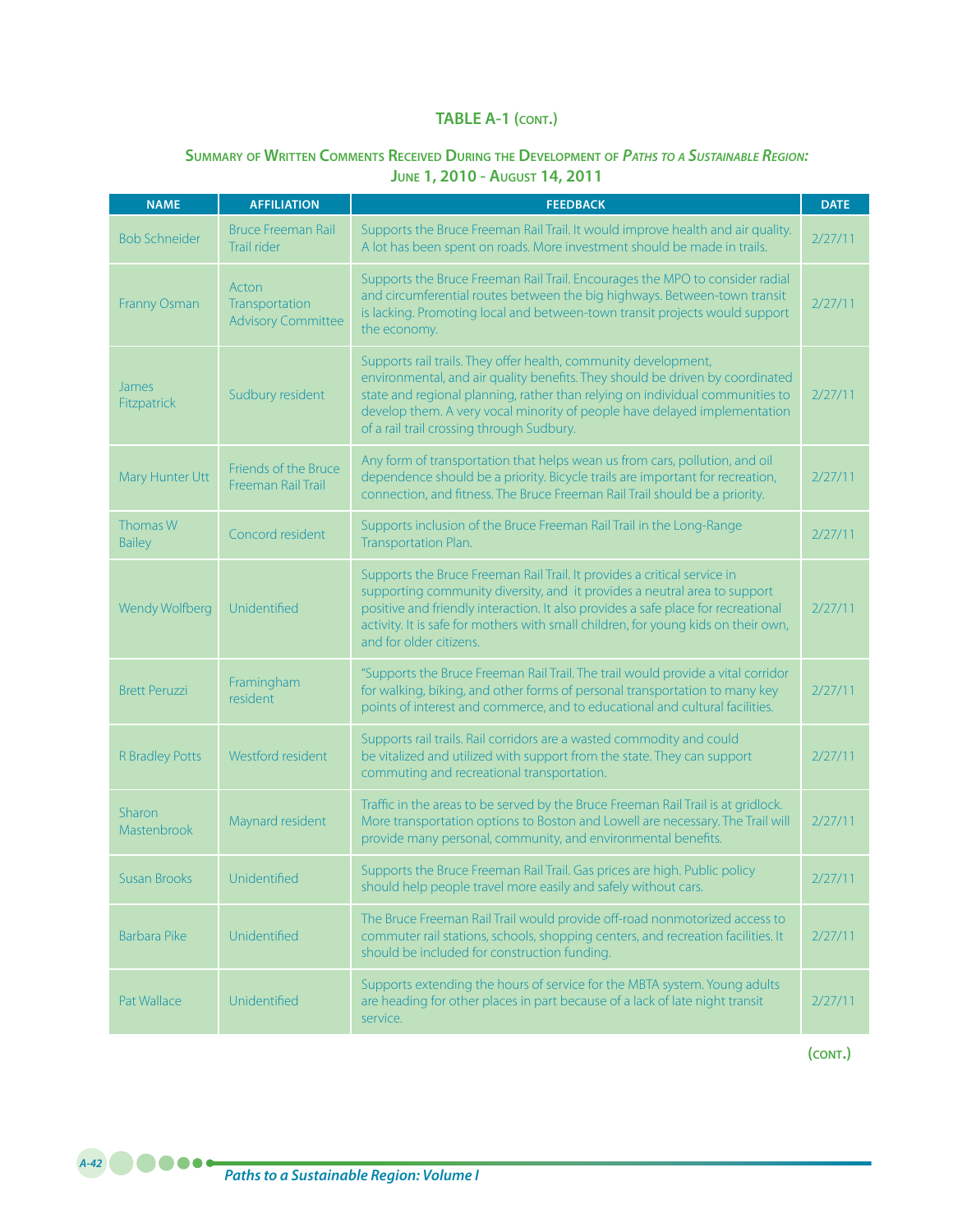## TABLE A-1 (CONT.)

### SUMMARY OF WRITTEN COMMENTS RECEIVED DURING THE DEVELOPMENT OF *PATHS TO A SUSTAINABLE REGION:* JUNE 1, 2010 - AUGUST 14, 2011

| NAME | AFFILIATION | FEEDBACK | DATE |
|---|---|---|---|
| Bob Schneider | Bruce Freeman Rail Trail rider | Supports the Bruce Freeman Rail Trail. It would improve health and air quality. A lot has been spent on roads. More investment should be made in trails. | 2/27/11 |
| Franny Osman | Acton Transportation Advisory Committee | Supports the Bruce Freeman Rail Trail. Encourages the MPO to consider radial and circumferential routes between the big highways. Between-town transit is lacking. Promoting local and between-town transit projects would support the economy. | 2/27/11 |
| James Fitzpatrick | Sudbury resident | Supports rail trails. They offer health, community development, environmental, and air quality benefits. They should be driven by coordinated state and regional planning, rather than relying on individual communities to develop them. A very vocal minority of people have delayed implementation of a rail trail crossing through Sudbury. | 2/27/11 |
| Mary Hunter Utt | Friends of the Bruce Freeman Rail Trail | Any form of transportation that helps wean us from cars, pollution, and oil dependence should be a priority. Bicycle trails are important for recreation, connection, and fitness. The Bruce Freeman Rail Trail should be a priority. | 2/27/11 |
| Thomas W Bailey | Concord resident | Supports inclusion of the Bruce Freeman Rail Trail in the Long-Range Transportation Plan. | 2/27/11 |
| Wendy Wolfberg | Unidentified | Supports the Bruce Freeman Rail Trail. It provides a critical service in supporting community diversity, and it provides a neutral area to support positive and friendly interaction. It also provides a safe place for recreational activity. It is safe for mothers with small children, for young kids on their own, and for older citizens. | 2/27/11 |
| Brett Peruzzi | Framingham resident | "Supports the Bruce Freeman Rail Trail. The trail would provide a vital corridor for walking, biking, and other forms of personal transportation to many key points of interest and commerce, and to educational and cultural facilities. | 2/27/11 |
| R Bradley Potts | Westford resident | Supports rail trails. Rail corridors are a wasted commodity and could be vitalized and utilized with support from the state. They can support commuting and recreational transportation. | 2/27/11 |
| Sharon Mastenbrook | Maynard resident | Traffic in the areas to be served by the Bruce Freeman Rail Trail is at gridlock. More transportation options to Boston and Lowell are necessary. The Trail will provide many personal, community, and environmental benefits. | 2/27/11 |
| Susan Brooks | Unidentified | Supports the Bruce Freeman Rail Trail. Gas prices are high. Public policy should help people travel more easily and safely without cars. | 2/27/11 |
| Barbara Pike | Unidentified | The Bruce Freeman Rail Trail would provide off-road nonmotorized access to commuter rail stations, schools, shopping centers, and recreation facilities. It should be included for construction funding. | 2/27/11 |
| Pat Wallace | Unidentified | Supports extending the hours of service for the MBTA system. Young adults are heading for other places in part because of a lack of late night transit service. | 2/27/11 |

(CONT.)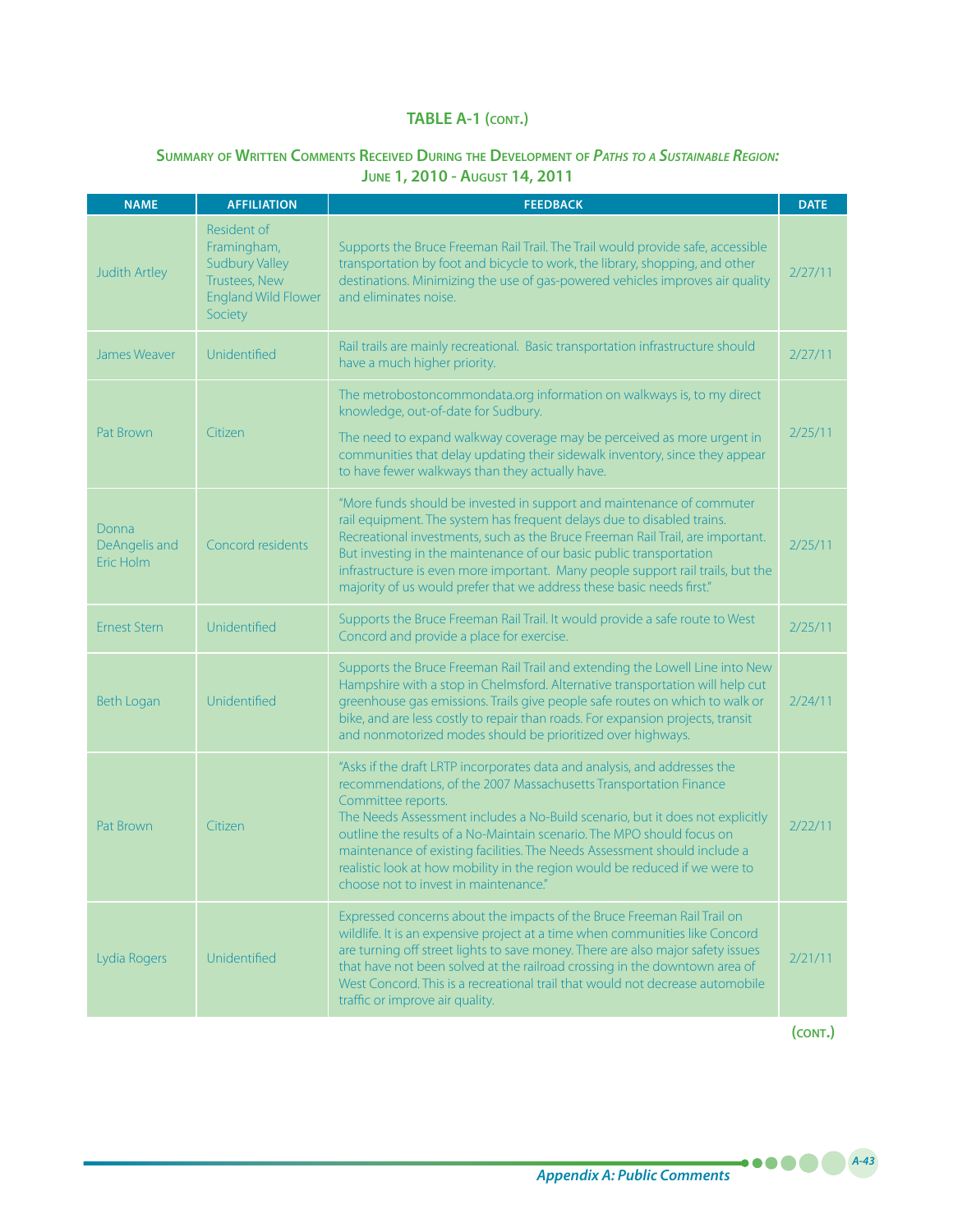## TABLE A-1 (cont.)

### Summary of Written Comments Received During the Development of *Paths to a Sustainable Region:* June 1, 2010 - August 14, 2011

| NAME | AFFILIATION | FEEDBACK | DATE |
|---|---|---|---|
| Judith Artley | Resident of Framingham, Sudbury Valley Trustees, New England Wild Flower Society | Supports the Bruce Freeman Rail Trail. The Trail would provide safe, accessible transportation by foot and bicycle to work, the library, shopping, and other destinations. Minimizing the use of gas-powered vehicles improves air quality and eliminates noise. | 2/27/11 |
| James Weaver | Unidentified | Rail trails are mainly recreational. Basic transportation infrastructure should have a much higher priority. | 2/27/11 |
| Pat Brown | Citizen | The metrobostoncommondata.org information on walkways is, to my direct knowledge, out-of-date for Sudbury.<br><br>The need to expand walkway coverage may be perceived as more urgent in communities that delay updating their sidewalk inventory, since they appear to have fewer walkways than they actually have. | 2/25/11 |
| Donna DeAngelis and Eric Holm | Concord residents | "More funds should be invested in support and maintenance of commuter rail equipment. The system has frequent delays due to disabled trains. Recreational investments, such as the Bruce Freeman Rail Trail, are important. But investing in the maintenance of our basic public transportation infrastructure is even more important. Many people support rail trails, but the majority of us would prefer that we address these basic needs first." | 2/25/11 |
| Ernest Stern | Unidentified | Supports the Bruce Freeman Rail Trail. It would provide a safe route to West Concord and provide a place for exercise. | 2/25/11 |
| Beth Logan | Unidentified | Supports the Bruce Freeman Rail Trail and extending the Lowell Line into New Hampshire with a stop in Chelmsford. Alternative transportation will help cut greenhouse gas emissions. Trails give people safe routes on which to walk or bike, and are less costly to repair than roads. For expansion projects, transit and nonmotorized modes should be prioritized over highways. | 2/24/11 |
| Pat Brown | Citizen | "Asks if the draft LRTP incorporates data and analysis, and addresses the recommendations, of the 2007 Massachusetts Transportation Finance Committee reports.<br>The Needs Assessment includes a No-Build scenario, but it does not explicitly outline the results of a No-Maintain scenario. The MPO should focus on maintenance of existing facilities. The Needs Assessment should include a realistic look at how mobility in the region would be reduced if we were to choose not to invest in maintenance." | 2/22/11 |
| Lydia Rogers | Unidentified | Expressed concerns about the impacts of the Bruce Freeman Rail Trail on wildlife. It is an expensive project at a time when communities like Concord are turning off street lights to save money. There are also major safety issues that have not been solved at the railroad crossing in the downtown area of West Concord. This is a recreational trail that would not decrease automobile traffic or improve air quality. | 2/21/11 |

(cont.)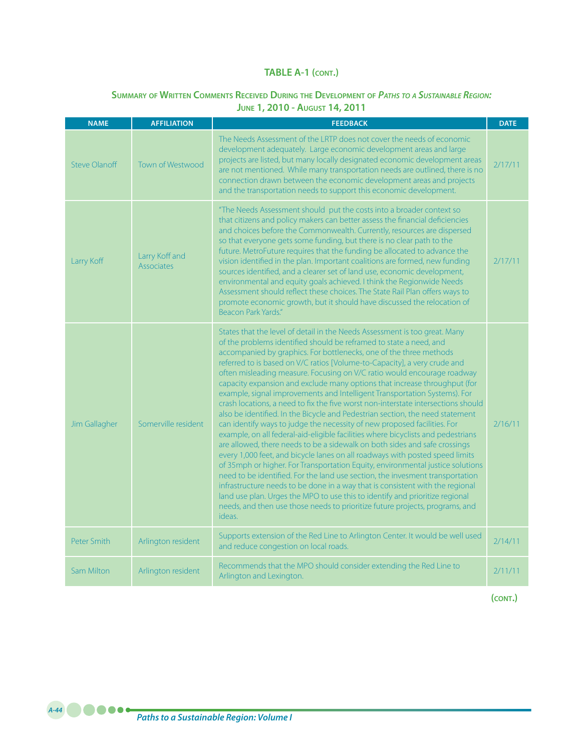## TABLE A-1 (cont.)

### Summary of Written Comments Received During the Development of *Paths to a Sustainable Region:* June 1, 2010 - August 14, 2011

| NAME | AFFILIATION | FEEDBACK | DATE |
|---|---|---|---|
| Steve Olanoff | Town of Westwood | The Needs Assessment of the LRTP does not cover the needs of economic development adequately. Large economic development areas and large projects are listed, but many locally designated economic development areas are not mentioned. While many transportation needs are outlined, there is no connection drawn between the economic development areas and projects and the transportation needs to support this economic development. | 2/17/11 |
| Larry Koff | Larry Koff and Associates | "The Needs Assessment should put the costs into a broader context so that citizens and policy makers can better assess the financial deficiencies and choices before the Commonwealth. Currently, resources are dispersed so that everyone gets some funding, but there is no clear path to the future. MetroFuture requires that the funding be allocated to advance the vision identified in the plan. Important coalitions are formed, new funding sources identified, and a clearer set of land use, economic development, environmental and equity goals achieved. I think the Regionwide Needs Assessment should reflect these choices. The State Rail Plan offers ways to promote economic growth, but it should have discussed the relocation of Beacon Park Yards." | 2/17/11 |
| Jim Gallagher | Somerville resident | States that the level of detail in the Needs Assessment is too great. Many of the problems identified should be reframed to state a need, and accompanied by graphics. For bottlenecks, one of the three methods referred to is based on V/C ratios [Volume-to-Capacity], a very crude and often misleading measure. Focusing on V/C ratio would encourage roadway capacity expansion and exclude many options that increase throughput (for example, signal improvements and Intelligent Transportation Systems). For crash locations, a need to fix the five worst non-interstate intersections should also be identified. In the Bicycle and Pedestrian section, the need statement can identify ways to judge the necessity of new proposed facilities. For example, on all federal-aid-eligible facilities where bicyclists and pedestrians are allowed, there needs to be a sidewalk on both sides and safe crossings every 1,000 feet, and bicycle lanes on all roadways with posted speed limits of 35mph or higher. For Transportation Equity, environmental justice solutions need to be identified. For the land use section, the invesment transportation infrastructure needs to be done in a way that is consistent with the regional land use plan. Urges the MPO to use this to identify and prioritize regional needs, and then use those needs to prioritize future projects, programs, and ideas. | 2/16/11 |
| Peter Smith | Arlington resident | Supports extension of the Red Line to Arlington Center. It would be well used and reduce congestion on local roads. | 2/14/11 |
| Sam Milton | Arlington resident | Recommends that the MPO should consider extending the Red Line to Arlington and Lexington. | 2/11/11 |

(cont.)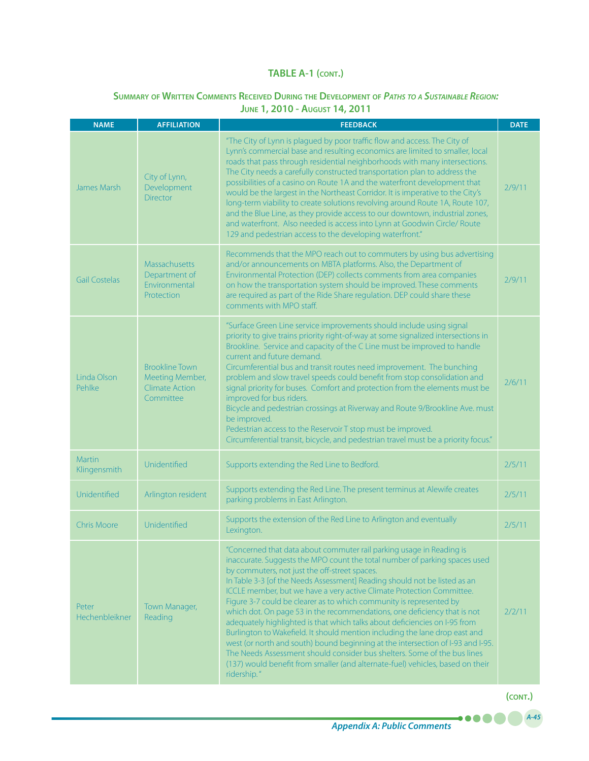## TABLE A-1 (CONT.)

### Summary of Written Comments Received During the Development of *Paths to a Sustainable Region:* June 1, 2010 - August 14, 2011

| NAME | AFFILIATION | FEEDBACK | DATE |
|---|---|---|---|
| James Marsh | City of Lynn, Development Director | "The City of Lynn is plagued by poor traffic flow and access. The City of Lynn's commercial base and resulting economics are limited to smaller, local roads that pass through residential neighborhoods with many intersections. The City needs a carefully constructed transportation plan to address the possibilities of a casino on Route 1A and the waterfront development that would be the largest in the Northeast Corridor. It is imperative to the City's long-term viability to create solutions revolving around Route 1A, Route 107, and the Blue Line, as they provide access to our downtown, industrial zones, and waterfront. Also needed is access into Lynn at Goodwin Circle/ Route 129 and pedestrian access to the developing waterfront." | 2/9/11 |
| Gail Costelas | Massachusetts Department of Environmental Protection | Recommends that the MPO reach out to commuters by using bus advertising and/or announcements on MBTA platforms. Also, the Department of Environmental Protection (DEP) collects comments from area companies on how the transportation system should be improved. These comments are required as part of the Ride Share regulation. DEP could share these comments with MPO staff. | 2/9/11 |
| Linda Olson Pehlke | Brookline Town Meeting Member, Climate Action Committee | "Surface Green Line service improvements should include using signal priority to give trains priority right-of-way at some signalized intersections in Brookline. Service and capacity of the C Line must be improved to handle current and future demand.<br>Circumferential bus and transit routes need improvement. The bunching problem and slow travel speeds could benefit from stop consolidation and signal priority for buses. Comfort and protection from the elements must be improved for bus riders.<br>Bicycle and pedestrian crossings at Riverway and Route 9/Brookline Ave. must be improved.<br>Pedestrian access to the Reservoir T stop must be improved.<br>Circumferential transit, bicycle, and pedestrian travel must be a priority focus." | 2/6/11 |
| Martin Klingensmith | Unidentified | Supports extending the Red Line to Bedford. | 2/5/11 |
| Unidentified | Arlington resident | Supports extending the Red Line. The present terminus at Alewife creates parking problems in East Arlington. | 2/5/11 |
| Chris Moore | Unidentified | Supports the extension of the Red Line to Arlington and eventually Lexington. | 2/5/11 |
| Peter Hechenbleikner | Town Manager, Reading | "Concerned that data about commuter rail parking usage in Reading is inaccurate. Suggests the MPO count the total number of parking spaces used by commuters, not just the off-street spaces.<br>In Table 3-3 [of the Needs Assessment] Reading should not be listed as an ICCLE member, but we have a very active Climate Protection Committee. Figure 3-7 could be clearer as to which community is represented by which dot. On page 53 in the recommendations, one deficiency that is not adequately highlighted is that which talks about deficiencies on I-95 from Burlington to Wakefield. It should mention including the lane drop east and west (or north and south) bound beginning at the intersection of I-93 and I-95. The Needs Assessment should consider bus shelters. Some of the bus lines (137) would benefit from smaller (and alternate-fuel) vehicles, based on their ridership." | 2/2/11 |

(CONT.)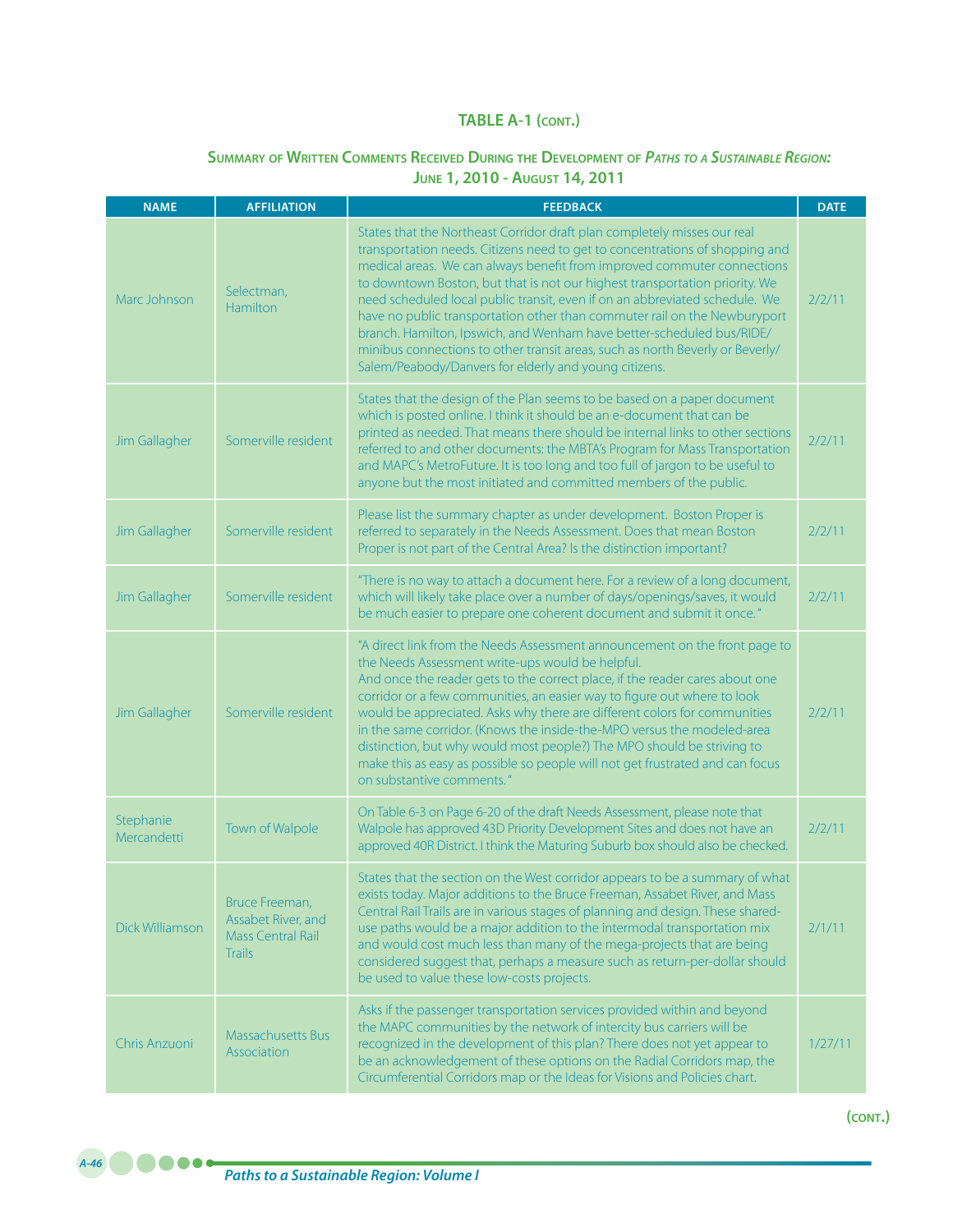## TABLE A-1 (CONT.)

### Summary of Written Comments Received During the Development of *Paths to a Sustainable Region:* June 1, 2010 - August 14, 2011

| NAME | AFFILIATION | FEEDBACK | DATE |
|---|---|---|---|
| Marc Johnson | Selectman, Hamilton | States that the Northeast Corridor draft plan completely misses our real transportation needs. Citizens need to get to concentrations of shopping and medical areas. We can always benefit from improved commuter connections to downtown Boston, but that is not our highest transportation priority. We need scheduled local public transit, even if on an abbreviated schedule. We have no public transportation other than commuter rail on the Newburyport branch. Hamilton, Ipswich, and Wenham have better-scheduled bus/RIDE/minibus connections to other transit areas, such as north Beverly or Beverly/Salem/Peabody/Danvers for elderly and young citizens. | 2/2/11 |
| Jim Gallagher | Somerville resident | States that the design of the Plan seems to be based on a paper document which is posted online. I think it should be an e-document that can be printed as needed. That means there should be internal links to other sections referred to and other documents: the MBTA's Program for Mass Transportation and MAPC's MetroFuture. It is too long and too full of jargon to be useful to anyone but the most initiated and committed members of the public. | 2/2/11 |
| Jim Gallagher | Somerville resident | Please list the summary chapter as under development. Boston Proper is referred to separately in the Needs Assessment. Does that mean Boston Proper is not part of the Central Area? Is the distinction important? | 2/2/11 |
| Jim Gallagher | Somerville resident | "There is no way to attach a document here. For a review of a long document, which will likely take place over a number of days/openings/saves, it would be much easier to prepare one coherent document and submit it once." | 2/2/11 |
| Jim Gallagher | Somerville resident | "A direct link from the Needs Assessment announcement on the front page to the Needs Assessment write-ups would be helpful. And once the reader gets to the correct place, if the reader cares about one corridor or a few communities, an easier way to figure out where to look would be appreciated. Asks why there are different colors for communities in the same corridor. (Knows the inside-the-MPO versus the modeled-area distinction, but why would most people?) The MPO should be striving to make this as easy as possible so people will not get frustrated and can focus on substantive comments." | 2/2/11 |
| Stephanie Mercandetti | Town of Walpole | On Table 6-3 on Page 6-20 of the draft Needs Assessment, please note that Walpole has approved 43D Priority Development Sites and does not have an approved 40R District. I think the Maturing Suburb box should also be checked. | 2/2/11 |
| Dick Williamson | Bruce Freeman, Assabet River, and Mass Central Rail Trails | States that the section on the West corridor appears to be a summary of what exists today. Major additions to the Bruce Freeman, Assabet River, and Mass Central Rail Trails are in various stages of planning and design. These shared-use paths would be a major addition to the intermodal transportation mix and would cost much less than many of the mega-projects that are being considered suggest that, perhaps a measure such as return-per-dollar should be used to value these low-costs projects. | 2/1/11 |
| Chris Anzuoni | Massachusetts Bus Association | Asks if the passenger transportation services provided within and beyond the MAPC communities by the network of intercity bus carriers will be recognized in the development of this plan? There does not yet appear to be an acknowledgement of these options on the Radial Corridors map, the Circumferential Corridors map or the Ideas for Visions and Policies chart. | 1/27/11 |

(CONT.)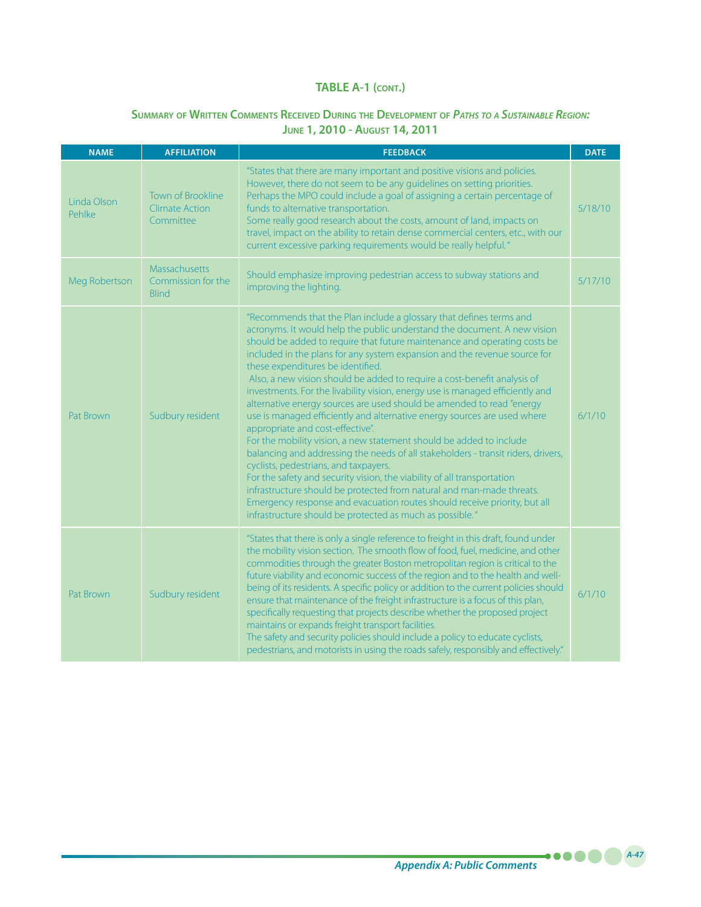## TABLE A-1 (CONT.)

### SUMMARY OF WRITTEN COMMENTS RECEIVED DURING THE DEVELOPMENT OF *PATHS TO A SUSTAINABLE REGION:* JUNE 1, 2010 - AUGUST 14, 2011

| NAME | AFFILIATION | FEEDBACK | DATE |
|---|---|---|---|
| Linda Olson Pehlke | Town of Brookline Climate Action Committee | "States that there are many important and positive visions and policies. However, there do not seem to be any guidelines on setting priorities. Perhaps the MPO could include a goal of assigning a certain percentage of funds to alternative transportation. Some really good research about the costs, amount of land, impacts on travel, impact on the ability to retain dense commercial centers, etc., with our current excessive parking requirements would be really helpful." | 5/18/10 |
| Meg Robertson | Massachusetts Commission for the Blind | Should emphasize improving pedestrian access to subway stations and improving the lighting. | 5/17/10 |
| Pat Brown | Sudbury resident | "Recommends that the Plan include a glossary that defines terms and acronyms. It would help the public understand the document. A new vision should be added to require that future maintenance and operating costs be included in the plans for any system expansion and the revenue source for these expenditures be identified. Also, a new vision should be added to require a cost-benefit analysis of investments. For the livability vision, energy use is managed efficiently and alternative energy sources are used should be amended to read "energy use is managed efficiently and alternative energy sources are used where appropriate and cost-effective". For the mobility vision, a new statement should be added to include balancing and addressing the needs of all stakeholders - transit riders, drivers, cyclists, pedestrians, and taxpayers. For the safety and security vision, the viability of all transportation infrastructure should be protected from natural and man-made threats. Emergency response and evacuation routes should receive priority, but all infrastructure should be protected as much as possible." | 6/1/10 |
| Pat Brown | Sudbury resident | "States that there is only a single reference to freight in this draft, found under the mobility vision section. The smooth flow of food, fuel, medicine, and other commodities through the greater Boston metropolitan region is critical to the future viability and economic success of the region and to the health and well-being of its residents. A specific policy or addition to the current policies should ensure that maintenance of the freight infrastructure is a focus of this plan, specifically requesting that projects describe whether the proposed project maintains or expands freight transport facilities. The safety and security policies should include a policy to educate cyclists, pedestrians, and motorists in using the roads safely, responsibly and effectively." | 6/1/10 |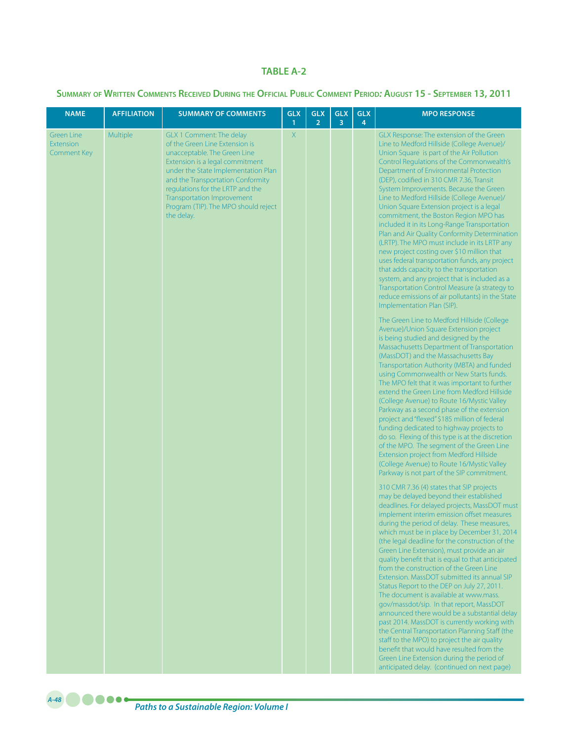## TABLE A-2

### Summary of Written Comments Received During the Official Public Comment Period: August 15 - September 13, 2011

| NAME | AFFILIATION | SUMMARY OF COMMENTS | GLX 1 | GLX 2 | GLX 3 | GLX 4 | MPO RESPONSE |
|---|---|---|---|---|---|---|---|
| Green Line Extension Comment Key | Multiple | GLX 1 Comment: The delay of the Green Line Extension is unacceptable. The Green Line Extension is a legal commitment under the State Implementation Plan and the Transportation Conformity regulations for the LRTP and the Transportation Improvement Program (TIP). The MPO should reject the delay. | X | | | | GLX Response: The extension of the Green Line to Medford Hillside (College Avenue)/ Union Square is part of the Air Pollution Control Regulations of the Commonwealth's Department of Environmental Protection (DEP), codified in 310 CMR 7.36, Transit System Improvements. Because the Green Line to Medford Hillside (College Avenue)/ Union Square Extension project is a legal commitment, the Boston Region MPO has included it in its Long-Range Transportation Plan and Air Quality Conformity Determination (LRTP). The MPO must include in its LRTP any new project costing over $10 million that uses federal transportation funds, any project that adds capacity to the transportation system, and any project that is included as a Transportation Control Measure (a strategy to reduce emissions of air pollutants) in the State Implementation Plan (SIP).<br><br>The Green Line to Medford Hillside (College Avenue)/Union Square Extension project is being studied and designed by the Massachusetts Department of Transportation (MassDOT) and the Massachusetts Bay Transportation Authority (MBTA) and funded using Commonwealth or New Starts funds. The MPO felt that it was important to further extend the Green Line from Medford Hillside (College Avenue) to Route 16/Mystic Valley Parkway as a second phase of the extension project and "flexed" $185 million of federal funding dedicated to highway projects to do so. Flexing of this type is at the discretion of the MPO. The segment of the Green Line Extension project from Medford Hillside (College Avenue) to Route 16/Mystic Valley Parkway is not part of the SIP commitment.<br><br>310 CMR 7.36 (4) states that SIP projects may be delayed beyond their established deadlines. For delayed projects, MassDOT must implement interim emission offset measures during the period of delay. These measures, which must be in place by December 31, 2014 (the legal deadline for the construction of the Green Line Extension), must provide an air quality benefit that is equal to that anticipated from the construction of the Green Line Extension. MassDOT submitted its annual SIP Status Report to the DEP on July 27, 2011. The document is available at www.mass.gov/massdot/sip. In that report, MassDOT announced there would be a substantial delay past 2014. MassDOT is currently working with the Central Transportation Planning Staff (the staff to the MPO) to project the air quality benefit that would have resulted from the Green Line Extension during the period of anticipated delay. (continued on next page) |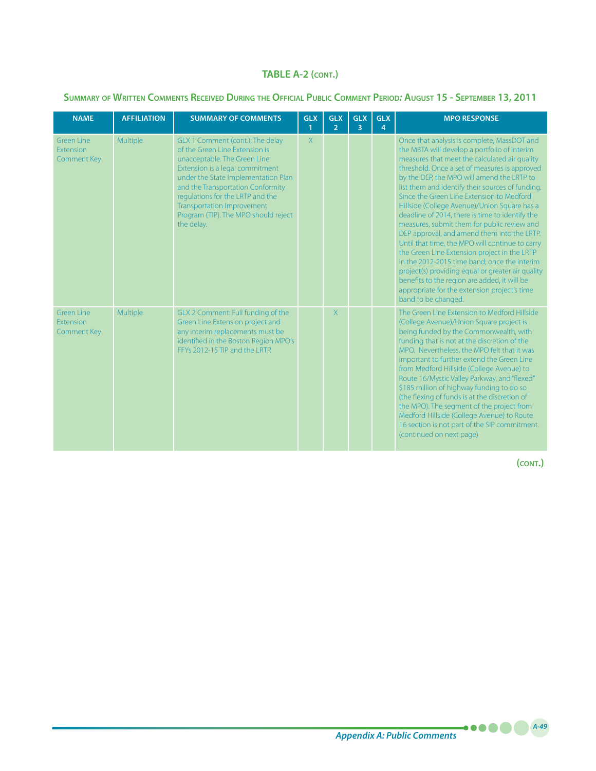## TABLE A-2 (CONT.)

### SUMMARY OF WRITTEN COMMENTS RECEIVED DURING THE OFFICIAL PUBLIC COMMENT PERIOD: AUGUST 15 - SEPTEMBER 13, 2011

| NAME | AFFILIATION | SUMMARY OF COMMENTS | GLX 1 | GLX 2 | GLX 3 | GLX 4 | MPO RESPONSE |
|---|---|---|---|---|---|---|---|
| Green Line Extension Comment Key | Multiple | GLX 1 Comment (cont.): The delay of the Green Line Extension is unacceptable. The Green Line Extension is a legal commitment under the State Implementation Plan and the Transportation Conformity regulations for the LRTP and the Transportation Improvement Program (TIP). The MPO should reject the delay. | X | | | | Once that analysis is complete, MassDOT and the MBTA will develop a portfolio of interim measures that meet the calculated air quality threshold. Once a set of measures is approved by the DEP, the MPO will amend the LRTP to list them and identify their sources of funding. Since the Green Line Extension to Medford Hillside (College Avenue)/Union Square has a deadline of 2014, there is time to identify the measures, submit them for public review and DEP approval, and amend them into the LRTP. Until that time, the MPO will continue to carry the Green Line Extension project in the LRTP in the 2012-2015 time band; once the interim project(s) providing equal or greater air quality benefits to the region are added, it will be appropriate for the extension project's time band to be changed. |
| Green Line Extension Comment Key | Multiple | GLX 2 Comment: Full funding of the Green Line Extension project and any interim replacements must be identified in the Boston Region MPO's FFYs 2012-15 TIP and the LRTP. | | X | | | The Green Line Extension to Medford Hillside (College Avenue)/Union Square project is being funded by the Commonwealth, with funding that is not at the discretion of the MPO. Nevertheless, the MPO felt that it was important to further extend the Green Line from Medford Hillside (College Avenue) to Route 16/Mystic Valley Parkway, and "flexed" $185 million of highway funding to do so (the flexing of funds is at the discretion of the MPO). The segment of the project from Medford Hillside (College Avenue) to Route 16 section is not part of the SIP commitment. (continued on next page) |

(CONT.)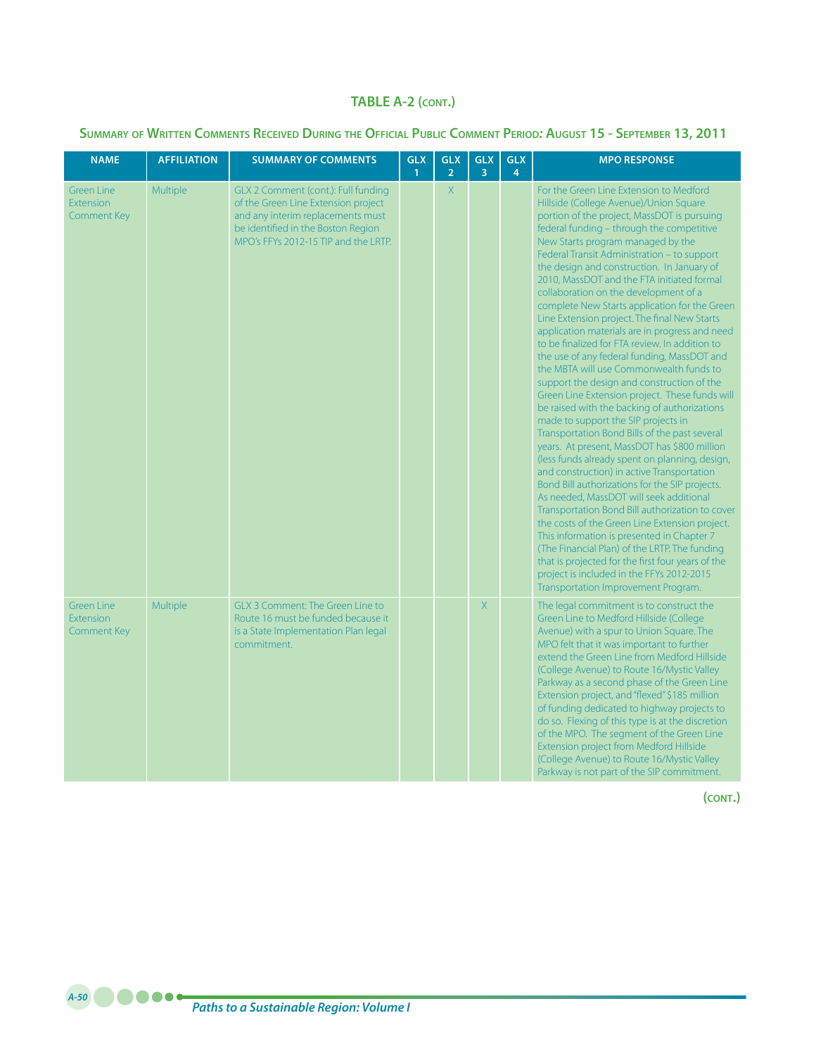## TABLE A-2 (CONT.)

### SUMMARY OF WRITTEN COMMENTS RECEIVED DURING THE OFFICIAL PUBLIC COMMENT PERIOD: AUGUST 15 - SEPTEMBER 13, 2011

| NAME | AFFILIATION | SUMMARY OF COMMENTS | GLX 1 | GLX 2 | GLX 3 | GLX 4 | MPO RESPONSE |
|---|---|---|---|---|---|---|---|
| Green Line Extension Comment Key | Multiple | GLX 2 Comment (cont.): Full funding of the Green Line Extension project and any interim replacements must be identified in the Boston Region MPO's FFYs 2012-15 TIP and the LRTP. | | X | | | For the Green Line Extension to Medford Hillside (College Avenue)/Union Square portion of the project, MassDOT is pursuing federal funding – through the competitive New Starts program managed by the Federal Transit Administration – to support the design and construction. In January of 2010, MassDOT and the FTA initiated formal collaboration on the development of a complete New Starts application for the Green Line Extension project. The final New Starts application materials are in progress and need to be finalized for FTA review. In addition to the use of any federal funding, MassDOT and the MBTA will use Commonwealth funds to support the design and construction of the Green Line Extension project. These funds will be raised with the backing of authorizations made to support the SIP projects in Transportation Bond Bills of the past several years. At present, MassDOT has $800 million (less funds already spent on planning, design, and construction) in active Transportation Bond Bill authorizations for the SIP projects. As needed, MassDOT will seek additional Transportation Bond Bill authorization to cover the costs of the Green Line Extension project. This information is presented in Chapter 7 (The Financial Plan) of the LRTP. The funding that is projected for the first four years of the project is included in the FFYs 2012-2015 Transportation Improvement Program. |
| Green Line Extension Comment Key | Multiple | GLX 3 Comment: The Green Line to Route 16 must be funded because it is a State Implementation Plan legal commitment. | | | X | | The legal commitment is to construct the Green Line to Medford Hillside (College Avenue) with a spur to Union Square. The MPO felt that it was important to further extend the Green Line from Medford Hillside (College Avenue) to Route 16/Mystic Valley Parkway as a second phase of the Green Line Extension project, and "flexed" $185 million of funding dedicated to highway projects to do so. Flexing of this type is at the discretion of the MPO. The segment of the Green Line Extension project from Medford Hillside (College Avenue) to Route 16/Mystic Valley Parkway is not part of the SIP commitment. |

(CONT.)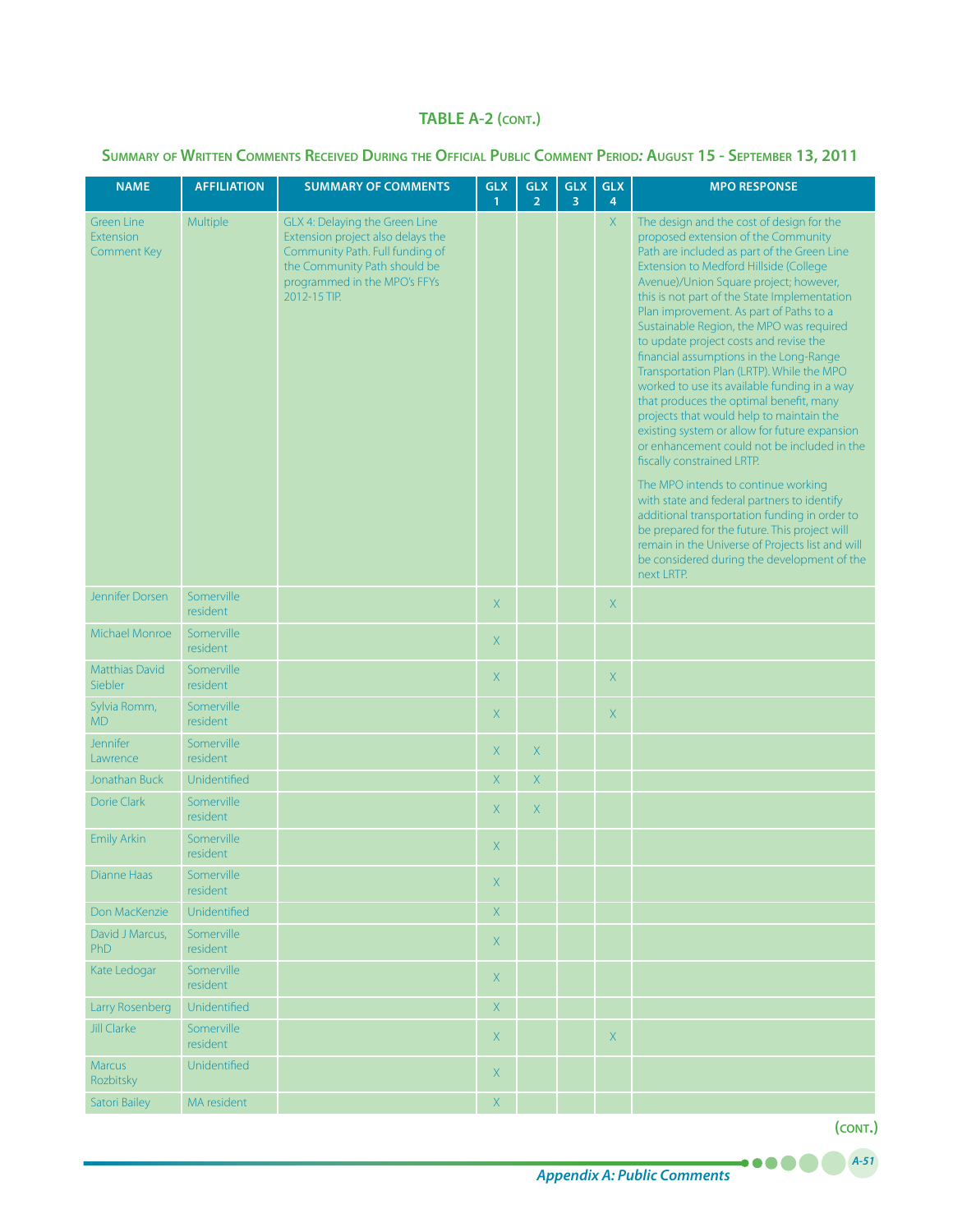## TABLE A-2 (CONT.)

### Summary of Written Comments Received During the Official Public Comment Period: August 15 - September 13, 2011

| NAME | AFFILIATION | SUMMARY OF COMMENTS | GLX 1 | GLX 2 | GLX 3 | GLX 4 | MPO RESPONSE |
|---|---|---|---|---|---|---|---|
| Green Line Extension Comment Key | Multiple | GLX 4: Delaying the Green Line Extension project also delays the Community Path. Full funding of the Community Path should be programmed in the MPO's FFYs 2012-15 TIP. | | | | X | The design and the cost of design for the proposed extension of the Community Path are included as part of the Green Line Extension to Medford Hillside (College Avenue)/Union Square project; however, this is not part of the State Implementation Plan improvement. As part of Paths to a Sustainable Region, the MPO was required to update project costs and revise the financial assumptions in the Long-Range Transportation Plan (LRTP). While the MPO worked to use its available funding in a way that produces the optimal benefit, many projects that would help to maintain the existing system or allow for future expansion or enhancement could not be included in the fiscally constrained LRTP.<br><br>The MPO intends to continue working with state and federal partners to identify additional transportation funding in order to be prepared for the future. This project will remain in the Universe of Projects list and will be considered during the development of the next LRTP. |
| Jennifer Dorsen | Somerville resident | | X | | | X | |
| Michael Monroe | Somerville resident | | X | | | | |
| Matthias David Siebler | Somerville resident | | X | | | X | |
| Sylvia Romm, MD | Somerville resident | | X | | | X | |
| Jennifer Lawrence | Somerville resident | | X | X | | | |
| Jonathan Buck | Unidentified | | X | X | | | |
| Dorie Clark | Somerville resident | | X | X | | | |
| Emily Arkin | Somerville resident | | X | | | | |
| Dianne Haas | Somerville resident | | X | | | | |
| Don MacKenzie | Unidentified | | X | | | | |
| David J Marcus, PhD | Somerville resident | | X | | | | |
| Kate Ledogar | Somerville resident | | X | | | | |
| Larry Rosenberg | Unidentified | | X | | | | |
| Jill Clarke | Somerville resident | | X | | | X | |
| Marcus Rozbitsky | Unidentified | | X | | | | |
| Satori Bailey | MA resident | | X | | | | |

(CONT.)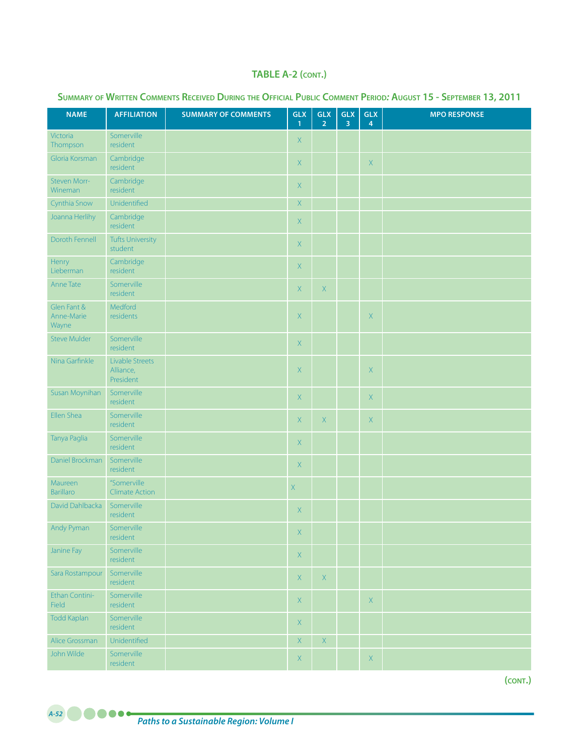## TABLE A-2 (CONT.)

### Summary of Written Comments Received During the Official Public Comment Period: August 15 - September 13, 2011

| NAME | AFFILIATION | SUMMARY OF COMMENTS | GLX 1 | GLX 2 | GLX 3 | GLX 4 | MPO RESPONSE |
|---|---|---|---|---|---|---|---|
| Victoria Thompson | Somerville resident | | X | | | | |
| Gloria Korsman | Cambridge resident | | X | | | X | |
| Steven Morr-Wineman | Cambridge resident | | X | | | | |
| Cynthia Snow | Unidentified | | X | | | | |
| Joanna Herlihy | Cambridge resident | | X | | | | |
| Doroth Fennell | Tufts University student | | X | | | | |
| Henry Lieberman | Cambridge resident | | X | | | | |
| Anne Tate | Somerville resident | | X | X | | | |
| Glen Fant & Anne-Marie Wayne | Medford residents | | X | | | X | |
| Steve Mulder | Somerville resident | | X | | | | |
| Nina Garfinkle | Livable Streets Alliance, President | | X | | | X | |
| Susan Moynihan | Somerville resident | | X | | | X | |
| Ellen Shea | Somerville resident | | X | X | | X | |
| Tanya Paglia | Somerville resident | | X | | | | |
| Daniel Brockman | Somerville resident | | X | | | | |
| Maureen Barillaro | "Somerville Climate Action | | X | | | | |
| David Dahlbacka | Somerville resident | | X | | | | |
| Andy Pyman | Somerville resident | | X | | | | |
| Janine Fay | Somerville resident | | X | | | | |
| Sara Rostampour | Somerville resident | | X | X | | | |
| Ethan Contini-Field | Somerville resident | | X | | | X | |
| Todd Kaplan | Somerville resident | | X | | | | |
| Alice Grossman | Unidentified | | X | X | | | |
| John Wilde | Somerville resident | | X | | | X | |

(CONT.)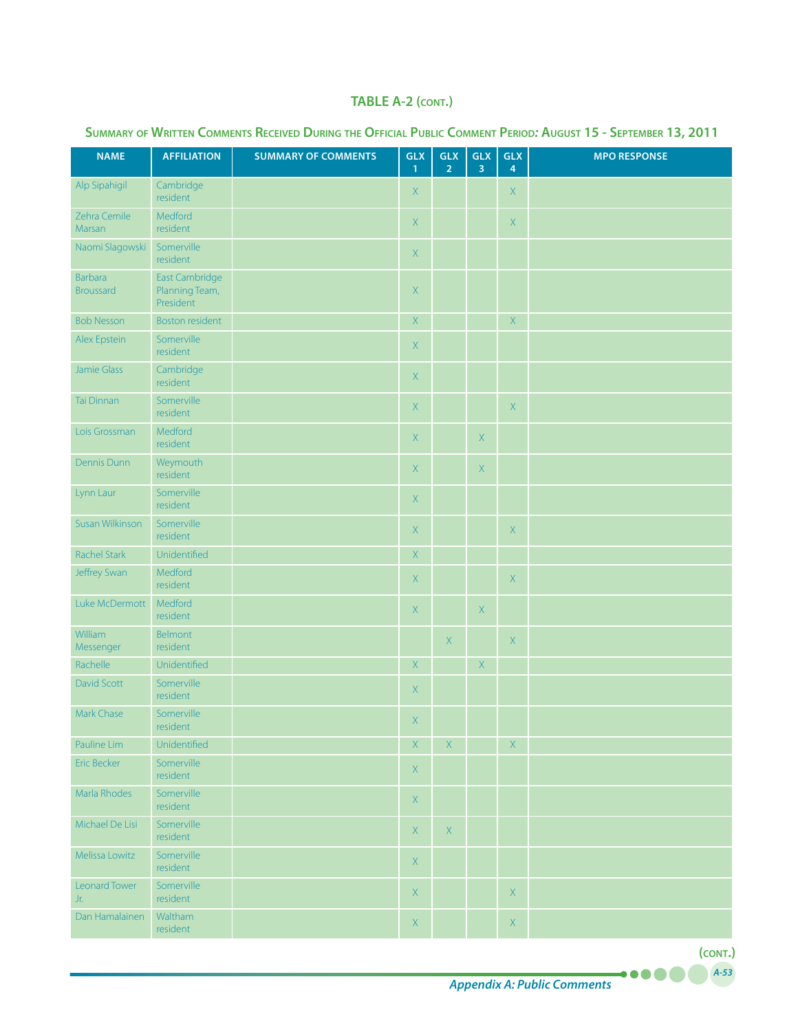## TABLE A-2 (CONT.)

### Summary of Written Comments Received During the Official Public Comment Period: August 15 - September 13, 2011

| NAME | AFFILIATION | SUMMARY OF COMMENTS | GLX 1 | GLX 2 | GLX 3 | GLX 4 | MPO RESPONSE |
|---|---|---|---|---|---|---|---|
| Alp Sipahigil | Cambridge resident | | X | | | X | |
| Zehra Cemile Marsan | Medford resident | | X | | | X | |
| Naomi Slagowski | Somerville resident | | X | | | | |
| Barbara Broussard | East Cambridge Planning Team, President | | X | | | | |
| Bob Nesson | Boston resident | | X | | | X | |
| Alex Epstein | Somerville resident | | X | | | | |
| Jamie Glass | Cambridge resident | | X | | | | |
| Tai Dinnan | Somerville resident | | X | | | X | |
| Lois Grossman | Medford resident | | X | | X | | |
| Dennis Dunn | Weymouth resident | | X | | X | | |
| Lynn Laur | Somerville resident | | X | | | | |
| Susan Wilkinson | Somerville resident | | X | | | X | |
| Rachel Stark | Unidentified | | X | | | | |
| Jeffrey Swan | Medford resident | | X | | | X | |
| Luke McDermott | Medford resident | | X | | X | | |
| William Messenger | Belmont resident | | | X | | X | |
| Rachelle | Unidentified | | X | | X | | |
| David Scott | Somerville resident | | X | | | | |
| Mark Chase | Somerville resident | | X | | | | |
| Pauline Lim | Unidentified | | X | X | | X | |
| Eric Becker | Somerville resident | | X | | | | |
| Marla Rhodes | Somerville resident | | X | | | | |
| Michael De Lisi | Somerville resident | | X | X | | | |
| Melissa Lowitz | Somerville resident | | X | | | | |
| Leonard Tower Jr. | Somerville resident | | X | | | X | |
| Dan Hamalainen | Waltham resident | | X | | | X | |

(CONT.)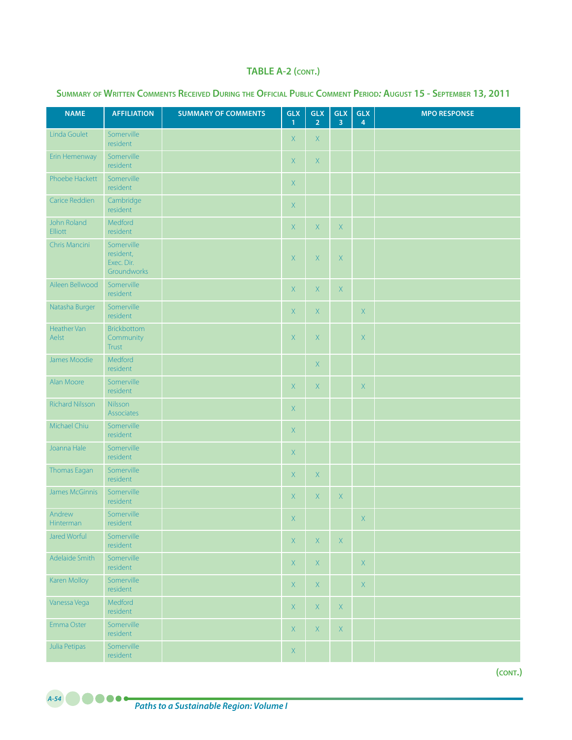## TABLE A-2 (CONT.)

### Summary of Written Comments Received During the Official Public Comment Period: August 15 - September 13, 2011

| NAME | AFFILIATION | SUMMARY OF COMMENTS | GLX 1 | GLX 2 | GLX 3 | GLX 4 | MPO RESPONSE |
|---|---|---|---|---|---|---|---|
| Linda Goulet | Somerville resident | | X | X | | | |
| Erin Hemenway | Somerville resident | | X | X | | | |
| Phoebe Hackett | Somerville resident | | X | | | | |
| Carice Reddien | Cambridge resident | | X | | | | |
| John Roland Elliott | Medford resident | | X | X | X | | |
| Chris Mancini | Somerville resident, Exec. Dir. Groundworks | | X | X | X | | |
| Aileen Bellwood | Somerville resident | | X | X | X | | |
| Natasha Burger | Somerville resident | | X | X | | X | |
| Heather Van Aelst | Brickbottom Community Trust | | X | X | | X | |
| James Moodie | Medford resident | | | X | | | |
| Alan Moore | Somerville resident | | X | X | | X | |
| Richard Nilsson | Nilsson Associates | | X | | | | |
| Michael Chiu | Somerville resident | | X | | | | |
| Joanna Hale | Somerville resident | | X | | | | |
| Thomas Eagan | Somerville resident | | X | X | | | |
| James McGinnis | Somerville resident | | X | X | X | | |
| Andrew Hinterman | Somerville resident | | X | | | X | |
| Jared Worful | Somerville resident | | X | X | X | | |
| Adelaide Smith | Somerville resident | | X | X | | X | |
| Karen Molloy | Somerville resident | | X | X | | X | |
| Vanessa Vega | Medford resident | | X | X | X | | |
| Emma Oster | Somerville resident | | X | X | X | | |
| Julia Petipas | Somerville resident | | X | | | | |

(CONT.)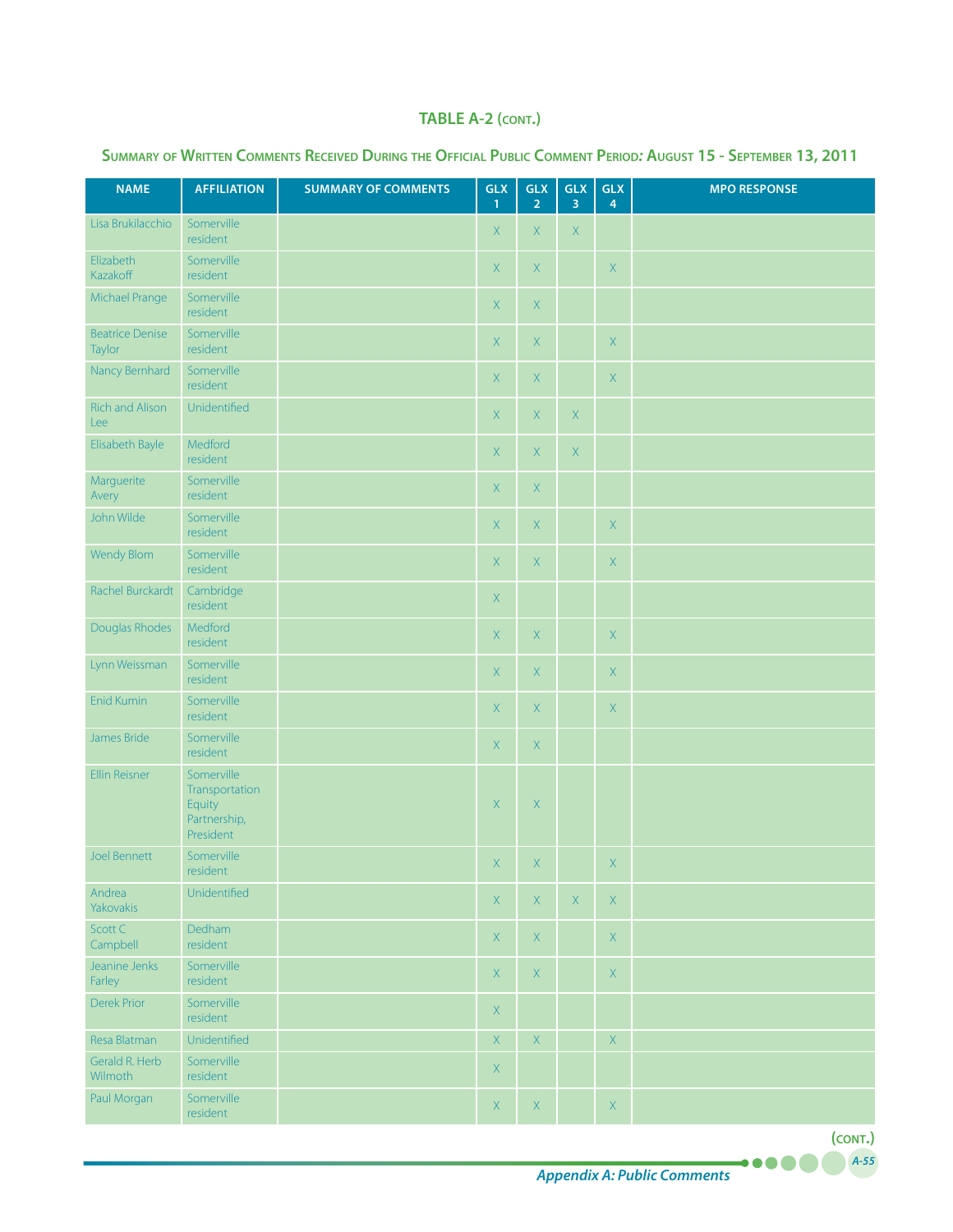## TABLE A-2 (CONT.)

### SUMMARY OF WRITTEN COMMENTS RECEIVED DURING THE OFFICIAL PUBLIC COMMENT PERIOD: AUGUST 15 - SEPTEMBER 13, 2011

| NAME | AFFILIATION | SUMMARY OF COMMENTS | GLX 1 | GLX 2 | GLX 3 | GLX 4 | MPO RESPONSE |
|---|---|---|---|---|---|---|---|
| Lisa Brukilacchio | Somerville resident | | X | X | X | | |
| Elizabeth Kazakoff | Somerville resident | | X | X | | X | |
| Michael Prange | Somerville resident | | X | X | | | |
| Beatrice Denise Taylor | Somerville resident | | X | X | | X | |
| Nancy Bernhard | Somerville resident | | X | X | | X | |
| Rich and Alison Lee | Unidentified | | X | X | X | | |
| Elisabeth Bayle | Medford resident | | X | X | X | | |
| Marguerite Avery | Somerville resident | | X | X | | | |
| John Wilde | Somerville resident | | X | X | | X | |
| Wendy Blom | Somerville resident | | X | X | | X | |
| Rachel Burckardt | Cambridge resident | | X | | | | |
| Douglas Rhodes | Medford resident | | X | X | | X | |
| Lynn Weissman | Somerville resident | | X | X | | X | |
| Enid Kumin | Somerville resident | | X | X | | X | |
| James Bride | Somerville resident | | X | X | | | |
| Ellin Reisner | Somerville Transportation Equity Partnership, President | | X | X | | | |
| Joel Bennett | Somerville resident | | X | X | | X | |
| Andrea Yakovakis | Unidentified | | X | X | X | X | |
| Scott C Campbell | Dedham resident | | X | X | | X | |
| Jeanine Jenks Farley | Somerville resident | | X | X | | X | |
| Derek Prior | Somerville resident | | X | | | | |
| Resa Blatman | Unidentified | | X | X | | X | |
| Gerald R. Herb Wilmoth | Somerville resident | | X | | | | |
| Paul Morgan | Somerville resident | | X | X | | X | |

(CONT.)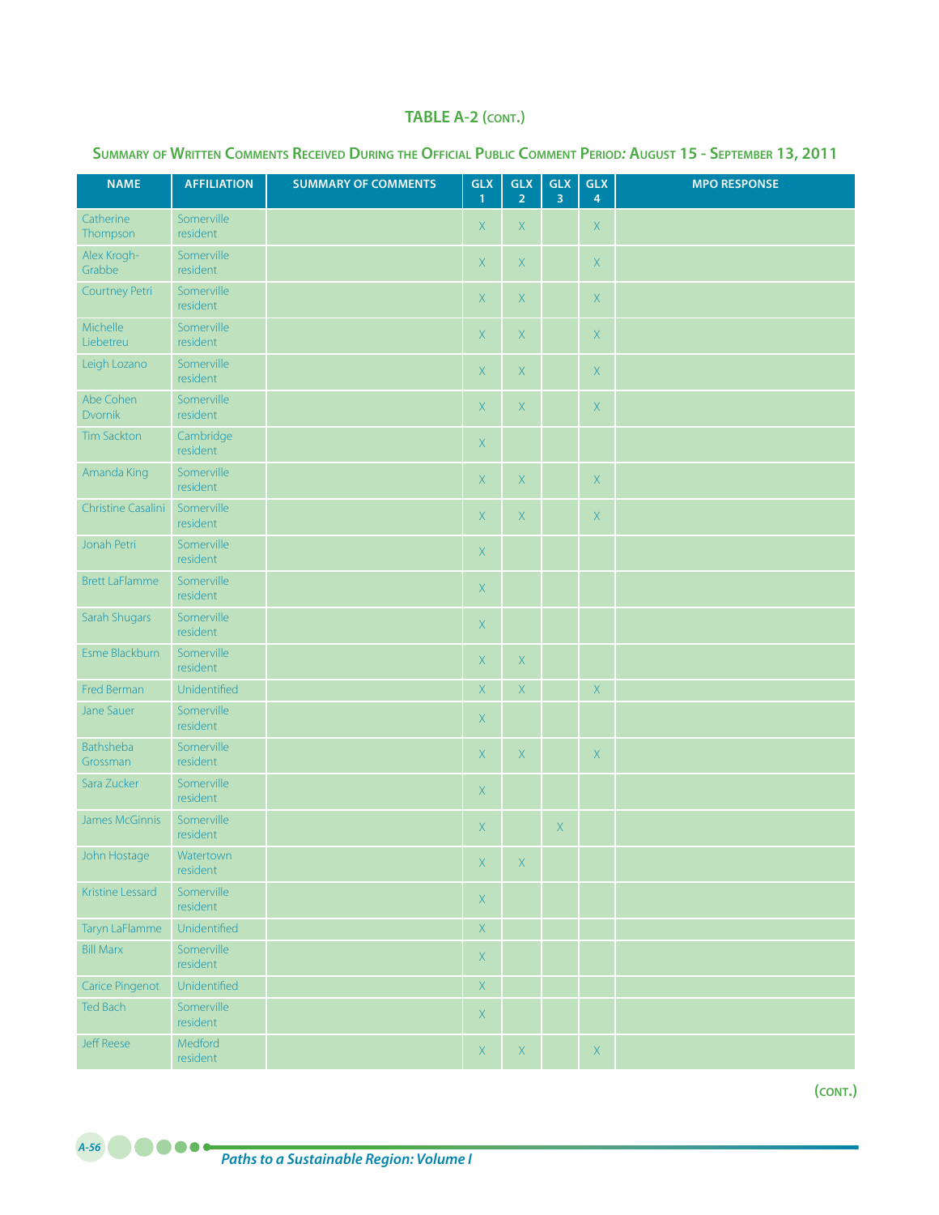# TABLE A-2 (CONT.)

## Summary of Written Comments Received During the Official Public Comment Period: August 15 - September 13, 2011

| NAME | AFFILIATION | SUMMARY OF COMMENTS | GLX 1 | GLX 2 | GLX 3 | GLX 4 | MPO RESPONSE |
|---|---|---|---|---|---|---|---|
| Catherine Thompson | Somerville resident | | X | X | | X | |
| Alex Krogh-Grabbe | Somerville resident | | X | X | | X | |
| Courtney Petri | Somerville resident | | X | X | | X | |
| Michelle Liebetreu | Somerville resident | | X | X | | X | |
| Leigh Lozano | Somerville resident | | X | X | | X | |
| Abe Cohen Dvornik | Somerville resident | | X | X | | X | |
| Tim Sackton | Cambridge resident | | X | | | | |
| Amanda King | Somerville resident | | X | X | | X | |
| Christine Casalini | Somerville resident | | X | X | | X | |
| Jonah Petri | Somerville resident | | X | | | | |
| Brett LaFlamme | Somerville resident | | X | | | | |
| Sarah Shugars | Somerville resident | | X | | | | |
| Esme Blackburn | Somerville resident | | X | X | | | |
| Fred Berman | Unidentified | | X | X | | X | |
| Jane Sauer | Somerville resident | | X | | | | |
| Bathsheba Grossman | Somerville resident | | X | X | | X | |
| Sara Zucker | Somerville resident | | X | | | | |
| James McGinnis | Somerville resident | | X | | X | | |
| John Hostage | Watertown resident | | X | X | | | |
| Kristine Lessard | Somerville resident | | X | | | | |
| Taryn LaFlamme | Unidentified | | X | | | | |
| Bill Marx | Somerville resident | | X | | | | |
| Carice Pingenot | Unidentified | | X | | | | |
| Ted Bach | Somerville resident | | X | | | | |
| Jeff Reese | Medford resident | | X | X | | X | |

(CONT.)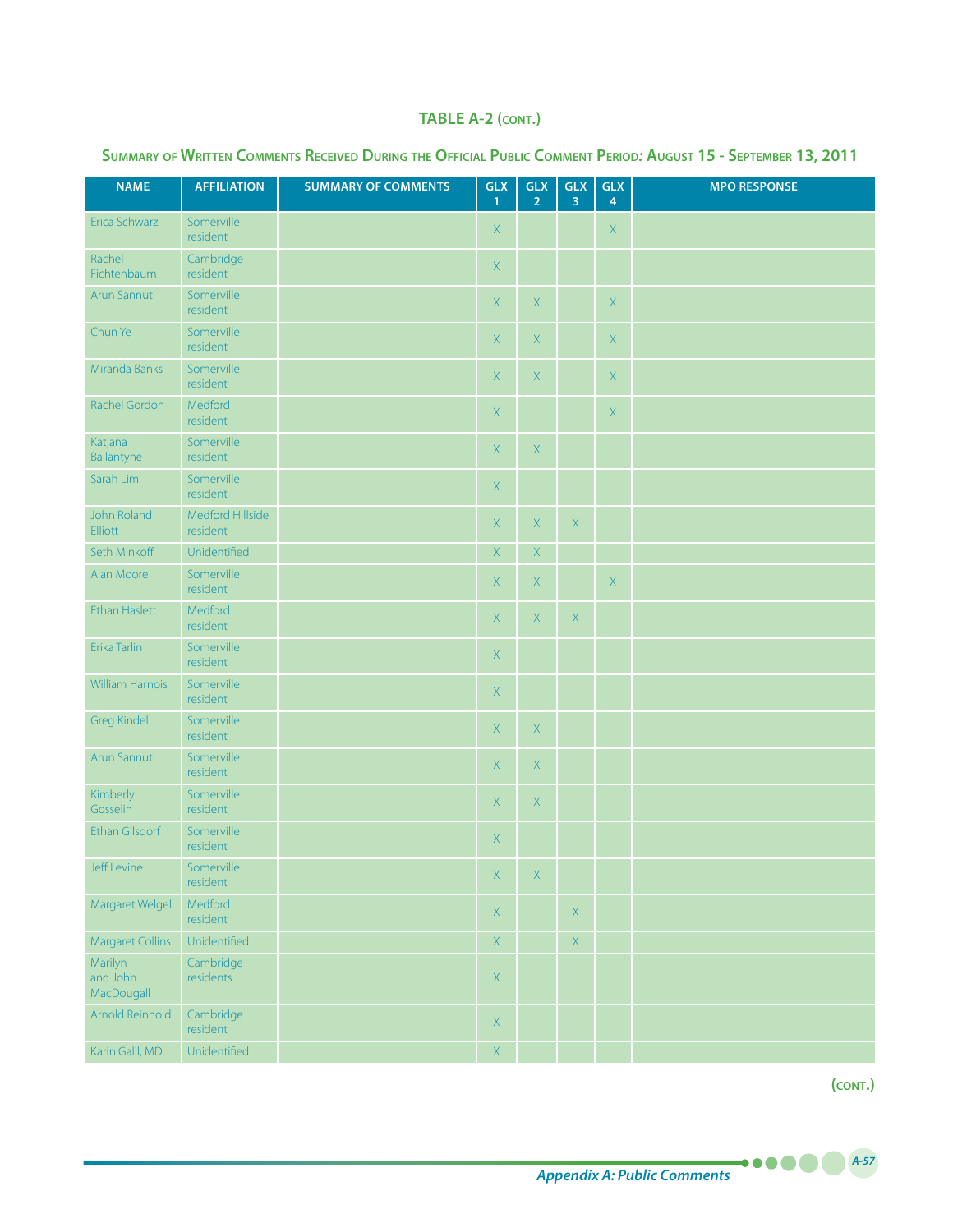## TABLE A-2 (cont.)

### Summary of Written Comments Received During the Official Public Comment Period: August 15 - September 13, 2011

| NAME | AFFILIATION | SUMMARY OF COMMENTS | GLX 1 | GLX 2 | GLX 3 | GLX 4 | MPO RESPONSE |
|---|---|---|---|---|---|---|---|
| Erica Schwarz | Somerville resident | | X | | | X | |
| Rachel Fichtenbaum | Cambridge resident | | X | | | | |
| Arun Sannuti | Somerville resident | | X | X | | X | |
| Chun Ye | Somerville resident | | X | X | | X | |
| Miranda Banks | Somerville resident | | X | X | | X | |
| Rachel Gordon | Medford resident | | X | | | X | |
| Katjana Ballantyne | Somerville resident | | X | X | | | |
| Sarah Lim | Somerville resident | | X | | | | |
| John Roland Elliott | Medford Hillside resident | | X | X | X | | |
| Seth Minkoff | Unidentified | | X | X | | | |
| Alan Moore | Somerville resident | | X | X | | X | |
| Ethan Haslett | Medford resident | | X | X | X | | |
| Erika Tarlin | Somerville resident | | X | | | | |
| William Harnois | Somerville resident | | X | | | | |
| Greg Kindel | Somerville resident | | X | X | | | |
| Arun Sannuti | Somerville resident | | X | X | | | |
| Kimberly Gosselin | Somerville resident | | X | X | | | |
| Ethan Gilsdorf | Somerville resident | | X | | | | |
| Jeff Levine | Somerville resident | | X | X | | | |
| Margaret Welgel | Medford resident | | X | | X | | |
| Margaret Collins | Unidentified | | X | | X | | |
| Marilyn and John MacDougall | Cambridge residents | | X | | | | |
| Arnold Reinhold | Cambridge resident | | X | | | | |
| Karin Galil, MD | Unidentified | | X | | | | |

(cont.)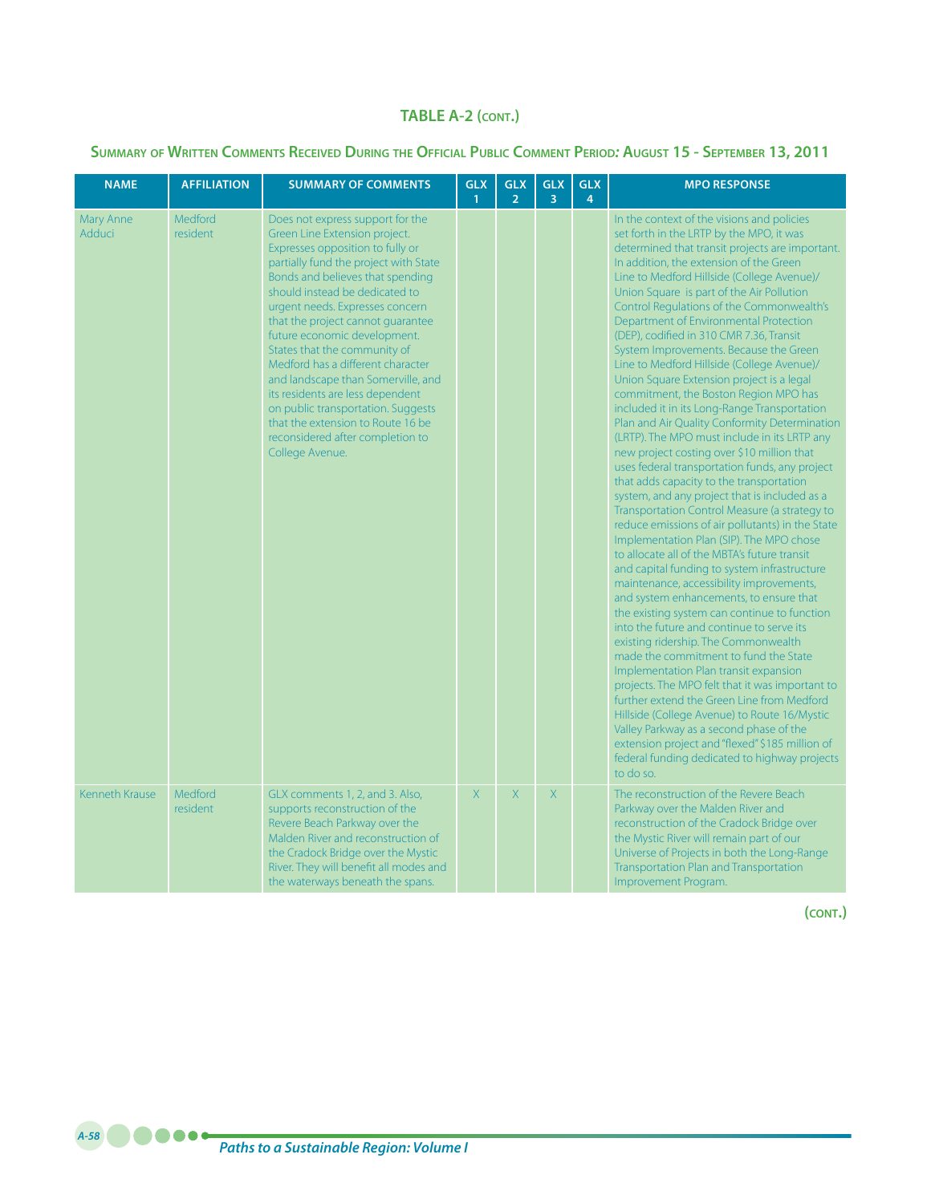## TABLE A-2 (CONT.)

### Summary of Written Comments Received During the Official Public Comment Period: August 15 - September 13, 2011

| NAME | AFFILIATION | SUMMARY OF COMMENTS | GLX 1 | GLX 2 | GLX 3 | GLX 4 | MPO RESPONSE |
|---|---|---|---|---|---|---|---|
| Mary Anne Adduci | Medford resident | Does not express support for the Green Line Extension project. Expresses opposition to fully or partially fund the project with State Bonds and believes that spending should instead be dedicated to urgent needs. Expresses concern that the project cannot guarantee future economic development. States that the community of Medford has a different character and landscape than Somerville, and its residents are less dependent on public transportation. Suggests that the extension to Route 16 be reconsidered after completion to College Avenue. | | | | | In the context of the visions and policies set forth in the LRTP by the MPO, it was determined that transit projects are important. In addition, the extension of the Green Line to Medford Hillside (College Avenue)/ Union Square is part of the Air Pollution Control Regulations of the Commonwealth's Department of Environmental Protection (DEP), codified in 310 CMR 7.36, Transit System Improvements. Because the Green Line to Medford Hillside (College Avenue)/ Union Square Extension project is a legal commitment, the Boston Region MPO has included it in its Long-Range Transportation Plan and Air Quality Conformity Determination (LRTP). The MPO must include in its LRTP any new project costing over $10 million that uses federal transportation funds, any project that adds capacity to the transportation system, and any project that is included as a Transportation Control Measure (a strategy to reduce emissions of air pollutants) in the State Implementation Plan (SIP). The MPO chose to allocate all of the MBTA's future transit and capital funding to system infrastructure maintenance, accessibility improvements, and system enhancements, to ensure that the existing system can continue to function into the future and continue to serve its existing ridership. The Commonwealth made the commitment to fund the State Implementation Plan transit expansion projects. The MPO felt that it was important to further extend the Green Line from Medford Hillside (College Avenue) to Route 16/Mystic Valley Parkway as a second phase of the extension project and "flexed" $185 million of federal funding dedicated to highway projects to do so. |
| Kenneth Krause | Medford resident | GLX comments 1, 2, and 3. Also, supports reconstruction of the Revere Beach Parkway over the Malden River and reconstruction of the Cradock Bridge over the Mystic River. They will benefit all modes and the waterways beneath the spans. | X | X | X | | The reconstruction of the Revere Beach Parkway over the Malden River and reconstruction of the Cradock Bridge over the Mystic River will remain part of our Universe of Projects in both the Long-Range Transportation Plan and Transportation Improvement Program. |

(CONT.)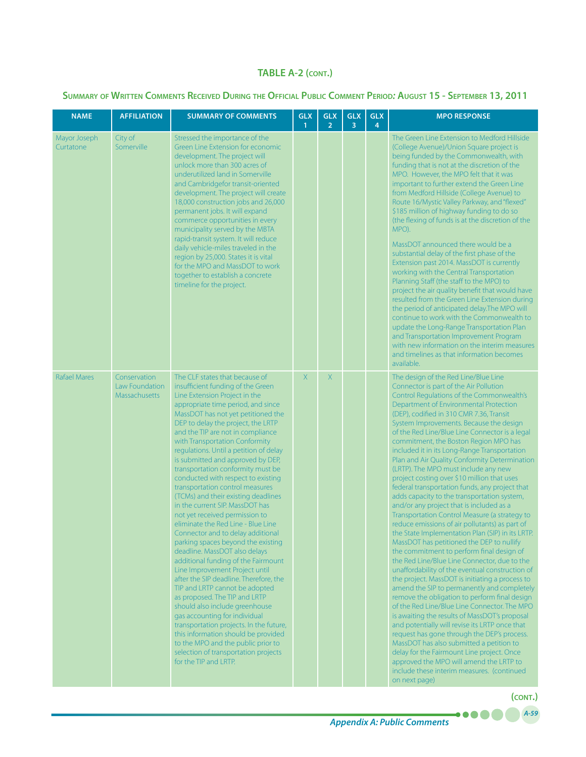## TABLE A-2 (cont.)

### Summary of Written Comments Received During the Official Public Comment Period: August 15 - September 13, 2011

| NAME | AFFILIATION | SUMMARY OF COMMENTS | GLX 1 | GLX 2 | GLX 3 | GLX 4 | MPO RESPONSE |
|---|---|---|---|---|---|---|---|
| Mayor Joseph Curtatone | City of Somerville | Stressed the importance of the Green Line Extension for economic development. The project will unlock more than 300 acres of underutilized land in Somerville and Cambridgefor transit-oriented development. The project will create 18,000 construction jobs and 26,000 permanent jobs. It will expand commerce opportunities in every municipality served by the MBTA rapid-transit system. It will reduce daily vehicle-miles traveled in the region by 25,000. States it is vital for the MPO and MassDOT to work together to establish a concrete timeline for the project. | | | | | The Green Line Extension to Medford Hillside (College Avenue)/Union Square project is being funded by the Commonwealth, with funding that is not at the discretion of the MPO. However, the MPO felt that it was important to further extend the Green Line from Medford Hillside (College Avenue) to Route 16/Mystic Valley Parkway, and "flexed" $185 million of highway funding to do so (the flexing of funds is at the discretion of the MPO).<br><br>MassDOT announced there would be a substantial delay of the first phase of the Extension past 2014. MassDOT is currently working with the Central Transportation Planning Staff (the staff to the MPO) to project the air quality benefit that would have resulted from the Green Line Extension during the period of anticipated delay.The MPO will continue to work with the Commonwealth to update the Long-Range Transportation Plan and Transportation Improvement Program with new information on the interim measures and timelines as that information becomes available. |
| Rafael Mares | Conservation Law Foundation Massachusetts | The CLF states that because of insufficient funding of the Green Line Extension Project in the appropriate time period, and since MassDOT has not yet petitioned the DEP to delay the project, the LRTP and the TIP are not in compliance with Transportation Conformity regulations. Until a petition of delay is submitted and approved by DEP, transportation conformity must be conducted with respect to existing transportation control measures (TCMs) and their existing deadlines in the current SIP. MassDOT has not yet received permission to eliminate the Red Line - Blue Line Connector and to delay additional parking spaces beyond the existing deadline. MassDOT also delays additional funding of the Fairmount Line Improvement Project until after the SIP deadline. Therefore, the TIP and LRTP cannot be adopted as proposed. The TIP and LRTP should also include greenhouse gas accounting for individual transportation projects. In the future, this information should be provided to the MPO and the public prior to selection of transportation projects for the TIP and LRTP. | X | X | | | The design of the Red Line/Blue Line Connector is part of the Air Pollution Control Regulations of the Commonwealth's Department of Environmental Protection (DEP), codified in 310 CMR 7.36, Transit System Improvements. Because the design of the Red Line/Blue Line Connector is a legal commitment, the Boston Region MPO has included it in its Long-Range Transportation Plan and Air Quality Conformity Determination (LRTP). The MPO must include any new project costing over $10 million that uses federal transportation funds, any project that adds capacity to the transportation system, and/or any project that is included as a Transportation Control Measure (a strategy to reduce emissions of air pollutants) as part of the State Implementation Plan (SIP) in its LRTP. MassDOT has petitioned the DEP to nullify the commitment to perform final design of the Red Line/Blue Line Connector, due to the unaffordability of the eventual construction of the project. MassDOT is initiating a process to amend the SIP to permanently and completely remove the obligation to perform final design of the Red Line/Blue Line Connector. The MPO is awaiting the results of MassDOT's proposal and potentially will revise its LRTP once that request has gone through the DEP's process. MassDOT has also submitted a petition to delay for the Fairmount Line project. Once approved the MPO will amend the LRTP to include these interim measures. (continued on next page) |

(cont.)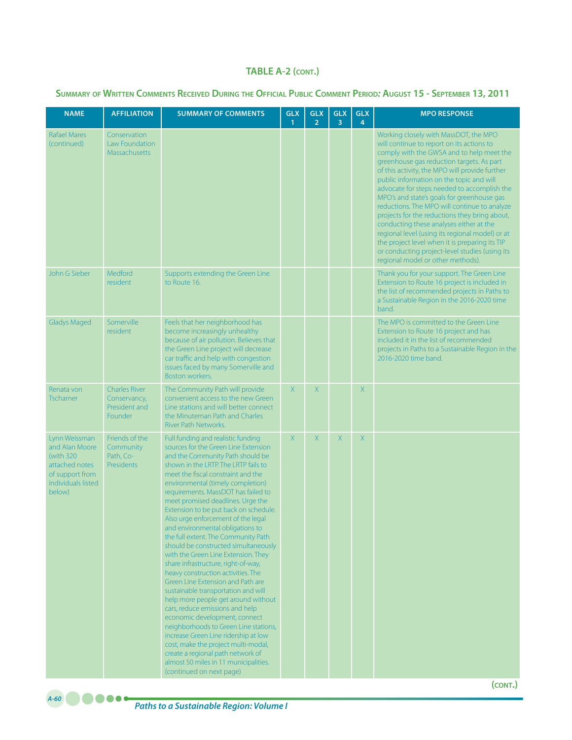## TABLE A-2 (CONT.)

### Summary of Written Comments Received During the Official Public Comment Period: August 15 - September 13, 2011

| NAME | AFFILIATION | SUMMARY OF COMMENTS | GLX 1 | GLX 2 | GLX 3 | GLX 4 | MPO RESPONSE |
|---|---|---|---|---|---|---|---|
| Rafael Mares (continued) | Conservation Law Foundation Massachusetts | | | | | | Working closely with MassDOT, the MPO will continue to report on its actions to comply with the GWSA and to help meet the greenhouse gas reduction targets. As part of this activity, the MPO will provide further public information on the topic and will advocate for steps needed to accomplish the MPO's and state's goals for greenhouse gas reductions. The MPO will continue to analyze projects for the reductions they bring about, conducting these analyses either at the regional level (using its regional model) or at the project level when it is preparing its TIP or conducting project-level studies (using its regional model or other methods). |
| John G Sieber | Medford resident | Supports extending the Green Line to Route 16. | | | | | Thank you for your support. The Green Line Extension to Route 16 project is included in the list of recommended projects in Paths to a Sustainable Region in the 2016-2020 time band. |
| Gladys Maged | Somerville resident | Feels that her neighborhood has become increasingly unhealthy because of air pollution. Believes that the Green Line project will decrease car traffic and help with congestion issues faced by many Somerville and Boston workers. | | | | | The MPO is committed to the Green Line Extension to Route 16 project and has included it in the list of recommended projects in Paths to a Sustainable Region in the 2016-2020 time band. |
| Renata von Tscharner | Charles River Conservancy, President and Founder | The Community Path will provide convenient access to the new Green Line stations and will better connect the Minuteman Path and Charles River Path Networks. | X | X | | X | |
| Lynn Weissman and Alan Moore (with 320 attached notes of support from individuals listed below) | Friends of the Community Path, Co-Presidents | Full funding and realistic funding sources for the Green Line Extension and the Community Path should be shown in the LRTP. The LRTP fails to meet the fiscal constraint and the environmental (timely completion) requirements. MassDOT has failed to meet promised deadlines. Urge the Extension to be put back on schedule. Also urge enforcement of the legal and environmental obligations to the full extent. The Community Path should be constructed simultaneously with the Green Line Extension. They share infrastructure, right-of-way, heavy construction activities. The Green Line Extension and Path are sustainable transportation and will help more people get around without cars, reduce emissions and help economic development, connect neighborhoods to Green Line stations, increase Green Line ridership at low cost, make the project multi-modal, create a regional path network of almost 50 miles in 11 municipalities. (continued on next page) | X | X | X | X | |

(CONT.)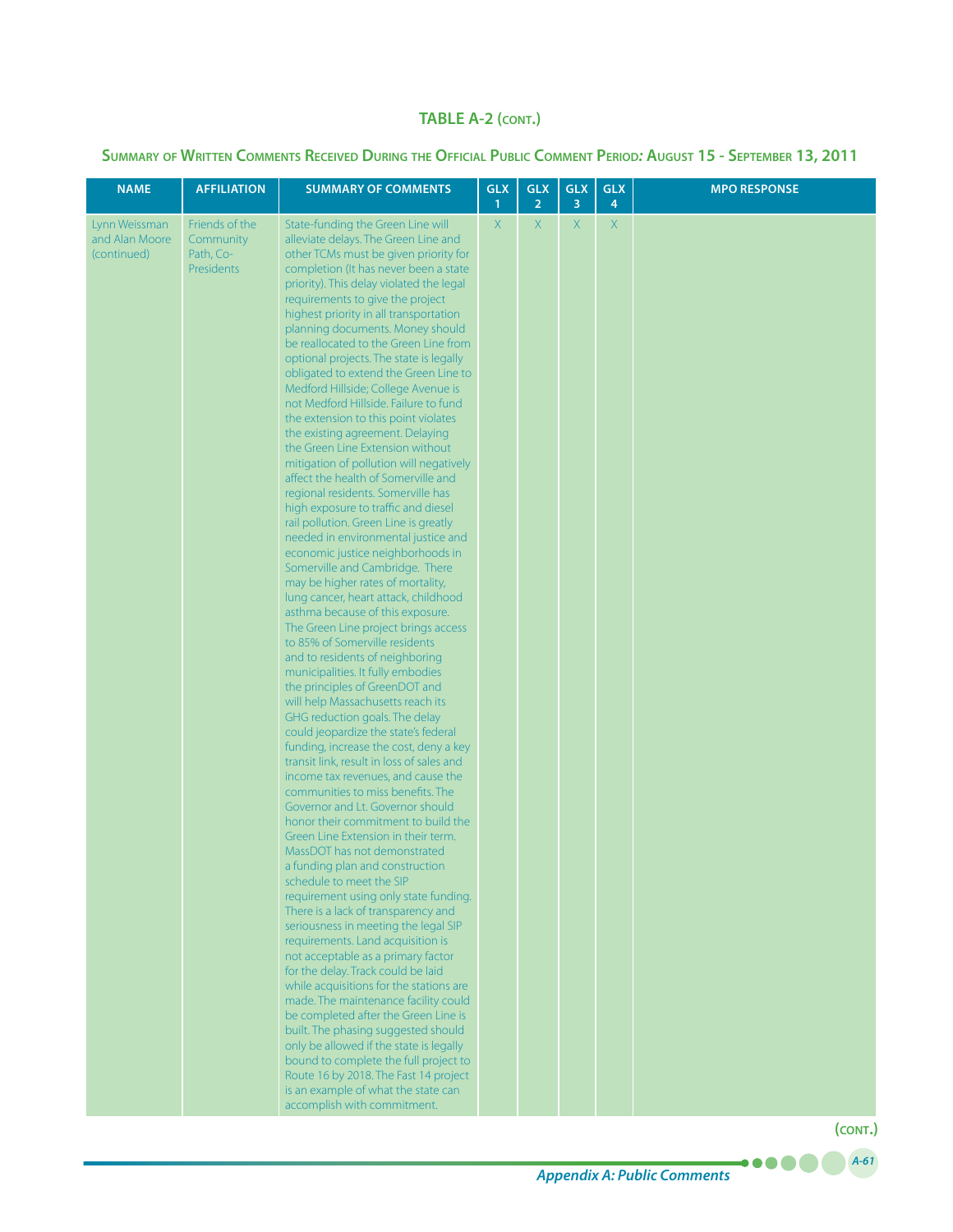**TABLE A-2 (CONT.)**

**Summary of Written Comments Received During the Official Public Comment Period: August 15 - September 13, 2011**

| NAME | AFFILIATION | SUMMARY OF COMMENTS | GLX 1 | GLX 2 | GLX 3 | GLX 4 | MPO RESPONSE |
|---|---|---|---|---|---|---|---|
| Lynn Weissman and Alan Moore (continued) | Friends of the Community Path, Co-Presidents | State-funding the Green Line will alleviate delays. The Green Line and other TCMs must be given priority for completion (It has never been a state priority). This delay violated the legal requirements to give the project highest priority in all transportation planning documents. Money should be reallocated to the Green Line from optional projects. The state is legally obligated to extend the Green Line to Medford Hillside; College Avenue is not Medford Hillside. Failure to fund the extension to this point violates the existing agreement. Delaying the Green Line Extension without mitigation of pollution will negatively affect the health of Somerville and regional residents. Somerville has high exposure to traffic and diesel rail pollution. Green Line is greatly needed in environmental justice and economic justice neighborhoods in Somerville and Cambridge. There may be higher rates of mortality, lung cancer, heart attack, childhood asthma because of this exposure. The Green Line project brings access to 85% of Somerville residents and to residents of neighboring municipalities. It fully embodies the principles of GreenDOT and will help Massachusetts reach its GHG reduction goals. The delay could jeopardize the state's federal funding, increase the cost, deny a key transit link, result in loss of sales and income tax revenues, and cause the communities to miss benefits. The Governor and Lt. Governor should honor their commitment to build the Green Line Extension in their term. MassDOT has not demonstrated a funding plan and construction schedule to meet the SIP requirement using only state funding. There is a lack of transparency and seriousness in meeting the legal SIP requirements. Land acquisition is not acceptable as a primary factor for the delay. Track could be laid while acquisitions for the stations are made. The maintenance facility could be completed after the Green Line is built. The phasing suggested should only be allowed if the state is legally bound to complete the full project to Route 16 by 2018. The Fast 14 project is an example of what the state can accomplish with commitment. | X | X | X | X | |

(CONT.)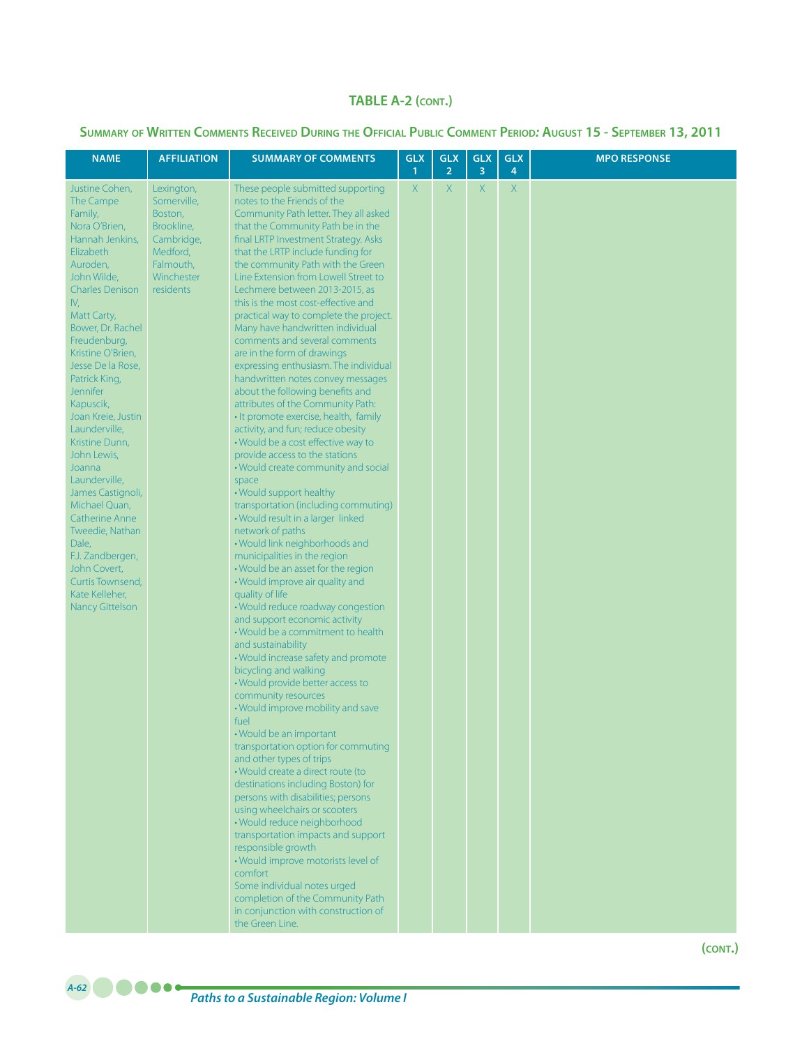## TABLE A-2 (CONT.)

### SUMMARY OF WRITTEN COMMENTS RECEIVED DURING THE OFFICIAL PUBLIC COMMENT PERIOD: AUGUST 15 - SEPTEMBER 13, 2011

| NAME | AFFILIATION | SUMMARY OF COMMENTS | GLX 1 | GLX 2 | GLX 3 | GLX 4 | MPO RESPONSE |
|---|---|---|---|---|---|---|---|
| Justine Cohen, The Campe Family, Nora O'Brien, Hannah Jenkins, Elizabeth Auroden, John Wilde, Charles Denison IV, Matt Carty, Bower, Dr. Rachel Freudenburg, Kristine O'Brien, Jesse De la Rose, Patrick King, Jennifer Kapuscik, Joan Kreie, Justin Launderville, Kristine Dunn, John Lewis, Joanna Launderville, James Castignoli, Michael Quan, Catherine Anne Tweedie, Nathan Dale, F.J. Zandbergen, John Covert, Curtis Townsend, Kate Kelleher, Nancy Gittelson | Lexington, Somerville, Boston, Brookline, Cambridge, Medford, Falmouth, Winchester residents | These people submitted supporting notes to the Friends of the Community Path letter. They all asked that the Community Path be in the final LRTP Investment Strategy. Asks that the LRTP include funding for the community Path with the Green Line Extension from Lowell Street to Lechmere between 2013-2015, as this is the most cost-effective and practical way to complete the project. Many have handwritten individual comments and several comments are in the form of drawings expressing enthusiasm. The individual handwritten notes convey messages about the following benefits and attributes of the Community Path:<br>• It promote exercise, health, family activity, and fun; reduce obesity<br>• Would be a cost effective way to provide access to the stations<br>• Would create community and social space<br>• Would support healthy transportation (including commuting)<br>• Would result in a larger linked network of paths<br>• Would link neighborhoods and municipalities in the region<br>• Would be an asset for the region<br>• Would improve air quality and quality of life<br>• Would reduce roadway congestion and support economic activity<br>• Would be a commitment to health and sustainability<br>• Would increase safety and promote bicycling and walking<br>• Would provide better access to community resources<br>• Would improve mobility and save fuel<br>• Would be an important transportation option for commuting and other types of trips<br>• Would create a direct route (to destinations including Boston) for persons with disabilities; persons using wheelchairs or scooters<br>• Would reduce neighborhood transportation impacts and support responsible growth<br>• Would improve motorists level of comfort<br>Some individual notes urged completion of the Community Path in conjunction with construction of the Green Line. | X | X | X | X | |

(CONT.)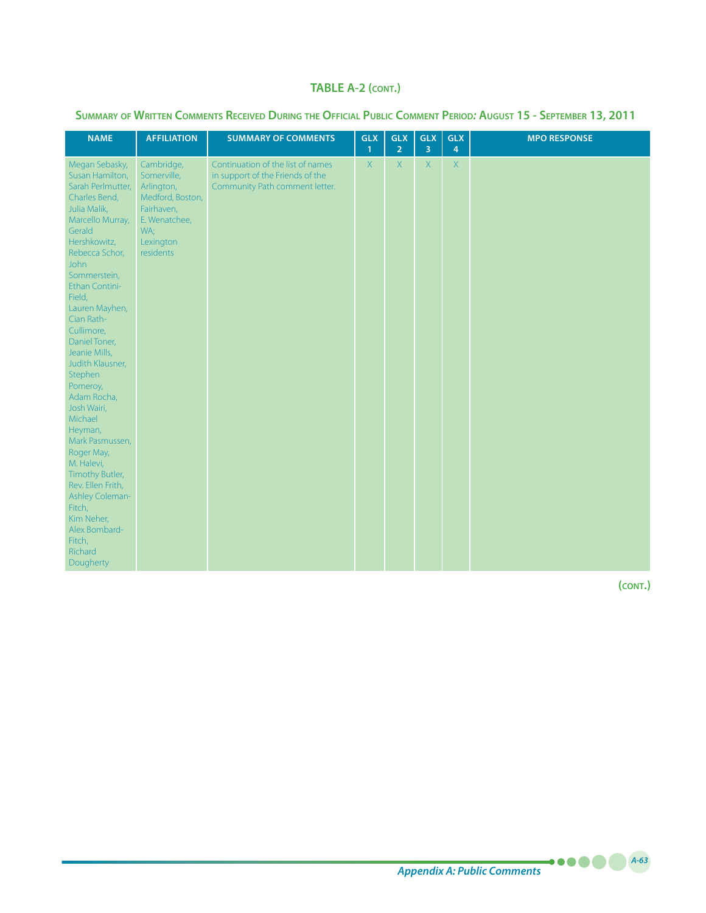## TABLE A-2 (CONT.)

### Summary of Written Comments Received During the Official Public Comment Period: August 15 - September 13, 2011

| NAME | AFFILIATION | SUMMARY OF COMMENTS | GLX 1 | GLX 2 | GLX 3 | GLX 4 | MPO RESPONSE |
|---|---|---|---|---|---|---|---|
| Megan Sebasky, Susan Hamilton, Sarah Perlmutter, Charles Bend, Julia Malik, Marcello Murray, Gerald Hershkowitz, Rebecca Schor, John Sommerstein, Ethan Contini-Field, Lauren Mayhen, Cian Rath-Cullimore, Daniel Toner, Jeanie Mills, Judith Klausner, Stephen Pomeroy, Adam Rocha, Josh Wairi, Michael Heyman, Mark Pasmussen, Roger May, M. Halevi, Timothy Butler, Rev. Ellen Frith, Ashley Coleman-Fitch, Kim Neher, Alex Bombard-Fitch, Richard Dougherty | Cambridge, Somerville, Arlington, Medford, Boston, Fairhaven, E. Wenatchee, WA; Lexington residents | Continuation of the list of names in support of the Friends of the Community Path comment letter. | X | X | X | X | |

(CONT.)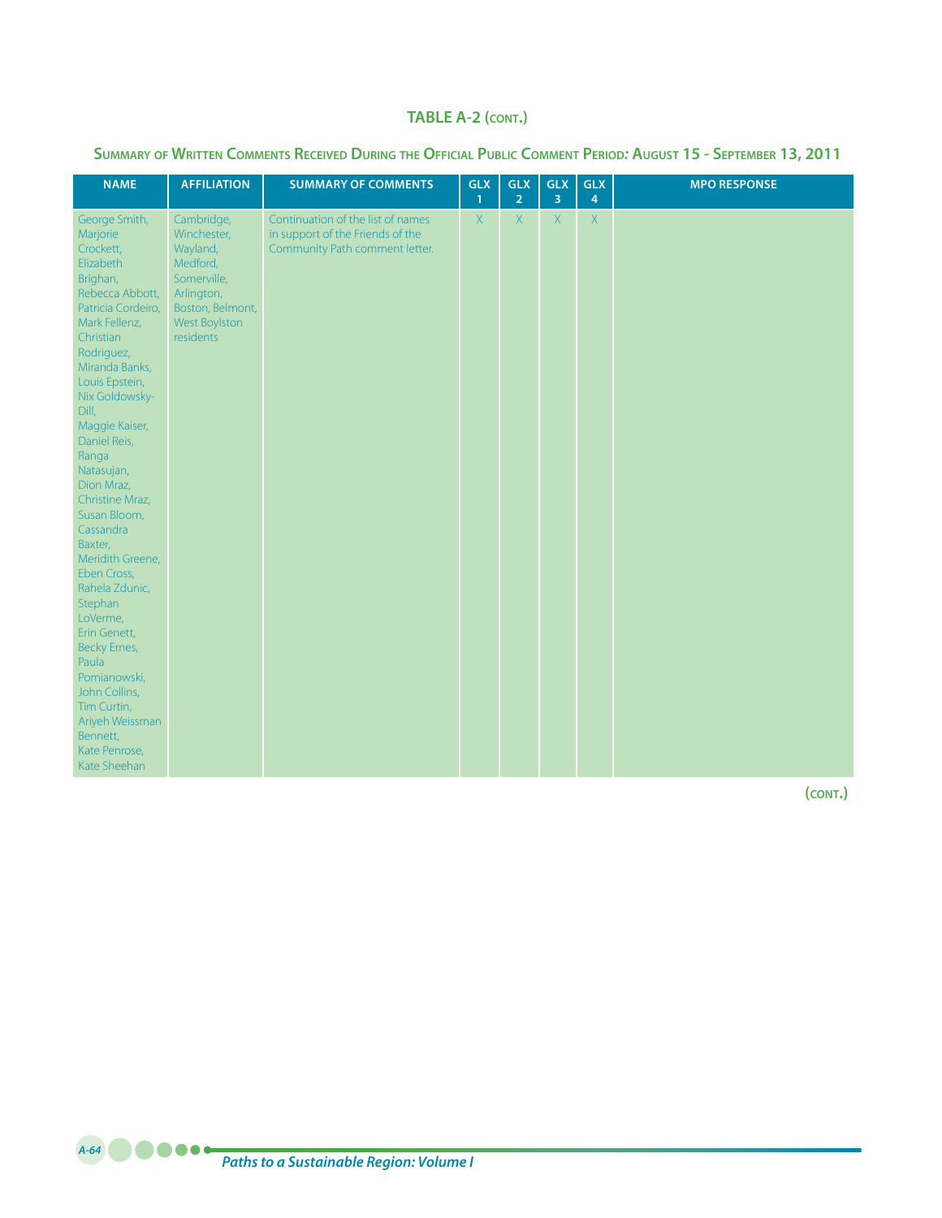## TABLE A-2 (CONT.)

### Summary of Written Comments Received During the Official Public Comment Period: August 15 - September 13, 2011

| NAME | AFFILIATION | SUMMARY OF COMMENTS | GLX 1 | GLX 2 | GLX 3 | GLX 4 | MPO RESPONSE |
|---|---|---|---|---|---|---|---|
| George Smith, Marjorie Crockett, Elizabeth Brighan, Rebecca Abbott, Patricia Cordeiro, Mark Fellenz, Christian Rodriguez, Miranda Banks, Louis Epstein, Nix Goldowsky-Dill, Maggie Kaiser, Daniel Reis, Ranga Natasujan, Dion Mraz, Christine Mraz, Susan Bloom, Cassandra Baxter, Meridith Greene, Eben Cross, Rahela Zdunic, Stephan LoVerme, Erin Genett, Becky Ernes, Paula Pomianowski, John Collins, Tim Curtin, Ariyeh Weissman Bennett, Kate Penrose, Kate Sheehan | Cambridge, Winchester, Wayland, Medford, Somerville, Arlington, Boston, Belmont, West Boylston residents | Continuation of the list of names in support of the Friends of the Community Path comment letter. | X | X | X | X | |

(CONT.)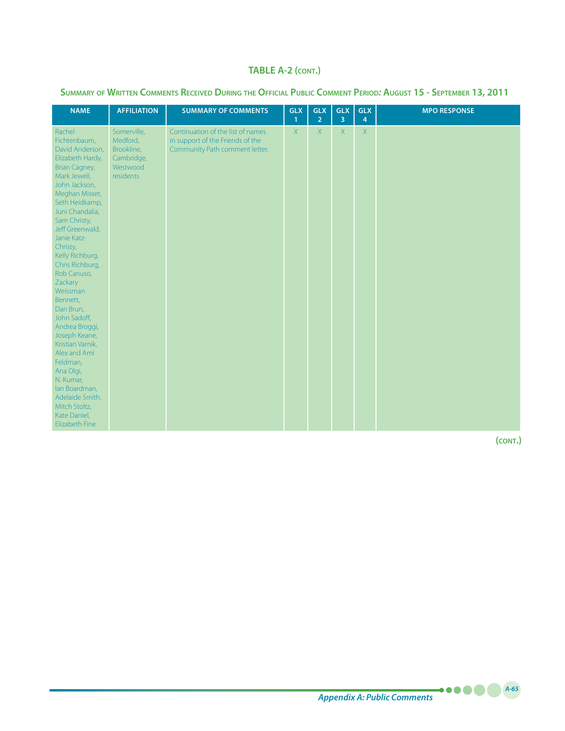## TABLE A-2 (cont.)

### Summary of Written Comments Received During the Official Public Comment Period: August 15 - September 13, 2011

| NAME | AFFILIATION | SUMMARY OF COMMENTS | GLX 1 | GLX 2 | GLX 3 | GLX 4 | MPO RESPONSE |
|---|---|---|---|---|---|---|---|
| Rachel Fichtenbaum, David Anderson, Elizabeth Hardy, Brian Cagney, Mark Jewell, John Jackson, Meghan Misset, Seth Heidkamp, Juni Chandalia, Sam Christy, Jeff Greenwald, Janie Katz-Christy, Kelly Richburg, Chris Richburg, Rob Canuso, Zackary Weissman Bennett, Dan Brun, John Sadoff, Andrea Broggi, Joseph Keane, Kristian Varnik, Alex and Ami Feldman, Ana Olgi, N. Kumar, Ian Boardman, Adelaide Smith, Mitch Stoltz, Kate Daniel, Elizabeth Fine | Somerville, Medford, Brookline, Cambridge, Westwood residents | Continuation of the list of names in support of the Friends of the Community Path comment letter. | X | X | X | X | |

(cont.)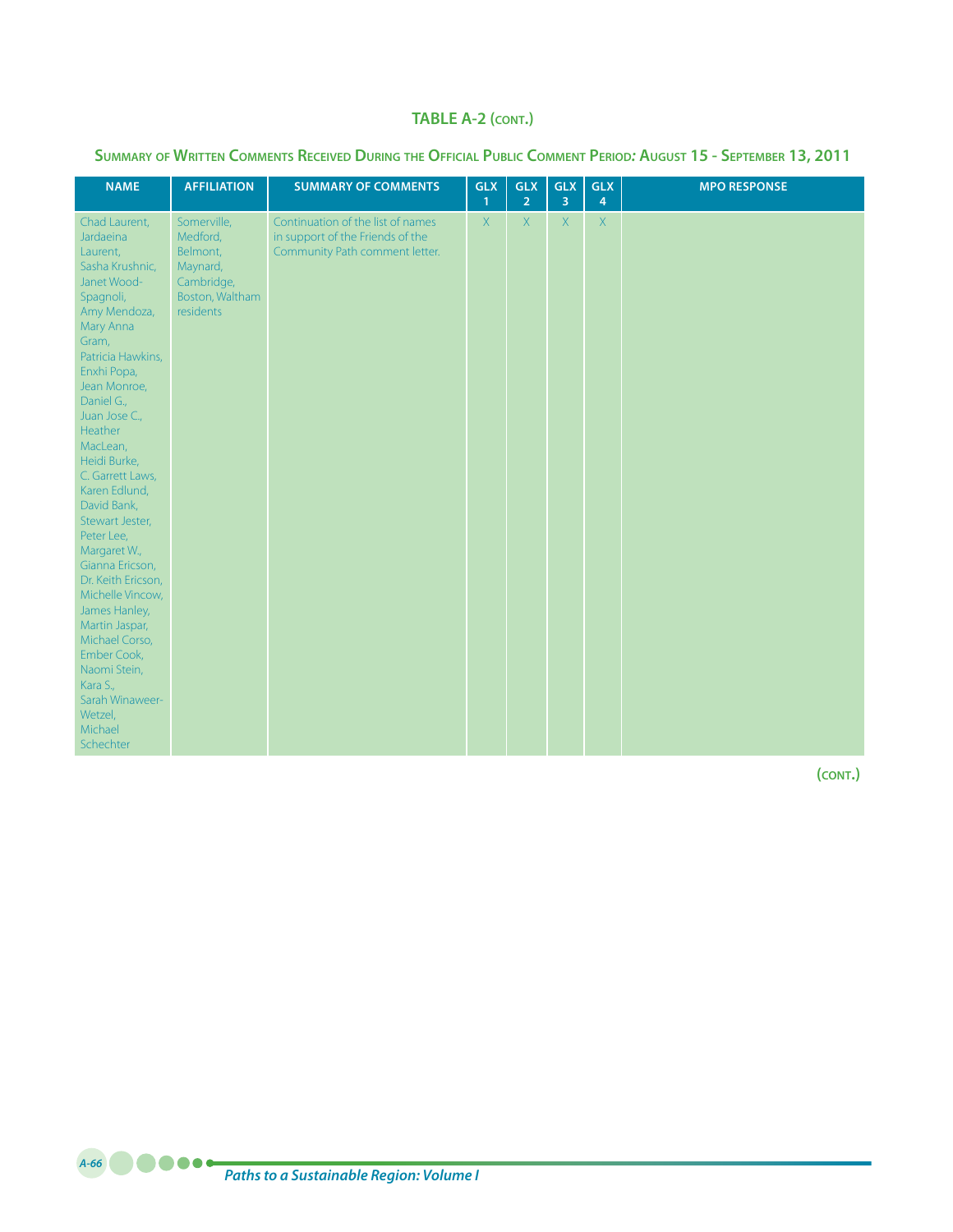## TABLE A-2 (CONT.)

### SUMMARY OF WRITTEN COMMENTS RECEIVED DURING THE OFFICIAL PUBLIC COMMENT PERIOD: AUGUST 15 - SEPTEMBER 13, 2011

| NAME | AFFILIATION | SUMMARY OF COMMENTS | GLX 1 | GLX 2 | GLX 3 | GLX 4 | MPO RESPONSE |
|---|---|---|---|---|---|---|---|
| Chad Laurent, Jardaeina Laurent, Sasha Krushnic, Janet Wood-Spagnoli, Amy Mendoza, Mary Anna Gram, Patricia Hawkins, Enxhi Popa, Jean Monroe, Daniel G., Juan Jose C., Heather MacLean, Heidi Burke, C. Garrett Laws, Karen Edlund, David Bank, Stewart Jester, Peter Lee, Margaret W., Gianna Ericson, Dr. Keith Ericson, Michelle Vincow, James Hanley, Martin Jaspar, Michael Corso, Ember Cook, Naomi Stein, Kara S., Sarah Winaweer-Wetzel, Michael Schechter | Somerville, Medford, Belmont, Maynard, Cambridge, Boston, Waltham residents | Continuation of the list of names in support of the Friends of the Community Path comment letter. | X | X | X | X | |

(CONT.)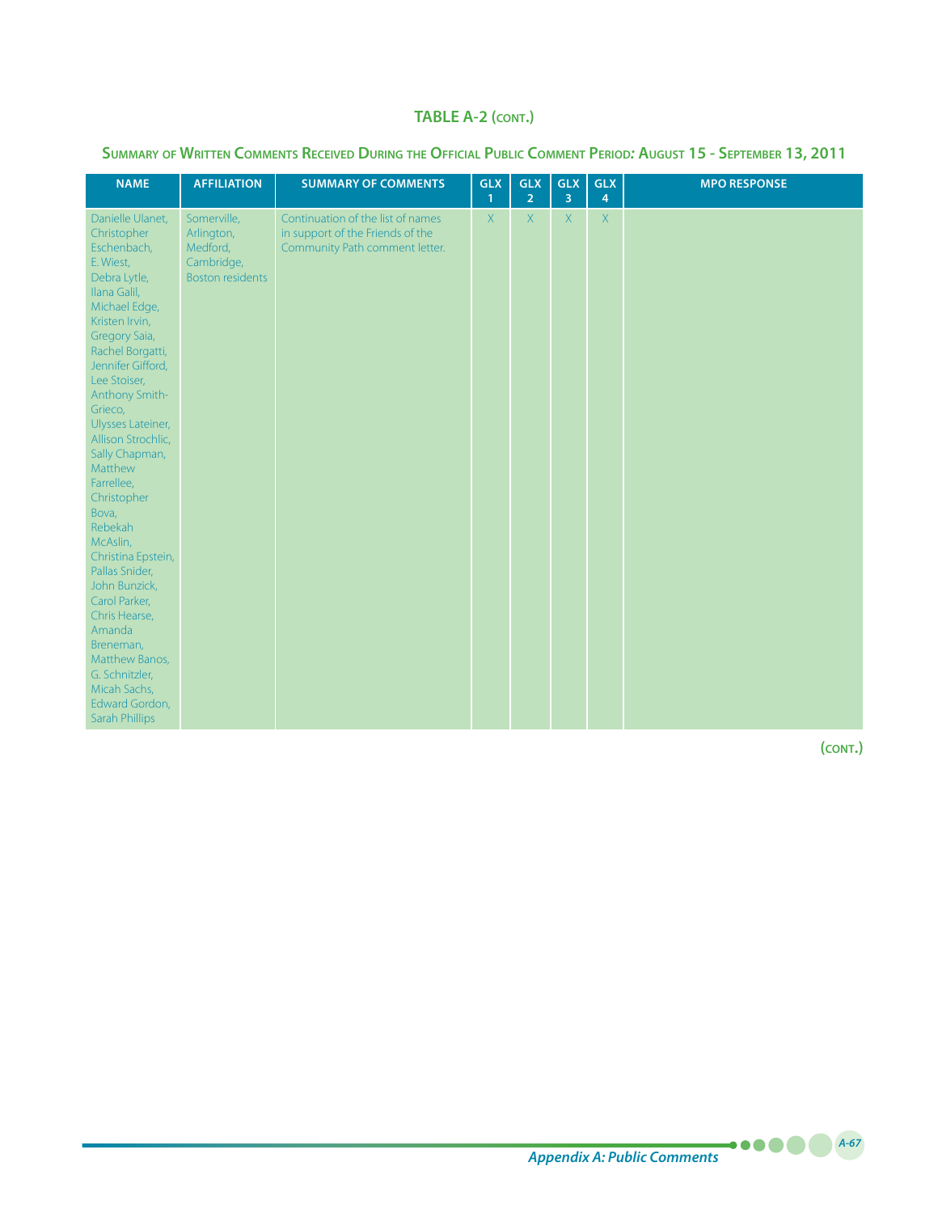## TABLE A-2 (CONT.)

### Summary of Written Comments Received During the Official Public Comment Period: August 15 - September 13, 2011

| NAME | AFFILIATION | SUMMARY OF COMMENTS | GLX 1 | GLX 2 | GLX 3 | GLX 4 | MPO RESPONSE |
|---|---|---|---|---|---|---|---|
| Danielle Ulanet, Christopher Eschenbach, E. Wiest, Debra Lytle, Ilana Galil, Michael Edge, Kristen Irvin, Gregory Saia, Rachel Borgatti, Jennifer Gifford, Lee Stoiser, Anthony Smith-Grieco, Ulysses Lateiner, Allison Strochlic, Sally Chapman, Matthew Farrellee, Christopher Bova, Rebekah McAslin, Christina Epstein, Pallas Snider, John Bunzick, Carol Parker, Chris Hearse, Amanda Breneman, Matthew Banos, G. Schnitzler, Micah Sachs, Edward Gordon, Sarah Phillips | Somerville, Arlington, Medford, Cambridge, Boston residents | Continuation of the list of names in support of the Friends of the Community Path comment letter. | X | X | X | X | |

(CONT.)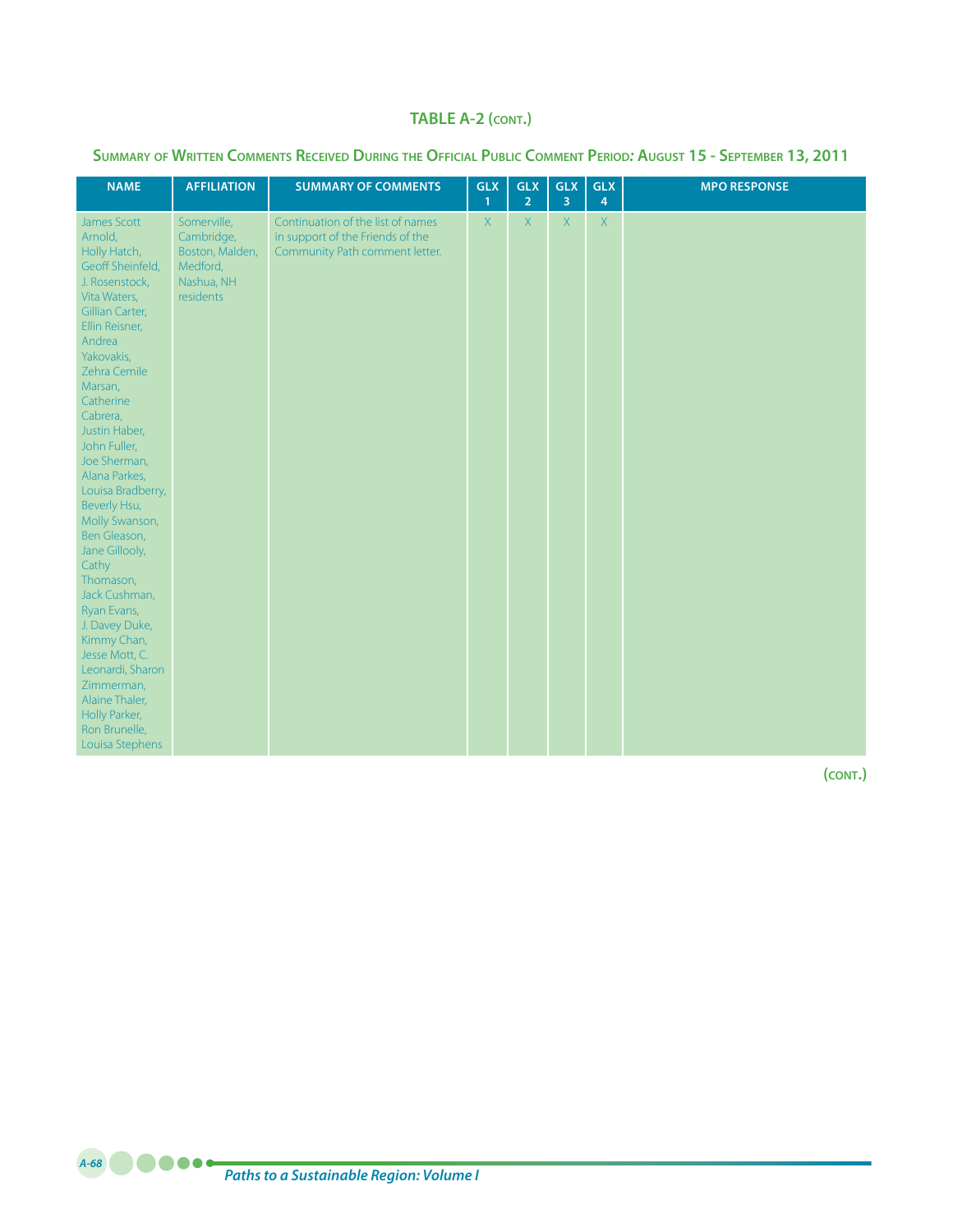## TABLE A-2 (CONT.)

### SUMMARY OF WRITTEN COMMENTS RECEIVED DURING THE OFFICIAL PUBLIC COMMENT PERIOD: AUGUST 15 - SEPTEMBER 13, 2011

| NAME | AFFILIATION | SUMMARY OF COMMENTS | GLX 1 | GLX 2 | GLX 3 | GLX 4 | MPO RESPONSE |
|---|---|---|---|---|---|---|---|
| James Scott Arnold, Holly Hatch, Geoff Sheinfeld, J. Rosenstock, Vita Waters, Gillian Carter, Ellin Reisner, Andrea Yakovakis, Zehra Cemile Marsan, Catherine Cabrera, Justin Haber, John Fuller, Joe Sherman, Alana Parkes, Louisa Bradberry, Beverly Hsu, Molly Swanson, Ben Gleason, Jane Gillooly, Cathy Thomason, Jack Cushman, Ryan Evans, J. Davey Duke, Kimmy Chan, Jesse Mott, C. Leonardi, Sharon Zimmerman, Alaine Thaler, Holly Parker, Ron Brunelle, Louisa Stephens | Somerville, Cambridge, Boston, Malden, Medford, Nashua, NH residents | Continuation of the list of names in support of the Friends of the Community Path comment letter. | X | X | X | X | |

(CONT.)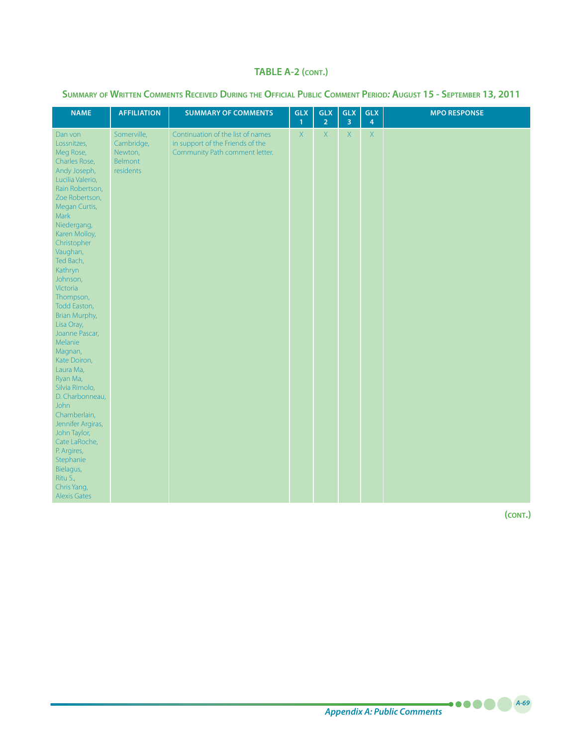## TABLE A-2 (CONT.)

### SUMMARY OF WRITTEN COMMENTS RECEIVED DURING THE OFFICIAL PUBLIC COMMENT PERIOD: AUGUST 15 - SEPTEMBER 13, 2011

| NAME | AFFILIATION | SUMMARY OF COMMENTS | GLX 1 | GLX 2 | GLX 3 | GLX 4 | MPO RESPONSE |
|---|---|---|---|---|---|---|---|
| Dan von Lossnitzes, Meg Rose, Charles Rose, Andy Joseph, Lucilia Valerio, Rain Robertson, Zoe Robertson, Megan Curtis, Mark Niedergang, Karen Molloy, Christopher Vaughan, Ted Bach, Kathryn Johnson, Victoria Thompson, Todd Easton, Brian Murphy, Lisa Oray, Joanne Pascar, Melanie Magnan, Kate Doiron, Laura Ma, Ryan Ma, Silvia Rimolo, D. Charbonneau, John Chamberlain, Jennifer Argiras, John Taylor, Cate LaRoche, P. Argires, Stephanie Bielagus, Ritu S., Chris Yang, Alexis Gates | Somerville, Cambridge, Newton, Belmont residents | Continuation of the list of names in support of the Friends of the Community Path comment letter. | X | X | X | X | |

(CONT.)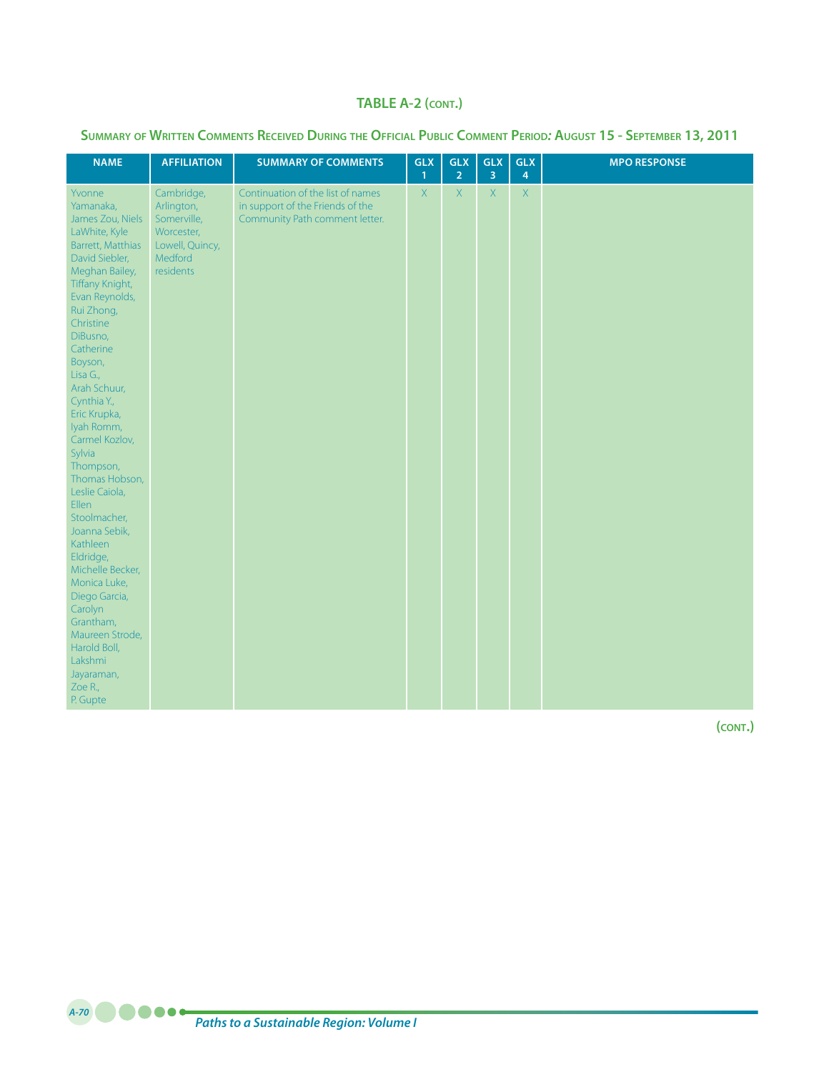**TABLE A-2 (CONT.)**

**Summary of Written Comments Received During the Official Public Comment Period: August 15 - September 13, 2011**

| NAME | AFFILIATION | SUMMARY OF COMMENTS | GLX 1 | GLX 2 | GLX 3 | GLX 4 | MPO RESPONSE |
|---|---|---|---|---|---|---|---|
| Yvonne Yamanaka, James Zou, Niels LaWhite, Kyle Barrett, Matthias David Siebler, Meghan Bailey, Tiffany Knight, Evan Reynolds, Rui Zhong, Christine DiBusno, Catherine Boyson, Lisa G., Arah Schuur, Cynthia Y., Eric Krupka, Iyah Romm, Carmel Kozlov, Sylvia Thompson, Thomas Hobson, Leslie Caiola, Ellen Stoolmacher, Joanna Sebik, Kathleen Eldridge, Michelle Becker, Monica Luke, Diego Garcia, Carolyn Grantham, Maureen Strode, Harold Boll, Lakshmi Jayaraman, Zoe R., P. Gupte | Cambridge, Arlington, Somerville, Worcester, Lowell, Quincy, Medford residents | Continuation of the list of names in support of the Friends of the Community Path comment letter. | X | X | X | X | |

(CONT.)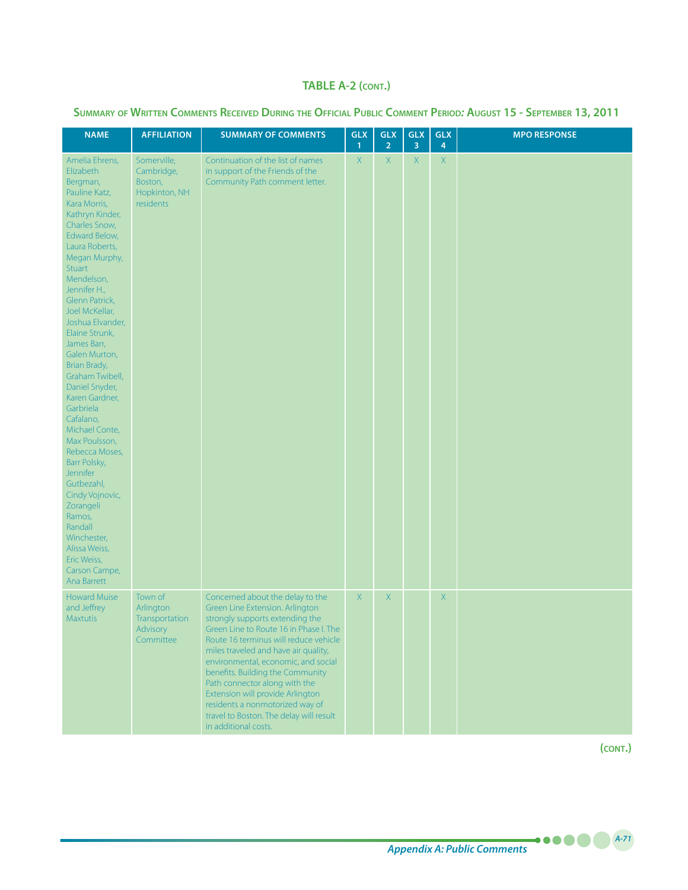## TABLE A-2 (CONT.)

### Summary of Written Comments Received During the Official Public Comment Period: August 15 - September 13, 2011

| NAME | AFFILIATION | SUMMARY OF COMMENTS | GLX 1 | GLX 2 | GLX 3 | GLX 4 | MPO RESPONSE |
|---|---|---|---|---|---|---|---|
| Amelia Ehrens, Elizabeth Bergman, Pauline Katz, Kara Morris, Kathryn Kinder, Charles Snow, Edward Below, Laura Roberts, Megan Murphy, Stuart Mendelson, Jennifer H., Glenn Patrick, Joel McKellar, Joshua Elvander, Elaine Strunk, James Barr, Galen Murton, Brian Brady, Graham Twibell, Daniel Snyder, Karen Gardner, Garbriela Cafalano, Michael Conte, Max Poulsson, Rebecca Moses, Barr Polsky, Jennifer Gutbezahl, Cindy Vojnovic, Zorangeli Ramos, Randall Winchester, Alissa Weiss, Eric Weiss, Carson Campe, Ana Barrett | Somerville, Cambridge, Boston, Hopkinton, NH residents | Continuation of the list of names in support of the Friends of the Community Path comment letter. | X | X | X | X | |
| Howard Muise and Jeffrey Maxtutis | Town of Arlington Transportation Advisory Committee | Concerned about the delay to the Green Line Extension. Arlington strongly supports extending the Green Line to Route 16 in Phase I. The Route 16 terminus will reduce vehicle miles traveled and have air quality, environmental, economic, and social benefits. Building the Community Path connector along with the Extension will provide Arlington residents a nonmotorized way of travel to Boston. The delay will result in additional costs. | X | X | | X | |

(CONT.)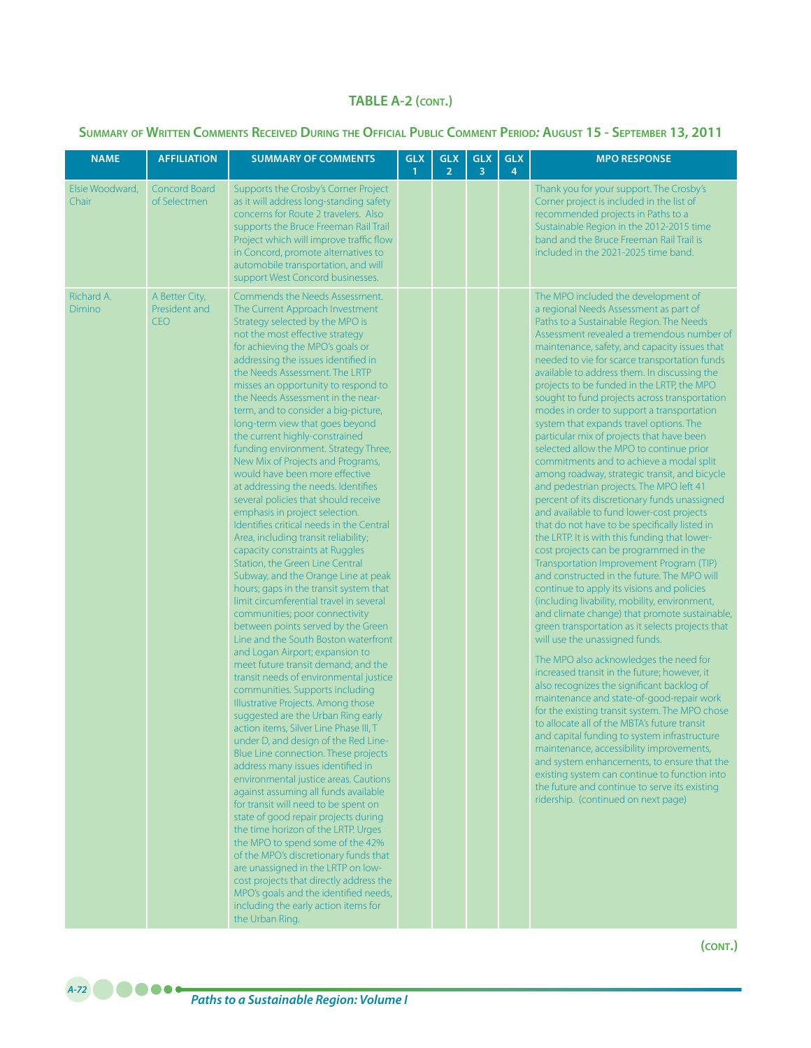## TABLE A-2 (CONT.)

### Summary of Written Comments Received During the Official Public Comment Period: August 15 - September 13, 2011

| NAME | AFFILIATION | SUMMARY OF COMMENTS | GLX 1 | GLX 2 | GLX 3 | GLX 4 | MPO RESPONSE |
|---|---|---|---|---|---|---|---|
| Elsie Woodward, Chair | Concord Board of Selectmen | Supports the Crosby's Corner Project as it will address long-standing safety concerns for Route 2 travelers. Also supports the Bruce Freeman Rail Trail Project which will improve traffic flow in Concord, promote alternatives to automobile transportation, and will support West Concord businesses. | | | | | Thank you for your support. The Crosby's Corner project is included in the list of recommended projects in Paths to a Sustainable Region in the 2012-2015 time band and the Bruce Freeman Rail Trail is included in the 2021-2025 time band. |
| Richard A. Dimino | A Better City, President and CEO | Commends the Needs Assessment. The Current Approach Investment Strategy selected by the MPO is not the most effective strategy for achieving the MPO's goals or addressing the issues identified in the Needs Assessment. The LRTP misses an opportunity to respond to the Needs Assessment in the near-term, and to consider a big-picture, long-term view that goes beyond the current highly-constrained funding environment. Strategy Three, New Mix of Projects and Programs, would have been more effective at addressing the needs. Identifies several policies that should receive emphasis in project selection. Identifies critical needs in the Central Area, including transit reliability; capacity constraints at Ruggles Station, the Green Line Central Subway, and the Orange Line at peak hours; gaps in the transit system that limit circumferential travel in several communities; poor connectivity between points served by the Green Line and the South Boston waterfront and Logan Airport; expansion to meet future transit demand; and the transit needs of environmental justice communities. Supports including Illustrative Projects. Among those suggested are the Urban Ring early action items, Silver Line Phase III, T under D, and design of the Red Line-Blue Line connection. These projects address many issues identified in environmental justice areas. Cautions against assuming all funds available for transit will need to be spent on state of good repair projects during the time horizon of the LRTP. Urges the MPO to spend some of the 42% of the MPO's discretionary funds that are unassigned in the LRTP on low-cost projects that directly address the MPO's goals and the identified needs, including the early action items for the Urban Ring. | | | | | The MPO included the development of a regional Needs Assessment as part of Paths to a Sustainable Region. The Needs Assessment revealed a tremendous number of maintenance, safety, and capacity issues that needed to vie for scarce transportation funds available to address them. In discussing the projects to be funded in the LRTP, the MPO sought to fund projects across transportation modes in order to support a transportation system that expands travel options. The particular mix of projects that have been selected allow the MPO to continue prior commitments and to achieve a modal split among roadway, strategic transit, and bicycle and pedestrian projects. The MPO left 41 percent of its discretionary funds unassigned and available to fund lower-cost projects that do not have to be specifically listed in the LRTP. It is with this funding that lower-cost projects can be programmed in the Transportation Improvement Program (TIP) and constructed in the future. The MPO will continue to apply its visions and policies (including livability, mobility, environment, and climate change) that promote sustainable, green transportation as it selects projects that will use the unassigned funds.<br><br>The MPO also acknowledges the need for increased transit in the future; however, it also recognizes the significant backlog of maintenance and state-of-good-repair work for the existing transit system. The MPO chose to allocate all of the MBTA's future transit and capital funding to system infrastructure maintenance, accessibility improvements, and system enhancements, to ensure that the existing system can continue to function into the future and continue to serve its existing ridership. (continued on next page) |

(CONT.)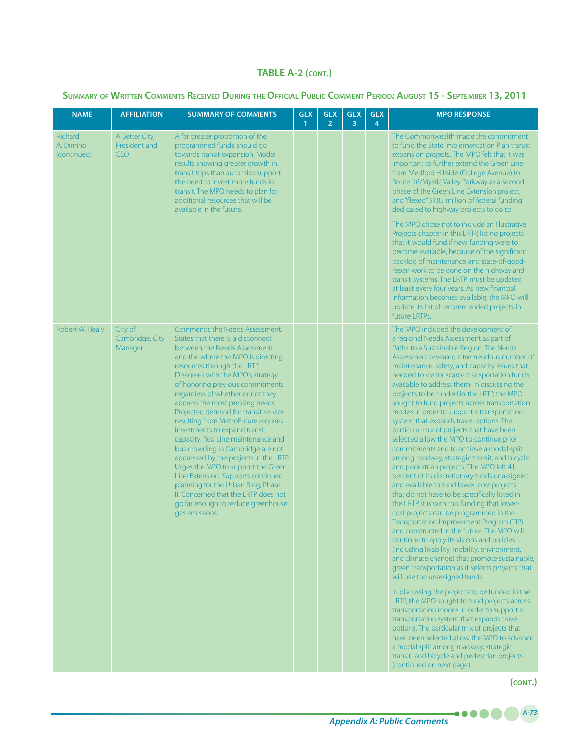**TABLE A-2 (CONT.)**

**SUMMARY OF WRITTEN COMMENTS RECEIVED DURING THE OFFICIAL PUBLIC COMMENT PERIOD: AUGUST 15 - SEPTEMBER 13, 2011**

| NAME | AFFILIATION | SUMMARY OF COMMENTS | GLX 1 | GLX 2 | GLX 3 | GLX 4 | MPO RESPONSE |
|---|---|---|---|---|---|---|---|
| Richard A. Dimino (continued) | A Better City, President and CEO | A far greater proportion of the programmed funds should go towards transit expansion. Model results showing greater growth in transit trips than auto trips support the need to invest more funds in transit. The MPO needs to plan for additional resources that will be available in the future. | | | | | The Commonwealth made the commitment to fund the State Implementation Plan transit expansion projects. The MPO felt that it was important to further extend the Green Line from Medford Hillside (College Avenue) to Route 16/Mystic Valley Parkway as a second phase of the Green Line Extension project, and "flexed" $185 million of federal funding dedicated to highway projects to do so.<br><br>The MPO chose not to include an Illustrative Projects chapter in this LRTP, listing projects that it would fund if new funding were to become available, because of the significant backlog of maintenance and state-of-good-repair work to be done on the highway and transit systems. The LRTP must be updated at least every four years. As new financial information becomes available, the MPO will update its list of recommended projects in future LRTPs. |
| Robert W. Healy | City of Cambridge, City Manager | Commends the Needs Assessment. States that there is a disconnect between the Needs Assessment and the where the MPO is directing resources through the LRTP. Disagrees with the MPO's strategy of honoring previous commitments regardless of whether or not they address the most pressing needs. Projected demand for transit service resulting from MetroFuture requires investments to expand transit capacity. Red Line maintenance and bus crowding in Cambridge are not addressed by the projects in the LRTP. Urges the MPO to support the Green Line Extension. Supports continued planning for the Urban Ring, Phase II. Concerned that the LRTP does not go far enough to reduce greenhouse gas emissions. | | | | | The MPO included the development of a regional Needs Assessment as part of Paths to a Sustainable Region. The Needs Assessment revealed a tremendous number of maintenance, safety, and capacity issues that needed to vie for scarce transportation funds available to address them. In discussing the projects to be funded in the LRTP, the MPO sought to fund projects across transportation modes in order to support a transportation system that expands travel options. The particular mix of projects that have been selected allow the MPO to continue prior commitments and to achieve a modal split among roadway, strategic transit, and bicycle and pedestrian projects. The MPO left 41 percent of its discretionary funds unassigned and available to fund lower-cost projects that do not have to be specifically listed in the LRTP. It is with this funding that lower-cost projects can be programmed in the Transportation Improvement Program (TIP) and constructed in the future. The MPO will continue to apply its visions and policies (including livability, mobility, environment, and climate change) that promote sustainable, green transportation as it selects projects that will use the unassigned funds.<br><br>In discussing the projects to be funded in the LRTP, the MPO sought to fund projects across transportation modes in order to support a transportation system that expands travel options. The particular mix of projects that have been selected allow the MPO to advance a modal split among roadway, strategic transit, and bicycle and pedestrian projects. (continued on next page) |

(CONT.)

*Appendix A: Public Comments*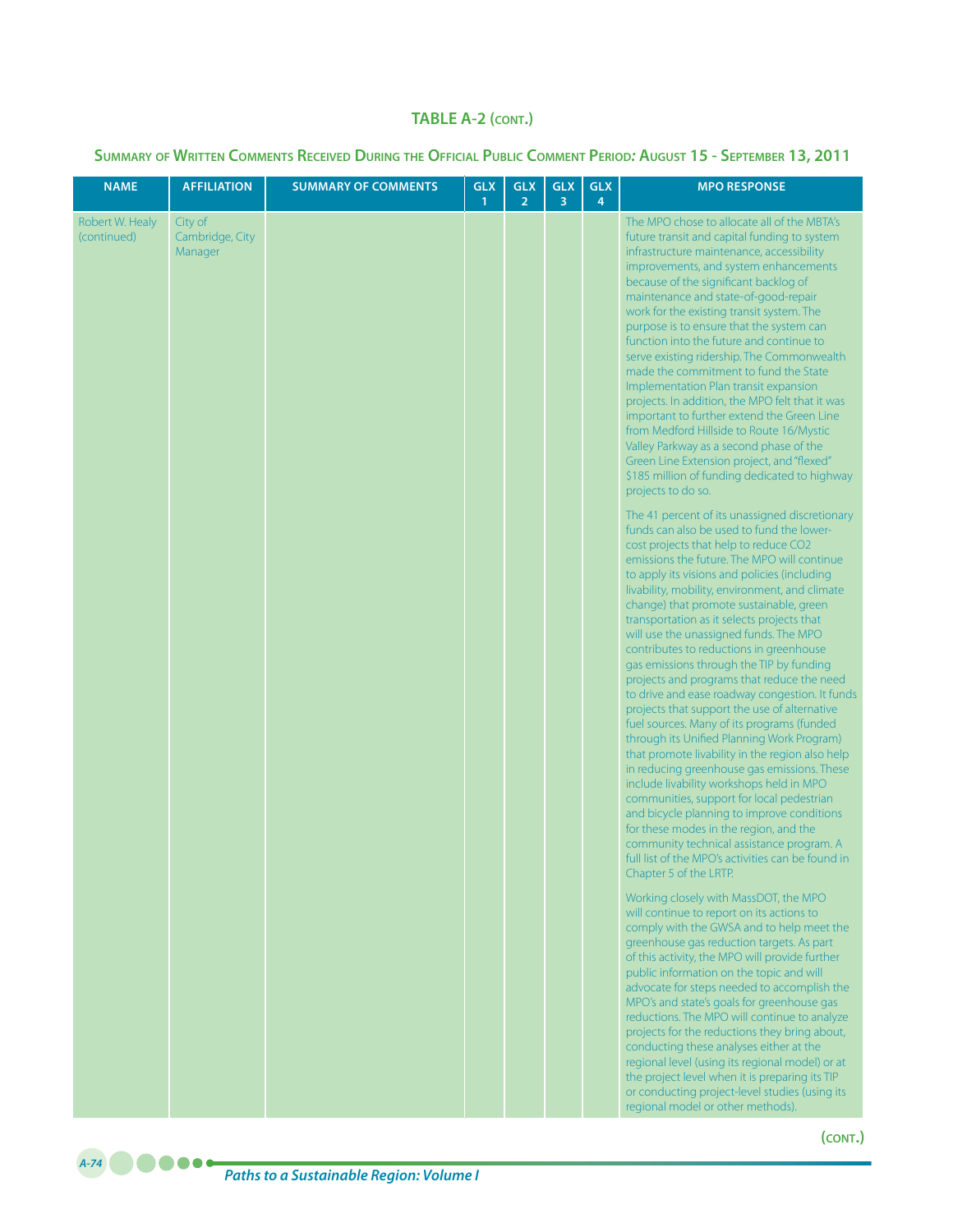## TABLE A-2 (CONT.)

### Summary of Written Comments Received During the Official Public Comment Period: August 15 - September 13, 2011

| NAME | AFFILIATION | SUMMARY OF COMMENTS | GLX 1 | GLX 2 | GLX 3 | GLX 4 | MPO RESPONSE |
|---|---|---|---|---|---|---|---|
| Robert W. Healy (continued) | City of Cambridge, City Manager | | | | | | The MPO chose to allocate all of the MBTA's future transit and capital funding to system infrastructure maintenance, accessibility improvements, and system enhancements because of the significant backlog of maintenance and state-of-good-repair work for the existing transit system. The purpose is to ensure that the system can function into the future and continue to serve existing ridership. The Commonwealth made the commitment to fund the State Implementation Plan transit expansion projects. In addition, the MPO felt that it was important to further extend the Green Line from Medford Hillside to Route 16/Mystic Valley Parkway as a second phase of the Green Line Extension project, and "flexed" \$185 million of funding dedicated to highway projects to do so.<br><br>The 41 percent of its unassigned discretionary funds can also be used to fund the lower-cost projects that help to reduce CO2 emissions the future. The MPO will continue to apply its visions and policies (including livability, mobility, environment, and climate change) that promote sustainable, green transportation as it selects projects that will use the unassigned funds. The MPO contributes to reductions in greenhouse gas emissions through the TIP by funding projects and programs that reduce the need to drive and ease roadway congestion. It funds projects that support the use of alternative fuel sources. Many of its programs (funded through its Unified Planning Work Program) that promote livability in the region also help in reducing greenhouse gas emissions. These include livability workshops held in MPO communities, support for local pedestrian and bicycle planning to improve conditions for these modes in the region, and the community technical assistance program. A full list of the MPO's activities can be found in Chapter 5 of the LRTP.<br><br>Working closely with MassDOT, the MPO will continue to report on its actions to comply with the GWSA and to help meet the greenhouse gas reduction targets. As part of this activity, the MPO will provide further public information on the topic and will advocate for steps needed to accomplish the MPO's and state's goals for greenhouse gas reductions. The MPO will continue to analyze projects for the reductions they bring about, conducting these analyses either at the regional level (using its regional model) or at the project level when it is preparing its TIP or conducting project-level studies (using its regional model or other methods). |

(CONT.)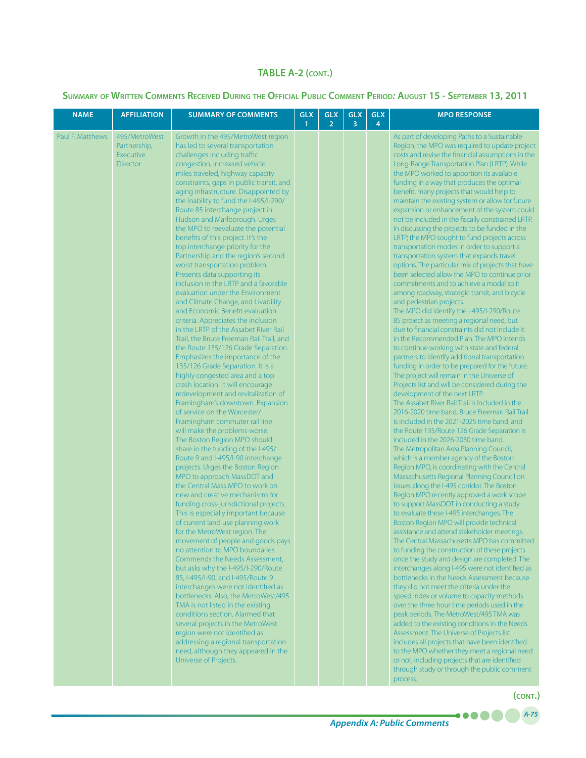## TABLE A-2 (CONT.)

### Summary of Written Comments Received During the Official Public Comment Period: August 15 - September 13, 2011

| NAME | AFFILIATION | SUMMARY OF COMMENTS | GLX 1 | GLX 2 | GLX 3 | GLX 4 | MPO RESPONSE |
|---|---|---|---|---|---|---|---|
| Paul F. Matthews | 495/MetroWest Partnership, Executive Director | Growth in the 495/MetroWest region has led to several transportation challenges including traffic congestion, increased vehicle miles traveled, highway capacity constraints, gaps in public transit, and aging infrastructure. Disappointed by the inability to fund the I-495/I-290/Route 85 interchange project in Hudson and Marlborough. Urges the MPO to reevaluate the potential benefits of this project. It's the top interchange priority for the Partnership and the region's second worst transportation problem. Presents data supporting its inclusion in the LRTP and a favorable evaluation under the Environment and Climate Change, and Livability and Economic Benefit evaluation criteria. Appreciates the inclusion in the LRTP of the Assabet River Rail Trail, the Bruce Freeman Rail Trail, and the Route 135/126 Grade Separation. Emphasizes the importance of the 135/126 Grade Separation. It is a highly congested area and a top crash location. It will encourage redevelopment and revitalization of Framingham's downtown. Expansion of service on the Worcester/Framingham commuter rail line will make the problems worse. The Boston Region MPO should share in the funding of the I-495/Route 9 and I-495/I-90 interchange projects. Urges the Boston Region MPO to approach MassDOT and the Central Mass MPO to work on new and creative mechanisms for funding cross-jurisdictional projects. This is especially important because of current land use planning work for the MetroWest region. The movement of people and goods pays no attention to MPO boundaries. Commends the Needs Assessment, but asks why the I-495/I-290/Route 85, I-495/I-90, and I-495/Route 9 interchanges were not identified as bottlenecks. Also, the MetroWest/495 TMA is not listed in the existing conditions section. Alarmed that several projects in the MetroWest region were not identified as addressing a regional transportation need, although they appeared in the Universe of Projects. | | | | | As part of developing Paths to a Sustainable Region, the MPO was required to update project costs and revise the financial assumptions in the Long-Range Transportation Plan (LRTP). While the MPO worked to apportion its available funding in a way that produces the optimal benefit, many projects that would help to maintain the existing system or allow for future expansion or enhancement of the system could not be included in the fiscally constrained LRTP. In discussing the projects to be funded in the LRTP, the MPO sought to fund projects across transportation modes in order to support a transportation system that expands travel options. The particular mix of projects that have been selected allow the MPO to continue prior commitments and to achieve a modal split among roadway, strategic transit, and bicycle and pedestrian projects.<br>The MPO did identify the I-495/I-290/Route 85 project as meeting a regional need, but due to financial constraints did not include it in the Recommended Plan. The MPO intends to continue working with state and federal partners to identify additional transportation funding in order to be prepared for the future. The project will remain in the Universe of Projects list and will be considered during the development of the next LRTP.<br>The Assabet River Rail Trail is included in the 2016-2020 time band, Bruce Freeman Rail Trail is included in the 2021-2025 time band, and the Route 135/Route 126 Grade Separation is included in the 2026-2030 time band.<br>The Metropolitan Area Planning Council, which is a member agency of the Boston Region MPO, is coordinating with the Central Massachusetts Regional Planning Council on issues along the I-495 corridor. The Boston Region MPO recently approved a work scope to support MassDOT in conducting a study to evaluate these I-495 interchanges. The Boston Region MPO will provide technical assistance and attend stakeholder meetings. The Central Massachusetts MPO has committed to funding the construction of these projects once the study and design are completed. The interchanges along I-495 were not identified as bottlenecks in the Needs Assessment because they did not meet the criteria under the speed index or volume to capacity methods over the three hour time periods used in the peak periods. The MetroWest/495 TMA was added to the existing conditions in the Needs Assessment. The Universe of Projects list includes all projects that have been identified to the MPO whether they meet a regional need or not, including projects that are identified through study or through the public comment process. |

(CONT.)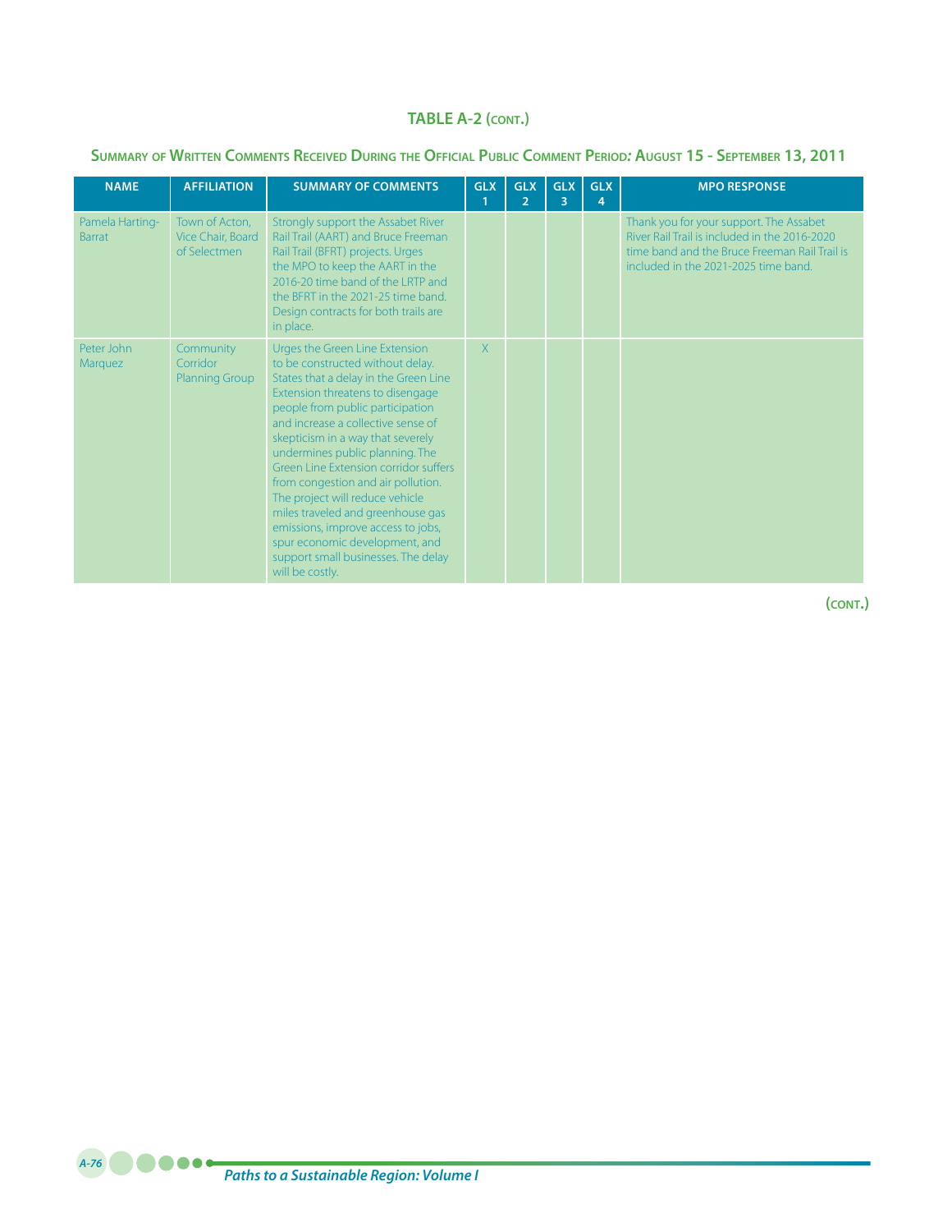## TABLE A-2 (CONT.)

### SUMMARY OF WRITTEN COMMENTS RECEIVED DURING THE OFFICIAL PUBLIC COMMENT PERIOD: AUGUST 15 - SEPTEMBER 13, 2011

| NAME | AFFILIATION | SUMMARY OF COMMENTS | GLX 1 | GLX 2 | GLX 3 | GLX 4 | MPO RESPONSE |
|---|---|---|---|---|---|---|---|
| Pamela Harting-Barrat | Town of Acton, Vice Chair, Board of Selectmen | Strongly support the Assabet River Rail Trail (AART) and Bruce Freeman Rail Trail (BFRT) projects. Urges the MPO to keep the AART in the 2016-20 time band of the LRTP and the BFRT in the 2021-25 time band. Design contracts for both trails are in place. | | | | | Thank you for your support. The Assabet River Rail Trail is included in the 2016-2020 time band and the Bruce Freeman Rail Trail is included in the 2021-2025 time band. |
| Peter John Marquez | Community Corridor Planning Group | Urges the Green Line Extension to be constructed without delay. States that a delay in the Green Line Extension threatens to disengage people from public participation and increase a collective sense of skepticism in a way that severely undermines public planning. The Green Line Extension corridor suffers from congestion and air pollution. The project will reduce vehicle miles traveled and greenhouse gas emissions, improve access to jobs, spur economic development, and support small businesses. The delay will be costly. | X | | | | |

(CONT.)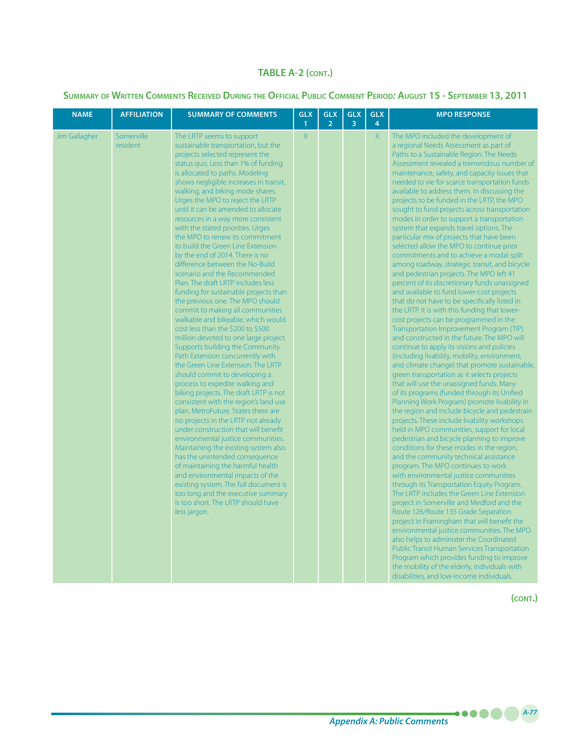## TABLE A-2 (CONT.)

### Summary of Written Comments Received During the Official Public Comment Period: August 15 - September 13, 2011

| NAME | AFFILIATION | SUMMARY OF COMMENTS | GLX 1 | GLX 2 | GLX 3 | GLX 4 | MPO RESPONSE |
|---|---|---|---|---|---|---|---|
| Jim Gallagher | Somerville resident | The LRTP seems to support sustainable transportation, but the projects selected represent the status quo. Less than 1% of funding is allocated to paths. Modeling shows negligible increases in transit, walking, and biking mode shares. Urges the MPO to reject the LRTP until it can be amended to allocate resources in a way more consistent with the stated priorities. Urges the MPO to renew its commitment to build the Green Line Extension by the end of 2014. There is no difference between the No-Build scenario and the Recommended Plan. The draft LRTP includes less funding for sustainable projects than the previous one. The MPO should commit to making all communities walkable and bikeable, which would cost less than the \$200 to \$500 million devoted to one large project. Supports building the Community Path Extension concurrently with the Green Line Extension. The LRTP should commit to developing a process to expedite walking and biking projects. The draft LRTP is not consistent with the region's land use plan, MetroFuture. States there are no projects in the LRTP not already under construction that will benefit environmental justice communities. Maintaining the existing system also has the unintended consequence of maintaining the harmful health and environmental impacts of the existing system. The full document is too long and the executive summary is too short. The LRTP should have less jargon. | X | | | X | The MPO included the development of a regional Needs Assessment as part of Paths to a Sustainable Region. The Needs Assessment revealed a tremendous number of maintenance, safety, and capacity issues that needed to vie for scarce transportation funds available to address them. In discussing the projects to be funded in the LRTP, the MPO sought to fund projects across transportation modes in order to support a transportation system that expands travel options. The particular mix of projects that have been selected allow the MPO to continue prior commitments and to achieve a modal split among roadway, strategic transit, and bicycle and pedestrian projects. The MPO left 41 percent of its discretionary funds unassigned and available to fund lower-cost projects that do not have to be specifically listed in the LRTP. It is with this funding that lower-cost projects can be programmed in the Transportation Improvement Program (TIP) and constructed in the future. The MPO will continue to apply its visions and policies (including livability, mobility, environment, and climate change) that promote sustainable, green transportation as it selects projects that will use the unassigned funds. Many of its programs (funded through its Unified Planning Work Program) promote livability in the region and include bicycle and pedestrain projects. These include livability workshops held in MPO communities, support for local pedestrian and bicycle planning to improve conditions for these modes in the region, and the community technical assistance program. The MPO continues to work with environmental justice communities through its Transportation Equity Program. The LRTP includes the Green Line Extension project in Somerville and Medford and the Route 126/Route 135 Grade Separation project in Framingham that will benefit the environmental justice communities. The MPO also helps to administer the Coordinated Public Transit Human Services Transportation Program which provides funding to improve the mobility of the elderly, individuals with disabilities, and low-income individuals. |

(CONT.)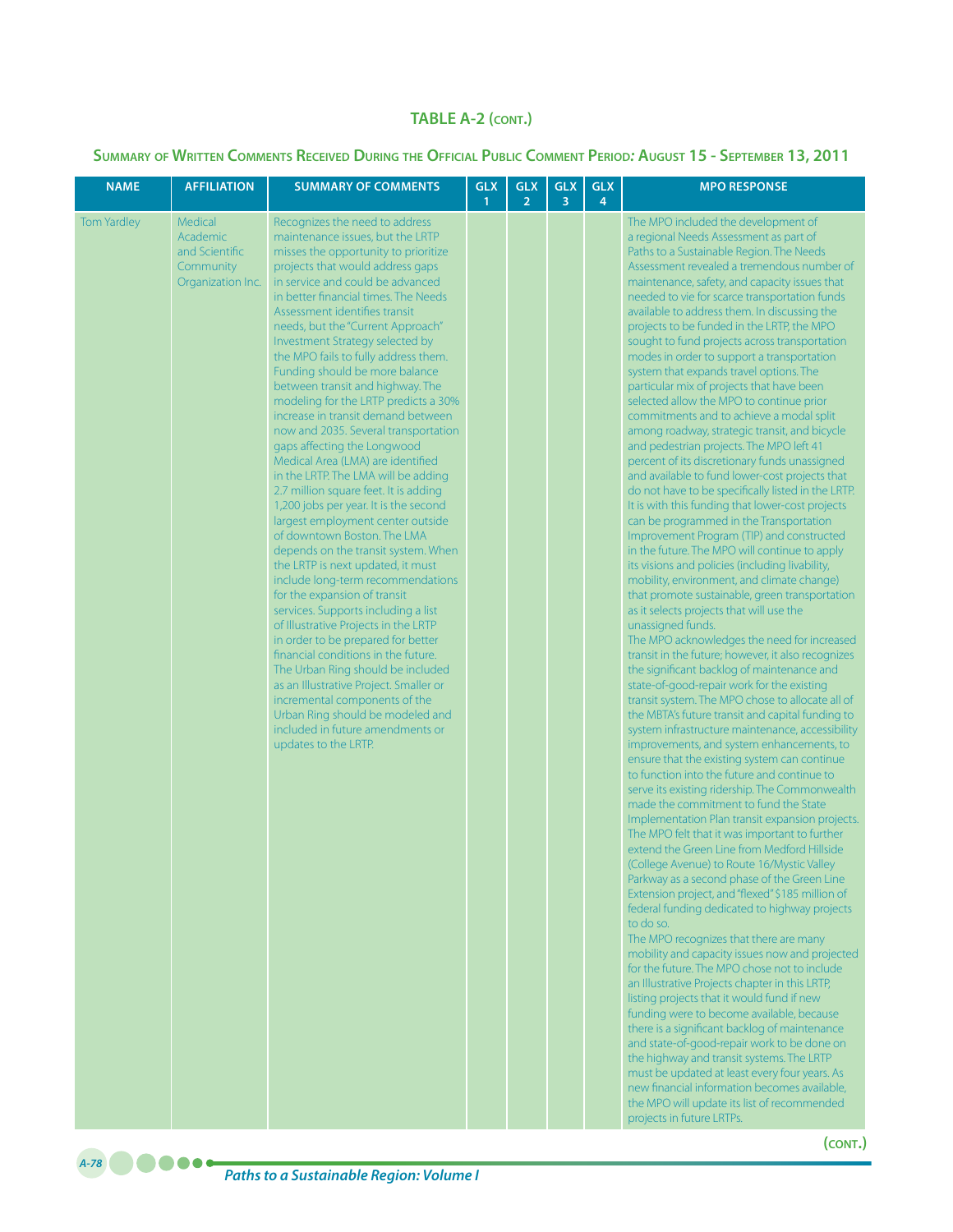## TABLE A-2 (CONT.)

### Summary of Written Comments Received During the Official Public Comment Period: August 15 - September 13, 2011

| NAME | AFFILIATION | SUMMARY OF COMMENTS | GLX 1 | GLX 2 | GLX 3 | GLX 4 | MPO RESPONSE |
|---|---|---|---|---|---|---|---|
| Tom Yardley | Medical Academic and Scientific Community Organization Inc. | Recognizes the need to address maintenance issues, but the LRTP misses the opportunity to prioritize projects that would address gaps in service and could be advanced in better financial times. The Needs Assessment identifies transit needs, but the "Current Approach" Investment Strategy selected by the MPO fails to fully address them. Funding should be more balance between transit and highway. The modeling for the LRTP predicts a 30% increase in transit demand between now and 2035. Several transportation gaps affecting the Longwood Medical Area (LMA) are identified in the LRTP. The LMA will be adding 2.7 million square feet. It is adding 1,200 jobs per year. It is the second largest employment center outside of downtown Boston. The LMA depends on the transit system. When the LRTP is next updated, it must include long-term recommendations for the expansion of transit services. Supports including a list of Illustrative Projects in the LRTP in order to be prepared for better financial conditions in the future. The Urban Ring should be included as an Illustrative Project. Smaller or incremental components of the Urban Ring should be modeled and included in future amendments or updates to the LRTP. | | | | | The MPO included the development of a regional Needs Assessment as part of Paths to a Sustainable Region. The Needs Assessment revealed a tremendous number of maintenance, safety, and capacity issues that needed to vie for scarce transportation funds available to address them. In discussing the projects to be funded in the LRTP, the MPO sought to fund projects across transportation modes in order to support a transportation system that expands travel options. The particular mix of projects that have been selected allow the MPO to continue prior commitments and to achieve a modal split among roadway, strategic transit, and bicycle and pedestrian projects. The MPO left 41 percent of its discretionary funds unassigned and available to fund lower-cost projects that do not have to be specifically listed in the LRTP. It is with this funding that lower-cost projects can be programmed in the Transportation Improvement Program (TIP) and constructed in the future. The MPO will continue to apply its visions and policies (including livability, mobility, environment, and climate change) that promote sustainable, green transportation as it selects projects that will use the unassigned funds.<br>The MPO acknowledges the need for increased transit in the future; however, it also recognizes the significant backlog of maintenance and state-of-good-repair work for the existing transit system. The MPO chose to allocate all of the MBTA's future transit and capital funding to system infrastructure maintenance, accessibility improvements, and system enhancements, to ensure that the existing system can continue to function into the future and continue to serve its existing ridership. The Commonwealth made the commitment to fund the State Implementation Plan transit expansion projects. The MPO felt that it was important to further extend the Green Line from Medford Hillside (College Avenue) to Route 16/Mystic Valley Parkway as a second phase of the Green Line Extension project, and "flexed" $185 million of federal funding dedicated to highway projects to do so.<br>The MPO recognizes that there are many mobility and capacity issues now and projected for the future. The MPO chose not to include an Illustrative Projects chapter in this LRTP, listing projects that it would fund if new funding were to become available, because there is a significant backlog of maintenance and state-of-good-repair work to be done on the highway and transit systems. The LRTP must be updated at least every four years. As new financial information becomes available, the MPO will update its list of recommended projects in future LRTPs. |

(CONT.)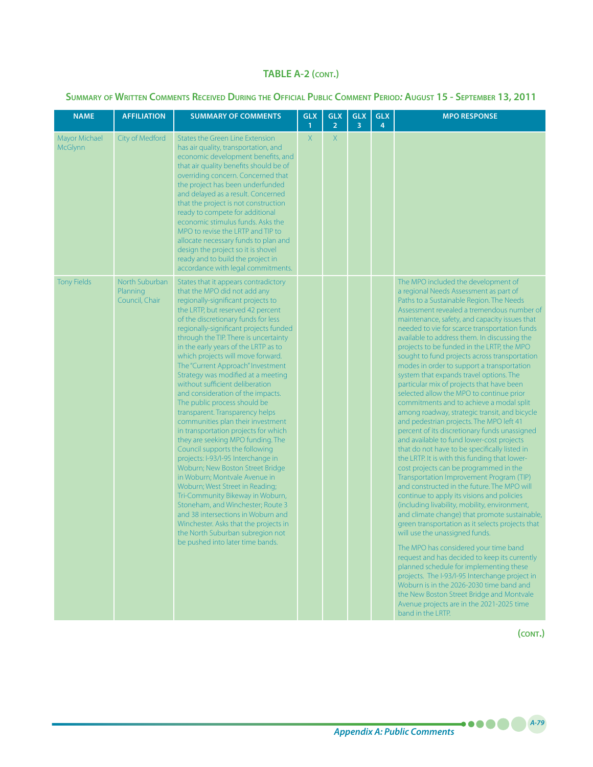## TABLE A-2 (CONT.)

### Summary of Written Comments Received During the Official Public Comment Period: August 15 - September 13, 2011

| NAME | AFFILIATION | SUMMARY OF COMMENTS | GLX 1 | GLX 2 | GLX 3 | GLX 4 | MPO RESPONSE |
|---|---|---|---|---|---|---|---|
| Mayor Michael McGlynn | City of Medford | States the Green Line Extension has air quality, transportation, and economic development benefits, and that air quality benefits should be of overriding concern. Concerned that the project has been underfunded and delayed as a result. Concerned that the project is not construction ready to compete for additional economic stimulus funds. Asks the MPO to revise the LRTP and TIP to allocate necessary funds to plan and design the project so it is shovel ready and to build the project in accordance with legal commitments. | X | X | | | |
| Tony Fields | North Suburban Planning Council, Chair | States that it appears contradictory that the MPO did not add any regionally-significant projects to the LRTP, but reserved 42 percent of the discretionary funds for less regionally-significant projects funded through the TIP. There is uncertainty in the early years of the LRTP as to which projects will move forward. The "Current Approach" Investment Strategy was modified at a meeting without sufficient deliberation and consideration of the impacts. The public process should be transparent. Transparency helps communities plan their investment in transportation projects for which they are seeking MPO funding. The Council supports the following projects: I-93/I-95 Interchange in Woburn; New Boston Street Bridge in Woburn; Montvale Avenue in Woburn; West Street in Reading; Tri-Community Bikeway in Woburn, Stoneham, and Winchester; Route 3 and 38 intersections in Woburn and Winchester. Asks that the projects in the North Suburban subregion not be pushed into later time bands. | | | | | The MPO included the development of a regional Needs Assessment as part of Paths to a Sustainable Region. The Needs Assessment revealed a tremendous number of maintenance, safety, and capacity issues that needed to vie for scarce transportation funds available to address them. In discussing the projects to be funded in the LRTP, the MPO sought to fund projects across transportation modes in order to support a transportation system that expands travel options. The particular mix of projects that have been selected allow the MPO to continue prior commitments and to achieve a modal split among roadway, strategic transit, and bicycle and pedestrian projects. The MPO left 41 percent of its discretionary funds unassigned and available to fund lower-cost projects that do not have to be specifically listed in the LRTP. It is with this funding that lower-cost projects can be programmed in the Transportation Improvement Program (TIP) and constructed in the future. The MPO will continue to apply its visions and policies (including livability, mobility, environment, and climate change) that promote sustainable, green transportation as it selects projects that will use the unassigned funds.<br><br>The MPO has considered your time band request and has decided to keep its currently planned schedule for implementing these projects. The I-93/I-95 Interchange project in Woburn is in the 2026-2030 time band and the New Boston Street Bridge and Montvale Avenue projects are in the 2021-2025 time band in the LRTP. |

(CONT.)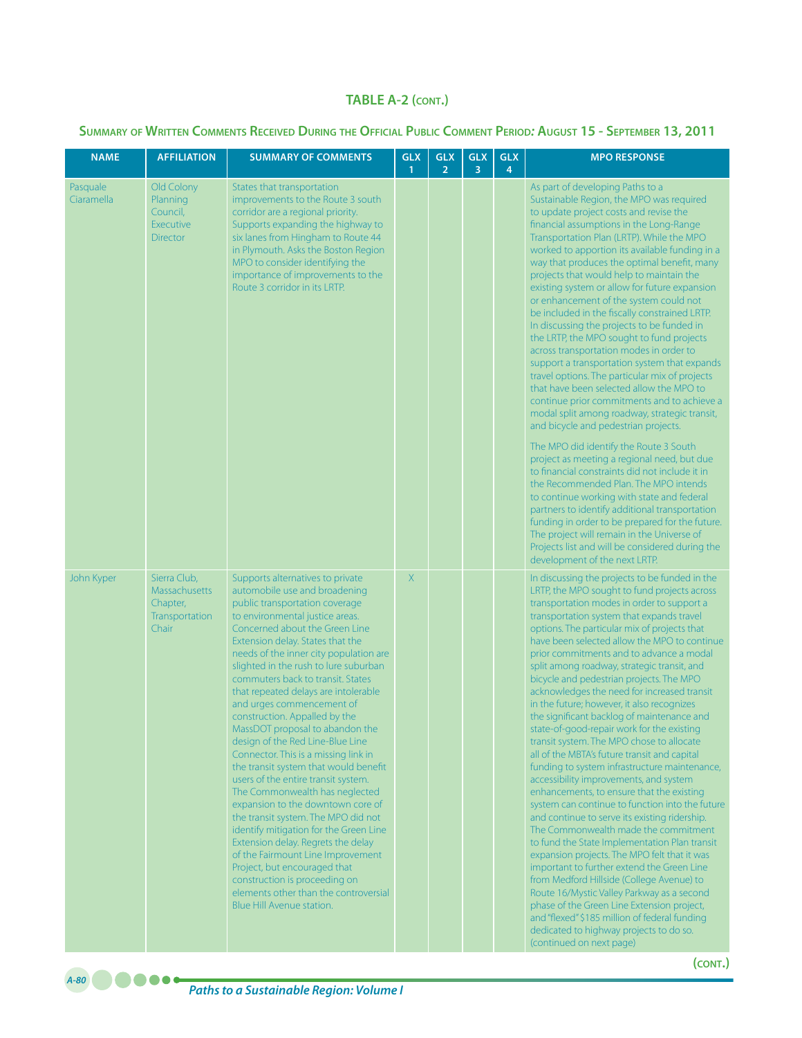**TABLE A-2 (CONT.)**

**SUMMARY OF WRITTEN COMMENTS RECEIVED DURING THE OFFICIAL PUBLIC COMMENT PERIOD: AUGUST 15 - SEPTEMBER 13, 2011**

| NAME | AFFILIATION | SUMMARY OF COMMENTS | GLX 1 | GLX 2 | GLX 3 | GLX 4 | MPO RESPONSE |
|---|---|---|---|---|---|---|---|
| Pasquale Ciaramella | Old Colony Planning Council, Executive Director | States that transportation improvements to the Route 3 south corridor are a regional priority. Supports expanding the highway to six lanes from Hingham to Route 44 in Plymouth. Asks the Boston Region MPO to consider identifying the importance of improvements to the Route 3 corridor in its LRTP. | | | | | As part of developing Paths to a Sustainable Region, the MPO was required to update project costs and revise the financial assumptions in the Long-Range Transportation Plan (LRTP). While the MPO worked to apportion its available funding in a way that produces the optimal benefit, many projects that would help to maintain the existing system or allow for future expansion or enhancement of the system could not be included in the fiscally constrained LRTP. In discussing the projects to be funded in the LRTP, the MPO sought to fund projects across transportation modes in order to support a transportation system that expands travel options. The particular mix of projects that have been selected allow the MPO to continue prior commitments and to achieve a modal split among roadway, strategic transit, and bicycle and pedestrian projects.<br><br>The MPO did identify the Route 3 South project as meeting a regional need, but due to financial constraints did not include it in the Recommended Plan. The MPO intends to continue working with state and federal partners to identify additional transportation funding in order to be prepared for the future. The project will remain in the Universe of Projects list and will be considered during the development of the next LRTP. |
| John Kyper | Sierra Club, Massachusetts Chapter, Transportation Chair | Supports alternatives to private automobile use and broadening public transportation coverage to environmental justice areas. Concerned about the Green Line Extension delay. States that the needs of the inner city population are slighted in the rush to lure suburban commuters back to transit. States that repeated delays are intolerable and urges commencement of construction. Appalled by the MassDOT proposal to abandon the design of the Red Line-Blue Line Connector. This is a missing link in the transit system that would benefit users of the entire transit system. The Commonwealth has neglected expansion to the downtown core of the transit system. The MPO did not identify mitigation for the Green Line Extension delay. Regrets the delay of the Fairmount Line Improvement Project, but encouraged that construction is proceeding on elements other than the controversial Blue Hill Avenue station. | X | | | | In discussing the projects to be funded in the LRTP, the MPO sought to fund projects across transportation modes in order to support a transportation system that expands travel options. The particular mix of projects that have been selected allow the MPO to continue prior commitments and to advance a modal split among roadway, strategic transit, and bicycle and pedestrian projects. The MPO acknowledges the need for increased transit in the future; however, it also recognizes the significant backlog of maintenance and state-of-good-repair work for the existing transit system. The MPO chose to allocate all of the MBTA's future transit and capital funding to system infrastructure maintenance, accessibility improvements, and system enhancements, to ensure that the existing system can continue to function into the future and continue to serve its existing ridership. The Commonwealth made the commitment to fund the State Implementation Plan transit expansion projects. The MPO felt that it was important to further extend the Green Line from Medford Hillside (College Avenue) to Route 16/Mystic Valley Parkway as a second phase of the Green Line Extension project, and "flexed" $185 million of federal funding dedicated to highway projects to do so. (continued on next page) |

(CONT.)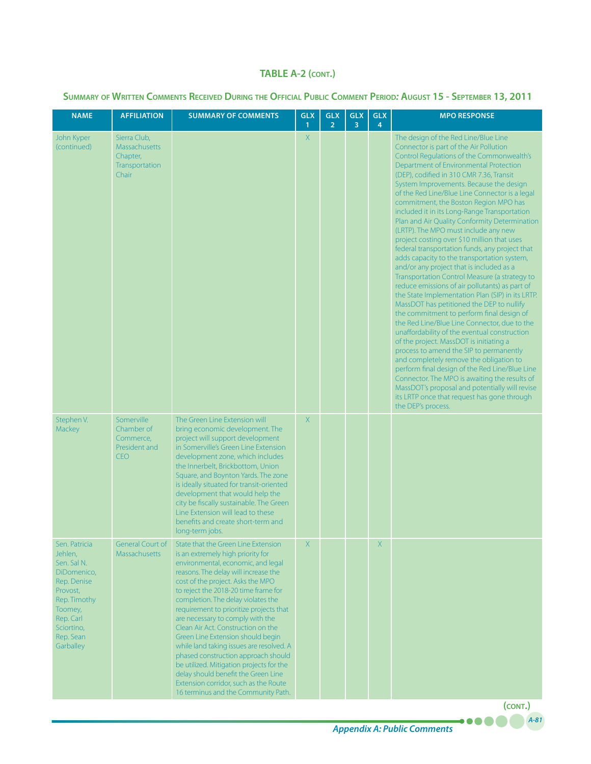## TABLE A-2 (CONT.)

### Summary of Written Comments Received During the Official Public Comment Period: August 15 - September 13, 2011

| NAME | AFFILIATION | SUMMARY OF COMMENTS | GLX 1 | GLX 2 | GLX 3 | GLX 4 | MPO RESPONSE |
|---|---|---|---|---|---|---|---|
| John Kyper (continued) | Sierra Club, Massachusetts Chapter, Transportation Chair | | X | | | | The design of the Red Line/Blue Line Connector is part of the Air Pollution Control Regulations of the Commonwealth's Department of Environmental Protection (DEP), codified in 310 CMR 7.36, Transit System Improvements. Because the design of the Red Line/Blue Line Connector is a legal commitment, the Boston Region MPO has included it in its Long-Range Transportation Plan and Air Quality Conformity Determination (LRTP). The MPO must include any new project costing over $10 million that uses federal transportation funds, any project that adds capacity to the transportation system, and/or any project that is included as a Transportation Control Measure (a strategy to reduce emissions of air pollutants) as part of the State Implementation Plan (SIP) in its LRTP. MassDOT has petitioned the DEP to nullify the commitment to perform final design of the Red Line/Blue Line Connector, due to the unaffordability of the eventual construction of the project. MassDOT is initiating a process to amend the SIP to permanently and completely remove the obligation to perform final design of the Red Line/Blue Line Connector. The MPO is awaiting the results of MassDOT's proposal and potentially will revise its LRTP once that request has gone through the DEP's process. |
| Stephen V. Mackey | Somerville Chamber of Commerce, President and CEO | The Green Line Extension will bring economic development. The project will support development in Somerville's Green Line Extension development zone, which includes the Innerbelt, Brickbottom, Union Square, and Boynton Yards. The zone is ideally situated for transit-oriented development that would help the city be fiscally sustainable. The Green Line Extension will lead to these benefits and create short-term and long-term jobs. | X | | | | |
| Sen. Patricia Jehlen, Sen. Sal N. DiDomenico, Rep. Denise Provost, Rep. Timothy Toomey, Rep. Carl Sciortino, Rep. Sean Garballey | General Court of Massachusetts | State that the Green Line Extension is an extremely high priority for environmental, economic, and legal reasons. The delay will increase the cost of the project. Asks the MPO to reject the 2018-20 time frame for completion. The delay violates the requirement to prioritize projects that are necessary to comply with the Clean Air Act. Construction on the Green Line Extension should begin while land taking issues are resolved. A phased construction approach should be utilized. Mitigation projects for the delay should benefit the Green Line Extension corridor, such as the Route 16 terminus and the Community Path. | X | | | X | |

(CONT.)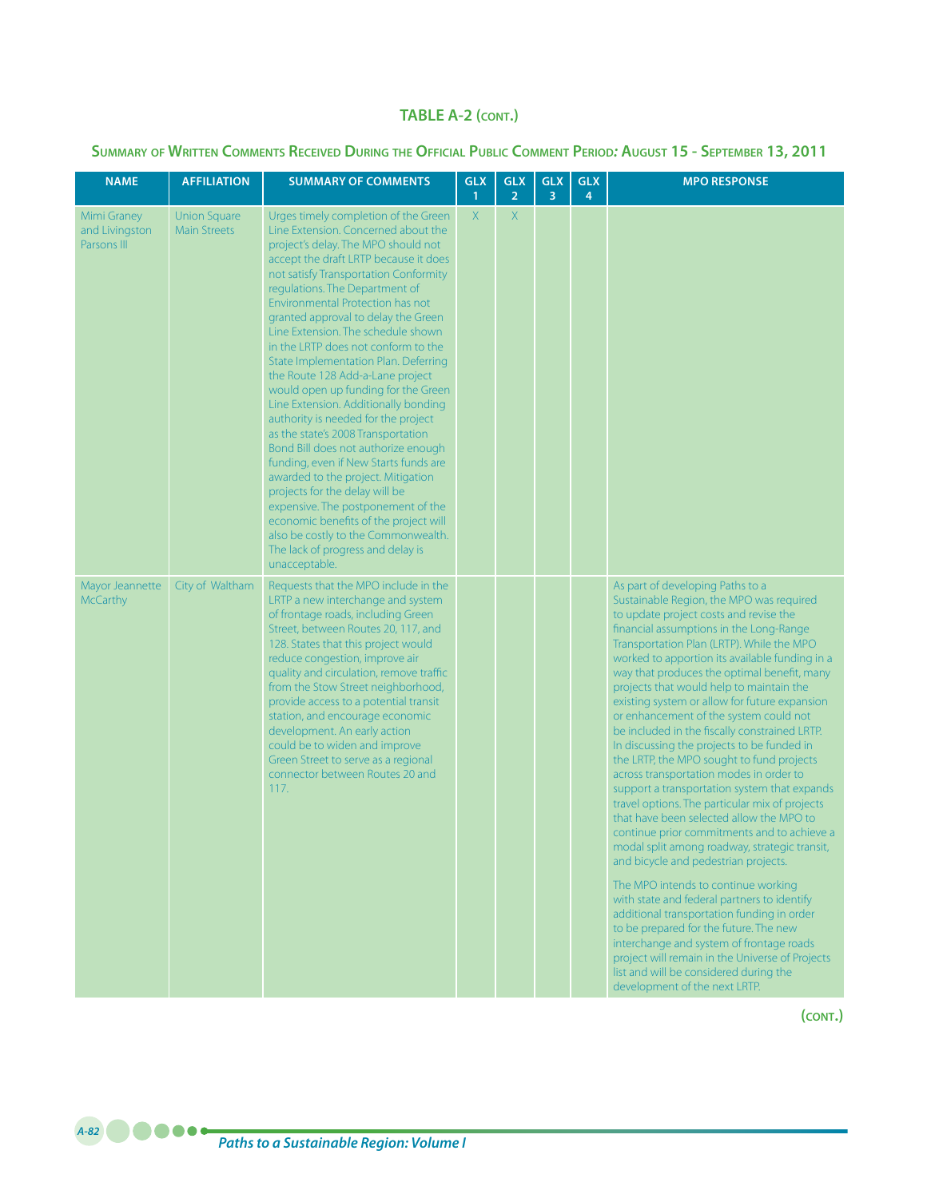## TABLE A-2 (CONT.)

### Summary of Written Comments Received During the Official Public Comment Period: August 15 - September 13, 2011

| NAME | AFFILIATION | SUMMARY OF COMMENTS | GLX 1 | GLX 2 | GLX 3 | GLX 4 | MPO RESPONSE |
|---|---|---|---|---|---|---|---|
| Mimi Graney and Livingston Parsons III | Union Square Main Streets | Urges timely completion of the Green Line Extension. Concerned about the project's delay. The MPO should not accept the draft LRTP because it does not satisfy Transportation Conformity regulations. The Department of Environmental Protection has not granted approval to delay the Green Line Extension. The schedule shown in the LRTP does not conform to the State Implementation Plan. Deferring the Route 128 Add-a-Lane project would open up funding for the Green Line Extension. Additionally bonding authority is needed for the project as the state's 2008 Transportation Bond Bill does not authorize enough funding, even if New Starts funds are awarded to the project. Mitigation projects for the delay will be expensive. The postponement of the economic benefits of the project will also be costly to the Commonwealth. The lack of progress and delay is unacceptable. | X | X | | | |
| Mayor Jeannette McCarthy | City of Waltham | Requests that the MPO include in the LRTP a new interchange and system of frontage roads, including Green Street, between Routes 20, 117, and 128. States that this project would reduce congestion, improve air quality and circulation, remove traffic from the Stow Street neighborhood, provide access to a potential transit station, and encourage economic development. An early action could be to widen and improve Green Street to serve as a regional connector between Routes 20 and 117. | | | | | As part of developing Paths to a Sustainable Region, the MPO was required to update project costs and revise the financial assumptions in the Long-Range Transportation Plan (LRTP). While the MPO worked to apportion its available funding in a way that produces the optimal benefit, many projects that would help to maintain the existing system or allow for future expansion or enhancement of the system could not be included in the fiscally constrained LRTP. In discussing the projects to be funded in the LRTP, the MPO sought to fund projects across transportation modes in order to support a transportation system that expands travel options. The particular mix of projects that have been selected allow the MPO to continue prior commitments and to achieve a modal split among roadway, strategic transit, and bicycle and pedestrian projects.<br><br>The MPO intends to continue working with state and federal partners to identify additional transportation funding in order to be prepared for the future. The new interchange and system of frontage roads project will remain in the Universe of Projects list and will be considered during the development of the next LRTP. |

(CONT.)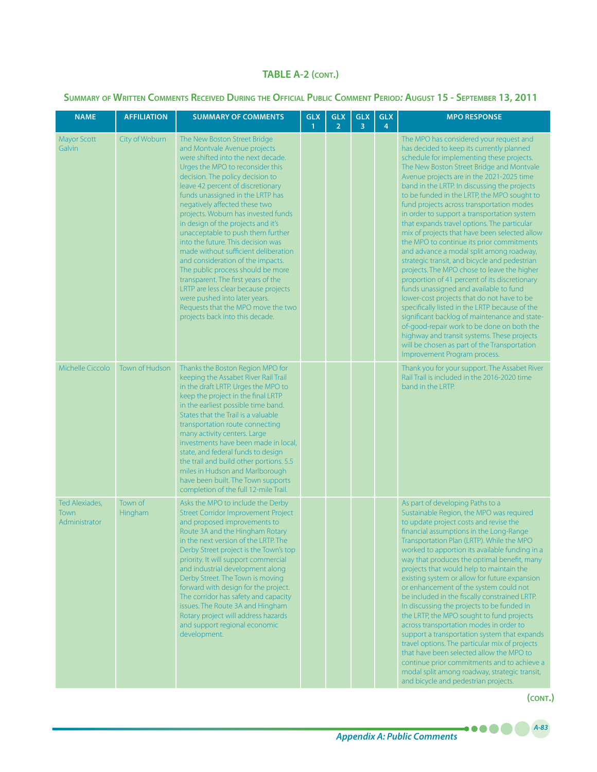## TABLE A-2 (CONT.)

### Summary of Written Comments Received During the Official Public Comment Period: August 15 - September 13, 2011

| NAME | AFFILIATION | SUMMARY OF COMMENTS | GLX 1 | GLX 2 | GLX 3 | GLX 4 | MPO RESPONSE |
|---|---|---|---|---|---|---|---|
| Mayor Scott Galvin | City of Woburn | The New Boston Street Bridge and Montvale Avenue projects were shifted into the next decade. Urges the MPO to reconsider this decision. The policy decision to leave 42 percent of discretionary funds unassigned in the LRTP has negatively affected these two projects. Woburn has invested funds in design of the projects and it's unacceptable to push them further into the future. This decision was made without sufficient deliberation and consideration of the impacts. The public process should be more transparent. The first years of the LRTP are less clear because projects were pushed into later years. Requests that the MPO move the two projects back into this decade. | | | | | The MPO has considered your request and has decided to keep its currently planned schedule for implementing these projects. The New Boston Street Bridge and Montvale Avenue projects are in the 2021-2025 time band in the LRTP. In discussing the projects to be funded in the LRTP, the MPO sought to fund projects across transportation modes in order to support a transportation system that expands travel options. The particular mix of projects that have been selected allow the MPO to continue its prior commitments and advance a modal split among roadway, strategic transit, and bicycle and pedestrian projects. The MPO chose to leave the higher proportion of 41 percent of its discretionary funds unassigned and available to fund lower-cost projects that do not have to be specifically listed in the LRTP because of the significant backlog of maintenance and state-of-good-repair work to be done on both the highway and transit systems. These projects will be chosen as part of the Transportation Improvement Program process. |
| Michelle Ciccolo | Town of Hudson | Thanks the Boston Region MPO for keeping the Assabet River Rail Trail in the draft LRTP. Urges the MPO to keep the project in the final LRTP in the earliest possible time band. States that the Trail is a valuable transportation route connecting many activity centers. Large investments have been made in local, state, and federal funds to design the trail and build other portions. 5.5 miles in Hudson and Marlborough have been built. The Town supports completion of the full 12-mile Trail. | | | | | Thank you for your support. The Assabet River Rail Trail is included in the 2016-2020 time band in the LRTP. |
| Ted Alexiades, Town Administrator | Town of Hingham | Asks the MPO to include the Derby Street Corridor Improvement Project and proposed improvements to Route 3A and the Hingham Rotary in the next version of the LRTP. The Derby Street project is the Town's top priority. It will support commercial and industrial development along Derby Street. The Town is moving forward with design for the project. The corridor has safety and capacity issues. The Route 3A and Hingham Rotary project will address hazards and support regional economic development. | | | | | As part of developing Paths to a Sustainable Region, the MPO was required to update project costs and revise the financial assumptions in the Long-Range Transportation Plan (LRTP). While the MPO worked to apportion its available funding in a way that produces the optimal benefit, many projects that would help to maintain the existing system or allow for future expansion or enhancement of the system could not be included in the fiscally constrained LRTP. In discussing the projects to be funded in the LRTP, the MPO sought to fund projects across transportation modes in order to support a transportation system that expands travel options. The particular mix of projects that have been selected allow the MPO to continue prior commitments and to achieve a modal split among roadway, strategic transit, and bicycle and pedestrian projects. |

(CONT.)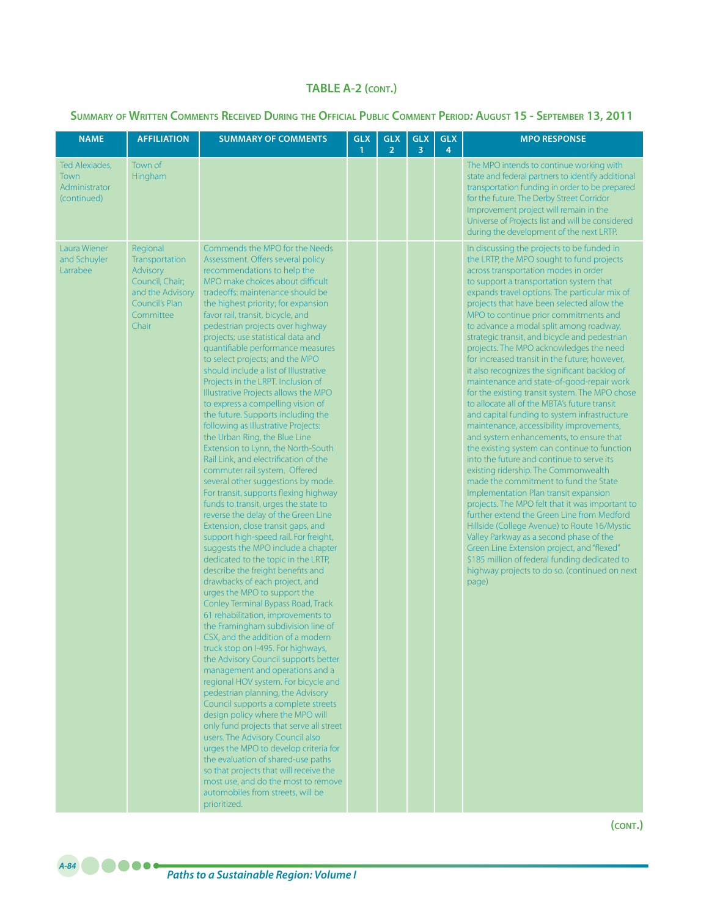## TABLE A-2 (CONT.)

### Summary of Written Comments Received During the Official Public Comment Period: August 15 - September 13, 2011

| NAME | AFFILIATION | SUMMARY OF COMMENTS | GLX 1 | GLX 2 | GLX 3 | GLX 4 | MPO RESPONSE |
|---|---|---|---|---|---|---|---|
| Ted Alexiades, Town Administrator (continued) | Town of Hingham | | | | | | The MPO intends to continue working with state and federal partners to identify additional transportation funding in order to be prepared for the future. The Derby Street Corridor Improvement project will remain in the Universe of Projects list and will be considered during the development of the next LRTP. |
| Laura Wiener and Schuyler Larrabee | Regional Transportation Advisory Council, Chair; and the Advisory Council's Plan Committee Chair | Commends the MPO for the Needs Assessment. Offers several policy recommendations to help the MPO make choices about difficult tradeoffs: maintenance should be the highest priority; for expansion favor rail, transit, bicycle, and pedestrian projects over highway projects; use statistical data and quantifiable performance measures to select projects; and the MPO should include a list of Illustrative Projects in the LRPT. Inclusion of Illustrative Projects allows the MPO to express a compelling vision of the future. Supports including the following as Illustrative Projects: the Urban Ring, the Blue Line Extension to Lynn, the North-South Rail Link, and electrification of the commuter rail system. Offered several other suggestions by mode. For transit, supports flexing highway funds to transit, urges the state to reverse the delay of the Green Line Extension, close transit gaps, and support high-speed rail. For freight, suggests the MPO include a chapter dedicated to the topic in the LRTP, describe the freight benefits and drawbacks of each project, and urges the MPO to support the Conley Terminal Bypass Road, Track 61 rehabilitation, improvements to the Framingham subdivision line of CSX, and the addition of a modern truck stop on I-495. For highways, the Advisory Council supports better management and operations and a regional HOV system. For bicycle and pedestrian planning, the Advisory Council supports a complete streets design policy where the MPO will only fund projects that serve all street users. The Advisory Council also urges the MPO to develop criteria for the evaluation of shared-use paths so that projects that will receive the most use, and do the most to remove automobiles from streets, will be prioritized. | | | | | In discussing the projects to be funded in the LRTP, the MPO sought to fund projects across transportation modes in order to support a transportation system that expands travel options. The particular mix of projects that have been selected allow the MPO to continue prior commitments and to advance a modal split among roadway, strategic transit, and bicycle and pedestrian projects. The MPO acknowledges the need for increased transit in the future; however, it also recognizes the significant backlog of maintenance and state-of-good-repair work for the existing transit system. The MPO chose to allocate all of the MBTA's future transit and capital funding to system infrastructure maintenance, accessibility improvements, and system enhancements, to ensure that the existing system can continue to function into the future and continue to serve its existing ridership. The Commonwealth made the commitment to fund the State Implementation Plan transit expansion projects. The MPO felt that it was important to further extend the Green Line from Medford Hillside (College Avenue) to Route 16/Mystic Valley Parkway as a second phase of the Green Line Extension project, and "flexed" $185 million of federal funding dedicated to highway projects to do so. (continued on next page) |

(CONT.)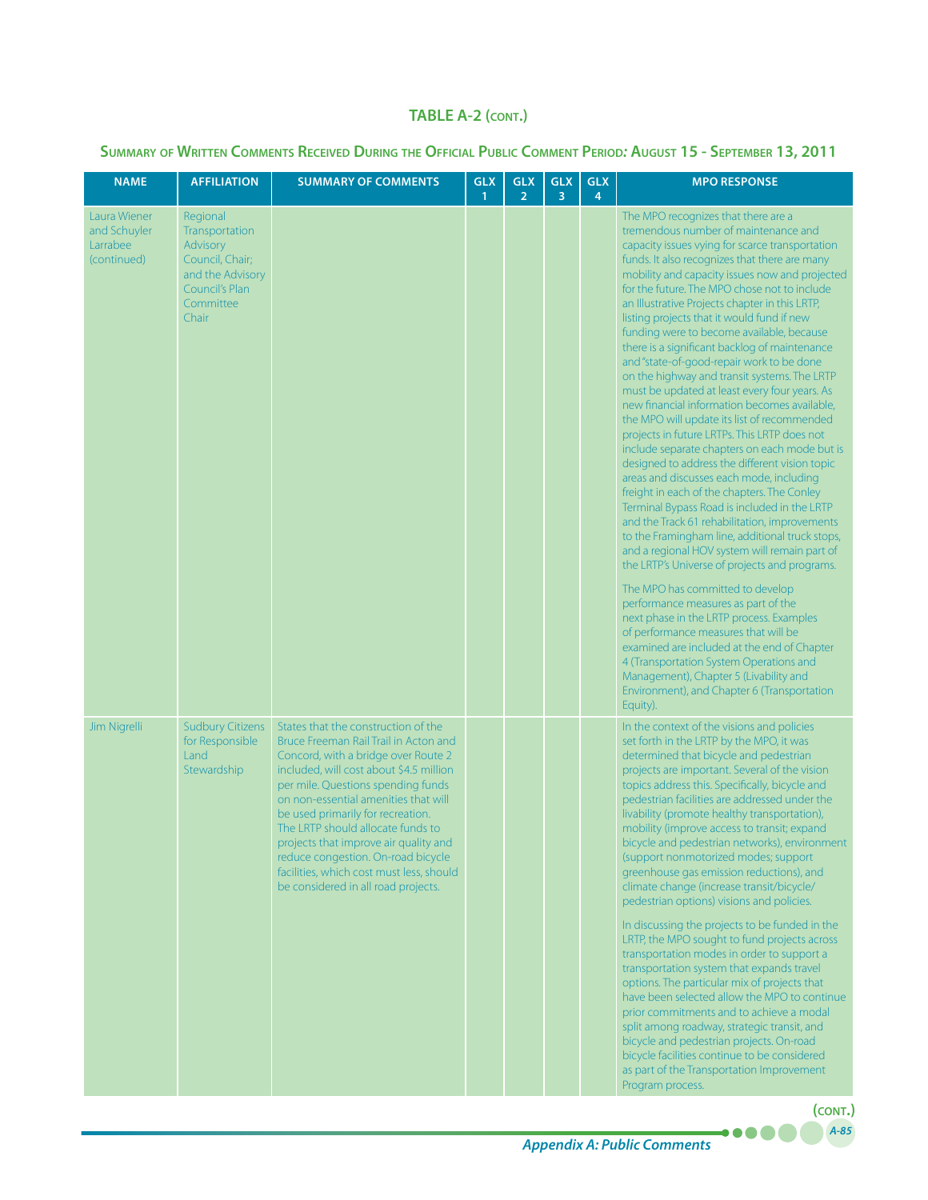## TABLE A-2 (CONT.)

### SUMMARY OF WRITTEN COMMENTS RECEIVED DURING THE OFFICIAL PUBLIC COMMENT PERIOD: AUGUST 15 - SEPTEMBER 13, 2011

| NAME | AFFILIATION | SUMMARY OF COMMENTS | GLX 1 | GLX 2 | GLX 3 | GLX 4 | MPO RESPONSE |
|---|---|---|---|---|---|---|---|
| Laura Wiener and Schuyler Larrabee (continued) | Regional Transportation Advisory Council, Chair; and the Advisory Council's Plan Committee Chair | | | | | | The MPO recognizes that there are a tremendous number of maintenance and capacity issues vying for scarce transportation funds. It also recognizes that there are many mobility and capacity issues now and projected for the future. The MPO chose not to include an Illustrative Projects chapter in this LRTP, listing projects that it would fund if new funding were to become available, because there is a significant backlog of maintenance and "state-of-good-repair work to be done on the highway and transit systems. The LRTP must be updated at least every four years. As new financial information becomes available, the MPO will update its list of recommended projects in future LRTPs. This LRTP does not include separate chapters on each mode but is designed to address the different vision topic areas and discusses each mode, including freight in each of the chapters. The Conley Terminal Bypass Road is included in the LRTP and the Track 61 rehabilitation, improvements to the Framingham line, additional truck stops, and a regional HOV system will remain part of the LRTP's Universe of projects and programs.<br><br>The MPO has committed to develop performance measures as part of the next phase in the LRTP process. Examples of performance measures that will be examined are included at the end of Chapter 4 (Transportation System Operations and Management), Chapter 5 (Livability and Environment), and Chapter 6 (Transportation Equity). |
| Jim Nigrelli | Sudbury Citizens for Responsible Land Stewardship | States that the construction of the Bruce Freeman Rail Trail in Acton and Concord, with a bridge over Route 2 included, will cost about $4.5 million per mile. Questions spending funds on non-essential amenities that will be used primarily for recreation. The LRTP should allocate funds to projects that improve air quality and reduce congestion. On-road bicycle facilities, which cost must less, should be considered in all road projects. | | | | | In the context of the visions and policies set forth in the LRTP by the MPO, it was determined that bicycle and pedestrian projects are important. Several of the vision topics address this. Specifically, bicycle and pedestrian facilities are addressed under the livability (promote healthy transportation), mobility (improve access to transit; expand bicycle and pedestrian networks), environment (support nonmotorized modes; support greenhouse gas emission reductions), and climate change (increase transit/bicycle/pedestrian options) visions and policies.<br><br>In discussing the projects to be funded in the LRTP, the MPO sought to fund projects across transportation modes in order to support a transportation system that expands travel options. The particular mix of projects that have been selected allow the MPO to continue prior commitments and to achieve a modal split among roadway, strategic transit, and bicycle and pedestrian projects. On-road bicycle facilities continue to be considered as part of the Transportation Improvement Program process. |

(CONT.)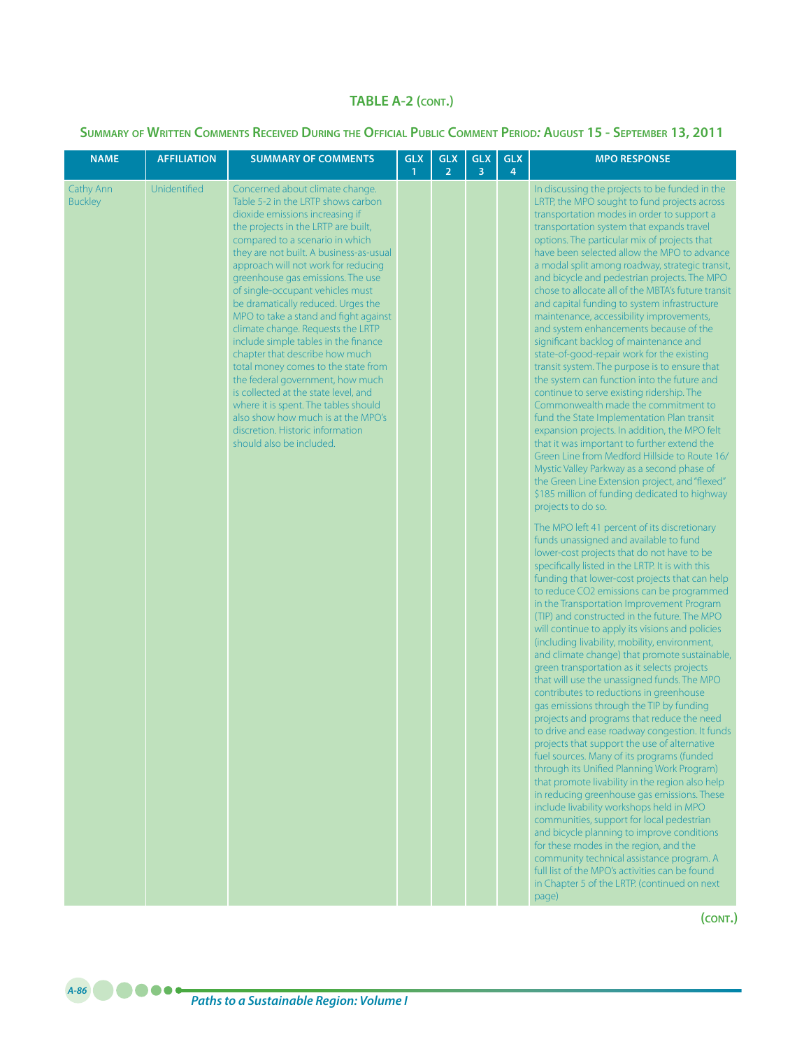## TABLE A-2 (CONT.)

### Summary of Written Comments Received During the Official Public Comment Period: August 15 - September 13, 2011

| NAME | AFFILIATION | SUMMARY OF COMMENTS | GLX 1 | GLX 2 | GLX 3 | GLX 4 | MPO RESPONSE |
|---|---|---|---|---|---|---|---|
| Cathy Ann Buckley | Unidentified | Concerned about climate change. Table 5-2 in the LRTP shows carbon dioxide emissions increasing if the projects in the LRTP are built, compared to a scenario in which they are not built. A business-as-usual approach will not work for reducing greenhouse gas emissions. The use of single-occupant vehicles must be dramatically reduced. Urges the MPO to take a stand and fight against climate change. Requests the LRTP include simple tables in the finance chapter that describe how much total money comes to the state from the federal government, how much is collected at the state level, and where it is spent. The tables should also show how much is at the MPO's discretion. Historic information should also be included. | | | | | In discussing the projects to be funded in the LRTP, the MPO sought to fund projects across transportation modes in order to support a transportation system that expands travel options. The particular mix of projects that have been selected allow the MPO to advance a modal split among roadway, strategic transit, and bicycle and pedestrian projects. The MPO chose to allocate all of the MBTA's future transit and capital funding to system infrastructure maintenance, accessibility improvements, and system enhancements because of the significant backlog of maintenance and state-of-good-repair work for the existing transit system. The purpose is to ensure that the system can function into the future and continue to serve existing ridership. The Commonwealth made the commitment to fund the State Implementation Plan transit expansion projects. In addition, the MPO felt that it was important to further extend the Green Line from Medford Hillside to Route 16/ Mystic Valley Parkway as a second phase of the Green Line Extension project, and "flexed" \$185 million of funding dedicated to highway projects to do so.<br><br>The MPO left 41 percent of its discretionary funds unassigned and available to fund lower-cost projects that do not have to be specifically listed in the LRTP. It is with this funding that lower-cost projects that can help to reduce CO2 emissions can be programmed in the Transportation Improvement Program (TIP) and constructed in the future. The MPO will continue to apply its visions and policies (including livability, mobility, environment, and climate change) that promote sustainable, green transportation as it selects projects that will use the unassigned funds. The MPO contributes to reductions in greenhouse gas emissions through the TIP by funding projects and programs that reduce the need to drive and ease roadway congestion. It funds projects that support the use of alternative fuel sources. Many of its programs (funded through its Unified Planning Work Program) that promote livability in the region also help in reducing greenhouse gas emissions. These include livability workshops held in MPO communities, support for local pedestrian and bicycle planning to improve conditions for these modes in the region, and the community technical assistance program. A full list of the MPO's activities can be found in Chapter 5 of the LRTP. (continued on next page) |

(CONT.)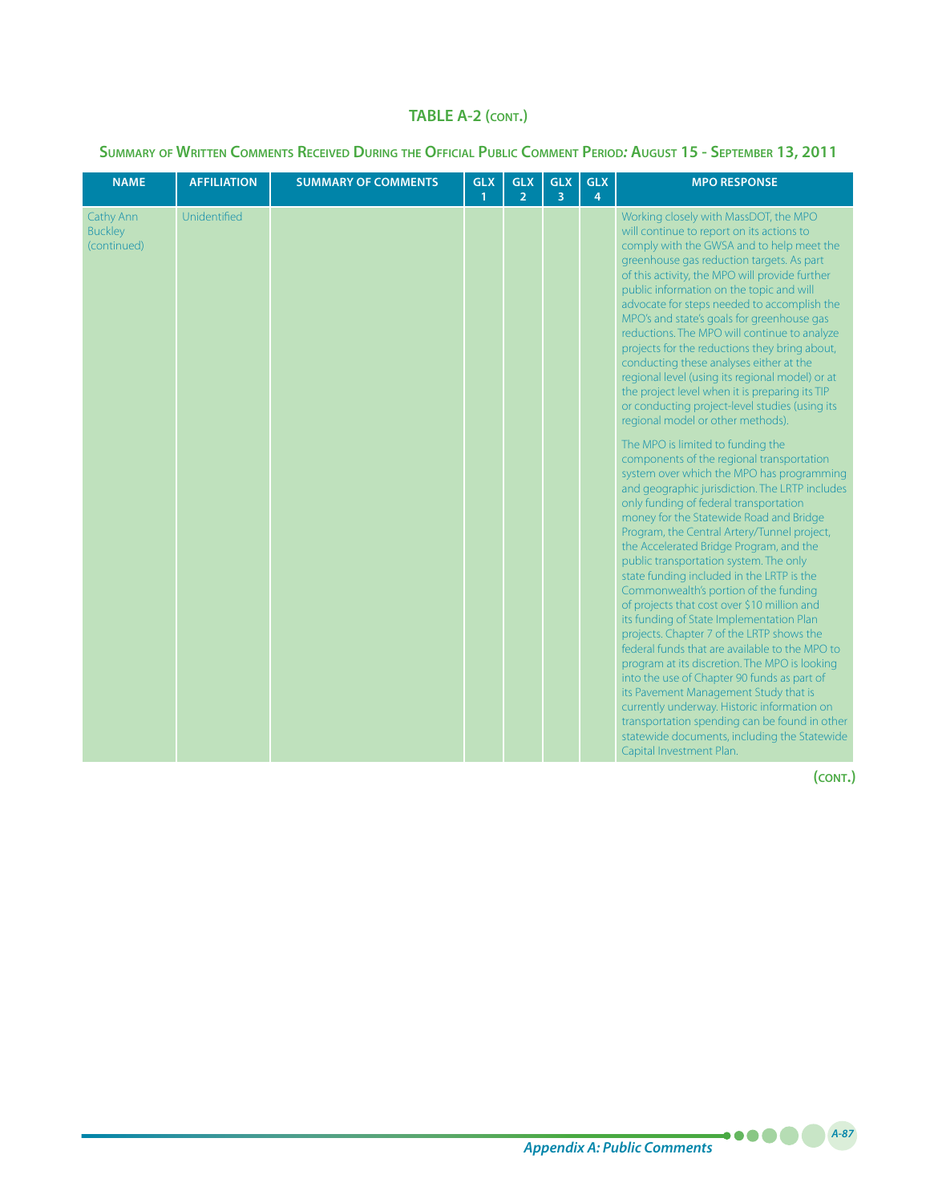## TABLE A-2 (CONT.)

### Summary of Written Comments Received During the Official Public Comment Period: August 15 - September 13, 2011

| NAME | AFFILIATION | SUMMARY OF COMMENTS | GLX 1 | GLX 2 | GLX 3 | GLX 4 | MPO RESPONSE |
|---|---|---|---|---|---|---|---|
| Cathy Ann Buckley (continued) | Unidentified | | | | | | Working closely with MassDOT, the MPO will continue to report on its actions to comply with the GWSA and to help meet the greenhouse gas reduction targets. As part of this activity, the MPO will provide further public information on the topic and will advocate for steps needed to accomplish the MPO's and state's goals for greenhouse gas reductions. The MPO will continue to analyze projects for the reductions they bring about, conducting these analyses either at the regional level (using its regional model) or at the project level when it is preparing its TIP or conducting project-level studies (using its regional model or other methods).<br><br>The MPO is limited to funding the components of the regional transportation system over which the MPO has programming and geographic jurisdiction. The LRTP includes only funding of federal transportation money for the Statewide Road and Bridge Program, the Central Artery/Tunnel project, the Accelerated Bridge Program, and the public transportation system. The only state funding included in the LRTP is the Commonwealth's portion of the funding of projects that cost over $10 million and its funding of State Implementation Plan projects. Chapter 7 of the LRTP shows the federal funds that are available to the MPO to program at its discretion. The MPO is looking into the use of Chapter 90 funds as part of its Pavement Management Study that is currently underway. Historic information on transportation spending can be found in other statewide documents, including the Statewide Capital Investment Plan. |

(CONT.)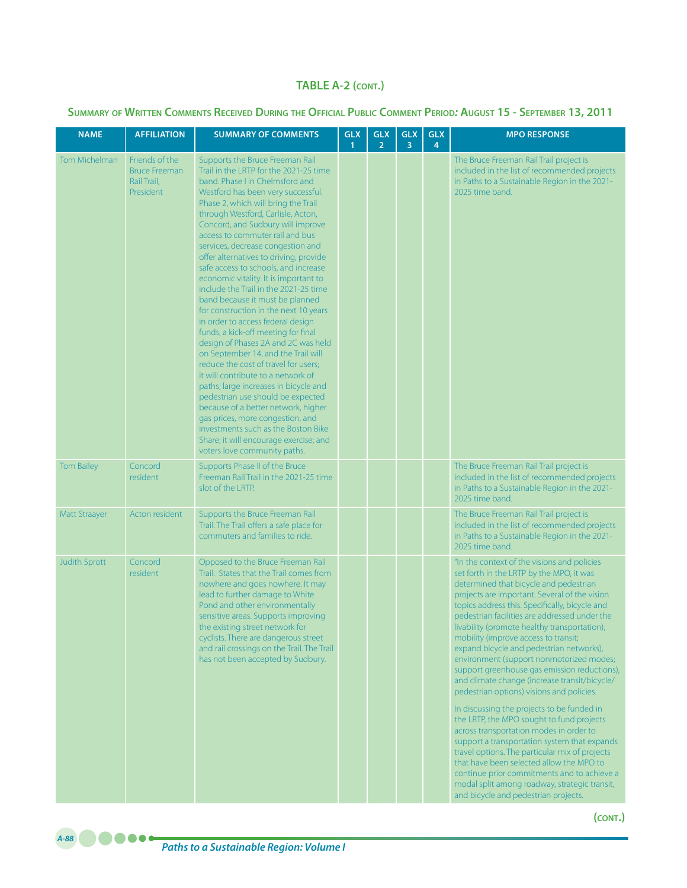## TABLE A-2 (CONT.)

### Summary of Written Comments Received During the Official Public Comment Period: August 15 - September 13, 2011

| NAME | AFFILIATION | SUMMARY OF COMMENTS | GLX 1 | GLX 2 | GLX 3 | GLX 4 | MPO RESPONSE |
|---|---|---|---|---|---|---|---|
| Tom Michelman | Friends of the Bruce Freeman Rail Trail, President | Supports the Bruce Freeman Rail Trail in the LRTP for the 2021-25 time band. Phase I in Chelmsford and Westford has been very successful. Phase 2, which will bring the Trail through Westford, Carlisle, Acton, Concord, and Sudbury will improve access to commuter rail and bus services, decrease congestion and offer alternatives to driving, provide safe access to schools, and increase economic vitality. It is important to include the Trail in the 2021-25 time band because it must be planned for construction in the next 10 years in order to access federal design funds, a kick-off meeting for final design of Phases 2A and 2C was held on September 14, and the Trail will reduce the cost of travel for users; it will contribute to a network of paths; large increases in bicycle and pedestrian use should be expected because of a better network, higher gas prices, more congestion, and investments such as the Boston Bike Share; it will encourage exercise; and voters love community paths. | | | | | The Bruce Freeman Rail Trail project is included in the list of recommended projects in Paths to a Sustainable Region in the 2021-2025 time band. |
| Tom Bailey | Concord resident | Supports Phase II of the Bruce Freeman Rail Trail in the 2021-25 time slot of the LRTP. | | | | | The Bruce Freeman Rail Trail project is included in the list of recommended projects in Paths to a Sustainable Region in the 2021-2025 time band. |
| Matt Straayer | Acton resident | Supports the Bruce Freeman Rail Trail. The Trail offers a safe place for commuters and families to ride. | | | | | The Bruce Freeman Rail Trail project is included in the list of recommended projects in Paths to a Sustainable Region in the 2021-2025 time band. |
| Judith Sprott | Concord resident | Opposed to the Bruce Freeman Rail Trail. States that the Trail comes from nowhere and goes nowhere. It may lead to further damage to White Pond and other environmentally sensitive areas. Supports improving the existing street network for cyclists. There are dangerous street and rail crossings on the Trail. The Trail has not been accepted by Sudbury. | | | | | "In the context of the visions and policies set forth in the LRTP by the MPO, it was determined that bicycle and pedestrian projects are important. Several of the vision topics address this. Specifically, bicycle and pedestrian facilities are addressed under the livability (promote healthy transportation), mobility (improve access to transit; expand bicycle and pedestrian networks), environment (support nonmotorized modes; support greenhouse gas emission reductions), and climate change (increase transit/bicycle/pedestrian options) visions and policies.<br><br>In discussing the projects to be funded in the LRTP, the MPO sought to fund projects across transportation modes in order to support a transportation system that expands travel options. The particular mix of projects that have been selected allow the MPO to continue prior commitments and to achieve a modal split among roadway, strategic transit, and bicycle and pedestrian projects. |

(CONT.)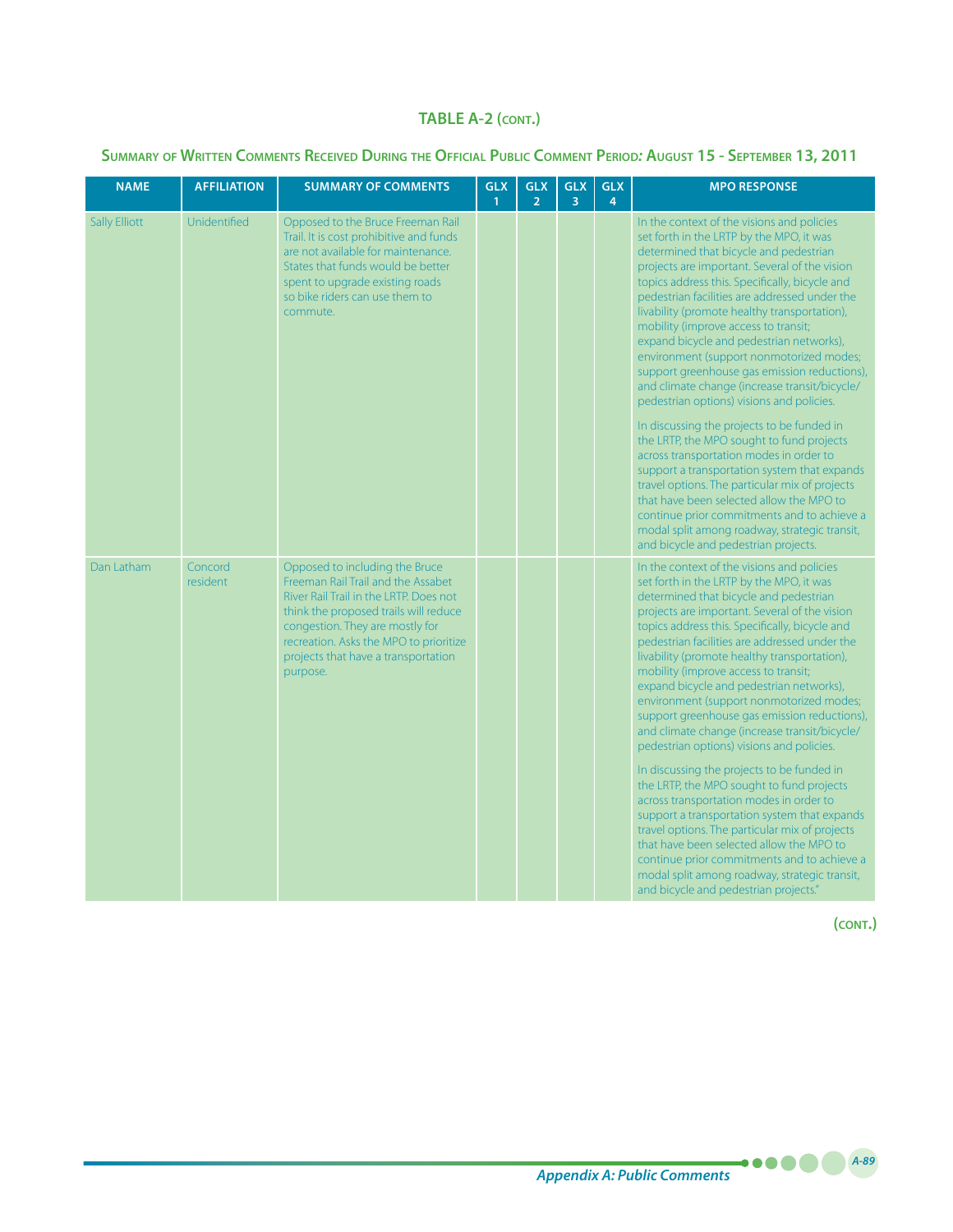## TABLE A-2 (CONT.)

### Summary of Written Comments Received During the Official Public Comment Period: August 15 - September 13, 2011

| NAME | AFFILIATION | SUMMARY OF COMMENTS | GLX 1 | GLX 2 | GLX 3 | GLX 4 | MPO RESPONSE |
|---|---|---|---|---|---|---|---|
| Sally Elliott | Unidentified | Opposed to the Bruce Freeman Rail Trail. It is cost prohibitive and funds are not available for maintenance. States that funds would be better spent to upgrade existing roads so bike riders can use them to commute. | | | | | In the context of the visions and policies set forth in the LRTP by the MPO, it was determined that bicycle and pedestrian projects are important. Several of the vision topics address this. Specifically, bicycle and pedestrian facilities are addressed under the livability (promote healthy transportation), mobility (improve access to transit; expand bicycle and pedestrian networks), environment (support nonmotorized modes; support greenhouse gas emission reductions), and climate change (increase transit/bicycle/pedestrian options) visions and policies.<br><br>In discussing the projects to be funded in the LRTP, the MPO sought to fund projects across transportation modes in order to support a transportation system that expands travel options. The particular mix of projects that have been selected allow the MPO to continue prior commitments and to achieve a modal split among roadway, strategic transit, and bicycle and pedestrian projects. |
| Dan Latham | Concord resident | Opposed to including the Bruce Freeman Rail Trail and the Assabet River Rail Trail in the LRTP. Does not think the proposed trails will reduce congestion. They are mostly for recreation. Asks the MPO to prioritize projects that have a transportation purpose. | | | | | In the context of the visions and policies set forth in the LRTP by the MPO, it was determined that bicycle and pedestrian projects are important. Several of the vision topics address this. Specifically, bicycle and pedestrian facilities are addressed under the livability (promote healthy transportation), mobility (improve access to transit; expand bicycle and pedestrian networks), environment (support nonmotorized modes; support greenhouse gas emission reductions), and climate change (increase transit/bicycle/pedestrian options) visions and policies.<br><br>In discussing the projects to be funded in the LRTP, the MPO sought to fund projects across transportation modes in order to support a transportation system that expands travel options. The particular mix of projects that have been selected allow the MPO to continue prior commitments and to achieve a modal split among roadway, strategic transit, and bicycle and pedestrian projects." |

(CONT.)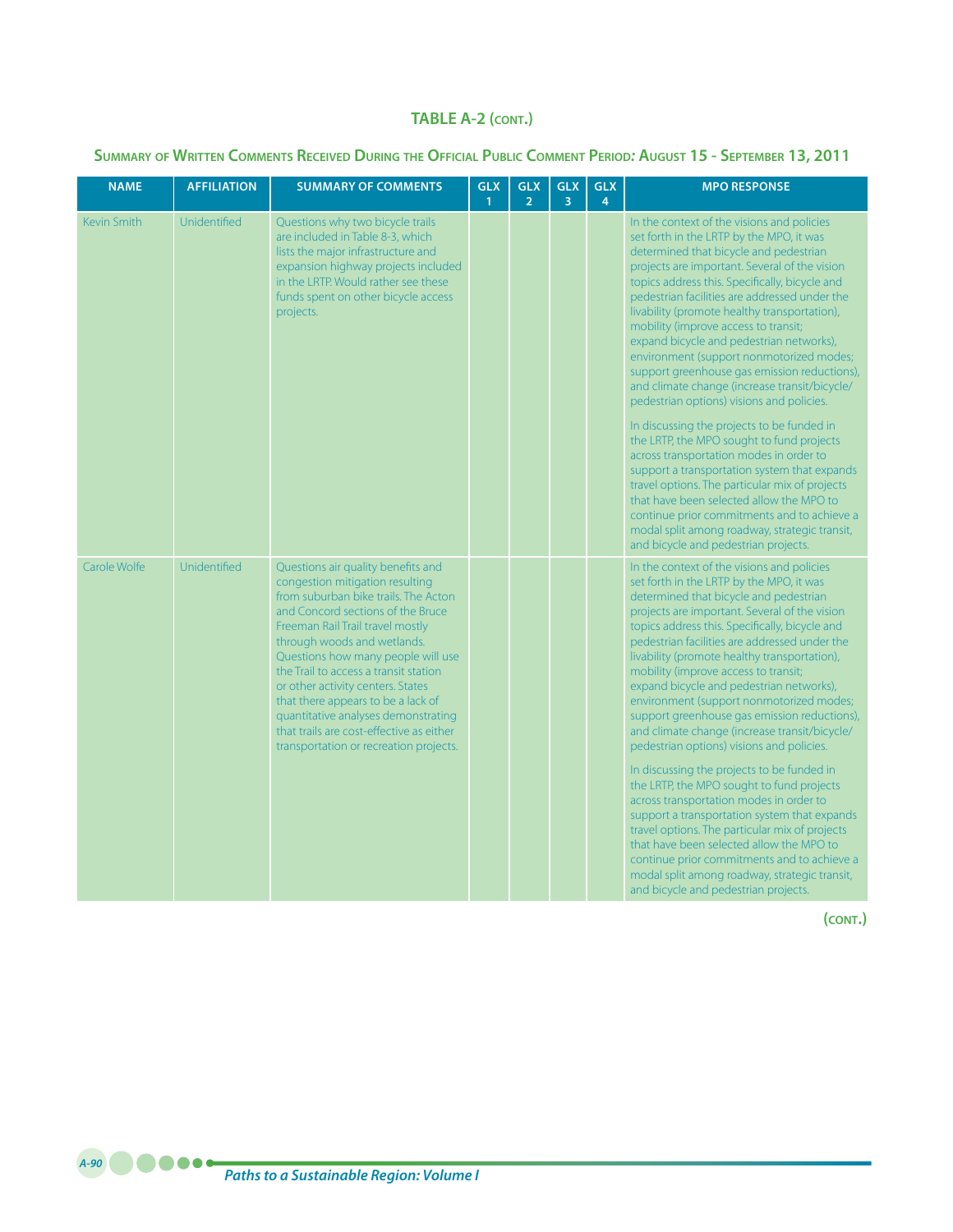## TABLE A-2 (CONT.)

### SUMMARY OF WRITTEN COMMENTS RECEIVED DURING THE OFFICIAL PUBLIC COMMENT PERIOD: AUGUST 15 - SEPTEMBER 13, 2011

| NAME | AFFILIATION | SUMMARY OF COMMENTS | GLX 1 | GLX 2 | GLX 3 | GLX 4 | MPO RESPONSE |
|---|---|---|---|---|---|---|---|
| Kevin Smith | Unidentified | Questions why two bicycle trails are included in Table 8-3, which lists the major infrastructure and expansion highway projects included in the LRTP. Would rather see these funds spent on other bicycle access projects. | | | | | In the context of the visions and policies set forth in the LRTP by the MPO, it was determined that bicycle and pedestrian projects are important. Several of the vision topics address this. Specifically, bicycle and pedestrian facilities are addressed under the livability (promote healthy transportation), mobility (improve access to transit; expand bicycle and pedestrian networks), environment (support nonmotorized modes; support greenhouse gas emission reductions), and climate change (increase transit/bicycle/pedestrian options) visions and policies.<br><br>In discussing the projects to be funded in the LRTP, the MPO sought to fund projects across transportation modes in order to support a transportation system that expands travel options. The particular mix of projects that have been selected allow the MPO to continue prior commitments and to achieve a modal split among roadway, strategic transit, and bicycle and pedestrian projects. |
| Carole Wolfe | Unidentified | Questions air quality benefits and congestion mitigation resulting from suburban bike trails. The Acton and Concord sections of the Bruce Freeman Rail Trail travel mostly through woods and wetlands. Questions how many people will use the Trail to access a transit station or other activity centers. States that there appears to be a lack of quantitative analyses demonstrating that trails are cost-effective as either transportation or recreation projects. | | | | | In the context of the visions and policies set forth in the LRTP by the MPO, it was determined that bicycle and pedestrian projects are important. Several of the vision topics address this. Specifically, bicycle and pedestrian facilities are addressed under the livability (promote healthy transportation), mobility (improve access to transit; expand bicycle and pedestrian networks), environment (support nonmotorized modes; support greenhouse gas emission reductions), and climate change (increase transit/bicycle/pedestrian options) visions and policies.<br><br>In discussing the projects to be funded in the LRTP, the MPO sought to fund projects across transportation modes in order to support a transportation system that expands travel options. The particular mix of projects that have been selected allow the MPO to continue prior commitments and to achieve a modal split among roadway, strategic transit, and bicycle and pedestrian projects. |

(CONT.)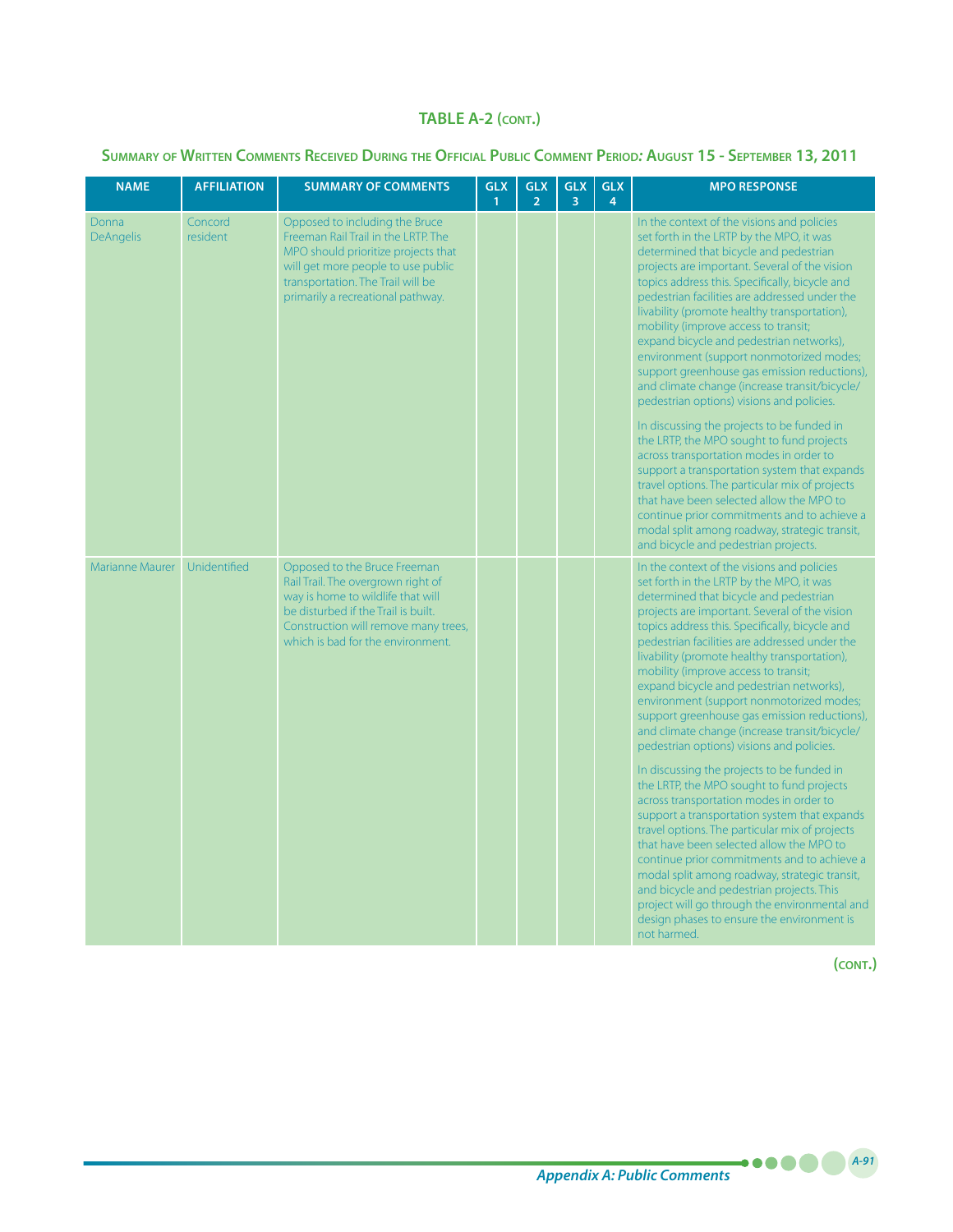## TABLE A-2 (CONT.)

### Summary of Written Comments Received During the Official Public Comment Period: August 15 - September 13, 2011

| NAME | AFFILIATION | SUMMARY OF COMMENTS | GLX 1 | GLX 2 | GLX 3 | GLX 4 | MPO RESPONSE |
|---|---|---|---|---|---|---|---|
| Donna DeAngelis | Concord resident | Opposed to including the Bruce Freeman Rail Trail in the LRTP. The MPO should prioritize projects that will get more people to use public transportation. The Trail will be primarily a recreational pathway. | | | | | In the context of the visions and policies set forth in the LRTP by the MPO, it was determined that bicycle and pedestrian projects are important. Several of the vision topics address this. Specifically, bicycle and pedestrian facilities are addressed under the livability (promote healthy transportation), mobility (improve access to transit; expand bicycle and pedestrian networks), environment (support nonmotorized modes; support greenhouse gas emission reductions), and climate change (increase transit/bicycle/ pedestrian options) visions and policies.<br><br>In discussing the projects to be funded in the LRTP, the MPO sought to fund projects across transportation modes in order to support a transportation system that expands travel options. The particular mix of projects that have been selected allow the MPO to continue prior commitments and to achieve a modal split among roadway, strategic transit, and bicycle and pedestrian projects. |
| Marianne Maurer | Unidentified | Opposed to the Bruce Freeman Rail Trail. The overgrown right of way is home to wildlife that will be disturbed if the Trail is built. Construction will remove many trees, which is bad for the environment. | | | | | In the context of the visions and policies set forth in the LRTP by the MPO, it was determined that bicycle and pedestrian projects are important. Several of the vision topics address this. Specifically, bicycle and pedestrian facilities are addressed under the livability (promote healthy transportation), mobility (improve access to transit; expand bicycle and pedestrian networks), environment (support nonmotorized modes; support greenhouse gas emission reductions), and climate change (increase transit/bicycle/ pedestrian options) visions and policies.<br><br>In discussing the projects to be funded in the LRTP, the MPO sought to fund projects across transportation modes in order to support a transportation system that expands travel options. The particular mix of projects that have been selected allow the MPO to continue prior commitments and to achieve a modal split among roadway, strategic transit, and bicycle and pedestrian projects. This project will go through the environmental and design phases to ensure the environment is not harmed. |

(CONT.)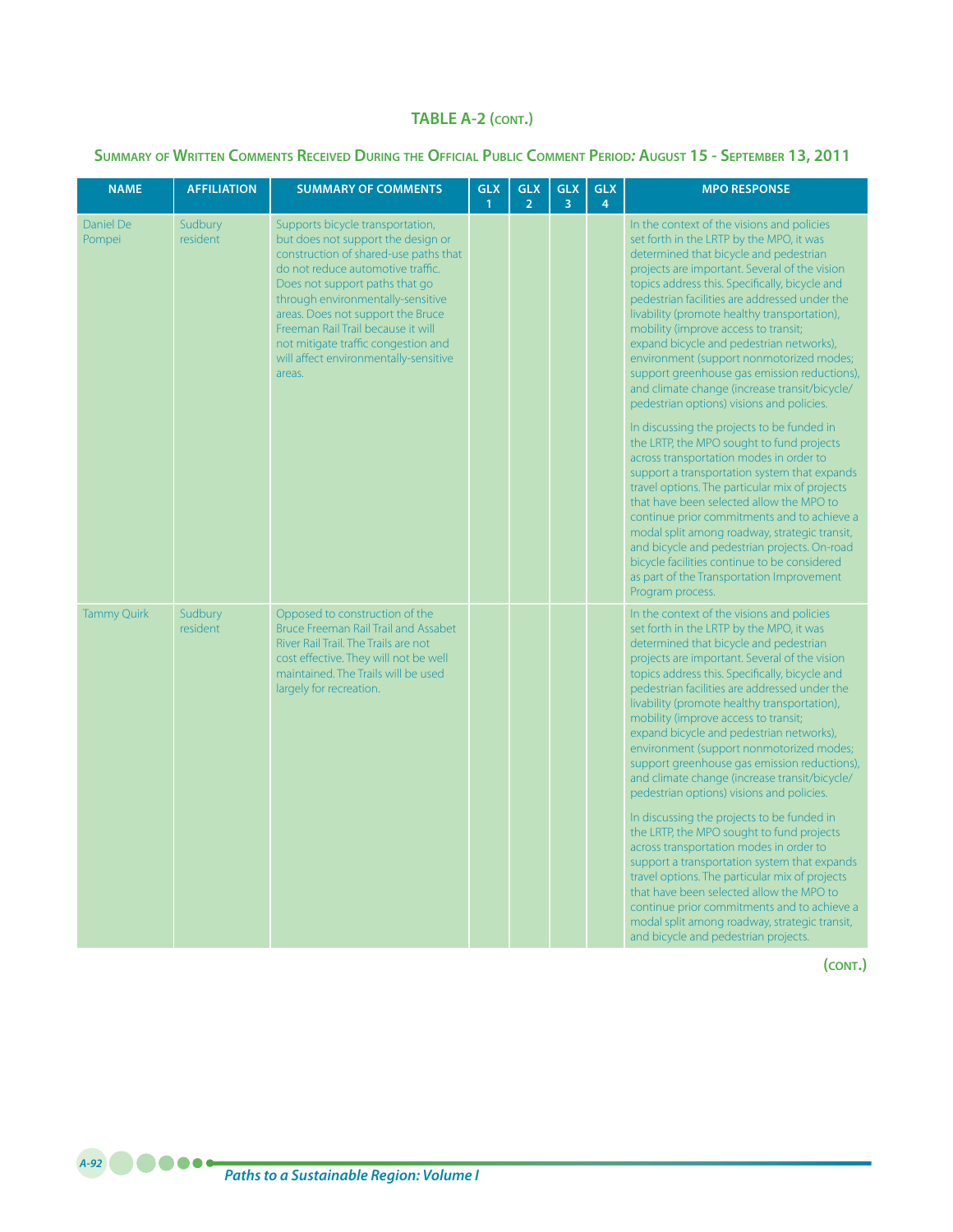## TABLE A-2 (CONT.)

### SUMMARY OF WRITTEN COMMENTS RECEIVED DURING THE OFFICIAL PUBLIC COMMENT PERIOD: AUGUST 15 - SEPTEMBER 13, 2011

| NAME | AFFILIATION | SUMMARY OF COMMENTS | GLX 1 | GLX 2 | GLX 3 | GLX 4 | MPO RESPONSE |
|---|---|---|---|---|---|---|---|
| Daniel De Pompei | Sudbury resident | Supports bicycle transportation, but does not support the design or construction of shared-use paths that do not reduce automotive traffic. Does not support paths that go through environmentally-sensitive areas. Does not support the Bruce Freeman Rail Trail because it will not mitigate traffic congestion and will affect environmentally-sensitive areas. | | | | | In the context of the visions and policies set forth in the LRTP by the MPO, it was determined that bicycle and pedestrian projects are important. Several of the vision topics address this. Specifically, bicycle and pedestrian facilities are addressed under the livability (promote healthy transportation), mobility (improve access to transit; expand bicycle and pedestrian networks), environment (support nonmotorized modes; support greenhouse gas emission reductions), and climate change (increase transit/bicycle/pedestrian options) visions and policies.<br><br>In discussing the projects to be funded in the LRTP, the MPO sought to fund projects across transportation modes in order to support a transportation system that expands travel options. The particular mix of projects that have been selected allow the MPO to continue prior commitments and to achieve a modal split among roadway, strategic transit, and bicycle and pedestrian projects. On-road bicycle facilities continue to be considered as part of the Transportation Improvement Program process. |
| Tammy Quirk | Sudbury resident | Opposed to construction of the Bruce Freeman Rail Trail and Assabet River Rail Trail. The Trails are not cost effective. They will not be well maintained. The Trails will be used largely for recreation. | | | | | In the context of the visions and policies set forth in the LRTP by the MPO, it was determined that bicycle and pedestrian projects are important. Several of the vision topics address this. Specifically, bicycle and pedestrian facilities are addressed under the livability (promote healthy transportation), mobility (improve access to transit; expand bicycle and pedestrian networks), environment (support nonmotorized modes; support greenhouse gas emission reductions), and climate change (increase transit/bicycle/pedestrian options) visions and policies.<br><br>In discussing the projects to be funded in the LRTP, the MPO sought to fund projects across transportation modes in order to support a transportation system that expands travel options. The particular mix of projects that have been selected allow the MPO to continue prior commitments and to achieve a modal split among roadway, strategic transit, and bicycle and pedestrian projects. |

(CONT.)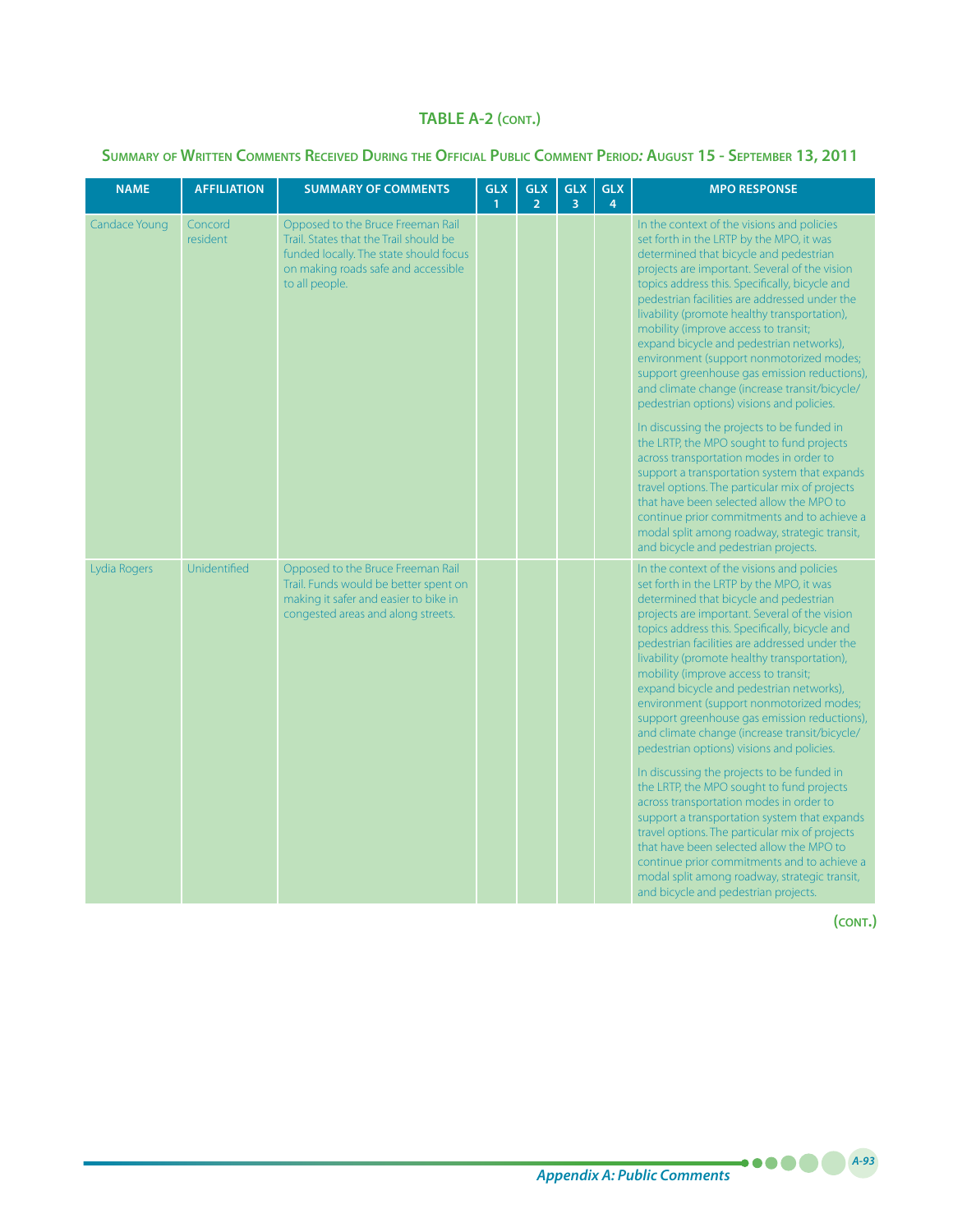## TABLE A-2 (CONT.)

### Summary of Written Comments Received During the Official Public Comment Period: August 15 - September 13, 2011

| NAME | AFFILIATION | SUMMARY OF COMMENTS | GLX 1 | GLX 2 | GLX 3 | GLX 4 | MPO RESPONSE |
|---|---|---|---|---|---|---|---|
| Candace Young | Concord resident | Opposed to the Bruce Freeman Rail Trail. States that the Trail should be funded locally. The state should focus on making roads safe and accessible to all people. | | | | | In the context of the visions and policies set forth in the LRTP by the MPO, it was determined that bicycle and pedestrian projects are important. Several of the vision topics address this. Specifically, bicycle and pedestrian facilities are addressed under the livability (promote healthy transportation), mobility (improve access to transit; expand bicycle and pedestrian networks), environment (support nonmotorized modes; support greenhouse gas emission reductions), and climate change (increase transit/bicycle/pedestrian options) visions and policies.<br><br>In discussing the projects to be funded in the LRTP, the MPO sought to fund projects across transportation modes in order to support a transportation system that expands travel options. The particular mix of projects that have been selected allow the MPO to continue prior commitments and to achieve a modal split among roadway, strategic transit, and bicycle and pedestrian projects. |
| Lydia Rogers | Unidentified | Opposed to the Bruce Freeman Rail Trail. Funds would be better spent on making it safer and easier to bike in congested areas and along streets. | | | | | In the context of the visions and policies set forth in the LRTP by the MPO, it was determined that bicycle and pedestrian projects are important. Several of the vision topics address this. Specifically, bicycle and pedestrian facilities are addressed under the livability (promote healthy transportation), mobility (improve access to transit; expand bicycle and pedestrian networks), environment (support nonmotorized modes; support greenhouse gas emission reductions), and climate change (increase transit/bicycle/pedestrian options) visions and policies.<br><br>In discussing the projects to be funded in the LRTP, the MPO sought to fund projects across transportation modes in order to support a transportation system that expands travel options. The particular mix of projects that have been selected allow the MPO to continue prior commitments and to achieve a modal split among roadway, strategic transit, and bicycle and pedestrian projects. |

(CONT.)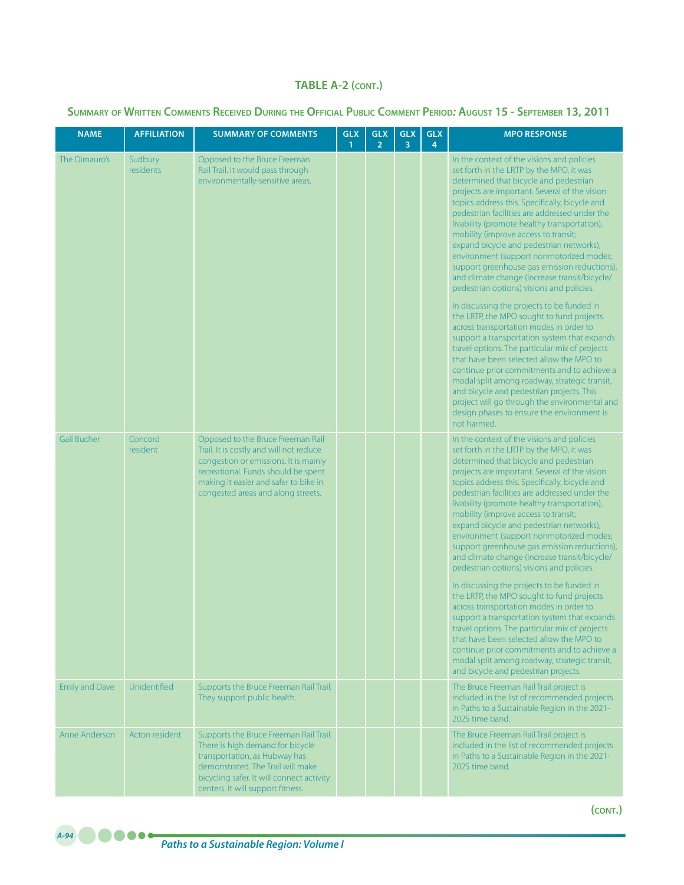## TABLE A-2 (CONT.)

### Summary of Written Comments Received During the Official Public Comment Period: August 15 - September 13, 2011

| NAME | AFFILIATION | SUMMARY OF COMMENTS | GLX 1 | GLX 2 | GLX 3 | GLX 4 | MPO RESPONSE |
|---|---|---|---|---|---|---|---|
| The Dimauro's | Sudbury residents | Opposed to the Bruce Freeman Rail Trail. It would pass through environmentally-sensitive areas. | | | | | In the context of the visions and policies set forth in the LRTP by the MPO, it was determined that bicycle and pedestrian projects are important. Several of the vision topics address this. Specifically, bicycle and pedestrian facilities are addressed under the livability (promote healthy transportation), mobility (improve access to transit; expand bicycle and pedestrian networks), environment (support nonmotorized modes; support greenhouse gas emission reductions), and climate change (increase transit/bicycle/pedestrian options) visions and policies. In discussing the projects to be funded in the LRTP, the MPO sought to fund projects across transportation modes in order to support a transportation system that expands travel options. The particular mix of projects that have been selected allow the MPO to continue prior commitments and to achieve a modal split among roadway, strategic transit, and bicycle and pedestrian projects. This project will go through the environmental and design phases to ensure the environment is not harmed. |
| Gail Bucher | Concord resident | Opposed to the Bruce Freeman Rail Trail. It is costly and will not reduce congestion or emissions. It is mainly recreational. Funds should be spent making it easier and safer to bike in congested areas and along streets. | | | | | In the context of the visions and policies set forth in the LRTP by the MPO, it was determined that bicycle and pedestrian projects are important. Several of the vision topics address this. Specifically, bicycle and pedestrian facilities are addressed under the livability (promote healthy transportation), mobility (improve access to transit; expand bicycle and pedestrian networks), environment (support nonmotorized modes; support greenhouse gas emission reductions), and climate change (increase transit/bicycle/pedestrian options) visions and policies. In discussing the projects to be funded in the LRTP, the MPO sought to fund projects across transportation modes in order to support a transportation system that expands travel options. The particular mix of projects that have been selected allow the MPO to continue prior commitments and to achieve a modal split among roadway, strategic transit, and bicycle and pedestrian projects. |
| Emily and Dave | Unidentified | Supports the Bruce Freeman Rail Trail. They support public health. | | | | | The Bruce Freeman Rail Trail project is included in the list of recommended projects in Paths to a Sustainable Region in the 2021-2025 time band. |
| Anne Anderson | Acton resident | Supports the Bruce Freeman Rail Trail. There is high demand for bicycle transportation, as Hubway has demonstrated. The Trail will make bicycling safer. It will connect activity centers. It will support fitness. | | | | | The Bruce Freeman Rail Trail project is included in the list of recommended projects in Paths to a Sustainable Region in the 2021-2025 time band. |

(CONT.)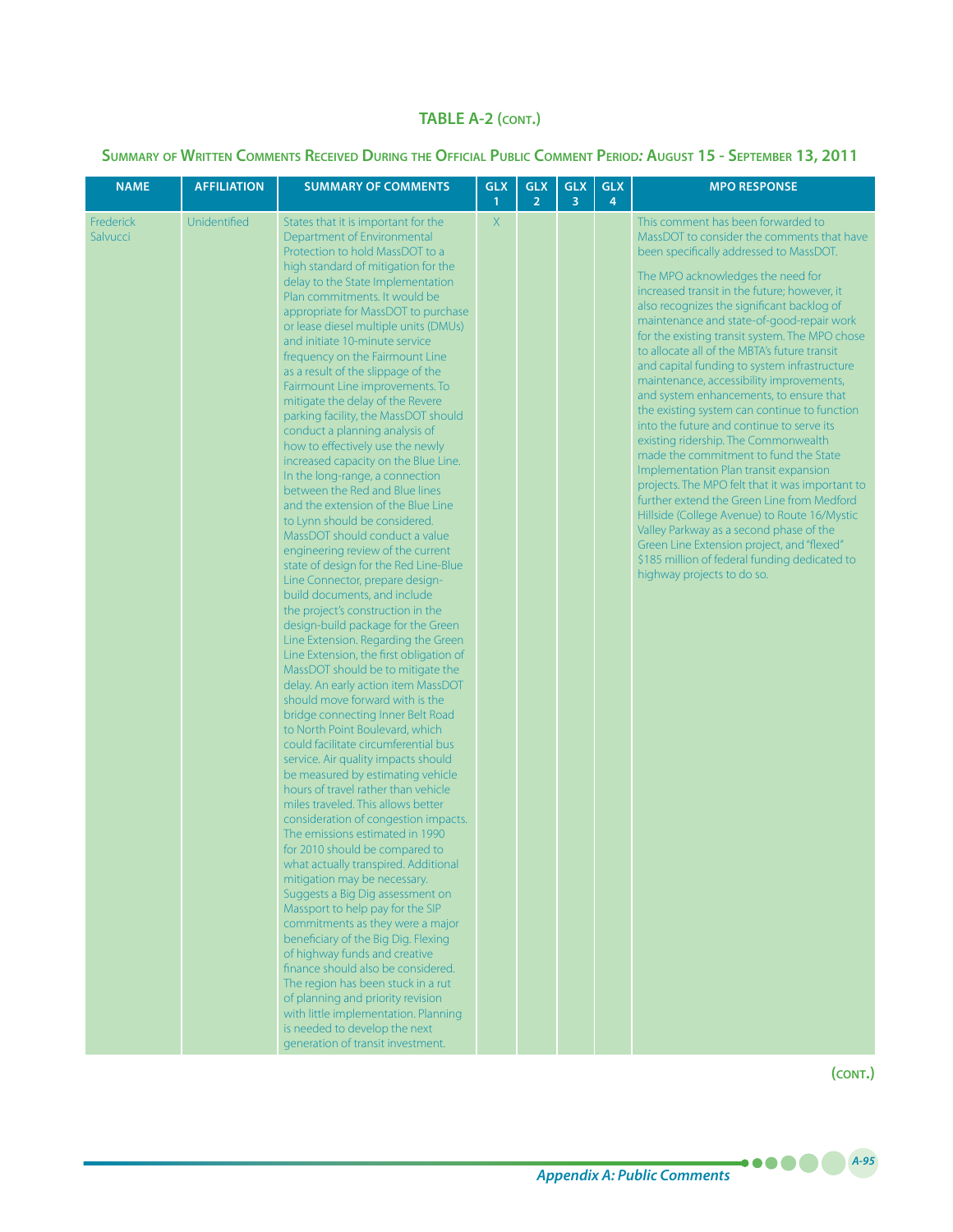## TABLE A-2 (CONT.)

### SUMMARY OF WRITTEN COMMENTS RECEIVED DURING THE OFFICIAL PUBLIC COMMENT PERIOD: AUGUST 15 - SEPTEMBER 13, 2011

| NAME | AFFILIATION | SUMMARY OF COMMENTS | GLX 1 | GLX 2 | GLX 3 | GLX 4 | MPO RESPONSE |
|---|---|---|---|---|---|---|---|
| Frederick Salvucci | Unidentified | States that it is important for the Department of Environmental Protection to hold MassDOT to a high standard of mitigation for the delay to the State Implementation Plan commitments. It would be appropriate for MassDOT to purchase or lease diesel multiple units (DMUs) and initiate 10-minute service frequency on the Fairmount Line as a result of the slippage of the Fairmount Line improvements. To mitigate the delay of the Revere parking facility, the MassDOT should conduct a planning analysis of how to effectively use the newly increased capacity on the Blue Line. In the long-range, a connection between the Red and Blue lines and the extension of the Blue Line to Lynn should be considered. MassDOT should conduct a value engineering review of the current state of design for the Red Line-Blue Line Connector, prepare design-build documents, and include the project's construction in the design-build package for the Green Line Extension. Regarding the Green Line Extension, the first obligation of MassDOT should be to mitigate the delay. An early action item MassDOT should move forward with is the bridge connecting Inner Belt Road to North Point Boulevard, which could facilitate circumferential bus service. Air quality impacts should be measured by estimating vehicle hours of travel rather than vehicle miles traveled. This allows better consideration of congestion impacts. The emissions estimated in 1990 for 2010 should be compared to what actually transpired. Additional mitigation may be necessary. Suggests a Big Dig assessment on Massport to help pay for the SIP commitments as they were a major beneficiary of the Big Dig. Flexing of highway funds and creative finance should also be considered. The region has been stuck in a rut of planning and priority revision with little implementation. Planning is needed to develop the next generation of transit investment. | X | | | | This comment has been forwarded to MassDOT to consider the comments that have been specifically addressed to MassDOT.<br><br>The MPO acknowledges the need for increased transit in the future; however, it also recognizes the significant backlog of maintenance and state-of-good-repair work for the existing transit system. The MPO chose to allocate all of the MBTA's future transit and capital funding to system infrastructure maintenance, accessibility improvements, and system enhancements, to ensure that the existing system can continue to function into the future and continue to serve its existing ridership. The Commonwealth made the commitment to fund the State Implementation Plan transit expansion projects. The MPO felt that it was important to further extend the Green Line from Medford Hillside (College Avenue) to Route 16/Mystic Valley Parkway as a second phase of the Green Line Extension project, and "flexed" \$185 million of federal funding dedicated to highway projects to do so. |

(CONT.)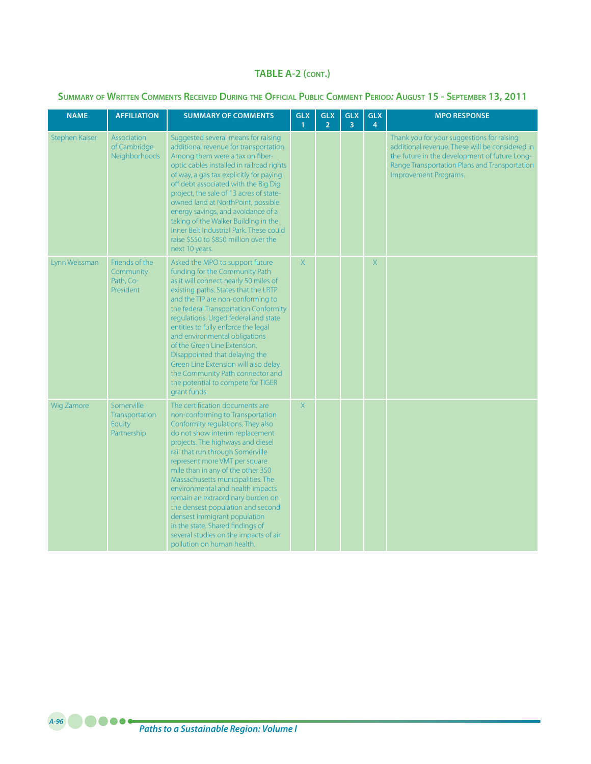## TABLE A-2 (CONT.)

### Summary of Written Comments Received During the Official Public Comment Period: August 15 - September 13, 2011

| NAME | AFFILIATION | SUMMARY OF COMMENTS | GLX 1 | GLX 2 | GLX 3 | GLX 4 | MPO RESPONSE |
|---|---|---|---|---|---|---|---|
| Stephen Kaiser | Association of Cambridge Neighborhoods | Suggested several means for raising additional revenue for transportation. Among them were a tax on fiber-optic cables installed in railroad rights of way, a gas tax explicitly for paying off debt associated with the Big Dig project, the sale of 13 acres of state-owned land at NorthPoint, possible energy savings, and avoidance of a taking of the Walker Building in the Inner Belt Industrial Park. These could raise $550 to $850 million over the next 10 years. | | | | | Thank you for your suggestions for raising additional revenue. These will be considered in the future in the development of future Long-Range Transportation Plans and Transportation Improvement Programs. |
| Lynn Weissman | Friends of the Community Path, Co-President | Asked the MPO to support future funding for the Community Path as it will connect nearly 50 miles of existing paths. States that the LRTP and the TIP are non-conforming to the federal Transportation Conformity regulations. Urged federal and state entities to fully enforce the legal and environmental obligations of the Green Line Extension. Disappointed that delaying the Green Line Extension will also delay the Community Path connector and the potential to compete for TIGER grant funds. | X | | | X | |
| Wig Zamore | Somerville Transportation Equity Partnership | The certification documents are non-conforming to Transportation Conformity regulations. They also do not show interim replacement projects. The highways and diesel rail that run through Somerville represent more VMT per square mile than in any of the other 350 Massachusetts municipalities. The environmental and health impacts remain an extraordinary burden on the densest population and second densest immigrant population in the state. Shared findings of several studies on the impacts of air pollution on human health. | X | | | | |